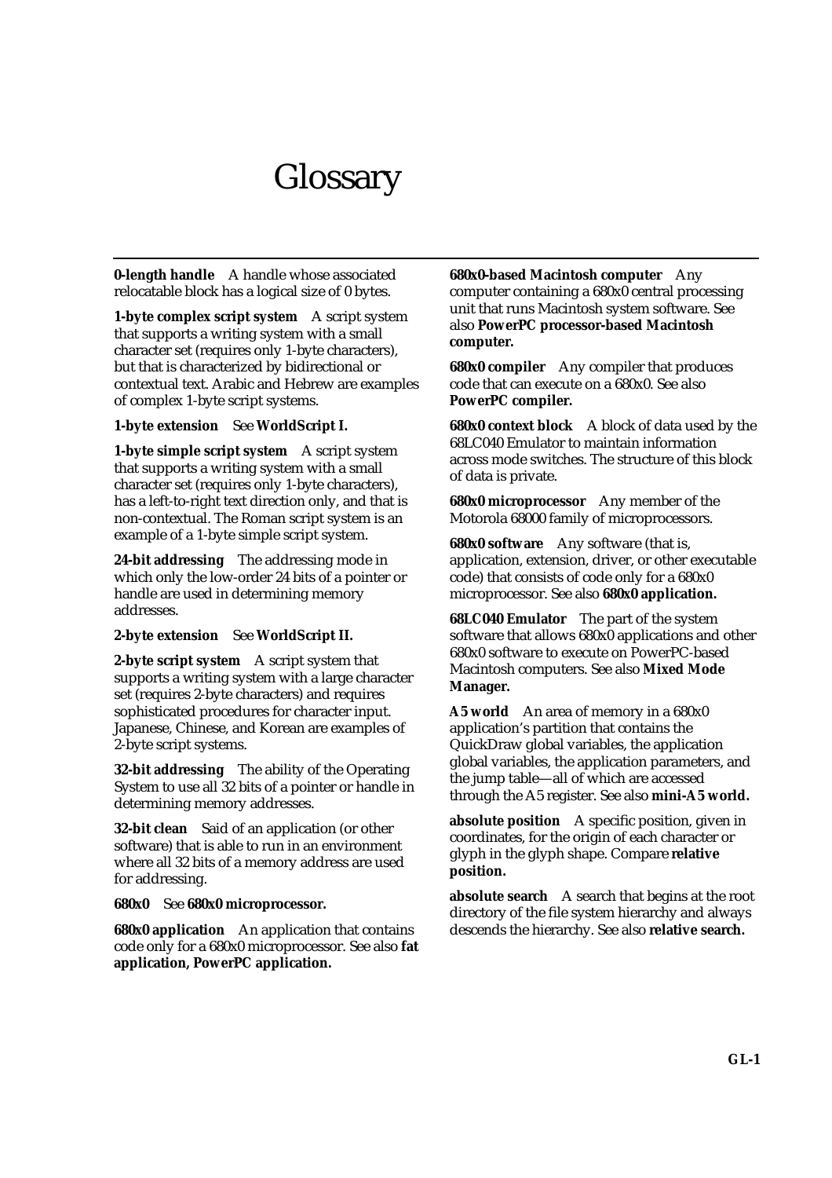# Glossary

**0-length handle** A handle whose associated relocatable block has a logical size of 0 bytes.

**1-byte complex script system** A script system that supports a writing system with a small character set (requires only 1-byte characters), but that is characterized by bidirectional or contextual text. Arabic and Hebrew are examples of complex 1-byte script systems.

**1-byte extension** See **WorldScript I.**

**1-byte simple script system** A script system that supports a writing system with a small character set (requires only 1-byte characters), has a left-to-right text direction only, and that is non-contextual. The Roman script system is an example of a 1-byte simple script system.

**24-bit addressing** The addressing mode in which only the low-order 24 bits of a pointer or handle are used in determining memory addresses.

**2-byte extension** See **WorldScript II.**

**2-byte script system** A script system that supports a writing system with a large character set (requires 2-byte characters) and requires sophisticated procedures for character input. Japanese, Chinese, and Korean are examples of 2-byte script systems.

**32-bit addressing** The ability of the Operating System to use all 32 bits of a pointer or handle in determining memory addresses.

**32-bit clean** Said of an application (or other software) that is able to run in an environment where all 32 bits of a memory address are used for addressing.

**680x0** See **680x0 microprocessor.**

**680x0 application** An application that contains code only for a 680x0 microprocessor. See also **fat application, PowerPC application.**

**680x0-based Macintosh computer** Any computer containing a 680x0 central processing unit that runs Macintosh system software. See also **PowerPC processor-based Macintosh computer.**

**680x0 compiler** Any compiler that produces code that can execute on a 680x0. See also **PowerPC compiler.**

**680x0 context block** A block of data used by the 68LC040 Emulator to maintain information across mode switches. The structure of this block of data is private.

**680x0 microprocessor** Any member of the Motorola 68000 family of microprocessors.

**680x0 software** Any software (that is, application, extension, driver, or other executable code) that consists of code only for a 680x0 microprocessor. See also **680x0 application.**

**68LC040 Emulator** The part of the system software that allows 680x0 applications and other 680x0 software to execute on PowerPC-based Macintosh computers. See also **Mixed Mode Manager.**

**A5 world** An area of memory in a 680x0 application's partition that contains the QuickDraw global variables, the application global variables, the application parameters, and the jump table—all of which are accessed through the A5 register. See also **mini-A5 world.**

**absolute position** A specific position, given in coordinates, for the origin of each character or glyph in the glyph shape. Compare **relative position.**

**absolute search** A search that begins at the root directory of the file system hierarchy and always descends the hierarchy. See also **relative search.**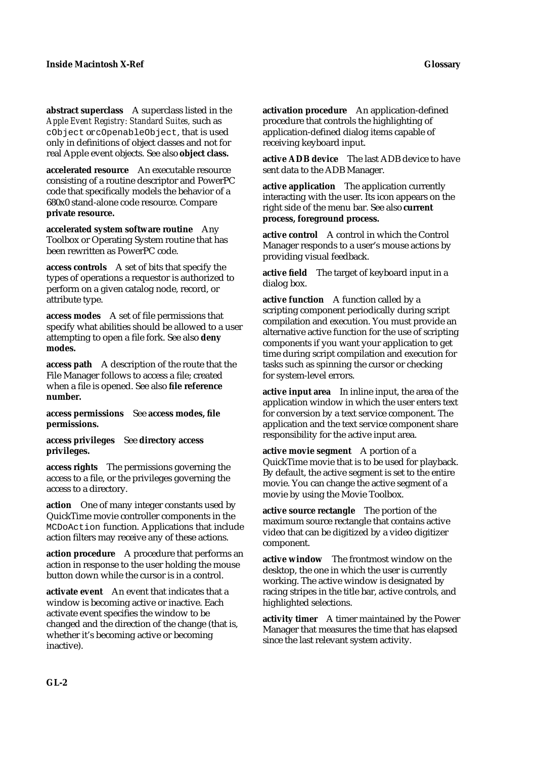**abstract superclass** A superclass listed in the *Apple Event Registry: Standard Suites,* such as `cObject` or `cOpenableObject`, that is used only in definitions of object classes and not for real Apple event objects. See also **object class.**

**accelerated resource** An executable resource consisting of a routine descriptor and PowerPC code that specifically models the behavior of a 680x0 stand-alone code resource. Compare **private resource.**

**accelerated system software routine** Any Toolbox or Operating System routine that has been rewritten as PowerPC code.

**access controls** A set of bits that specify the types of operations a requestor is authorized to perform on a given catalog node, record, or attribute type.

**access modes** A set of file permissions that specify what abilities should be allowed to a user attempting to open a file fork. See also **deny modes.**

**access path** A description of the route that the File Manager follows to access a file; created when a file is opened. See also **file reference number.**

**access permissions** See **access modes, file permissions.**

**access privileges** See **directory access privileges.**

**access rights** The permissions governing the access to a file, or the privileges governing the access to a directory.

**action** One of many integer constants used by QuickTime movie controller components in the `MCDoAction` function. Applications that include action filters may receive any of these actions.

**action procedure** A procedure that performs an action in response to the user holding the mouse button down while the cursor is in a control.

**activate event** An event that indicates that a window is becoming active or inactive. Each activate event specifies the window to be changed and the direction of the change (that is, whether it's becoming active or becoming inactive).

**activation procedure** An application-defined procedure that controls the highlighting of application-defined dialog items capable of receiving keyboard input.

**active ADB device** The last ADB device to have sent data to the ADB Manager.

**active application** The application currently interacting with the user. Its icon appears on the right side of the menu bar. See also **current process, foreground process.**

**active control** A control in which the Control Manager responds to a user's mouse actions by providing visual feedback.

**active field** The target of keyboard input in a dialog box.

**active function** A function called by a scripting component periodically during script compilation and execution. You must provide an alternative active function for the use of scripting components if you want your application to get time during script compilation and execution for tasks such as spinning the cursor or checking for system-level errors.

**active input area** In inline input, the area of the application window in which the user enters text for conversion by a text service component. The application and the text service component share responsibility for the active input area.

**active movie segment** A portion of a QuickTime movie that is to be used for playback. By default, the active segment is set to the entire movie. You can change the active segment of a movie by using the Movie Toolbox.

**active source rectangle** The portion of the maximum source rectangle that contains active video that can be digitized by a video digitizer component.

**active window** The frontmost window on the desktop, the one in which the user is currently working. The active window is designated by racing stripes in the title bar, active controls, and highlighted selections.

**activity timer** A timer maintained by the Power Manager that measures the time that has elapsed since the last relevant system activity.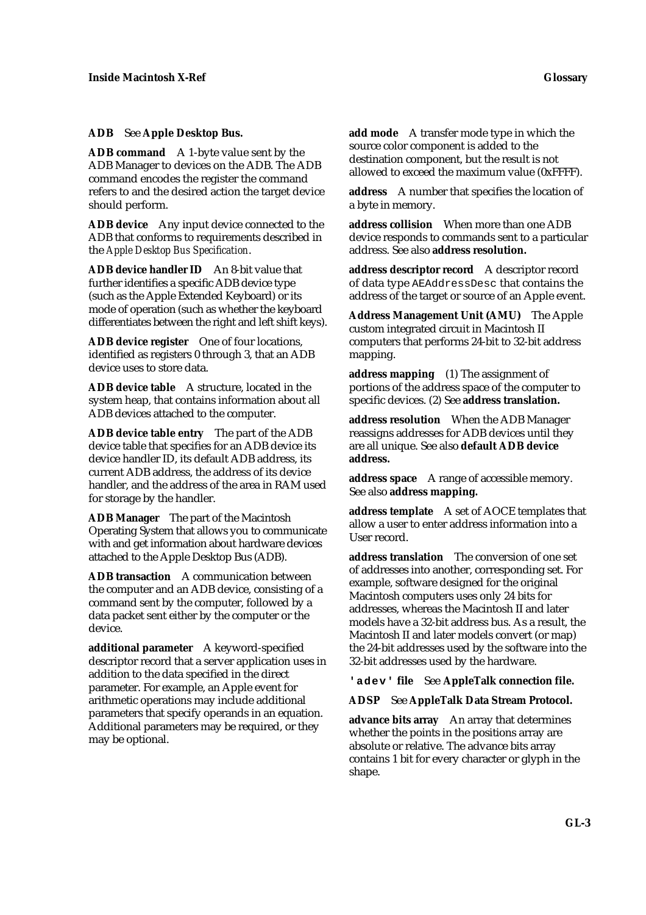**ADB** See **Apple Desktop Bus.**

**ADB command** A 1-byte value sent by the ADB Manager to devices on the ADB. The ADB command encodes the register the command refers to and the desired action the target device should perform.

**ADB device** Any input device connected to the ADB that conforms to requirements described in the *Apple Desktop Bus Specification*.

**ADB device handler ID** An 8-bit value that further identifies a specific ADB device type (such as the Apple Extended Keyboard) or its mode of operation (such as whether the keyboard differentiates between the right and left shift keys).

**ADB device register** One of four locations, identified as registers 0 through 3, that an ADB device uses to store data.

**ADB device table** A structure, located in the system heap, that contains information about all ADB devices attached to the computer.

**ADB device table entry** The part of the ADB device table that specifies for an ADB device its device handler ID, its default ADB address, its current ADB address, the address of its device handler, and the address of the area in RAM used for storage by the handler.

**ADB Manager** The part of the Macintosh Operating System that allows you to communicate with and get information about hardware devices attached to the Apple Desktop Bus (ADB).

**ADB transaction** A communication between the computer and an ADB device, consisting of a command sent by the computer, followed by a data packet sent either by the computer or the device.

**additional parameter** A keyword-specified descriptor record that a server application uses in addition to the data specified in the direct parameter. For example, an Apple event for arithmetic operations may include additional parameters that specify operands in an equation. Additional parameters may be required, or they may be optional.

**add mode** A transfer mode type in which the source color component is added to the destination component, but the result is not allowed to exceed the maximum value (0xFFFF).

**address** A number that specifies the location of a byte in memory.

**address collision** When more than one ADB device responds to commands sent to a particular address. See also **address resolution.**

**address descriptor record** A descriptor record of data type `AEAddressDesc` that contains the address of the target or source of an Apple event.

**Address Management Unit (AMU)** The Apple custom integrated circuit in Macintosh II computers that performs 24-bit to 32-bit address mapping.

**address mapping** (1) The assignment of portions of the address space of the computer to specific devices. (2) See **address translation.**

**address resolution** When the ADB Manager reassigns addresses for ADB devices until they are all unique. See also **default ADB device address.**

**address space** A range of accessible memory. See also **address mapping.**

**address template** A set of AOCE templates that allow a user to enter address information into a User record.

**address translation** The conversion of one set of addresses into another, corresponding set. For example, software designed for the original Macintosh computers uses only 24 bits for addresses, whereas the Macintosh II and later models have a 32-bit address bus. As a result, the Macintosh II and later models convert (or map) the 24-bit addresses used by the software into the 32-bit addresses used by the hardware.

**`'adev'` file** See **AppleTalk connection file.**

**ADSP** See **AppleTalk Data Stream Protocol.**

**advance bits array** An array that determines whether the points in the positions array are absolute or relative. The advance bits array contains 1 bit for every character or glyph in the shape.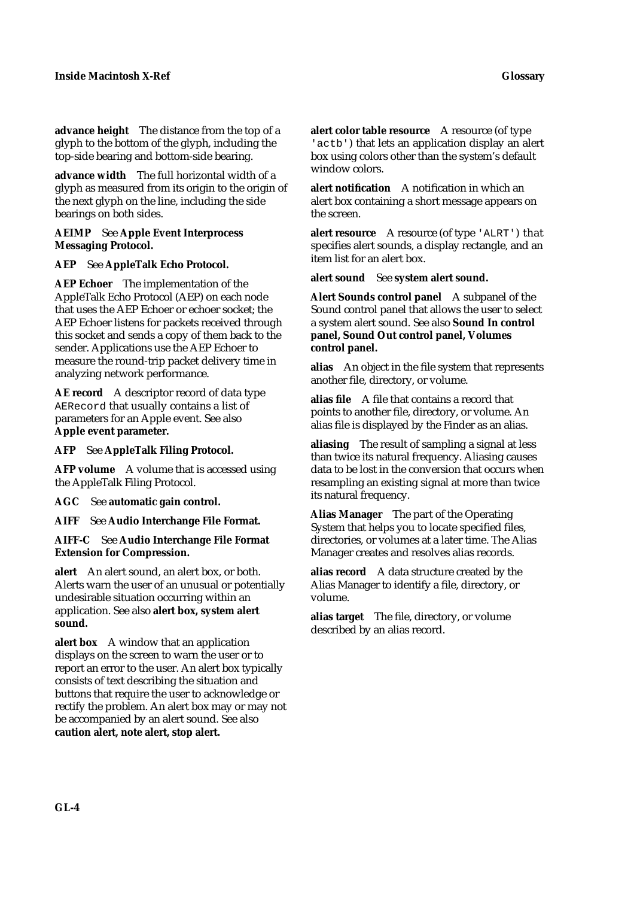**advance height** The distance from the top of a glyph to the bottom of the glyph, including the top-side bearing and bottom-side bearing.

**advance width** The full horizontal width of a glyph as measured from its origin to the origin of the next glyph on the line, including the side bearings on both sides.

**AEIMP** See **Apple Event Interprocess Messaging Protocol.**

**AEP** See **AppleTalk Echo Protocol.**

**AEP Echoer** The implementation of the AppleTalk Echo Protocol (AEP) on each node that uses the AEP Echoer or echoer socket; the AEP Echoer listens for packets received through this socket and sends a copy of them back to the sender. Applications use the AEP Echoer to measure the round-trip packet delivery time in analyzing network performance.

**AE record** A descriptor record of data type `AERecord` that usually contains a list of parameters for an Apple event. See also **Apple event parameter.**

**AFP** See **AppleTalk Filing Protocol.**

**AFP volume** A volume that is accessed using the AppleTalk Filing Protocol.

**AGC** See **automatic gain control.**

**AIFF** See **Audio Interchange File Format.**

**AIFF-C** See **Audio Interchange File Format Extension for Compression.**

**alert** An alert sound, an alert box, or both. Alerts warn the user of an unusual or potentially undesirable situation occurring within an application. See also **alert box, system alert sound.**

**alert box** A window that an application displays on the screen to warn the user or to report an error to the user. An alert box typically consists of text describing the situation and buttons that require the user to acknowledge or rectify the problem. An alert box may or may not be accompanied by an alert sound. See also **caution alert, note alert, stop alert.**

**alert color table resource** A resource (of type `'actb'`) that lets an application display an alert box using colors other than the system's default window colors.

**alert notification** A notification in which an alert box containing a short message appears on the screen.

**alert resource** A resource (of type `'ALRT'`) that specifies alert sounds, a display rectangle, and an item list for an alert box.

**alert sound** See **system alert sound.**

**Alert Sounds control panel** A subpanel of the Sound control panel that allows the user to select a system alert sound. See also **Sound In control panel, Sound Out control panel, Volumes control panel.**

**alias** An object in the file system that represents another file, directory, or volume.

**alias file** A file that contains a record that points to another file, directory, or volume. An alias file is displayed by the Finder as an alias.

**aliasing** The result of sampling a signal at less than twice its natural frequency. Aliasing causes data to be lost in the conversion that occurs when resampling an existing signal at more than twice its natural frequency.

**Alias Manager** The part of the Operating System that helps you to locate specified files, directories, or volumes at a later time. The Alias Manager creates and resolves alias records.

**alias record** A data structure created by the Alias Manager to identify a file, directory, or volume.

**alias target** The file, directory, or volume described by an alias record.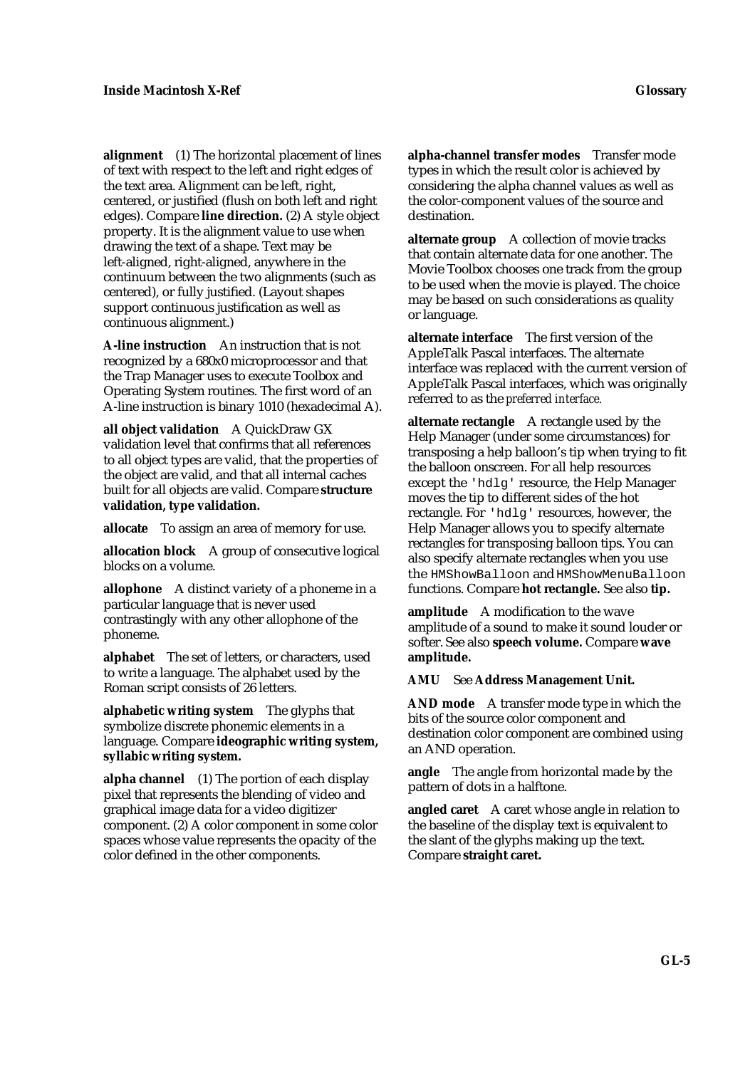**alignment** (1) The horizontal placement of lines of text with respect to the left and right edges of the text area. Alignment can be left, right, centered, or justified (flush on both left and right edges). Compare **line direction.** (2) A style object property. It is the alignment value to use when drawing the text of a shape. Text may be left-aligned, right-aligned, anywhere in the continuum between the two alignments (such as centered), or fully justified. (Layout shapes support continuous justification as well as continuous alignment.)

**A-line instruction** An instruction that is not recognized by a 680x0 microprocessor and that the Trap Manager uses to execute Toolbox and Operating System routines. The first word of an A-line instruction is binary 1010 (hexadecimal A).

**all object validation** A QuickDraw GX validation level that confirms that all references to all object types are valid, that the properties of the object are valid, and that all internal caches built for all objects are valid. Compare **structure validation, type validation.**

**allocate** To assign an area of memory for use.

**allocation block** A group of consecutive logical blocks on a volume.

**allophone** A distinct variety of a phoneme in a particular language that is never used contrastingly with any other allophone of the phoneme.

**alphabet** The set of letters, or characters, used to write a language. The alphabet used by the Roman script consists of 26 letters.

**alphabetic writing system** The glyphs that symbolize discrete phonemic elements in a language. Compare **ideographic writing system, syllabic writing system.**

**alpha channel** (1) The portion of each display pixel that represents the blending of video and graphical image data for a video digitizer component. (2) A color component in some color spaces whose value represents the opacity of the color defined in the other components.

**alpha-channel transfer modes** Transfer mode types in which the result color is achieved by considering the alpha channel values as well as the color-component values of the source and destination.

**alternate group** A collection of movie tracks that contain alternate data for one another. The Movie Toolbox chooses one track from the group to be used when the movie is played. The choice may be based on such considerations as quality or language.

**alternate interface** The first version of the AppleTalk Pascal interfaces. The alternate interface was replaced with the current version of AppleTalk Pascal interfaces, which was originally referred to as the *preferred interface.*

**alternate rectangle** A rectangle used by the Help Manager (under some circumstances) for transposing a help balloon's tip when trying to fit the balloon onscreen. For all help resources except the `'hdlg'` resource, the Help Manager moves the tip to different sides of the hot rectangle. For `'hdlg'` resources, however, the Help Manager allows you to specify alternate rectangles for transposing balloon tips. You can also specify alternate rectangles when you use the `HMShowBalloon` and `HMShowMenuBalloon` functions. Compare **hot rectangle.** See also **tip.**

**amplitude** A modification to the wave amplitude of a sound to make it sound louder or softer. See also **speech volume.** Compare **wave amplitude.**

**AMU** See **Address Management Unit.**

**AND mode** A transfer mode type in which the bits of the source color component and destination color component are combined using an AND operation.

**angle** The angle from horizontal made by the pattern of dots in a halftone.

**angled caret** A caret whose angle in relation to the baseline of the display text is equivalent to the slant of the glyphs making up the text. Compare **straight caret.**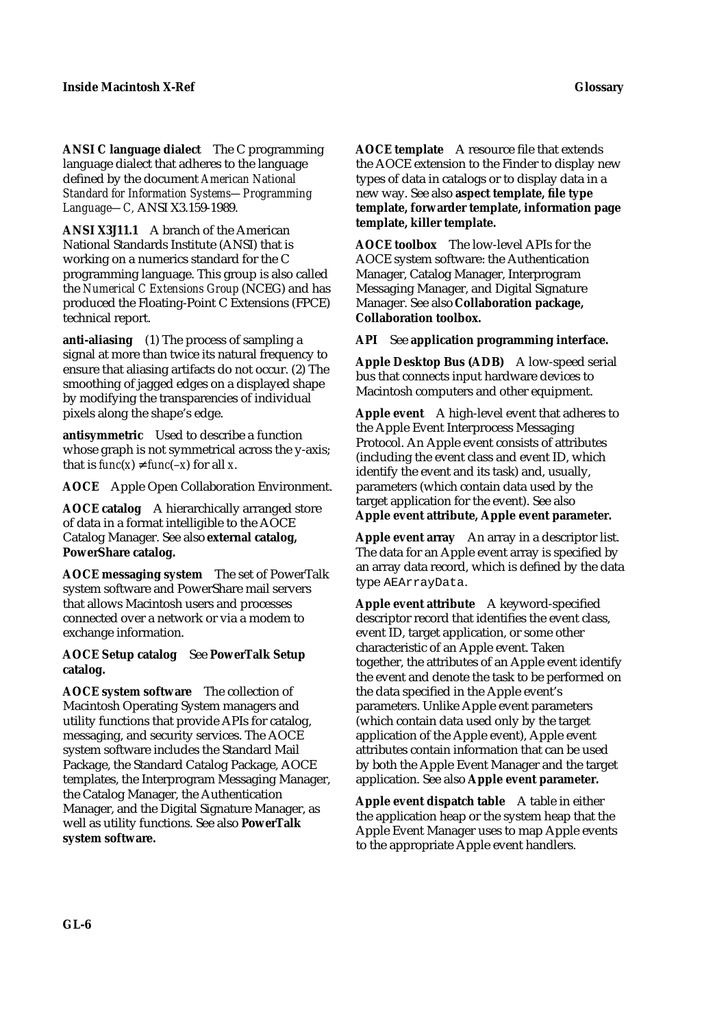**ANSI C language dialect** The C programming language dialect that adheres to the language defined by the document *American National Standard for Information Systems—Programming Language—C,* ANSI X3.159-1989.

**ANSI X3J11.1** A branch of the American National Standards Institute (ANSI) that is working on a numerics standard for the C programming language. This group is also called the *Numerical C Extensions Group* (NCEG) and has produced the Floating-Point C Extensions (FPCE) technical report.

**anti-aliasing** (1) The process of sampling a signal at more than twice its natural frequency to ensure that aliasing artifacts do not occur. (2) The smoothing of jagged edges on a displayed shape by modifying the transparencies of individual pixels along the shape's edge.

**antisymmetric** Used to describe a function whose graph is not symmetrical across the y-axis; that is $func(x) \neq func(-x)$ for all $x$.

**AOCE** Apple Open Collaboration Environment.

**AOCE catalog** A hierarchically arranged store of data in a format intelligible to the AOCE Catalog Manager. See also **external catalog, PowerShare catalog.**

**AOCE messaging system** The set of PowerTalk system software and PowerShare mail servers that allows Macintosh users and processes connected over a network or via a modem to exchange information.

**AOCE Setup catalog** See **PowerTalk Setup catalog.**

**AOCE system software** The collection of Macintosh Operating System managers and utility functions that provide APIs for catalog, messaging, and security services. The AOCE system software includes the Standard Mail Package, the Standard Catalog Package, AOCE templates, the Interprogram Messaging Manager, the Catalog Manager, the Authentication Manager, and the Digital Signature Manager, as well as utility functions. See also **PowerTalk system software.**

**AOCE template** A resource file that extends the AOCE extension to the Finder to display new types of data in catalogs or to display data in a new way. See also **aspect template, file type template, forwarder template, information page template, killer template.**

**AOCE toolbox** The low-level APIs for the AOCE system software: the Authentication Manager, Catalog Manager, Interprogram Messaging Manager, and Digital Signature Manager. See also **Collaboration package, Collaboration toolbox.**

**API** See **application programming interface.**

**Apple Desktop Bus (ADB)** A low-speed serial bus that connects input hardware devices to Macintosh computers and other equipment.

**Apple event** A high-level event that adheres to the Apple Event Interprocess Messaging Protocol. An Apple event consists of attributes (including the event class and event ID, which identify the event and its task) and, usually, parameters (which contain data used by the target application for the event). See also **Apple event attribute, Apple event parameter.**

**Apple event array** An array in a descriptor list. The data for an Apple event array is specified by an array data record, which is defined by the data type `AEArrayData`.

**Apple event attribute** A keyword-specified descriptor record that identifies the event class, event ID, target application, or some other characteristic of an Apple event. Taken together, the attributes of an Apple event identify the event and denote the task to be performed on the data specified in the Apple event's parameters. Unlike Apple event parameters (which contain data used only by the target application of the Apple event), Apple event attributes contain information that can be used by both the Apple Event Manager and the target application. See also **Apple event parameter.**

**Apple event dispatch table** A table in either the application heap or the system heap that the Apple Event Manager uses to map Apple events to the appropriate Apple event handlers.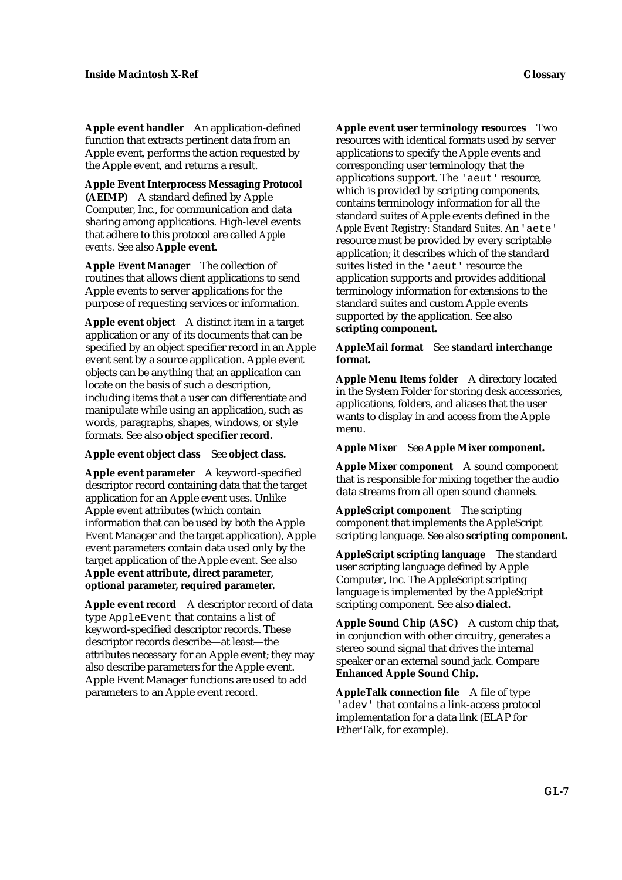**Apple event handler** An application-defined function that extracts pertinent data from an Apple event, performs the action requested by the Apple event, and returns a result.

**Apple Event Interprocess Messaging Protocol (AEIMP)** A standard defined by Apple Computer, Inc., for communication and data sharing among applications. High-level events that adhere to this protocol are called *Apple events.* See also **Apple event.**

**Apple Event Manager** The collection of routines that allows client applications to send Apple events to server applications for the purpose of requesting services or information.

**Apple event object** A distinct item in a target application or any of its documents that can be specified by an object specifier record in an Apple event sent by a source application. Apple event objects can be anything that an application can locate on the basis of such a description, including items that a user can differentiate and manipulate while using an application, such as words, paragraphs, shapes, windows, or style formats. See also **object specifier record.**

**Apple event object class** See **object class.**

**Apple event parameter** A keyword-specified descriptor record containing data that the target application for an Apple event uses. Unlike Apple event attributes (which contain information that can be used by both the Apple Event Manager and the target application), Apple event parameters contain data used only by the target application of the Apple event. See also **Apple event attribute, direct parameter, optional parameter, required parameter.**

**Apple event record** A descriptor record of data type `AppleEvent` that contains a list of keyword-specified descriptor records. These descriptor records describe—at least—the attributes necessary for an Apple event; they may also describe parameters for the Apple event. Apple Event Manager functions are used to add parameters to an Apple event record.

**Apple event user terminology resources** Two resources with identical formats used by server applications to specify the Apple events and corresponding user terminology that the applications support. The `'aeut'` resource, which is provided by scripting components, contains terminology information for all the standard suites of Apple events defined in the *Apple Event Registry: Standard Suites.* An `'aete'` resource must be provided by every scriptable application; it describes which of the standard suites listed in the `'aeut'` resource the application supports and provides additional terminology information for extensions to the standard suites and custom Apple events supported by the application. See also **scripting component.**

**AppleMail format** See **standard interchange format.**

**Apple Menu Items folder** A directory located in the System Folder for storing desk accessories, applications, folders, and aliases that the user wants to display in and access from the Apple menu.

**Apple Mixer** See **Apple Mixer component.**

**Apple Mixer component** A sound component that is responsible for mixing together the audio data streams from all open sound channels.

**AppleScript component** The scripting component that implements the AppleScript scripting language. See also **scripting component.**

**AppleScript scripting language** The standard user scripting language defined by Apple Computer, Inc. The AppleScript scripting language is implemented by the AppleScript scripting component. See also **dialect.**

**Apple Sound Chip (ASC)** A custom chip that, in conjunction with other circuitry, generates a stereo sound signal that drives the internal speaker or an external sound jack. Compare **Enhanced Apple Sound Chip.**

**AppleTalk connection file** A file of type `'adev'` that contains a link-access protocol implementation for a data link (ELAP for EtherTalk, for example).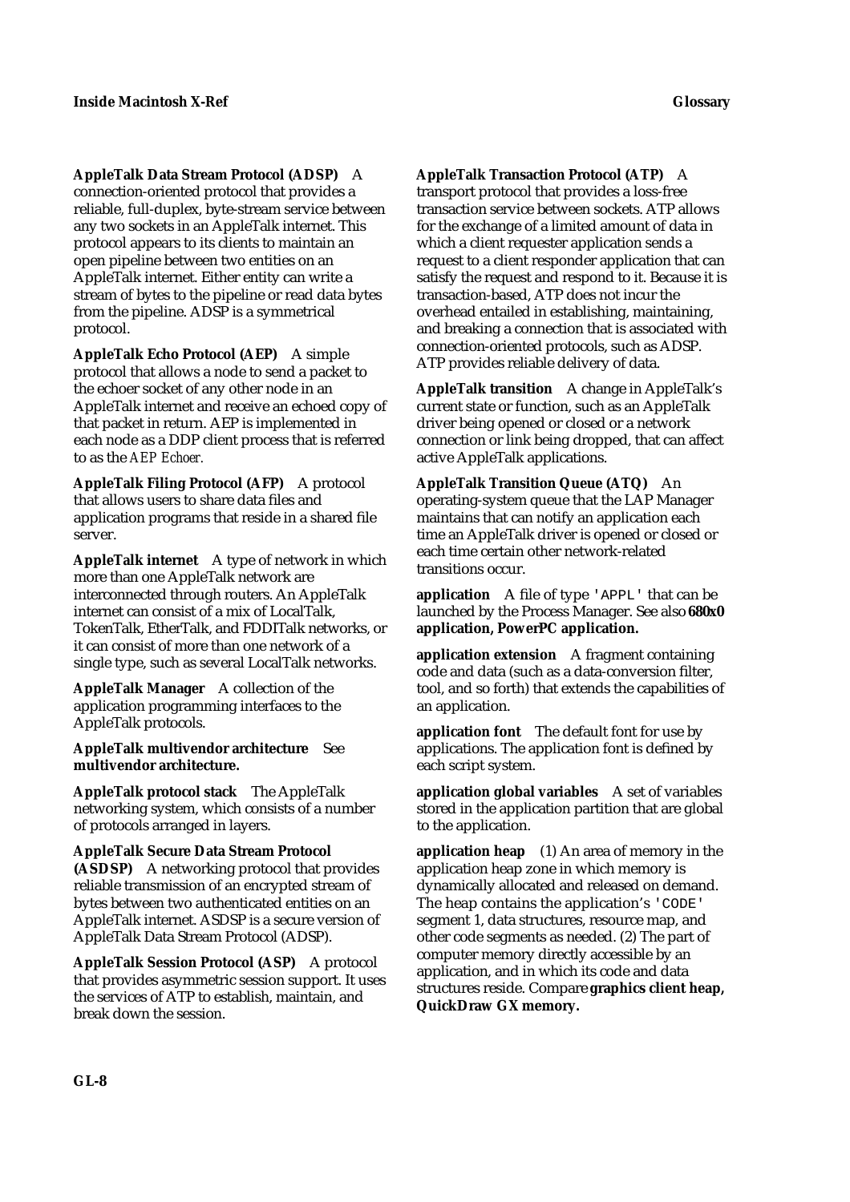**AppleTalk Data Stream Protocol (ADSP)** A connection-oriented protocol that provides a reliable, full-duplex, byte-stream service between any two sockets in an AppleTalk internet. This protocol appears to its clients to maintain an open pipeline between two entities on an AppleTalk internet. Either entity can write a stream of bytes to the pipeline or read data bytes from the pipeline. ADSP is a symmetrical protocol.

**AppleTalk Echo Protocol (AEP)** A simple protocol that allows a node to send a packet to the echoer socket of any other node in an AppleTalk internet and receive an echoed copy of that packet in return. AEP is implemented in each node as a DDP client process that is referred to as the *AEP Echoer.*

**AppleTalk Filing Protocol (AFP)** A protocol that allows users to share data files and application programs that reside in a shared file server.

**AppleTalk internet** A type of network in which more than one AppleTalk network are interconnected through routers. An AppleTalk internet can consist of a mix of LocalTalk, TokenTalk, EtherTalk, and FDDITalk networks, or it can consist of more than one network of a single type, such as several LocalTalk networks.

**AppleTalk Manager** A collection of the application programming interfaces to the AppleTalk protocols.

**AppleTalk multivendor architecture** See **multivendor architecture.**

**AppleTalk protocol stack** The AppleTalk networking system, which consists of a number of protocols arranged in layers.

**AppleTalk Secure Data Stream Protocol (ASDSP)** A networking protocol that provides reliable transmission of an encrypted stream of bytes between two authenticated entities on an AppleTalk internet. ASDSP is a secure version of AppleTalk Data Stream Protocol (ADSP).

**AppleTalk Session Protocol (ASP)** A protocol that provides asymmetric session support. It uses the services of ATP to establish, maintain, and break down the session.

**AppleTalk Transaction Protocol (ATP)** A transport protocol that provides a loss-free transaction service between sockets. ATP allows for the exchange of a limited amount of data in which a client requester application sends a request to a client responder application that can satisfy the request and respond to it. Because it is transaction-based, ATP does not incur the overhead entailed in establishing, maintaining, and breaking a connection that is associated with connection-oriented protocols, such as ADSP. ATP provides reliable delivery of data.

**AppleTalk transition** A change in AppleTalk's current state or function, such as an AppleTalk driver being opened or closed or a network connection or link being dropped, that can affect active AppleTalk applications.

**AppleTalk Transition Queue (ATQ)** An operating-system queue that the LAP Manager maintains that can notify an application each time an AppleTalk driver is opened or closed or each time certain other network-related transitions occur.

**application** A file of type `'APPL'` that can be launched by the Process Manager. See also **680x0 application, PowerPC application.**

**application extension** A fragment containing code and data (such as a data-conversion filter, tool, and so forth) that extends the capabilities of an application.

**application font** The default font for use by applications. The application font is defined by each script system.

**application global variables** A set of variables stored in the application partition that are global to the application.

**application heap** (1) An area of memory in the application heap zone in which memory is dynamically allocated and released on demand. The heap contains the application's `'CODE'` segment 1, data structures, resource map, and other code segments as needed. (2) The part of computer memory directly accessible by an application, and in which its code and data structures reside. Compare **graphics client heap, QuickDraw GX memory.**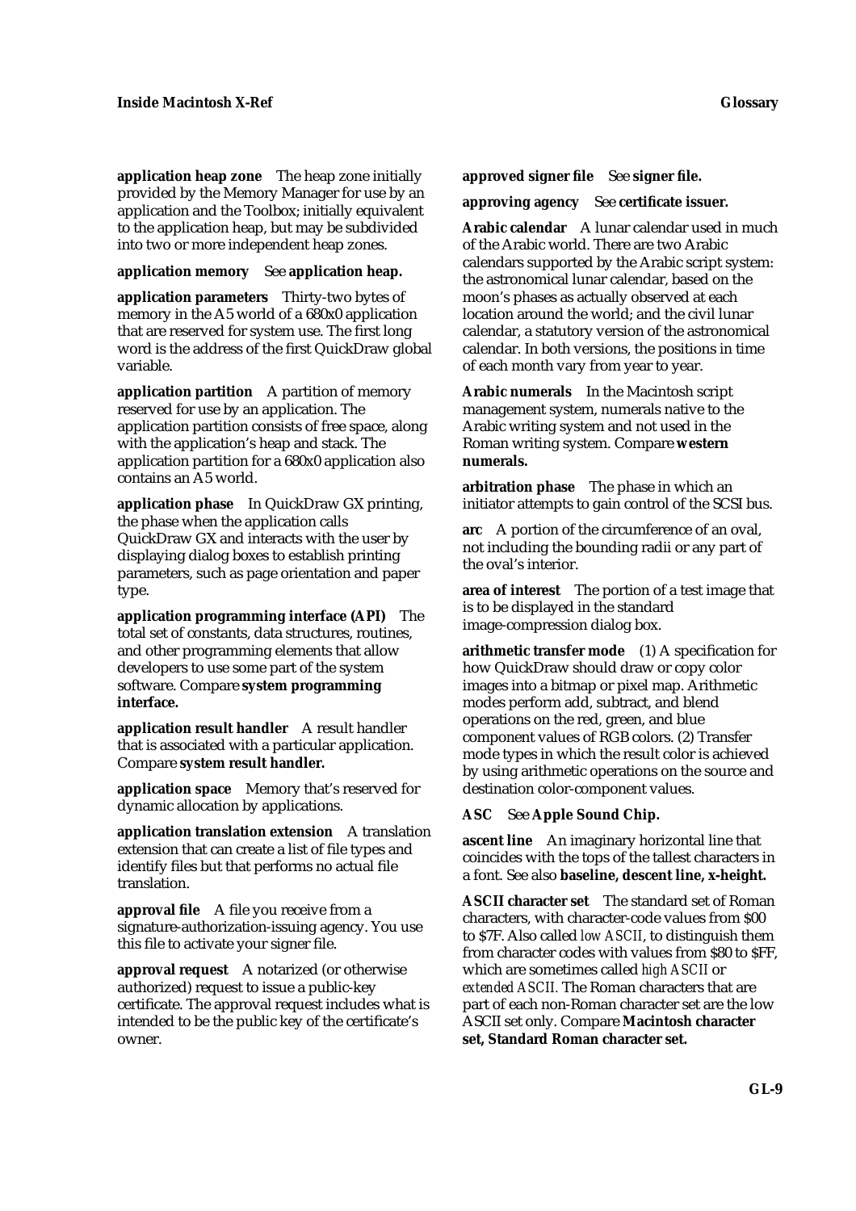**application heap zone** The heap zone initially provided by the Memory Manager for use by an application and the Toolbox; initially equivalent to the application heap, but may be subdivided into two or more independent heap zones.

**application memory** See **application heap.**

**application parameters** Thirty-two bytes of memory in the A5 world of a 680x0 application that are reserved for system use. The first long word is the address of the first QuickDraw global variable.

**application partition** A partition of memory reserved for use by an application. The application partition consists of free space, along with the application's heap and stack. The application partition for a 680x0 application also contains an A5 world.

**application phase** In QuickDraw GX printing, the phase when the application calls QuickDraw GX and interacts with the user by displaying dialog boxes to establish printing parameters, such as page orientation and paper type.

**application programming interface (API)** The total set of constants, data structures, routines, and other programming elements that allow developers to use some part of the system software. Compare **system programming interface.**

**application result handler** A result handler that is associated with a particular application. Compare **system result handler.**

**application space** Memory that's reserved for dynamic allocation by applications.

**application translation extension** A translation extension that can create a list of file types and identify files but that performs no actual file translation.

**approval file** A file you receive from a signature-authorization-issuing agency. You use this file to activate your signer file.

**approval request** A notarized (or otherwise authorized) request to issue a public-key certificate. The approval request includes what is intended to be the public key of the certificate's owner.

**approved signer file** See **signer file.**

**approving agency** See **certificate issuer.**

**Arabic calendar** A lunar calendar used in much of the Arabic world. There are two Arabic calendars supported by the Arabic script system: the astronomical lunar calendar, based on the moon's phases as actually observed at each location around the world; and the civil lunar calendar, a statutory version of the astronomical calendar. In both versions, the positions in time of each month vary from year to year.

**Arabic numerals** In the Macintosh script management system, numerals native to the Arabic writing system and not used in the Roman writing system. Compare **western numerals.**

**arbitration phase** The phase in which an initiator attempts to gain control of the SCSI bus.

**arc** A portion of the circumference of an oval, not including the bounding radii or any part of the oval's interior.

**area of interest** The portion of a test image that is to be displayed in the standard image-compression dialog box.

**arithmetic transfer mode** (1) A specification for how QuickDraw should draw or copy color images into a bitmap or pixel map. Arithmetic modes perform add, subtract, and blend operations on the red, green, and blue component values of RGB colors. (2) Transfer mode types in which the result color is achieved by using arithmetic operations on the source and destination color-component values.

**ASC** See **Apple Sound Chip.**

**ascent line** An imaginary horizontal line that coincides with the tops of the tallest characters in a font. See also **baseline, descent line, x-height.**

**ASCII character set** The standard set of Roman characters, with character-code values from $00 to $7F. Also called *low ASCII*, to distinguish them from character codes with values from $80 to $FF, which are sometimes called *high ASCII* or *extended ASCII*. The Roman characters that are part of each non-Roman character set are the low ASCII set only. Compare **Macintosh character set, Standard Roman character set.**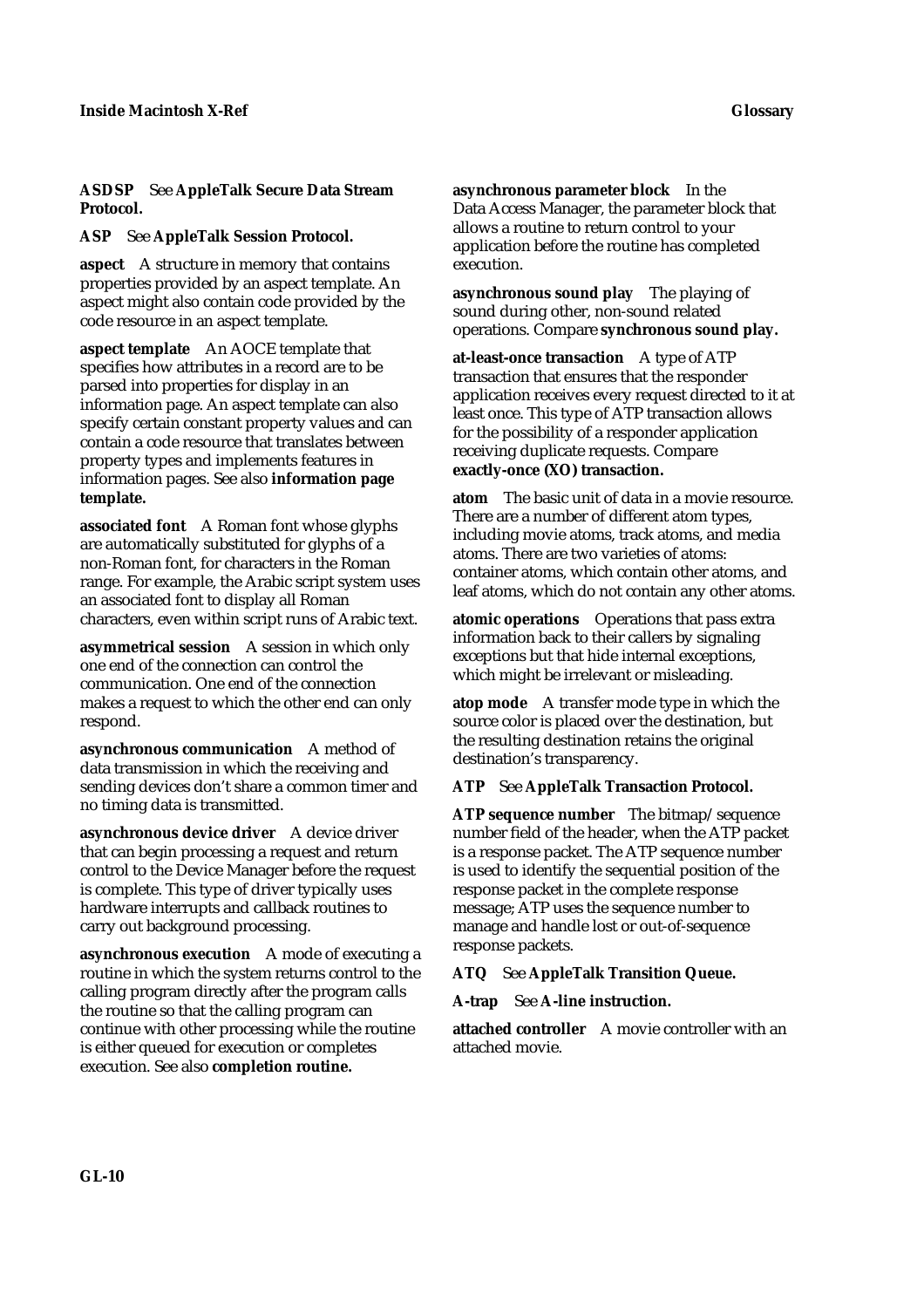**ASDSP** See **AppleTalk Secure Data Stream Protocol.**

**ASP** See **AppleTalk Session Protocol.**

**aspect** A structure in memory that contains properties provided by an aspect template. An aspect might also contain code provided by the code resource in an aspect template.

**aspect template** An AOCE template that specifies how attributes in a record are to be parsed into properties for display in an information page. An aspect template can also specify certain constant property values and can contain a code resource that translates between property types and implements features in information pages. See also **information page template.**

**associated font** A Roman font whose glyphs are automatically substituted for glyphs of a non-Roman font, for characters in the Roman range. For example, the Arabic script system uses an associated font to display all Roman characters, even within script runs of Arabic text.

**asymmetrical session** A session in which only one end of the connection can control the communication. One end of the connection makes a request to which the other end can only respond.

**asynchronous communication** A method of data transmission in which the receiving and sending devices don't share a common timer and no timing data is transmitted.

**asynchronous device driver** A device driver that can begin processing a request and return control to the Device Manager before the request is complete. This type of driver typically uses hardware interrupts and callback routines to carry out background processing.

**asynchronous execution** A mode of executing a routine in which the system returns control to the calling program directly after the program calls the routine so that the calling program can continue with other processing while the routine is either queued for execution or completes execution. See also **completion routine.**

**asynchronous parameter block** In the Data Access Manager, the parameter block that allows a routine to return control to your application before the routine has completed execution.

**asynchronous sound play** The playing of sound during other, non-sound related operations. Compare **synchronous sound play.**

**at-least-once transaction** A type of ATP transaction that ensures that the responder application receives every request directed to it at least once. This type of ATP transaction allows for the possibility of a responder application receiving duplicate requests. Compare **exactly-once (XO) transaction.**

**atom** The basic unit of data in a movie resource. There are a number of different atom types, including movie atoms, track atoms, and media atoms. There are two varieties of atoms: container atoms, which contain other atoms, and leaf atoms, which do not contain any other atoms.

**atomic operations** Operations that pass extra information back to their callers by signaling exceptions but that hide internal exceptions, which might be irrelevant or misleading.

**atop mode** A transfer mode type in which the source color is placed over the destination, but the resulting destination retains the original destination's transparency.

**ATP** See **AppleTalk Transaction Protocol.**

**ATP sequence number** The bitmap/sequence number field of the header, when the ATP packet is a response packet. The ATP sequence number is used to identify the sequential position of the response packet in the complete response message; ATP uses the sequence number to manage and handle lost or out-of-sequence response packets.

**ATQ** See **AppleTalk Transition Queue.**

**A-trap** See **A-line instruction.**

**attached controller** A movie controller with an attached movie.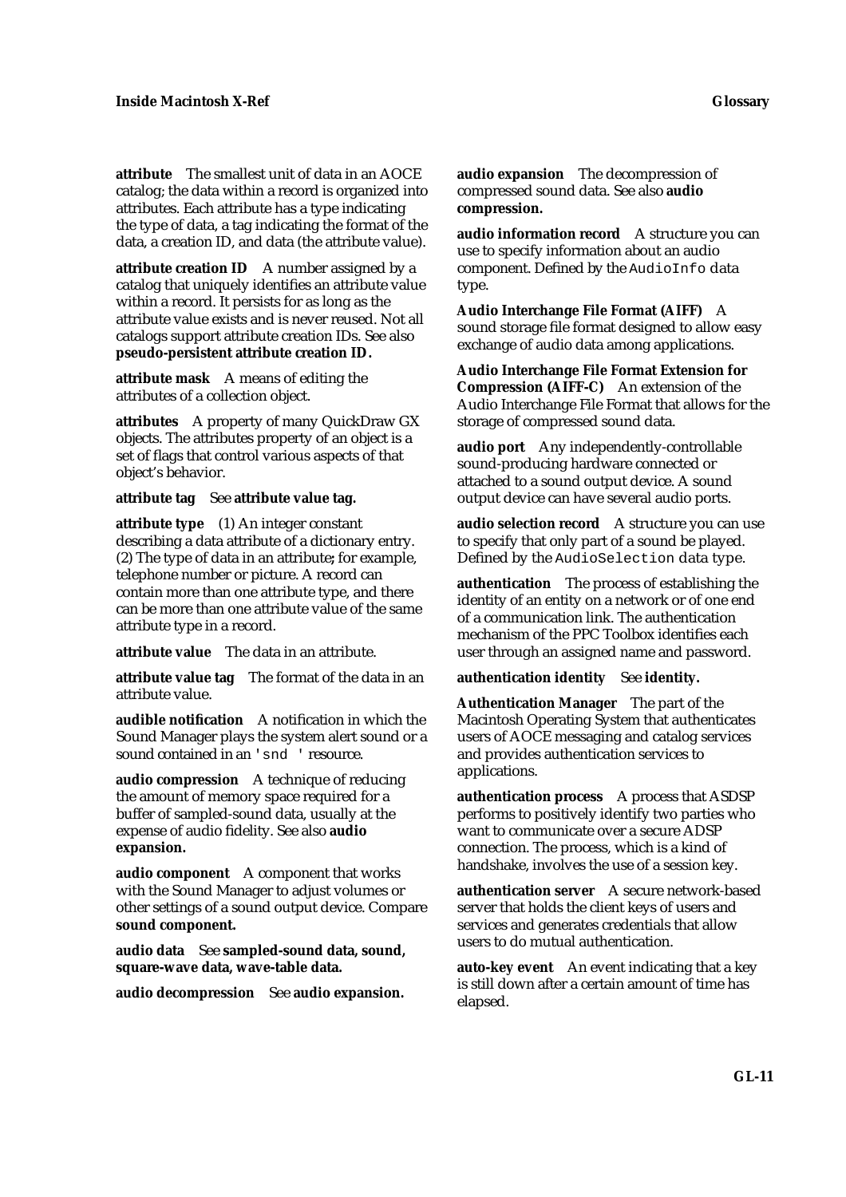**attribute** The smallest unit of data in an AOCE catalog; the data within a record is organized into attributes. Each attribute has a type indicating the type of data, a tag indicating the format of the data, a creation ID, and data (the attribute value).

**attribute creation ID** A number assigned by a catalog that uniquely identifies an attribute value within a record. It persists for as long as the attribute value exists and is never reused. Not all catalogs support attribute creation IDs. See also **pseudo-persistent attribute creation ID.**

**attribute mask** A means of editing the attributes of a collection object.

**attributes** A property of many QuickDraw GX objects. The attributes property of an object is a set of flags that control various aspects of that object's behavior.

**attribute tag** See **attribute value tag.**

**attribute type** (1) An integer constant describing a data attribute of a dictionary entry. (2) The type of data in an attribute; for example, telephone number or picture. A record can contain more than one attribute type, and there can be more than one attribute value of the same attribute type in a record.

**attribute value** The data in an attribute.

**attribute value tag** The format of the data in an attribute value.

**audible notification** A notification in which the Sound Manager plays the system alert sound or a sound contained in an `'snd '` resource.

**audio compression** A technique of reducing the amount of memory space required for a buffer of sampled-sound data, usually at the expense of audio fidelity. See also **audio expansion.**

**audio component** A component that works with the Sound Manager to adjust volumes or other settings of a sound output device. Compare **sound component.**

**audio data** See **sampled-sound data, sound, square-wave data, wave-table data.**

**audio decompression** See **audio expansion.**

**audio expansion** The decompression of compressed sound data. See also **audio compression.**

**audio information record** A structure you can use to specify information about an audio component. Defined by the `AudioInfo` data type.

**Audio Interchange File Format (AIFF)** A sound storage file format designed to allow easy exchange of audio data among applications.

**Audio Interchange File Format Extension for Compression (AIFF-C)** An extension of the Audio Interchange File Format that allows for the storage of compressed sound data.

**audio port** Any independently-controllable sound-producing hardware connected or attached to a sound output device. A sound output device can have several audio ports.

**audio selection record** A structure you can use to specify that only part of a sound be played. Defined by the `AudioSelection` data type.

**authentication** The process of establishing the identity of an entity on a network or of one end of a communication link. The authentication mechanism of the PPC Toolbox identifies each user through an assigned name and password.

**authentication identity** See **identity.**

**Authentication Manager** The part of the Macintosh Operating System that authenticates users of AOCE messaging and catalog services and provides authentication services to applications.

**authentication process** A process that ASDSP performs to positively identify two parties who want to communicate over a secure ADSP connection. The process, which is a kind of handshake, involves the use of a session key.

**authentication server** A secure network-based server that holds the client keys of users and services and generates credentials that allow users to do mutual authentication.

**auto-key event** An event indicating that a key is still down after a certain amount of time has elapsed.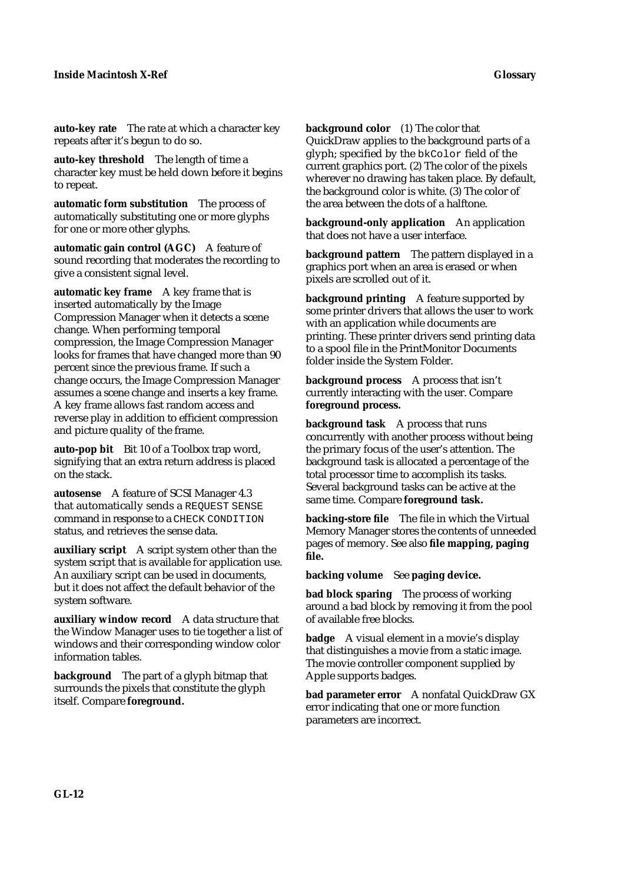**auto-key rate** The rate at which a character key repeats after it's begun to do so.

**auto-key threshold** The length of time a character key must be held down before it begins to repeat.

**automatic form substitution** The process of automatically substituting one or more glyphs for one or more other glyphs.

**automatic gain control (AGC)** A feature of sound recording that moderates the recording to give a consistent signal level.

**automatic key frame** A key frame that is inserted automatically by the Image Compression Manager when it detects a scene change. When performing temporal compression, the Image Compression Manager looks for frames that have changed more than 90 percent since the previous frame. If such a change occurs, the Image Compression Manager assumes a scene change and inserts a key frame. A key frame allows fast random access and reverse play in addition to efficient compression and picture quality of the frame.

**auto-pop bit** Bit 10 of a Toolbox trap word, signifying that an extra return address is placed on the stack.

**autosense** A feature of SCSI Manager 4.3 that automatically sends a `REQUEST SENSE` command in response to a `CHECK CONDITION` status, and retrieves the sense data.

**auxiliary script** A script system other than the system script that is available for application use. An auxiliary script can be used in documents, but it does not affect the default behavior of the system software.

**auxiliary window record** A data structure that the Window Manager uses to tie together a list of windows and their corresponding window color information tables.

**background** The part of a glyph bitmap that surrounds the pixels that constitute the glyph itself. Compare **foreground.**

**background color** (1) The color that QuickDraw applies to the background parts of a glyph; specified by the `bkColor` field of the current graphics port. (2) The color of the pixels wherever no drawing has taken place. By default, the background color is white. (3) The color of the area between the dots of a halftone.

**background-only application** An application that does not have a user interface.

**background pattern** The pattern displayed in a graphics port when an area is erased or when pixels are scrolled out of it.

**background printing** A feature supported by some printer drivers that allows the user to work with an application while documents are printing. These printer drivers send printing data to a spool file in the PrintMonitor Documents folder inside the System Folder.

**background process** A process that isn't currently interacting with the user. Compare **foreground process.**

**background task** A process that runs concurrently with another process without being the primary focus of the user's attention. The background task is allocated a percentage of the total processor time to accomplish its tasks. Several background tasks can be active at the same time. Compare **foreground task.**

**backing-store file** The file in which the Virtual Memory Manager stores the contents of unneeded pages of memory. See also **file mapping, paging file.**

**backing volume** See **paging device.**

**bad block sparing** The process of working around a bad block by removing it from the pool of available free blocks.

**badge** A visual element in a movie's display that distinguishes a movie from a static image. The movie controller component supplied by Apple supports badges.

**bad parameter error** A nonfatal QuickDraw GX error indicating that one or more function parameters are incorrect.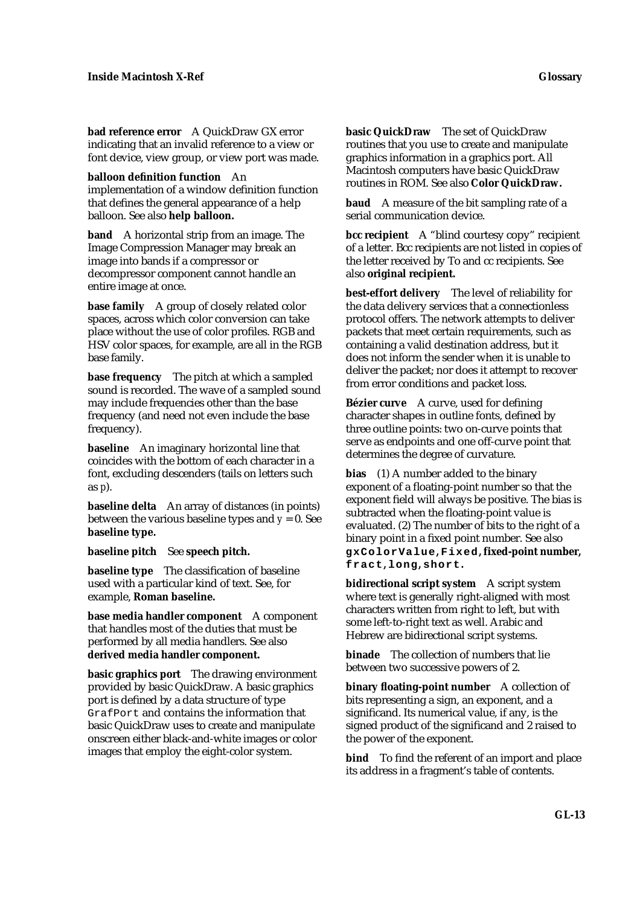**bad reference error** A QuickDraw GX error indicating that an invalid reference to a view or font device, view group, or view port was made.

**balloon definition function** An implementation of a window definition function that defines the general appearance of a help balloon. See also **help balloon.**

**band** A horizontal strip from an image. The Image Compression Manager may break an image into bands if a compressor or decompressor component cannot handle an entire image at once.

**base family** A group of closely related color spaces, across which color conversion can take place without the use of color profiles. RGB and HSV color spaces, for example, are all in the RGB base family.

**base frequency** The pitch at which a sampled sound is recorded. The wave of a sampled sound may include frequencies other than the base frequency (and need not even include the base frequency).

**baseline** An imaginary horizontal line that coincides with the bottom of each character in a font, excluding descenders (tails on letters such as *p*).

**baseline delta** An array of distances (in points) between the various baseline types and *y* = 0. See **baseline type.**

**baseline pitch** See **speech pitch.**

**baseline type** The classification of baseline used with a particular kind of text. See, for example, **Roman baseline.**

**base media handler component** A component that handles most of the duties that must be performed by all media handlers. See also **derived media handler component.**

**basic graphics port** The drawing environment provided by basic QuickDraw. A basic graphics port is defined by a data structure of type `GrafPort` and contains the information that basic QuickDraw uses to create and manipulate onscreen either black-and-white images or color images that employ the eight-color system.

**basic QuickDraw** The set of QuickDraw routines that you use to create and manipulate graphics information in a graphics port. All Macintosh computers have basic QuickDraw routines in ROM. See also **Color QuickDraw.**

**baud** A measure of the bit sampling rate of a serial communication device.

**bcc recipient** A "blind courtesy copy" recipient of a letter. Bcc recipients are not listed in copies of the letter received by To and cc recipients. See also **original recipient.**

**best-effort delivery** The level of reliability for the data delivery services that a connectionless protocol offers. The network attempts to deliver packets that meet certain requirements, such as containing a valid destination address, but it does not inform the sender when it is unable to deliver the packet; nor does it attempt to recover from error conditions and packet loss.

**Bézier curve** A curve, used for defining character shapes in outline fonts, defined by three outline points: two on-curve points that serve as endpoints and one off-curve point that determines the degree of curvature.

**bias** (1) A number added to the binary exponent of a floating-point number so that the exponent field will always be positive. The bias is subtracted when the floating-point value is evaluated. (2) The number of bits to the right of a binary point in a fixed point number. See also **`gxColorValue`, `Fixed`, fixed-point number, `fract`, `long`, `short`.**

**bidirectional script system** A script system where text is generally right-aligned with most characters written from right to left, but with some left-to-right text as well. Arabic and Hebrew are bidirectional script systems.

**binade** The collection of numbers that lie between two successive powers of 2.

**binary floating-point number** A collection of bits representing a sign, an exponent, and a significand. Its numerical value, if any, is the signed product of the significand and 2 raised to the power of the exponent.

**bind** To find the referent of an import and place its address in a fragment's table of contents.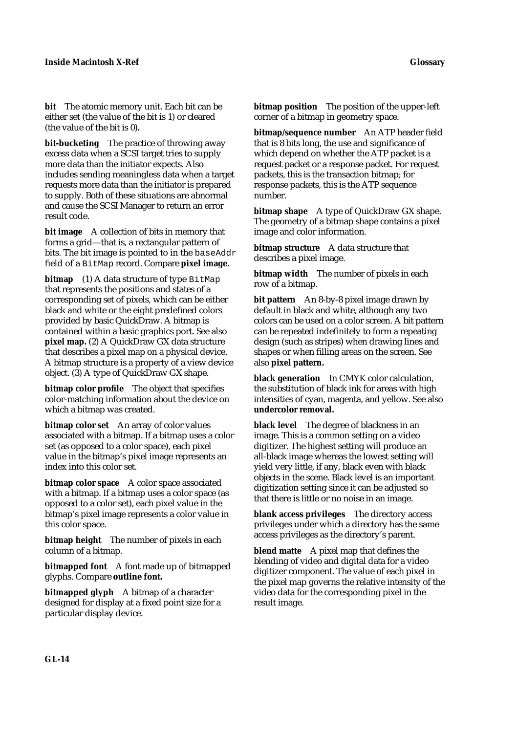**bit** The atomic memory unit. Each bit can be either set (the value of the bit is 1) or cleared (the value of the bit is 0**).**

**bit-bucketing** The practice of throwing away excess data when a SCSI target tries to supply more data than the initiator expects. Also includes sending meaningless data when a target requests more data than the initiator is prepared to supply. Both of these situations are abnormal and cause the SCSI Manager to return an error result code.

**bit image** A collection of bits in memory that forms a grid—that is, a rectangular pattern of bits. The bit image is pointed to in the `baseAddr` field of a `BitMap` record. Compare **pixel image.**

**bitmap** (1) A data structure of type `BitMap` that represents the positions and states of a corresponding set of pixels, which can be either black and white or the eight predefined colors provided by basic QuickDraw. A bitmap is contained within a basic graphics port. See also **pixel map.** (2) A QuickDraw GX data structure that describes a pixel map on a physical device. A bitmap structure is a property of a view device object. (3) A type of QuickDraw GX shape.

**bitmap color profile** The object that specifies color-matching information about the device on which a bitmap was created.

**bitmap color set** An array of color values associated with a bitmap. If a bitmap uses a color set (as opposed to a color space), each pixel value in the bitmap's pixel image represents an index into this color set.

**bitmap color space** A color space associated with a bitmap. If a bitmap uses a color space (as opposed to a color set), each pixel value in the bitmap's pixel image represents a color value in this color space.

**bitmap height** The number of pixels in each column of a bitmap.

**bitmapped font** A font made up of bitmapped glyphs. Compare **outline font.**

**bitmapped glyph** A bitmap of a character designed for display at a fixed point size for a particular display device.

**bitmap position** The position of the upper-left corner of a bitmap in geometry space.

**bitmap/sequence number** An ATP header field that is 8 bits long, the use and significance of which depend on whether the ATP packet is a request packet or a response packet. For request packets, this is the transaction bitmap; for response packets, this is the ATP sequence number.

**bitmap shape** A type of QuickDraw GX shape. The geometry of a bitmap shape contains a pixel image and color information.

**bitmap structure** A data structure that describes a pixel image.

**bitmap width** The number of pixels in each row of a bitmap.

**bit pattern** An 8-by-8 pixel image drawn by default in black and white, although any two colors can be used on a color screen. A bit pattern can be repeated indefinitely to form a repeating design (such as stripes) when drawing lines and shapes or when filling areas on the screen. See also **pixel pattern.**

**black generation** In CMYK color calculation, the substitution of black ink for areas with high intensities of cyan, magenta, and yellow. See also **undercolor removal.**

**black level** The degree of blackness in an image. This is a common setting on a video digitizer. The highest setting will produce an all-black image whereas the lowest setting will yield very little, if any, black even with black objects in the scene. Black level is an important digitization setting since it can be adjusted so that there is little or no noise in an image.

**blank access privileges** The directory access privileges under which a directory has the same access privileges as the directory's parent.

**blend matte** A pixel map that defines the blending of video and digital data for a video digitizer component. The value of each pixel in the pixel map governs the relative intensity of the video data for the corresponding pixel in the result image.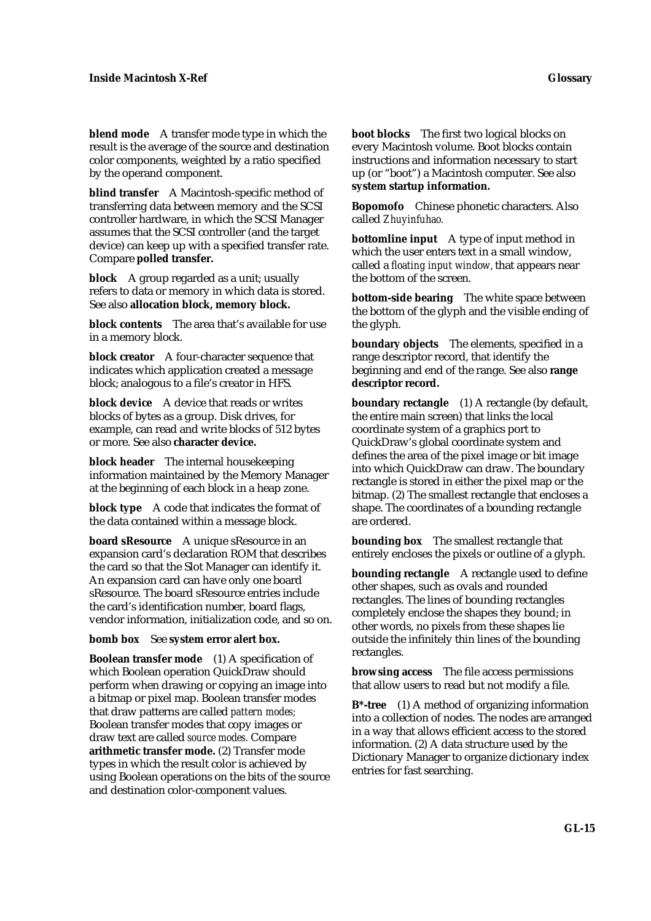**blend mode** A transfer mode type in which the result is the average of the source and destination color components, weighted by a ratio specified by the operand component.

**blind transfer** A Macintosh-specific method of transferring data between memory and the SCSI controller hardware, in which the SCSI Manager assumes that the SCSI controller (and the target device) can keep up with a specified transfer rate. Compare **polled transfer.**

**block** A group regarded as a unit; usually refers to data or memory in which data is stored. See also **allocation block, memory block.**

**block contents** The area that's available for use in a memory block.

**block creator** A four-character sequence that indicates which application created a message block; analogous to a file's creator in HFS.

**block device** A device that reads or writes blocks of bytes as a group. Disk drives, for example, can read and write blocks of 512 bytes or more. See also **character device.**

**block header** The internal housekeeping information maintained by the Memory Manager at the beginning of each block in a heap zone.

**block type** A code that indicates the format of the data contained within a message block.

**board sResource** A unique sResource in an expansion card's declaration ROM that describes the card so that the Slot Manager can identify it. An expansion card can have only one board sResource. The board sResource entries include the card's identification number, board flags, vendor information, initialization code, and so on.

**bomb box** See **system error alert box.**

**Boolean transfer mode** (1) A specification of which Boolean operation QuickDraw should perform when drawing or copying an image into a bitmap or pixel map. Boolean transfer modes that draw patterns are called *pattern modes;* Boolean transfer modes that copy images or draw text are called *source modes.* Compare **arithmetic transfer mode.** (2) Transfer mode types in which the result color is achieved by using Boolean operations on the bits of the source and destination color-component values.

**boot blocks** The first two logical blocks on every Macintosh volume. Boot blocks contain instructions and information necessary to start up (or "boot") a Macintosh computer. See also **system startup information.**

**Bopomofo** Chinese phonetic characters. Also called *Zhuyinfuhao.*

**bottomline input** A type of input method in which the user enters text in a small window, called a *floating input window,* that appears near the bottom of the screen.

**bottom-side bearing** The white space between the bottom of the glyph and the visible ending of the glyph.

**boundary objects** The elements, specified in a range descriptor record, that identify the beginning and end of the range. See also **range descriptor record.**

**boundary rectangle** (1) A rectangle (by default, the entire main screen) that links the local coordinate system of a graphics port to QuickDraw's global coordinate system and defines the area of the pixel image or bit image into which QuickDraw can draw. The boundary rectangle is stored in either the pixel map or the bitmap. (2) The smallest rectangle that encloses a shape. The coordinates of a bounding rectangle are ordered.

**bounding box** The smallest rectangle that entirely encloses the pixels or outline of a glyph.

**bounding rectangle** A rectangle used to define other shapes, such as ovals and rounded rectangles. The lines of bounding rectangles completely enclose the shapes they bound; in other words, no pixels from these shapes lie outside the infinitely thin lines of the bounding rectangles.

**browsing access** The file access permissions that allow users to read but not modify a file.

**B*-tree** (1) A method of organizing information into a collection of nodes. The nodes are arranged in a way that allows efficient access to the stored information. (2) A data structure used by the Dictionary Manager to organize dictionary index entries for fast searching.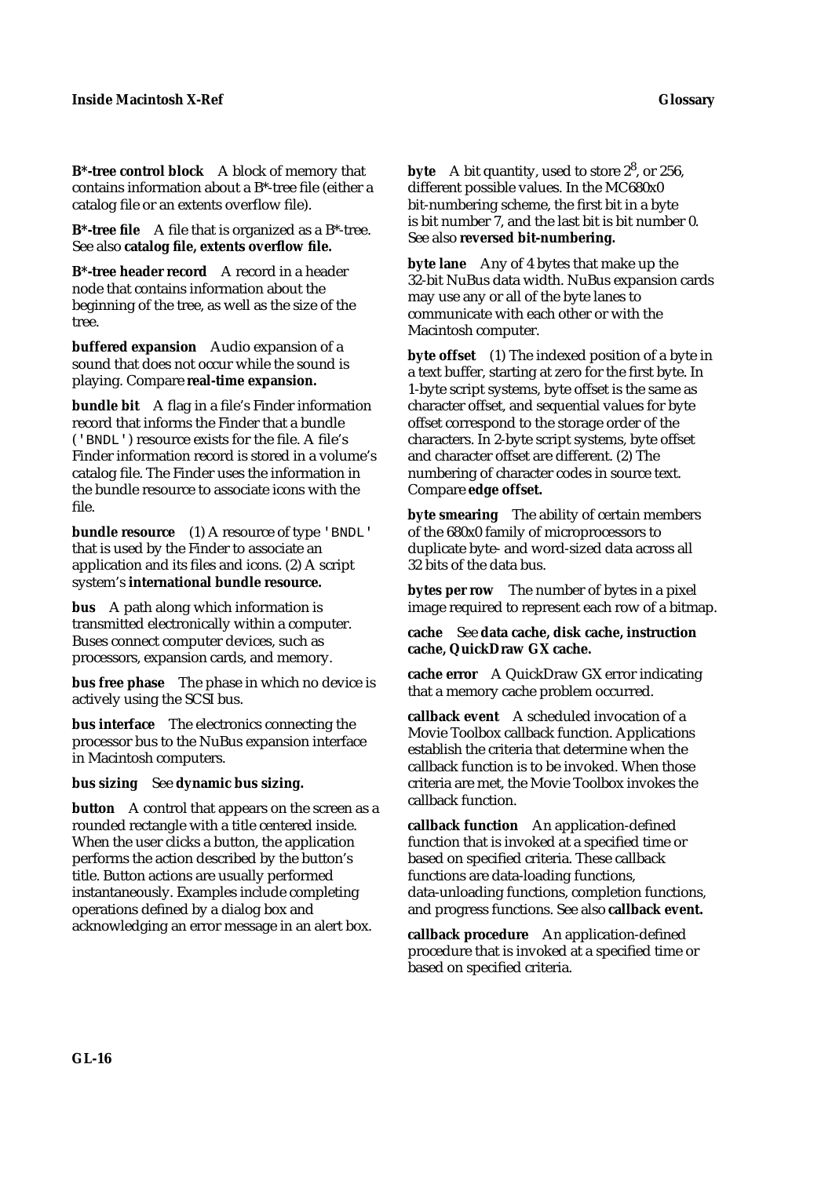**B*-tree control block** A block of memory that contains information about a B*-tree file (either a catalog file or an extents overflow file).

**B*-tree file** A file that is organized as a B*-tree. See also **catalog file, extents overflow file.**

**B*-tree header record** A record in a header node that contains information about the beginning of the tree, as well as the size of the tree.

**buffered expansion** Audio expansion of a sound that does not occur while the sound is playing. Compare **real-time expansion.**

**bundle bit** A flag in a file's Finder information record that informs the Finder that a bundle (`'BNDL'`) resource exists for the file. A file's Finder information record is stored in a volume's catalog file. The Finder uses the information in the bundle resource to associate icons with the file.

**bundle resource** (1) A resource of type `'BNDL'` that is used by the Finder to associate an application and its files and icons. (2) A script system's **international bundle resource.**

**bus** A path along which information is transmitted electronically within a computer. Buses connect computer devices, such as processors, expansion cards, and memory.

**bus free phase** The phase in which no device is actively using the SCSI bus.

**bus interface** The electronics connecting the processor bus to the NuBus expansion interface in Macintosh computers.

**bus sizing** See **dynamic bus sizing.**

**button** A control that appears on the screen as a rounded rectangle with a title centered inside. When the user clicks a button, the application performs the action described by the button's title. Button actions are usually performed instantaneously. Examples include completing operations defined by a dialog box and acknowledging an error message in an alert box.

**byte** A bit quantity, used to store $2^8$, or 256, different possible values. In the MC680x0 bit-numbering scheme, the first bit in a byte is bit number 7, and the last bit is bit number 0. See also **reversed bit-numbering.**

**byte lane** Any of 4 bytes that make up the 32-bit NuBus data width. NuBus expansion cards may use any or all of the byte lanes to communicate with each other or with the Macintosh computer.

**byte offset** (1) The indexed position of a byte in a text buffer, starting at zero for the first byte. In 1-byte script systems, byte offset is the same as character offset, and sequential values for byte offset correspond to the storage order of the characters. In 2-byte script systems, byte offset and character offset are different. (2) The numbering of character codes in source text. Compare **edge offset.**

**byte smearing** The ability of certain members of the 680x0 family of microprocessors to duplicate byte- and word-sized data across all 32 bits of the data bus.

**bytes per row** The number of bytes in a pixel image required to represent each row of a bitmap.

**cache** See **data cache, disk cache, instruction cache, QuickDraw GX cache.**

**cache error** A QuickDraw GX error indicating that a memory cache problem occurred.

**callback event** A scheduled invocation of a Movie Toolbox callback function. Applications establish the criteria that determine when the callback function is to be invoked. When those criteria are met, the Movie Toolbox invokes the callback function.

**callback function** An application-defined function that is invoked at a specified time or based on specified criteria. These callback functions are data-loading functions, data-unloading functions, completion functions, and progress functions. See also **callback event.**

**callback procedure** An application-defined procedure that is invoked at a specified time or based on specified criteria.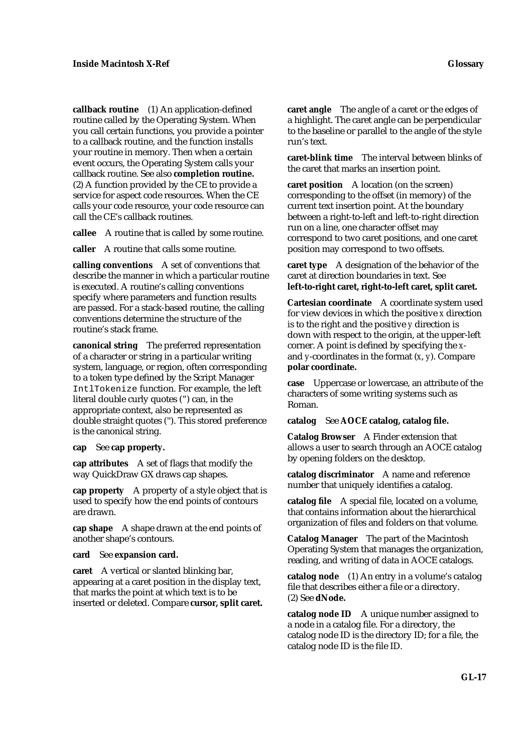**callback routine** (1) An application-defined routine called by the Operating System. When you call certain functions, you provide a pointer to a callback routine, and the function installs your routine in memory. Then when a certain event occurs, the Operating System calls your callback routine. See also **completion routine.** (2) A function provided by the CE to provide a service for aspect code resources. When the CE calls your code resource, your code resource can call the CE's callback routines.

**callee** A routine that is called by some routine.

**caller** A routine that calls some routine.

**calling conventions** A set of conventions that describe the manner in which a particular routine is executed. A routine's calling conventions specify where parameters and function results are passed. For a stack-based routine, the calling conventions determine the structure of the routine's stack frame.

**canonical string** The preferred representation of a character or string in a particular writing system, language, or region, often corresponding to a token type defined by the Script Manager `IntlTokenize` function. For example, the left literal double curly quotes (") can, in the appropriate context, also be represented as double straight quotes ("). This stored preference is the canonical string.

**cap** See **cap property.**

**cap attributes** A set of flags that modify the way QuickDraw GX draws cap shapes.

**cap property** A property of a style object that is used to specify how the end points of contours are drawn.

**cap shape** A shape drawn at the end points of another shape's contours.

**card** See **expansion card.**

**caret** A vertical or slanted blinking bar, appearing at a caret position in the display text, that marks the point at which text is to be inserted or deleted. Compare **cursor, split caret.**

**caret angle** The angle of a caret or the edges of a highlight. The caret angle can be perpendicular to the baseline or parallel to the angle of the style run's text.

**caret-blink time** The interval between blinks of the caret that marks an insertion point.

**caret position** A location (on the screen) corresponding to the offset (in memory) of the current text insertion point. At the boundary between a right-to-left and left-to-right direction run on a line, one character offset may correspond to two caret positions, and one caret position may correspond to two offsets.

**caret type** A designation of the behavior of the caret at direction boundaries in text. See **left-to-right caret, right-to-left caret, split caret.**

**Cartesian coordinate** A coordinate system used for view devices in which the positive *x* direction is to the right and the positive *y* direction is down with respect to the origin, at the upper-left corner. A point is defined by specifying the *x*- and *y*-coordinates in the format (*x*, *y*). Compare **polar coordinate.**

**case** Uppercase or lowercase, an attribute of the characters of some writing systems such as Roman.

**catalog** See **AOCE catalog, catalog file.**

**Catalog Browser** A Finder extension that allows a user to search through an AOCE catalog by opening folders on the desktop.

**catalog discriminator** A name and reference number that uniquely identifies a catalog.

**catalog file** A special file, located on a volume, that contains information about the hierarchical organization of files and folders on that volume.

**Catalog Manager** The part of the Macintosh Operating System that manages the organization, reading, and writing of data in AOCE catalogs.

**catalog node** (1) An entry in a volume's catalog file that describes either a file or a directory. (2) See **dNode.**

**catalog node ID** A unique number assigned to a node in a catalog file. For a directory, the catalog node ID is the directory ID; for a file, the catalog node ID is the file ID.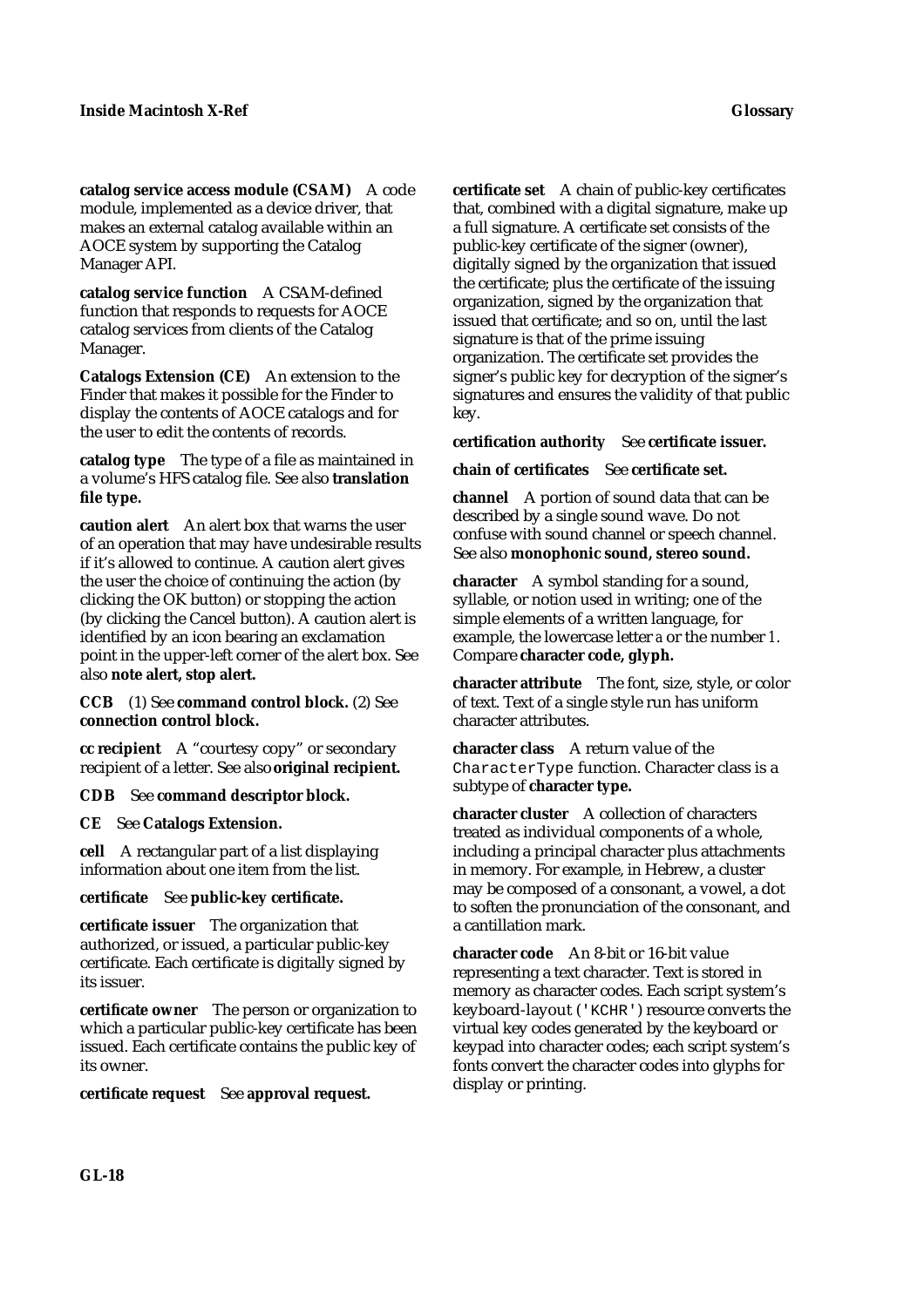**catalog service access module (CSAM)** A code module, implemented as a device driver, that makes an external catalog available within an AOCE system by supporting the Catalog Manager API.

**catalog service function** A CSAM-defined function that responds to requests for AOCE catalog services from clients of the Catalog Manager.

**Catalogs Extension (CE)** An extension to the Finder that makes it possible for the Finder to display the contents of AOCE catalogs and for the user to edit the contents of records.

**catalog type** The type of a file as maintained in a volume's HFS catalog file. See also **translation file type.**

**caution alert** An alert box that warns the user of an operation that may have undesirable results if it's allowed to continue. A caution alert gives the user the choice of continuing the action (by clicking the OK button) or stopping the action (by clicking the Cancel button). A caution alert is identified by an icon bearing an exclamation point in the upper-left corner of the alert box. See also **note alert, stop alert.**

**CCB** (1) See **command control block.** (2) See **connection control block.**

**cc recipient** A "courtesy copy" or secondary recipient of a letter. See also **original recipient.**

**CDB** See **command descriptor block.**

**CE** See **Catalogs Extension.**

**cell** A rectangular part of a list displaying information about one item from the list.

**certificate** See **public-key certificate.**

**certificate issuer** The organization that authorized, or issued, a particular public-key certificate. Each certificate is digitally signed by its issuer.

**certificate owner** The person or organization to which a particular public-key certificate has been issued. Each certificate contains the public key of its owner.

**certificate request** See **approval request.**

**certificate set** A chain of public-key certificates that, combined with a digital signature, make up a full signature. A certificate set consists of the public-key certificate of the signer (owner), digitally signed by the organization that issued the certificate; plus the certificate of the issuing organization, signed by the organization that issued that certificate; and so on, until the last signature is that of the prime issuing organization. The certificate set provides the signer's public key for decryption of the signer's signatures and ensures the validity of that public key.

**certification authority** See **certificate issuer.**

**chain of certificates** See **certificate set.**

**channel** A portion of sound data that can be described by a single sound wave. Do not confuse with sound channel or speech channel. See also **monophonic sound, stereo sound.**

**character** A symbol standing for a sound, syllable, or notion used in writing; one of the simple elements of a written language, for example, the lowercase letter *a* or the number *1*. Compare **character code, glyph.**

**character attribute** The font, size, style, or color of text. Text of a single style run has uniform character attributes.

**character class** A return value of the `CharacterType` function. Character class is a subtype of **character type.**

**character cluster** A collection of characters treated as individual components of a whole, including a principal character plus attachments in memory. For example, in Hebrew, a cluster may be composed of a consonant, a vowel, a dot to soften the pronunciation of the consonant, and a cantillation mark.

**character code** An 8-bit or 16-bit value representing a text character. Text is stored in memory as character codes. Each script system's keyboard-layout (`'KCHR'`) resource converts the virtual key codes generated by the keyboard or keypad into character codes; each script system's fonts convert the character codes into glyphs for display or printing.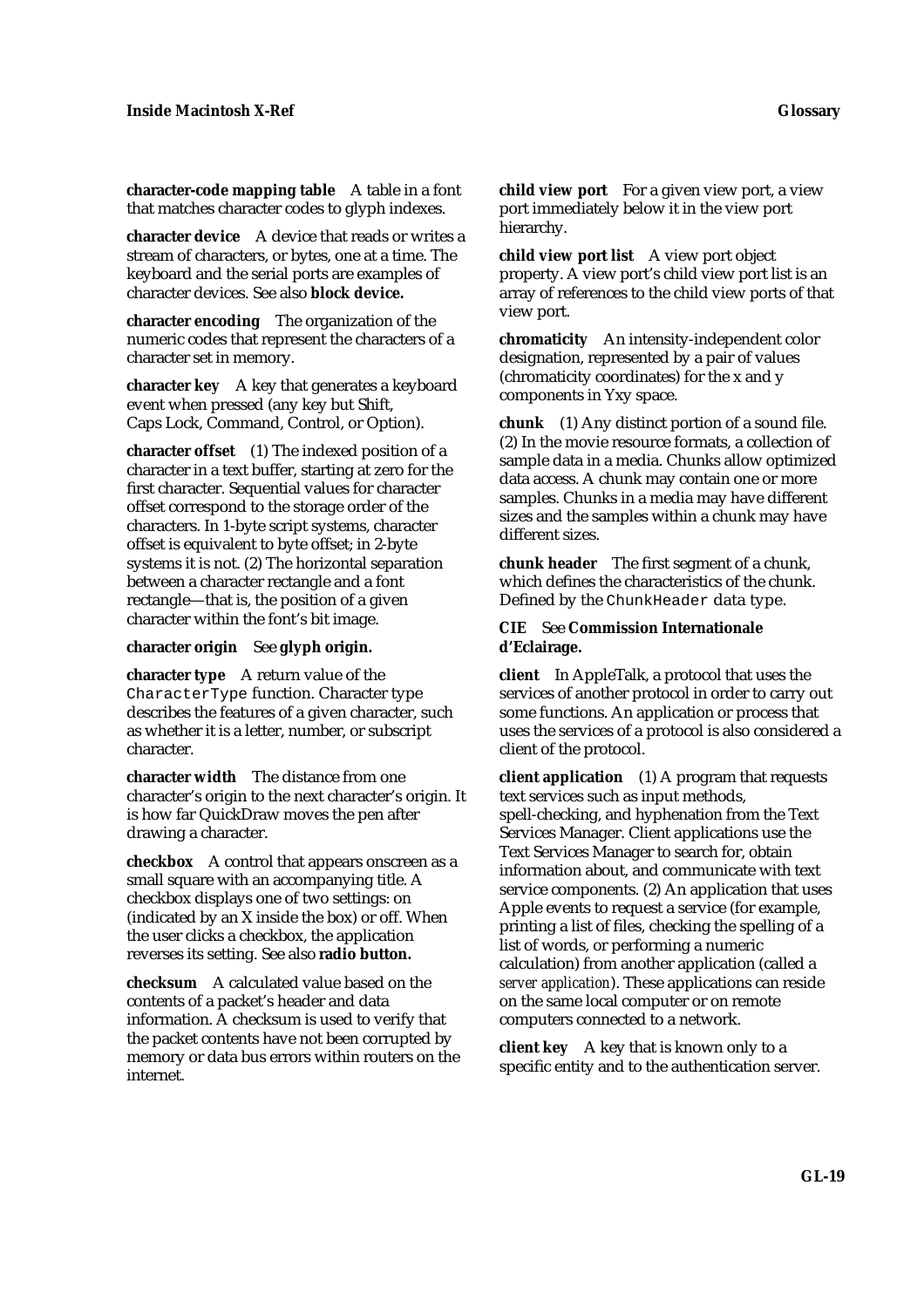**character-code mapping table** A table in a font that matches character codes to glyph indexes.

**character device** A device that reads or writes a stream of characters, or bytes, one at a time. The keyboard and the serial ports are examples of character devices. See also **block device.**

**character encoding** The organization of the numeric codes that represent the characters of a character set in memory.

**character key** A key that generates a keyboard event when pressed (any key but Shift, Caps Lock, Command, Control, or Option).

**character offset** (1) The indexed position of a character in a text buffer, starting at zero for the first character. Sequential values for character offset correspond to the storage order of the characters. In 1-byte script systems, character offset is equivalent to byte offset; in 2-byte systems it is not. (2) The horizontal separation between a character rectangle and a font rectangle—that is, the position of a given character within the font's bit image.

**character origin** See **glyph origin.**

**character type** A return value of the `CharacterType` function. Character type describes the features of a given character, such as whether it is a letter, number, or subscript character.

**character width** The distance from one character's origin to the next character's origin. It is how far QuickDraw moves the pen after drawing a character.

**checkbox** A control that appears onscreen as a small square with an accompanying title. A checkbox displays one of two settings: on (indicated by an X inside the box) or off. When the user clicks a checkbox, the application reverses its setting. See also **radio button.**

**checksum** A calculated value based on the contents of a packet's header and data information. A checksum is used to verify that the packet contents have not been corrupted by memory or data bus errors within routers on the internet.

**child view port** For a given view port, a view port immediately below it in the view port hierarchy.

**child view port list** A view port object property. A view port's child view port list is an array of references to the child view ports of that view port.

**chromaticity** An intensity-independent color designation, represented by a pair of values (chromaticity coordinates) for the x and y components in Yxy space.

**chunk** (1) Any distinct portion of a sound file. (2) In the movie resource formats, a collection of sample data in a media. Chunks allow optimized data access. A chunk may contain one or more samples. Chunks in a media may have different sizes and the samples within a chunk may have different sizes.

**chunk header** The first segment of a chunk, which defines the characteristics of the chunk. Defined by the `ChunkHeader` data type.

**CIE** See **Commission Internationale d'Eclairage.**

**client** In AppleTalk, a protocol that uses the services of another protocol in order to carry out some functions. An application or process that uses the services of a protocol is also considered a client of the protocol.

**client application** (1) A program that requests text services such as input methods, spell-checking, and hyphenation from the Text Services Manager. Client applications use the Text Services Manager to search for, obtain information about, and communicate with text service components. (2) An application that uses Apple events to request a service (for example, printing a list of files, checking the spelling of a list of words, or performing a numeric calculation) from another application (called a *server application*). These applications can reside on the same local computer or on remote computers connected to a network.

**client key** A key that is known only to a specific entity and to the authentication server.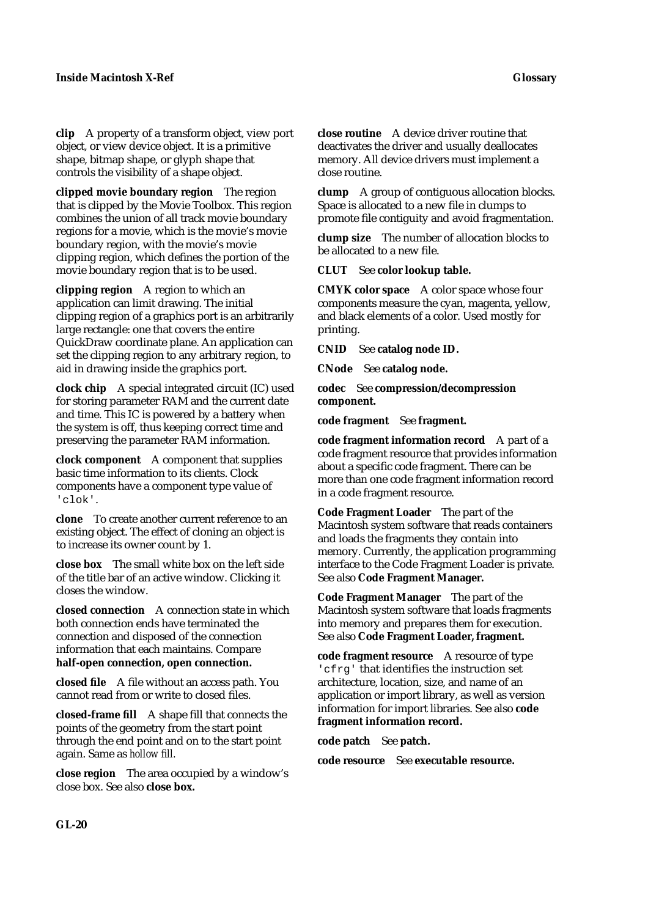**clip** A property of a transform object, view port object, or view device object. It is a primitive shape, bitmap shape, or glyph shape that controls the visibility of a shape object.

**clipped movie boundary region** The region that is clipped by the Movie Toolbox. This region combines the union of all track movie boundary regions for a movie, which is the movie's movie boundary region, with the movie's movie clipping region, which defines the portion of the movie boundary region that is to be used.

**clipping region** A region to which an application can limit drawing. The initial clipping region of a graphics port is an arbitrarily large rectangle: one that covers the entire QuickDraw coordinate plane. An application can set the clipping region to any arbitrary region, to aid in drawing inside the graphics port.

**clock chip** A special integrated circuit (IC) used for storing parameter RAM and the current date and time. This IC is powered by a battery when the system is off, thus keeping correct time and preserving the parameter RAM information.

**clock component** A component that supplies basic time information to its clients. Clock components have a component type value of `'clok'`.

**clone** To create another current reference to an existing object. The effect of cloning an object is to increase its owner count by 1.

**close box** The small white box on the left side of the title bar of an active window. Clicking it closes the window.

**closed connection** A connection state in which both connection ends have terminated the connection and disposed of the connection information that each maintains. Compare **half-open connection, open connection.**

**closed file** A file without an access path. You cannot read from or write to closed files.

**closed-frame fill** A shape fill that connects the points of the geometry from the start point through the end point and on to the start point again. Same as *hollow fill.*

**close region** The area occupied by a window's close box. See also **close box.**

**close routine** A device driver routine that deactivates the driver and usually deallocates memory. All device drivers must implement a close routine.

**clump** A group of contiguous allocation blocks. Space is allocated to a new file in clumps to promote file contiguity and avoid fragmentation.

**clump size** The number of allocation blocks to be allocated to a new file.

**CLUT** See **color lookup table.**

**CMYK color space** A color space whose four components measure the cyan, magenta, yellow, and black elements of a color. Used mostly for printing.

**CNID** See **catalog node ID.**

**CNode** See **catalog node.**

**codec** See **compression/decompression component.**

**code fragment** See **fragment.**

**code fragment information record** A part of a code fragment resource that provides information about a specific code fragment. There can be more than one code fragment information record in a code fragment resource.

**Code Fragment Loader** The part of the Macintosh system software that reads containers and loads the fragments they contain into memory. Currently, the application programming interface to the Code Fragment Loader is private. See also **Code Fragment Manager.**

**Code Fragment Manager** The part of the Macintosh system software that loads fragments into memory and prepares them for execution. See also **Code Fragment Loader, fragment.**

**code fragment resource** A resource of type `'cfrg'` that identifies the instruction set architecture, location, size, and name of an application or import library, as well as version information for import libraries. See also **code fragment information record.**

**code patch** See **patch.**

**code resource** See **executable resource.**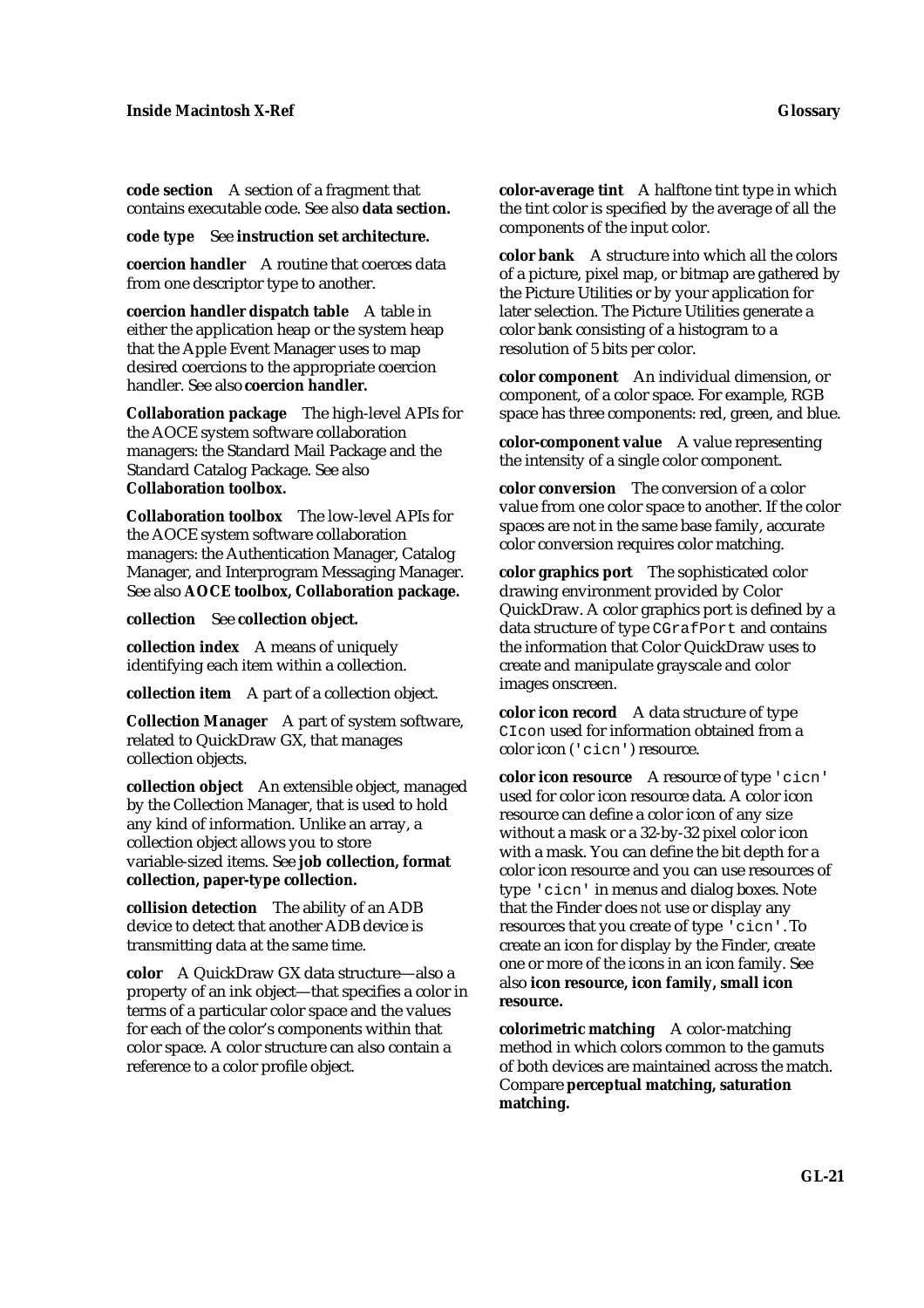**code section** A section of a fragment that contains executable code. See also **data section.**

**code type** See **instruction set architecture.**

**coercion handler** A routine that coerces data from one descriptor type to another.

**coercion handler dispatch table** A table in either the application heap or the system heap that the Apple Event Manager uses to map desired coercions to the appropriate coercion handler. See also **coercion handler.**

**Collaboration package** The high-level APIs for the AOCE system software collaboration managers: the Standard Mail Package and the Standard Catalog Package. See also **Collaboration toolbox.**

**Collaboration toolbox** The low-level APIs for the AOCE system software collaboration managers: the Authentication Manager, Catalog Manager, and Interprogram Messaging Manager. See also **AOCE toolbox, Collaboration package.**

**collection** See **collection object.**

**collection index** A means of uniquely identifying each item within a collection.

**collection item** A part of a collection object.

**Collection Manager** A part of system software, related to QuickDraw GX, that manages collection objects.

**collection object** An extensible object, managed by the Collection Manager, that is used to hold any kind of information. Unlike an array, a collection object allows you to store variable-sized items. See **job collection, format collection, paper-type collection.**

**collision detection** The ability of an ADB device to detect that another ADB device is transmitting data at the same time.

**color** A QuickDraw GX data structure—also a property of an ink object—that specifies a color in terms of a particular color space and the values for each of the color's components within that color space. A color structure can also contain a reference to a color profile object.

**color-average tint** A halftone tint type in which the tint color is specified by the average of all the components of the input color.

**color bank** A structure into which all the colors of a picture, pixel map, or bitmap are gathered by the Picture Utilities or by your application for later selection. The Picture Utilities generate a color bank consisting of a histogram to a resolution of 5 bits per color.

**color component** An individual dimension, or component, of a color space. For example, RGB space has three components: red, green, and blue.

**color-component value** A value representing the intensity of a single color component.

**color conversion** The conversion of a color value from one color space to another. If the color spaces are not in the same base family, accurate color conversion requires color matching.

**color graphics port** The sophisticated color drawing environment provided by Color QuickDraw. A color graphics port is defined by a data structure of type `CGrafPort` and contains the information that Color QuickDraw uses to create and manipulate grayscale and color images onscreen.

**color icon record** A data structure of type `CIcon` used for information obtained from a color icon (`'cicn'`) resource.

**color icon resource** A resource of type `'cicn'` used for color icon resource data. A color icon resource can define a color icon of any size without a mask or a 32-by-32 pixel color icon with a mask. You can define the bit depth for a color icon resource and you can use resources of type `'cicn'` in menus and dialog boxes. Note that the Finder does *not* use or display any resources that you create of type `'cicn'`. To create an icon for display by the Finder, create one or more of the icons in an icon family. See also **icon resource, icon family, small icon resource.**

**colorimetric matching** A color-matching method in which colors common to the gamuts of both devices are maintained across the match. Compare **perceptual matching, saturation matching.**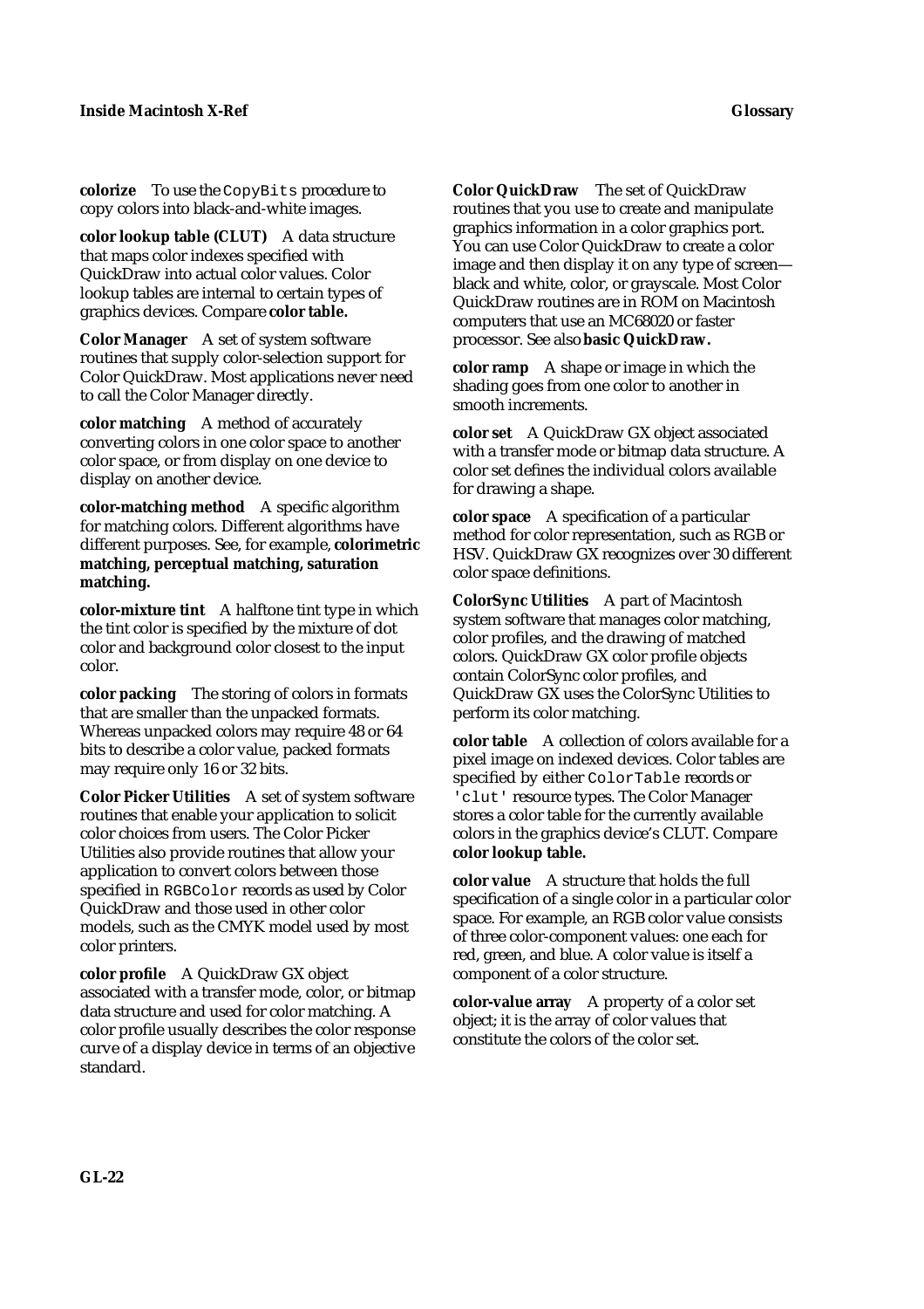**colorize** To use the `CopyBits` procedure to copy colors into black-and-white images.

**color lookup table (CLUT)** A data structure that maps color indexes specified with QuickDraw into actual color values. Color lookup tables are internal to certain types of graphics devices. Compare **color table.**

**Color Manager** A set of system software routines that supply color-selection support for Color QuickDraw. Most applications never need to call the Color Manager directly.

**color matching** A method of accurately converting colors in one color space to another color space, or from display on one device to display on another device.

**color-matching method** A specific algorithm for matching colors. Different algorithms have different purposes. See, for example, **colorimetric matching, perceptual matching, saturation matching.**

**color-mixture tint** A halftone tint type in which the tint color is specified by the mixture of dot color and background color closest to the input color.

**color packing** The storing of colors in formats that are smaller than the unpacked formats. Whereas unpacked colors may require 48 or 64 bits to describe a color value, packed formats may require only 16 or 32 bits.

**Color Picker Utilities** A set of system software routines that enable your application to solicit color choices from users. The Color Picker Utilities also provide routines that allow your application to convert colors between those specified in `RGBColor` records as used by Color QuickDraw and those used in other color models, such as the CMYK model used by most color printers.

**color profile** A QuickDraw GX object associated with a transfer mode, color, or bitmap data structure and used for color matching. A color profile usually describes the color response curve of a display device in terms of an objective standard.

**Color QuickDraw** The set of QuickDraw routines that you use to create and manipulate graphics information in a color graphics port. You can use Color QuickDraw to create a color image and then display it on any type of screen—black and white, color, or grayscale. Most Color QuickDraw routines are in ROM on Macintosh computers that use an MC68020 or faster processor. See also **basic QuickDraw.**

**color ramp** A shape or image in which the shading goes from one color to another in smooth increments.

**color set** A QuickDraw GX object associated with a transfer mode or bitmap data structure. A color set defines the individual colors available for drawing a shape.

**color space** A specification of a particular method for color representation, such as RGB or HSV. QuickDraw GX recognizes over 30 different color space definitions.

**ColorSync Utilities** A part of Macintosh system software that manages color matching, color profiles, and the drawing of matched colors. QuickDraw GX color profile objects contain ColorSync color profiles, and QuickDraw GX uses the ColorSync Utilities to perform its color matching.

**color table** A collection of colors available for a pixel image on indexed devices. Color tables are specified by either `ColorTable` records or `'clut'` resource types. The Color Manager stores a color table for the currently available colors in the graphics device's CLUT. Compare **color lookup table.**

**color value** A structure that holds the full specification of a single color in a particular color space. For example, an RGB color value consists of three color-component values: one each for red, green, and blue. A color value is itself a component of a color structure.

**color-value array** A property of a color set object; it is the array of color values that constitute the colors of the color set.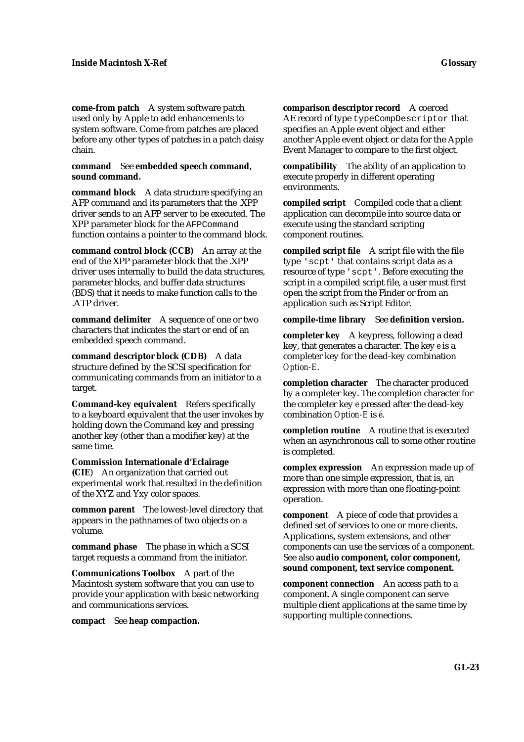**come-from patch** A system software patch used only by Apple to add enhancements to system software. Come-from patches are placed before any other types of patches in a patch daisy chain.

**command** See **embedded speech command, sound command.**

**command block** A data structure specifying an AFP command and its parameters that the .XPP driver sends to an AFP server to be executed. The XPP parameter block for the `AFPCommand` function contains a pointer to the command block.

**command control block (CCB)** An array at the end of the XPP parameter block that the .XPP driver uses internally to build the data structures, parameter blocks, and buffer data structures (BDS) that it needs to make function calls to the .ATP driver.

**command delimiter** A sequence of one or two characters that indicates the start or end of an embedded speech command.

**command descriptor block (CDB)** A data structure defined by the SCSI specification for communicating commands from an initiator to a target.

**Command-key equivalent** Refers specifically to a keyboard equivalent that the user invokes by holding down the Command key and pressing another key (other than a modifier key) at the same time.

**Commission Internationale d'Eclairage (CIE**) An organization that carried out experimental work that resulted in the definition of the XYZ and Yxy color spaces.

**common parent** The lowest-level directory that appears in the pathnames of two objects on a volume.

**command phase** The phase in which a SCSI target requests a command from the initiator.

**Communications Toolbox** A part of the Macintosh system software that you can use to provide your application with basic networking and communications services.

**compact** See **heap compaction.**

**comparison descriptor record** A coerced AE record of type `typeCompDescriptor` that specifies an Apple event object and either another Apple event object or data for the Apple Event Manager to compare to the first object.

**compatibility** The ability of an application to execute properly in different operating environments.

**compiled script** Compiled code that a client application can decompile into source data or execute using the standard scripting component routines.

**compiled script file** A script file with the file type `'scpt'` that contains script data as a resource of type `'scpt'`. Before executing the script in a compiled script file, a user must first open the script from the Finder or from an application such as Script Editor.

**compile-time library** See **definition version.**

**completer key** A keypress, following a dead key, that generates a character. The key *e* is a completer key for the dead-key combination *Option-E*.

**completion character** The character produced by a completer key. The completion character for the completer key *e* pressed after the dead-key combination *Option-E* is *é*.

**completion routine** A routine that is executed when an asynchronous call to some other routine is completed.

**complex expression** An expression made up of more than one simple expression, that is, an expression with more than one floating-point operation.

**component** A piece of code that provides a defined set of services to one or more clients. Applications, system extensions, and other components can use the services of a component. See also **audio component, color component, sound component, text service component.**

**component connection** An access path to a component. A single component can serve multiple client applications at the same time by supporting multiple connections.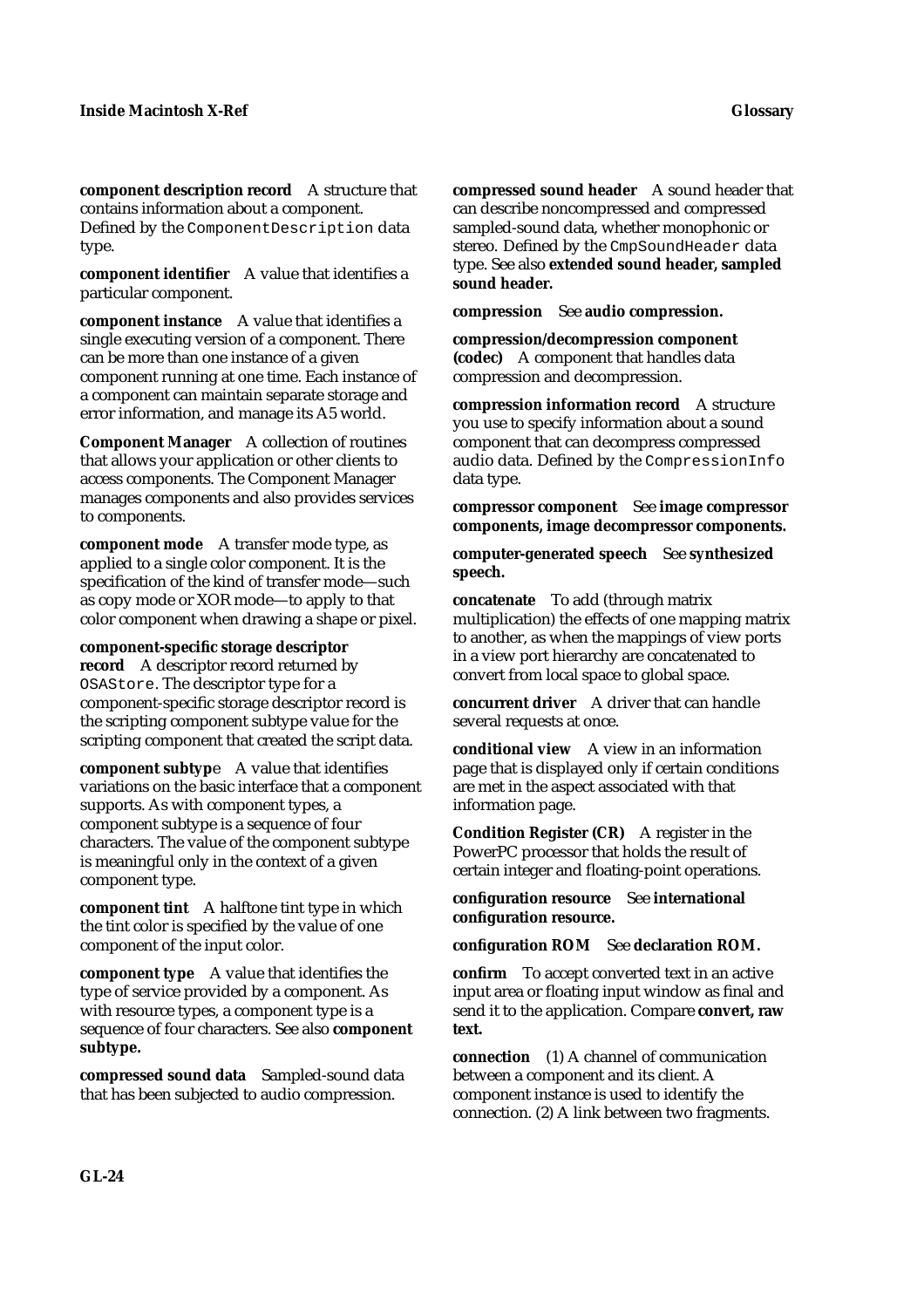**component description record** A structure that contains information about a component. Defined by the `ComponentDescription` data type.

**component identifier** A value that identifies a particular component.

**component instance** A value that identifies a single executing version of a component. There can be more than one instance of a given component running at one time. Each instance of a component can maintain separate storage and error information, and manage its A5 world.

**Component Manager** A collection of routines that allows your application or other clients to access components. The Component Manager manages components and also provides services to components.

**component mode** A transfer mode type, as applied to a single color component. It is the specification of the kind of transfer mode—such as copy mode or XOR mode—to apply to that color component when drawing a shape or pixel.

**component-specific storage descriptor record** A descriptor record returned by `OSAStore`. The descriptor type for a component-specific storage descriptor record is the scripting component subtype value for the scripting component that created the script data.

**component subtype** A value that identifies variations on the basic interface that a component supports. As with component types, a component subtype is a sequence of four characters. The value of the component subtype is meaningful only in the context of a given component type.

**component tint** A halftone tint type in which the tint color is specified by the value of one component of the input color.

**component type** A value that identifies the type of service provided by a component. As with resource types, a component type is a sequence of four characters. See also **component subtype.**

**compressed sound data** Sampled-sound data that has been subjected to audio compression.

**compressed sound header** A sound header that can describe noncompressed and compressed sampled-sound data, whether monophonic or stereo. Defined by the `CmpSoundHeader` data type. See also **extended sound header, sampled sound header.**

**compression** See **audio compression.**

**compression/decompression component (codec)** A component that handles data compression and decompression.

**compression information record** A structure you use to specify information about a sound component that can decompress compressed audio data. Defined by the `CompressionInfo` data type.

**compressor component** See **image compressor components, image decompressor components.**

**computer-generated speech** See **synthesized speech.**

**concatenate** To add (through matrix multiplication) the effects of one mapping matrix to another, as when the mappings of view ports in a view port hierarchy are concatenated to convert from local space to global space.

**concurrent driver** A driver that can handle several requests at once.

**conditional view** A view in an information page that is displayed only if certain conditions are met in the aspect associated with that information page.

**Condition Register (CR)** A register in the PowerPC processor that holds the result of certain integer and floating-point operations.

**configuration resource** See **international configuration resource.**

**configuration ROM** See **declaration ROM.**

**confirm** To accept converted text in an active input area or floating input window as final and send it to the application. Compare **convert, raw text.**

**connection** (1) A channel of communication between a component and its client. A component instance is used to identify the connection. (2) A link between two fragments.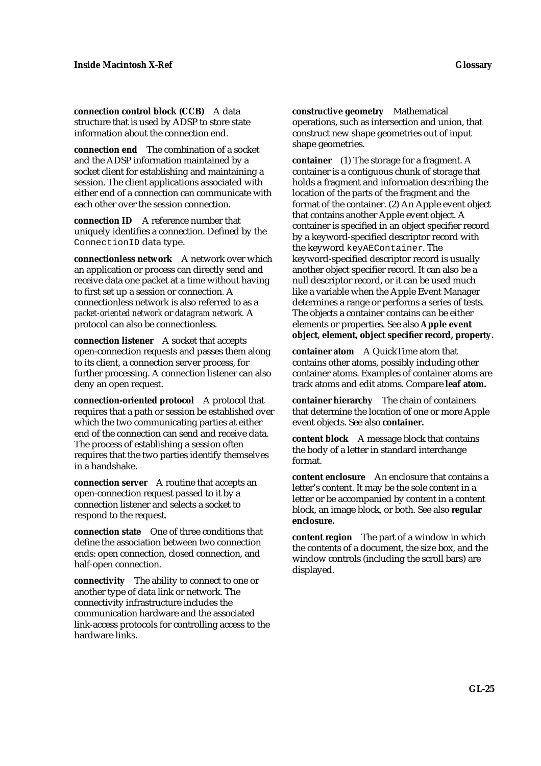**connection control block (CCB)** A data structure that is used by ADSP to store state information about the connection end.

**connection end** The combination of a socket and the ADSP information maintained by a socket client for establishing and maintaining a session. The client applications associated with either end of a connection can communicate with each other over the session connection.

**connection ID** A reference number that uniquely identifies a connection. Defined by the `ConnectionID` data type.

**connectionless network** A network over which an application or process can directly send and receive data one packet at a time without having to first set up a session or connection. A connectionless network is also referred to as a *packet-oriented network* or *datagram network.* A protocol can also be connectionless.

**connection listener** A socket that accepts open-connection requests and passes them along to its client, a connection server process, for further processing. A connection listener can also deny an open request.

**connection-oriented protocol** A protocol that requires that a path or session be established over which the two communicating parties at either end of the connection can send and receive data. The process of establishing a session often requires that the two parties identify themselves in a handshake.

**connection server** A routine that accepts an open-connection request passed to it by a connection listener and selects a socket to respond to the request.

**connection state** One of three conditions that define the association between two connection ends: open connection, closed connection, and half-open connection.

**connectivity** The ability to connect to one or another type of data link or network. The connectivity infrastructure includes the communication hardware and the associated link-access protocols for controlling access to the hardware links.

**constructive geometry** Mathematical operations, such as intersection and union, that construct new shape geometries out of input shape geometries.

**container** (1) The storage for a fragment. A container is a contiguous chunk of storage that holds a fragment and information describing the location of the parts of the fragment and the format of the container. (2) An Apple event object that contains another Apple event object. A container is specified in an object specifier record by a keyword-specified descriptor record with the keyword `keyAEContainer`. The keyword-specified descriptor record is usually another object specifier record. It can also be a null descriptor record, or it can be used much like a variable when the Apple Event Manager determines a range or performs a series of tests. The objects a container contains can be either elements or properties. See also **Apple event object, element, object specifier record, property.**

**container atom** A QuickTime atom that contains other atoms, possibly including other container atoms. Examples of container atoms are track atoms and edit atoms. Compare **leaf atom.**

**container hierarchy** The chain of containers that determine the location of one or more Apple event objects. See also **container.**

**content block** A message block that contains the body of a letter in standard interchange format.

**content enclosure** An enclosure that contains a letter's content. It may be the sole content in a letter or be accompanied by content in a content block, an image block, or both. See also **regular enclosure.**

**content region** The part of a window in which the contents of a document, the size box, and the window controls (including the scroll bars) are displayed.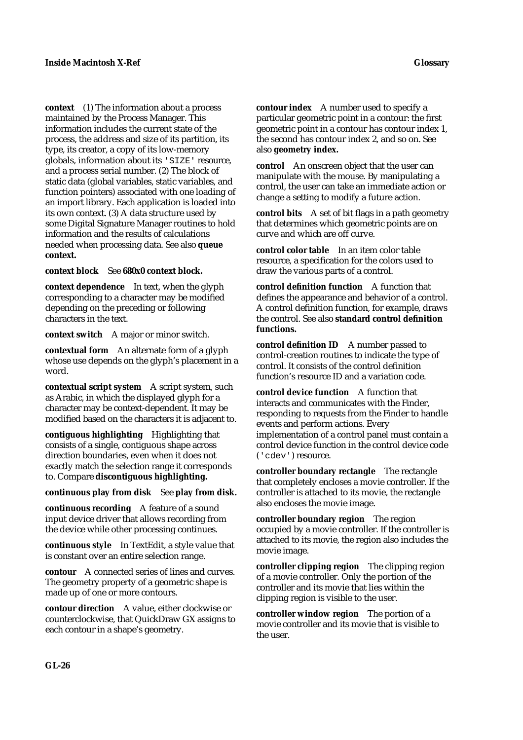**context** (1) The information about a process maintained by the Process Manager. This information includes the current state of the process, the address and size of its partition, its type, its creator, a copy of its low-memory globals, information about its `'SIZE'` resource, and a process serial number. (2) The block of static data (global variables, static variables, and function pointers) associated with one loading of an import library. Each application is loaded into its own context. (3) A data structure used by some Digital Signature Manager routines to hold information and the results of calculations needed when processing data. See also **queue context.**

**context block** See **680x0 context block.**

**context dependence** In text, when the glyph corresponding to a character may be modified depending on the preceding or following characters in the text.

**context switch** A major or minor switch.

**contextual form** An alternate form of a glyph whose use depends on the glyph's placement in a word.

**contextual script system** A script system, such as Arabic, in which the displayed glyph for a character may be context-dependent. It may be modified based on the characters it is adjacent to.

**contiguous highlighting** Highlighting that consists of a single, contiguous shape across direction boundaries, even when it does not exactly match the selection range it corresponds to. Compare **discontiguous highlighting.**

**continuous play from disk** See **play from disk.**

**continuous recording** A feature of a sound input device driver that allows recording from the device while other processing continues.

**continuous style** In TextEdit, a style value that is constant over an entire selection range.

**contour** A connected series of lines and curves. The geometry property of a geometric shape is made up of one or more contours.

**contour direction** A value, either clockwise or counterclockwise, that QuickDraw GX assigns to each contour in a shape's geometry.

**contour index** A number used to specify a particular geometric point in a contour: the first geometric point in a contour has contour index 1, the second has contour index 2, and so on. See also **geometry index.**

**control** An onscreen object that the user can manipulate with the mouse. By manipulating a control, the user can take an immediate action or change a setting to modify a future action.

**control bits** A set of bit flags in a path geometry that determines which geometric points are on curve and which are off curve.

**control color table** In an item color table resource, a specification for the colors used to draw the various parts of a control.

**control definition function** A function that defines the appearance and behavior of a control. A control definition function, for example, draws the control. See also **standard control definition functions.**

**control definition ID** A number passed to control-creation routines to indicate the type of control. It consists of the control definition function's resource ID and a variation code.

**control device function** A function that interacts and communicates with the Finder, responding to requests from the Finder to handle events and perform actions. Every implementation of a control panel must contain a control device function in the control device code (`'cdev'`) resource.

**controller boundary rectangle** The rectangle that completely encloses a movie controller. If the controller is attached to its movie, the rectangle also encloses the movie image.

**controller boundary region** The region occupied by a movie controller. If the controller is attached to its movie, the region also includes the movie image.

**controller clipping region** The clipping region of a movie controller. Only the portion of the controller and its movie that lies within the clipping region is visible to the user.

**controller window region** The portion of a movie controller and its movie that is visible to the user.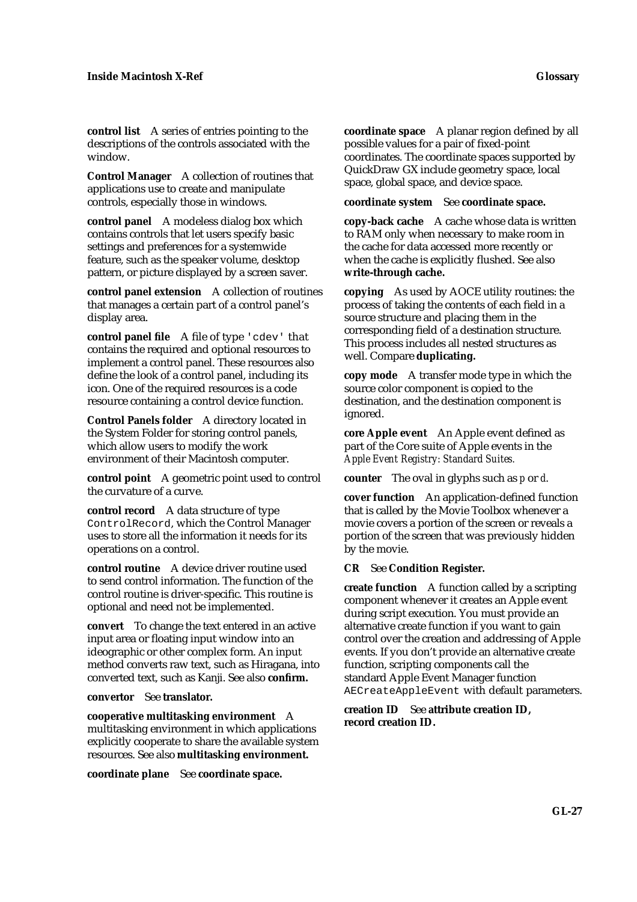**control list** A series of entries pointing to the descriptions of the controls associated with the window.

**Control Manager** A collection of routines that applications use to create and manipulate controls, especially those in windows.

**control panel** A modeless dialog box which contains controls that let users specify basic settings and preferences for a systemwide feature, such as the speaker volume, desktop pattern, or picture displayed by a screen saver.

**control panel extension** A collection of routines that manages a certain part of a control panel's display area.

**control panel file** A file of type `'cdev' that` contains the required and optional resources to implement a control panel. These resources also define the look of a control panel, including its icon. One of the required resources is a code resource containing a control device function.

**Control Panels folder** A directory located in the System Folder for storing control panels, which allow users to modify the work environment of their Macintosh computer.

**control point** A geometric point used to control the curvature of a curve.

**control record** A data structure of type `ControlRecord`, which the Control Manager uses to store all the information it needs for its operations on a control.

**control routine** A device driver routine used to send control information. The function of the control routine is driver-specific. This routine is optional and need not be implemented.

**convert** To change the text entered in an active input area or floating input window into an ideographic or other complex form. An input method converts raw text, such as Hiragana, into converted text, such as Kanji. See also **confirm.**

**convertor** See **translator.**

**cooperative multitasking environment** A multitasking environment in which applications explicitly cooperate to share the available system resources. See also **multitasking environment.**

**coordinate plane** See **coordinate space.**

**coordinate space** A planar region defined by all possible values for a pair of fixed-point coordinates. The coordinate spaces supported by QuickDraw GX include geometry space, local space, global space, and device space.

**coordinate system** See **coordinate space.**

**copy-back cache** A cache whose data is written to RAM only when necessary to make room in the cache for data accessed more recently or when the cache is explicitly flushed. See also **write-through cache.**

**copying** As used by AOCE utility routines: the process of taking the contents of each field in a source structure and placing them in the corresponding field of a destination structure. This process includes all nested structures as well. Compare **duplicating.**

**copy mode** A transfer mode type in which the source color component is copied to the destination, and the destination component is ignored.

**core Apple event** An Apple event defined as part of the Core suite of Apple events in the *Apple Event Registry: Standard Suites.*

**counter** The oval in glyphs such as *p* or *d*.

**cover function** An application-defined function that is called by the Movie Toolbox whenever a movie covers a portion of the screen or reveals a portion of the screen that was previously hidden by the movie.

**CR** See **Condition Register.**

**create function** A function called by a scripting component whenever it creates an Apple event during script execution. You must provide an alternative create function if you want to gain control over the creation and addressing of Apple events. If you don't provide an alternative create function, scripting components call the standard Apple Event Manager function `AECreateAppleEvent` with default parameters.

**creation ID** See **attribute creation ID, record creation ID.**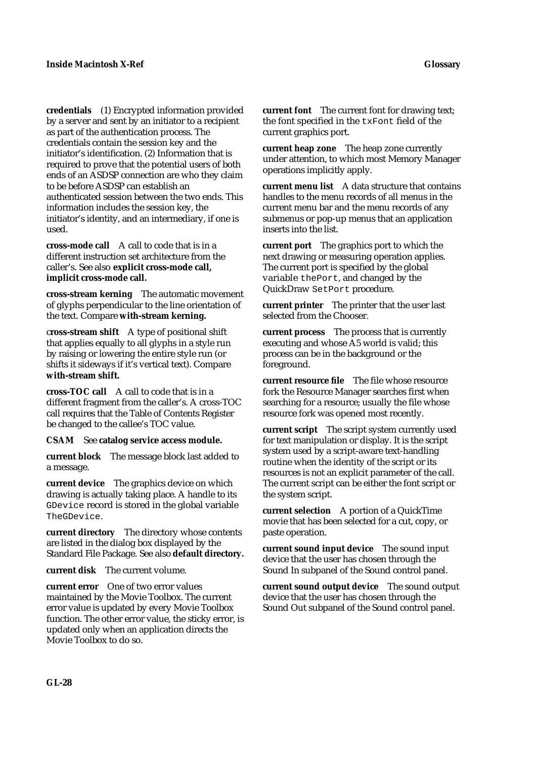**credentials** (1) Encrypted information provided by a server and sent by an initiator to a recipient as part of the authentication process. The credentials contain the session key and the initiator's identification. (2) Information that is required to prove that the potential users of both ends of an ASDSP connection are who they claim to be before ASDSP can establish an authenticated session between the two ends. This information includes the session key, the initiator's identity, and an intermediary, if one is used.

**cross-mode call** A call to code that is in a different instruction set architecture from the caller's. See also **explicit cross-mode call, implicit cross-mode call.**

**cross-stream kerning** The automatic movement of glyphs perpendicular to the line orientation of the text. Compare **with-stream kerning.**

**cross-stream shift** A type of positional shift that applies equally to all glyphs in a style run by raising or lowering the entire style run (or shifts it sideways if it's vertical text). Compare **with-stream shift.**

**cross-TOC call** A call to code that is in a different fragment from the caller's. A cross-TOC call requires that the Table of Contents Register be changed to the callee's TOC value.

**CSAM** See **catalog service access module.**

**current block** The message block last added to a message.

**current device** The graphics device on which drawing is actually taking place. A handle to its `GDevice` record is stored in the global variable `TheGDevice`.

**current directory** The directory whose contents are listed in the dialog box displayed by the Standard File Package. See also **default directory.**

**current disk** The current volume.

**current error** One of two error values maintained by the Movie Toolbox. The current error value is updated by every Movie Toolbox function. The other error value, the sticky error, is updated only when an application directs the Movie Toolbox to do so.

**current font** The current font for drawing text; the font specified in the `txFont` field of the current graphics port.

**current heap zone** The heap zone currently under attention, to which most Memory Manager operations implicitly apply.

**current menu list** A data structure that contains handles to the menu records of all menus in the current menu bar and the menu records of any submenus or pop-up menus that an application inserts into the list.

**current port** The graphics port to which the next drawing or measuring operation applies. The current port is specified by the global variable `thePort`, and changed by the QuickDraw `SetPort` procedure.

**current printer** The printer that the user last selected from the Chooser.

**current process** The process that is currently executing and whose A5 world is valid; this process can be in the background or the foreground.

**current resource file** The file whose resource fork the Resource Manager searches first when searching for a resource; usually the file whose resource fork was opened most recently.

**current script** The script system currently used for text manipulation or display. It is the script system used by a script-aware text-handling routine when the identity of the script or its resources is not an explicit parameter of the call. The current script can be either the font script or the system script.

**current selection** A portion of a QuickTime movie that has been selected for a cut, copy, or paste operation.

**current sound input device** The sound input device that the user has chosen through the Sound In subpanel of the Sound control panel.

**current sound output device** The sound output device that the user has chosen through the Sound Out subpanel of the Sound control panel.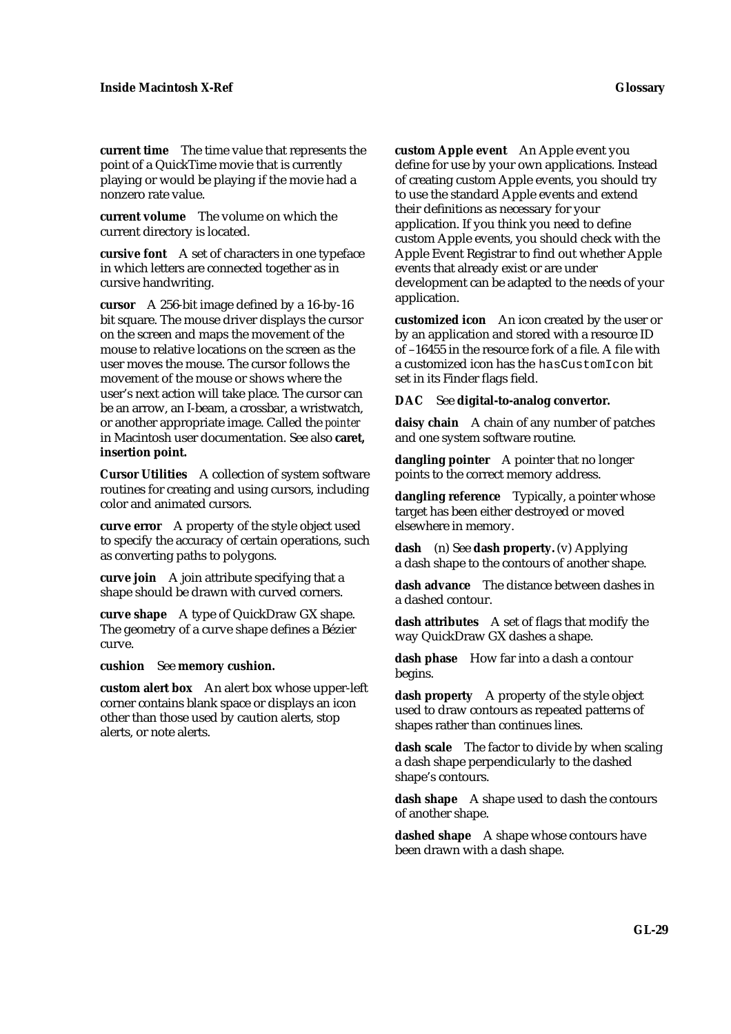**current time** The time value that represents the point of a QuickTime movie that is currently playing or would be playing if the movie had a nonzero rate value.

**current volume** The volume on which the current directory is located.

**cursive font** A set of characters in one typeface in which letters are connected together as in cursive handwriting.

**cursor** A 256-bit image defined by a 16-by-16 bit square. The mouse driver displays the cursor on the screen and maps the movement of the mouse to relative locations on the screen as the user moves the mouse. The cursor follows the movement of the mouse or shows where the user's next action will take place. The cursor can be an arrow, an I-beam, a crossbar, a wristwatch, or another appropriate image. Called the *pointer* in Macintosh user documentation. See also **caret, insertion point.**

**Cursor Utilities** A collection of system software routines for creating and using cursors, including color and animated cursors.

**curve error** A property of the style object used to specify the accuracy of certain operations, such as converting paths to polygons.

**curve join** A join attribute specifying that a shape should be drawn with curved corners.

**curve shape** A type of QuickDraw GX shape. The geometry of a curve shape defines a Bézier curve.

**cushion** See **memory cushion.**

**custom alert box** An alert box whose upper-left corner contains blank space or displays an icon other than those used by caution alerts, stop alerts, or note alerts.

**custom Apple event** An Apple event you define for use by your own applications. Instead of creating custom Apple events, you should try to use the standard Apple events and extend their definitions as necessary for your application. If you think you need to define custom Apple events, you should check with the Apple Event Registrar to find out whether Apple events that already exist or are under development can be adapted to the needs of your application.

**customized icon** An icon created by the user or by an application and stored with a resource ID of –16455 in the resource fork of a file. A file with a customized icon has the `hasCustomIcon` bit set in its Finder flags field.

**DAC** See **digital-to-analog convertor.**

**daisy chain** A chain of any number of patches and one system software routine.

**dangling pointer** A pointer that no longer points to the correct memory address.

**dangling reference** Typically, a pointer whose target has been either destroyed or moved elsewhere in memory.

**dash** (n) See **dash property.** (v) Applying a dash shape to the contours of another shape.

**dash advance** The distance between dashes in a dashed contour.

**dash attributes** A set of flags that modify the way QuickDraw GX dashes a shape.

**dash phase** How far into a dash a contour begins.

**dash property** A property of the style object used to draw contours as repeated patterns of shapes rather than continues lines.

**dash scale** The factor to divide by when scaling a dash shape perpendicularly to the dashed shape's contours.

**dash shape** A shape used to dash the contours of another shape.

**dashed shape** A shape whose contours have been drawn with a dash shape.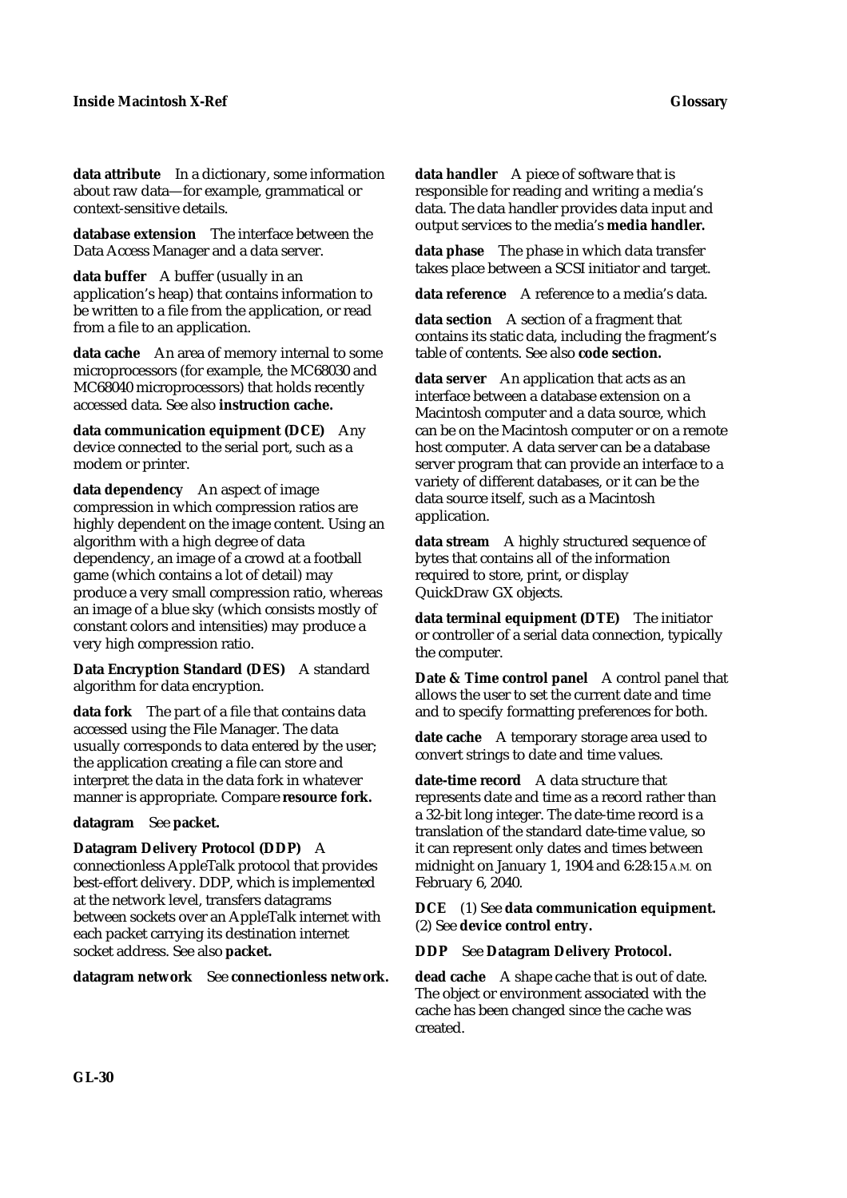**data attribute** In a dictionary, some information about raw data—for example, grammatical or context-sensitive details.

**database extension** The interface between the Data Access Manager and a data server.

**data buffer** A buffer (usually in an application's heap) that contains information to be written to a file from the application, or read from a file to an application.

**data cache** An area of memory internal to some microprocessors (for example, the MC68030 and MC68040 microprocessors) that holds recently accessed data. See also **instruction cache.**

**data communication equipment (DCE)** Any device connected to the serial port, such as a modem or printer.

**data dependency** An aspect of image compression in which compression ratios are highly dependent on the image content. Using an algorithm with a high degree of data dependency, an image of a crowd at a football game (which contains a lot of detail) may produce a very small compression ratio, whereas an image of a blue sky (which consists mostly of constant colors and intensities) may produce a very high compression ratio.

**Data Encryption Standard (DES)** A standard algorithm for data encryption.

**data fork** The part of a file that contains data accessed using the File Manager. The data usually corresponds to data entered by the user; the application creating a file can store and interpret the data in the data fork in whatever manner is appropriate. Compare **resource fork.**

**datagram** See **packet.**

**Datagram Delivery Protocol (DDP)** A connectionless AppleTalk protocol that provides best-effort delivery. DDP, which is implemented at the network level, transfers datagrams between sockets over an AppleTalk internet with each packet carrying its destination internet socket address. See also **packet.**

**datagram network** See **connectionless network.**

**data handler** A piece of software that is responsible for reading and writing a media's data. The data handler provides data input and output services to the media's **media handler.**

**data phase** The phase in which data transfer takes place between a SCSI initiator and target.

**data reference** A reference to a media's data.

**data section** A section of a fragment that contains its static data, including the fragment's table of contents. See also **code section.**

**data server** An application that acts as an interface between a database extension on a Macintosh computer and a data source, which can be on the Macintosh computer or on a remote host computer. A data server can be a database server program that can provide an interface to a variety of different databases, or it can be the data source itself, such as a Macintosh application.

**data stream** A highly structured sequence of bytes that contains all of the information required to store, print, or display QuickDraw GX objects.

**data terminal equipment (DTE)** The initiator or controller of a serial data connection, typically the computer.

**Date & Time control panel** A control panel that allows the user to set the current date and time and to specify formatting preferences for both.

**date cache** A temporary storage area used to convert strings to date and time values.

**date-time record** A data structure that represents date and time as a record rather than a 32-bit long integer. The date-time record is a translation of the standard date-time value, so it can represent only dates and times between midnight on January 1, 1904 and 6:28:15 A.M. on February 6, 2040.

**DCE** (1) See **data communication equipment.** (2) See **device control entry.**

**DDP** See **Datagram Delivery Protocol.**

**dead cache** A shape cache that is out of date. The object or environment associated with the cache has been changed since the cache was created.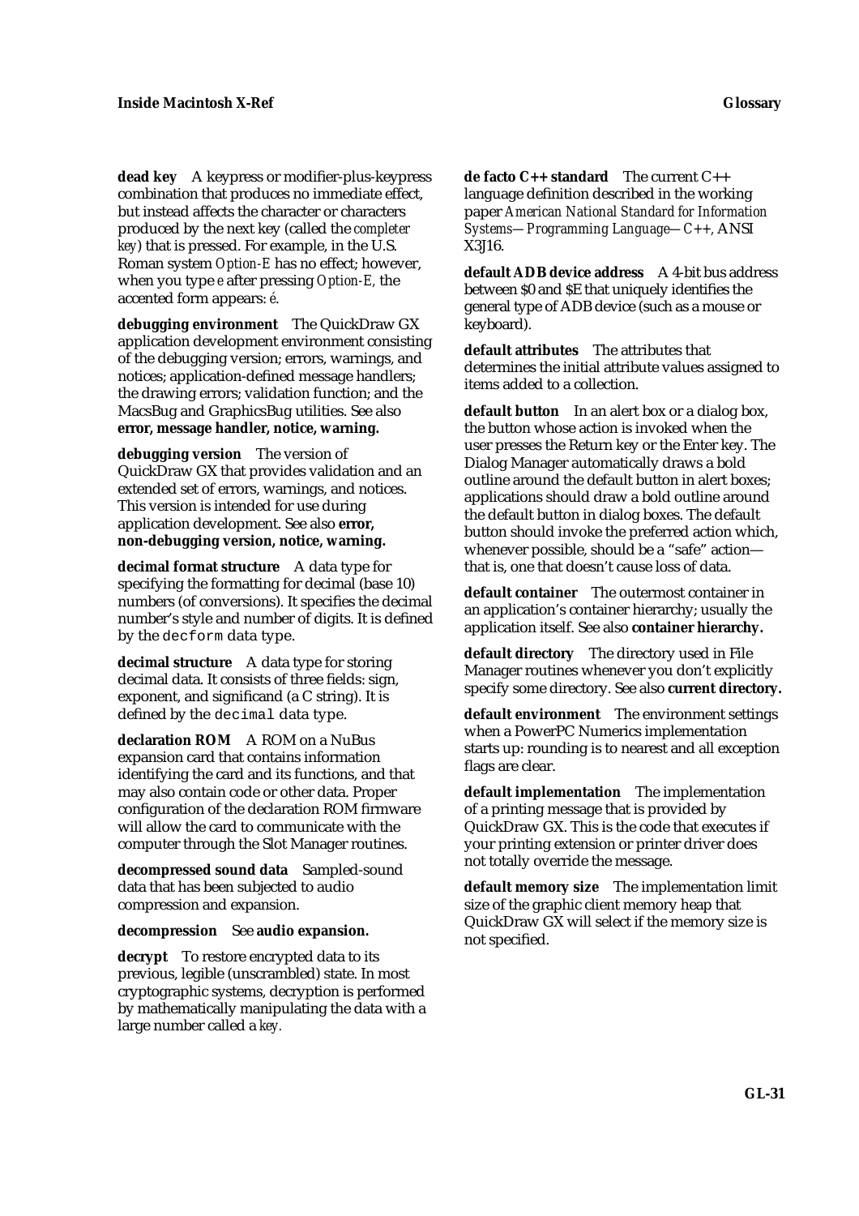**dead key** A keypress or modifier-plus-keypress combination that produces no immediate effect, but instead affects the character or characters produced by the next key (called the *completer key*) that is pressed. For example, in the U.S. Roman system *Option-E* has no effect; however, when you type *e* after pressing *Option-E,* the accented form appears: *é*.

**debugging environment** The QuickDraw GX application development environment consisting of the debugging version; errors, warnings, and notices; application-defined message handlers; the drawing errors; validation function; and the MacsBug and GraphicsBug utilities. See also **error, message handler, notice, warning.**

**debugging version** The version of QuickDraw GX that provides validation and an extended set of errors, warnings, and notices. This version is intended for use during application development. See also **error, non-debugging version, notice, warning.**

**decimal format structure** A data type for specifying the formatting for decimal (base 10) numbers (of conversions). It specifies the decimal number's style and number of digits. It is defined by the `decform` data type.

**decimal structure** A data type for storing decimal data. It consists of three fields: sign, exponent, and significand (a C string). It is defined by the `decimal` data type.

**declaration ROM** A ROM on a NuBus expansion card that contains information identifying the card and its functions, and that may also contain code or other data. Proper configuration of the declaration ROM firmware will allow the card to communicate with the computer through the Slot Manager routines.

**decompressed sound data** Sampled-sound data that has been subjected to audio compression and expansion.

**decompression** See **audio expansion.**

**decrypt** To restore encrypted data to its previous, legible (unscrambled) state. In most cryptographic systems, decryption is performed by mathematically manipulating the data with a large number called a *key.*

**de facto C++ standard** The current C++ language definition described in the working paper *American National Standard for Information Systems—Programming Language—C++,* ANSI X3J16.

**default ADB device address** A 4-bit bus address between $0 and $E that uniquely identifies the general type of ADB device (such as a mouse or keyboard).

**default attributes** The attributes that determines the initial attribute values assigned to items added to a collection.

**default button** In an alert box or a dialog box, the button whose action is invoked when the user presses the Return key or the Enter key. The Dialog Manager automatically draws a bold outline around the default button in alert boxes; applications should draw a bold outline around the default button in dialog boxes. The default button should invoke the preferred action which, whenever possible, should be a "safe" action—that is, one that doesn't cause loss of data.

**default container** The outermost container in an application's container hierarchy; usually the application itself. See also **container hierarchy.**

**default directory** The directory used in File Manager routines whenever you don't explicitly specify some directory. See also **current directory.**

**default environment** The environment settings when a PowerPC Numerics implementation starts up: rounding is to nearest and all exception flags are clear.

**default implementation** The implementation of a printing message that is provided by QuickDraw GX. This is the code that executes if your printing extension or printer driver does not totally override the message.

**default memory size** The implementation limit size of the graphic client memory heap that QuickDraw GX will select if the memory size is not specified.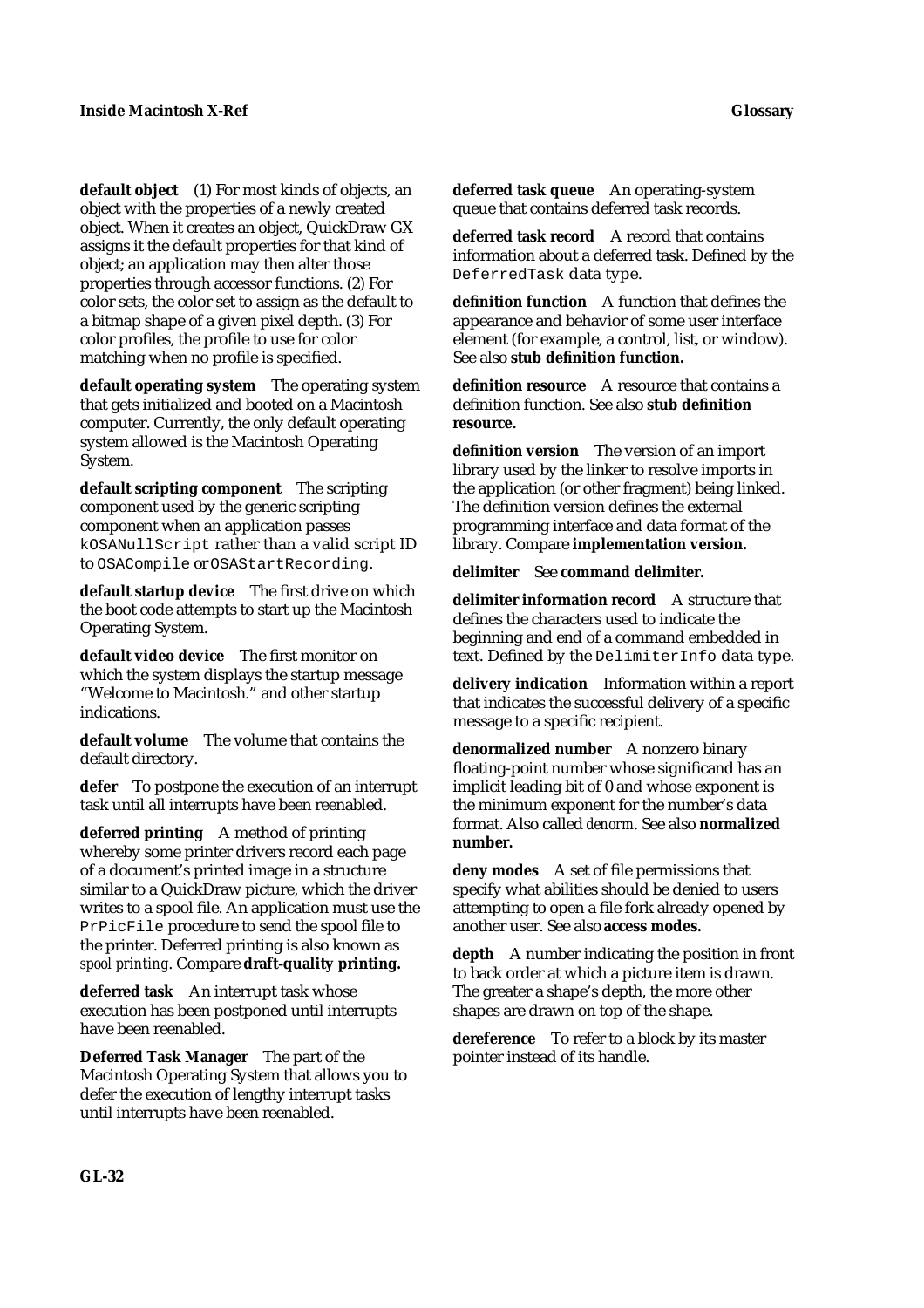**default object** (1) For most kinds of objects, an object with the properties of a newly created object. When it creates an object, QuickDraw GX assigns it the default properties for that kind of object; an application may then alter those properties through accessor functions. (2) For color sets, the color set to assign as the default to a bitmap shape of a given pixel depth. (3) For color profiles, the profile to use for color matching when no profile is specified.

**default operating system** The operating system that gets initialized and booted on a Macintosh computer. Currently, the only default operating system allowed is the Macintosh Operating System.

**default scripting component** The scripting component used by the generic scripting component when an application passes `kOSANullScript` rather than a valid script ID to `OSACompile` or `OSAStartRecording`.

**default startup device** The first drive on which the boot code attempts to start up the Macintosh Operating System.

**default video device** The first monitor on which the system displays the startup message "Welcome to Macintosh." and other startup indications.

**default volume** The volume that contains the default directory.

**defer** To postpone the execution of an interrupt task until all interrupts have been reenabled.

**deferred printing** A method of printing whereby some printer drivers record each page of a document's printed image in a structure similar to a QuickDraw picture, which the driver writes to a spool file. An application must use the `PrPicFile` procedure to send the spool file to the printer. Deferred printing is also known as *spool printing*. Compare **draft-quality printing.**

**deferred task** An interrupt task whose execution has been postponed until interrupts have been reenabled.

**Deferred Task Manager** The part of the Macintosh Operating System that allows you to defer the execution of lengthy interrupt tasks until interrupts have been reenabled.

**deferred task queue** An operating-system queue that contains deferred task records.

**deferred task record** A record that contains information about a deferred task. Defined by the `DeferredTask` data type.

**definition function** A function that defines the appearance and behavior of some user interface element (for example, a control, list, or window). See also **stub definition function.**

**definition resource** A resource that contains a definition function. See also **stub definition resource.**

**definition version** The version of an import library used by the linker to resolve imports in the application (or other fragment) being linked. The definition version defines the external programming interface and data format of the library. Compare **implementation version.**

**delimiter** See **command delimiter.**

**delimiter information record** A structure that defines the characters used to indicate the beginning and end of a command embedded in text. Defined by the `DelimiterInfo` data type.

**delivery indication** Information within a report that indicates the successful delivery of a specific message to a specific recipient.

**denormalized number** A nonzero binary floating-point number whose significand has an implicit leading bit of 0 and whose exponent is the minimum exponent for the number's data format. Also called *denorm*. See also **normalized number.**

**deny modes** A set of file permissions that specify what abilities should be denied to users attempting to open a file fork already opened by another user. See also **access modes.**

**depth** A number indicating the position in front to back order at which a picture item is drawn. The greater a shape's depth, the more other shapes are drawn on top of the shape.

**dereference** To refer to a block by its master pointer instead of its handle.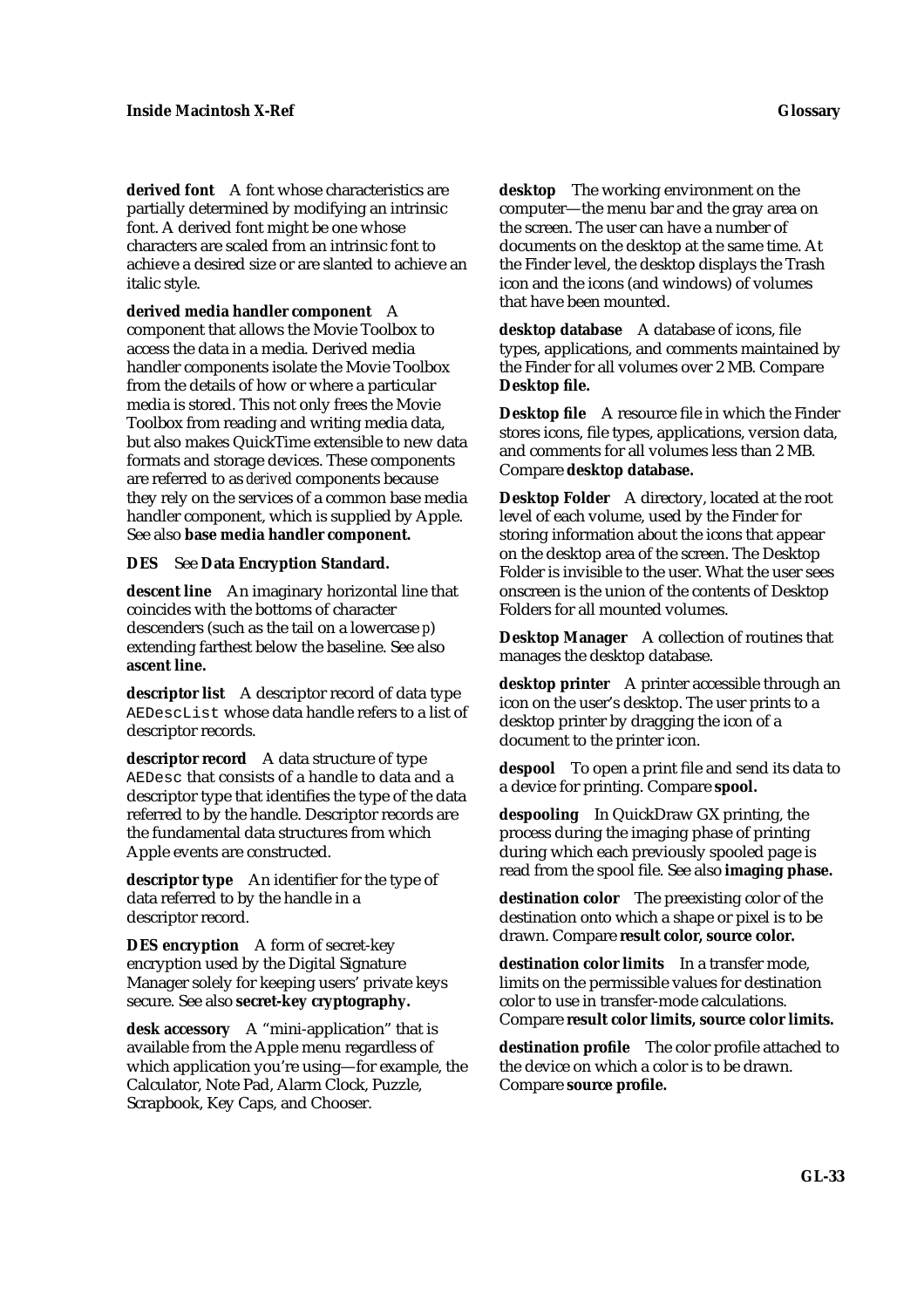**derived font** A font whose characteristics are partially determined by modifying an intrinsic font. A derived font might be one whose characters are scaled from an intrinsic font to achieve a desired size or are slanted to achieve an italic style.

**derived media handler component** A component that allows the Movie Toolbox to access the data in a media. Derived media handler components isolate the Movie Toolbox from the details of how or where a particular media is stored. This not only frees the Movie Toolbox from reading and writing media data, but also makes QuickTime extensible to new data formats and storage devices. These components are referred to as *derived* components because they rely on the services of a common base media handler component, which is supplied by Apple. See also **base media handler component.**

**DES** See **Data Encryption Standard.**

**descent line** An imaginary horizontal line that coincides with the bottoms of character descenders (such as the tail on a lowercase *p*) extending farthest below the baseline. See also **ascent line.**

**descriptor list** A descriptor record of data type `AEDescList` whose data handle refers to a list of descriptor records.

**descriptor record** A data structure of type `AEDesc` that consists of a handle to data and a descriptor type that identifies the type of the data referred to by the handle. Descriptor records are the fundamental data structures from which Apple events are constructed.

**descriptor type** An identifier for the type of data referred to by the handle in a descriptor record.

**DES encryption** A form of secret-key encryption used by the Digital Signature Manager solely for keeping users' private keys secure. See also **secret-key cryptography.**

**desk accessory** A "mini-application" that is available from the Apple menu regardless of which application you're using—for example, the Calculator, Note Pad, Alarm Clock, Puzzle, Scrapbook, Key Caps, and Chooser.

**desktop** The working environment on the computer—the menu bar and the gray area on the screen. The user can have a number of documents on the desktop at the same time. At the Finder level, the desktop displays the Trash icon and the icons (and windows) of volumes that have been mounted.

**desktop database** A database of icons, file types, applications, and comments maintained by the Finder for all volumes over 2 MB. Compare **Desktop file.**

**Desktop file** A resource file in which the Finder stores icons, file types, applications, version data, and comments for all volumes less than 2 MB. Compare **desktop database.**

**Desktop Folder** A directory, located at the root level of each volume, used by the Finder for storing information about the icons that appear on the desktop area of the screen. The Desktop Folder is invisible to the user. What the user sees onscreen is the union of the contents of Desktop Folders for all mounted volumes.

**Desktop Manager** A collection of routines that manages the desktop database.

**desktop printer** A printer accessible through an icon on the user's desktop. The user prints to a desktop printer by dragging the icon of a document to the printer icon.

**despool** To open a print file and send its data to a device for printing. Compare **spool.**

**despooling** In QuickDraw GX printing, the process during the imaging phase of printing during which each previously spooled page is read from the spool file. See also **imaging phase.**

**destination color** The preexisting color of the destination onto which a shape or pixel is to be drawn. Compare **result color, source color.**

**destination color limits** In a transfer mode, limits on the permissible values for destination color to use in transfer-mode calculations. Compare **result color limits, source color limits.**

**destination profile** The color profile attached to the device on which a color is to be drawn. Compare **source profile.**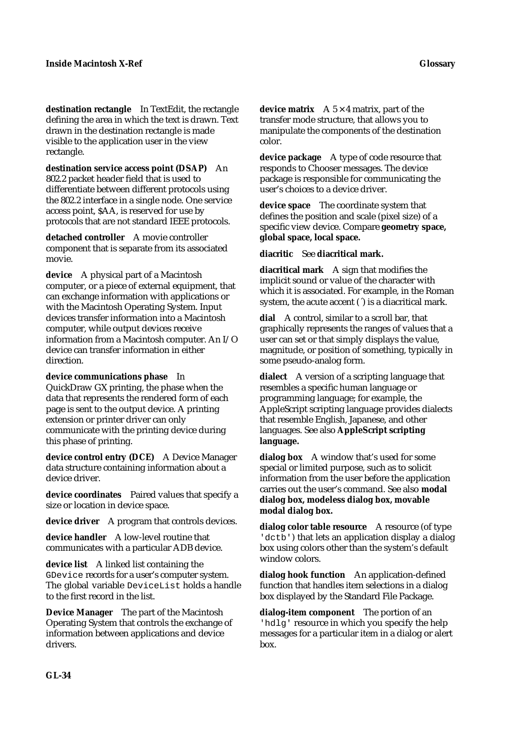**destination rectangle** In TextEdit, the rectangle defining the area in which the text is drawn. Text drawn in the destination rectangle is made visible to the application user in the view rectangle.

**destination service access point (DSAP)** An 802.2 packet header field that is used to differentiate between different protocols using the 802.2 interface in a single node. One service access point, $AA, is reserved for use by protocols that are not standard IEEE protocols.

**detached controller** A movie controller component that is separate from its associated movie.

**device** A physical part of a Macintosh computer, or a piece of external equipment, that can exchange information with applications or with the Macintosh Operating System. Input devices transfer information into a Macintosh computer, while output devices receive information from a Macintosh computer. An I/O device can transfer information in either direction.

**device communications phase** In QuickDraw GX printing, the phase when the data that represents the rendered form of each page is sent to the output device. A printing extension or printer driver can only communicate with the printing device during this phase of printing.

**device control entry (DCE)** A Device Manager data structure containing information about a device driver.

**device coordinates** Paired values that specify a size or location in device space.

**device driver** A program that controls devices.

**device handler** A low-level routine that communicates with a particular ADB device.

**device list** A linked list containing the `GDevice` records for a user's computer system. The global variable `DeviceList` holds a handle to the first record in the list.

**Device Manager** The part of the Macintosh Operating System that controls the exchange of information between applications and device drivers.

**device matrix** A 5 × 4 matrix, part of the transfer mode structure, that allows you to manipulate the components of the destination color.

**device package** A type of code resource that responds to Chooser messages. The device package is responsible for communicating the user's choices to a device driver.

**device space** The coordinate system that defines the position and scale (pixel size) of a specific view device. Compare **geometry space, global space, local space.**

**diacritic** See **diacritical mark.**

**diacritical mark** A sign that modifies the implicit sound or value of the character with which it is associated. For example, in the Roman system, the acute accent (´) is a diacritical mark.

**dial** A control, similar to a scroll bar, that graphically represents the ranges of values that a user can set or that simply displays the value, magnitude, or position of something, typically in some pseudo-analog form.

**dialect** A version of a scripting language that resembles a specific human language or programming language; for example, the AppleScript scripting language provides dialects that resemble English, Japanese, and other languages. See also **AppleScript scripting language.**

**dialog box** A window that's used for some special or limited purpose, such as to solicit information from the user before the application carries out the user's command. See also **modal dialog box, modeless dialog box, movable modal dialog box.**

**dialog color table resource** A resource (of type `'dctb'`) that lets an application display a dialog box using colors other than the system's default window colors.

**dialog hook function** An application-defined function that handles item selections in a dialog box displayed by the Standard File Package.

**dialog-item component** The portion of an `'hdlg'` resource in which you specify the help messages for a particular item in a dialog or alert box.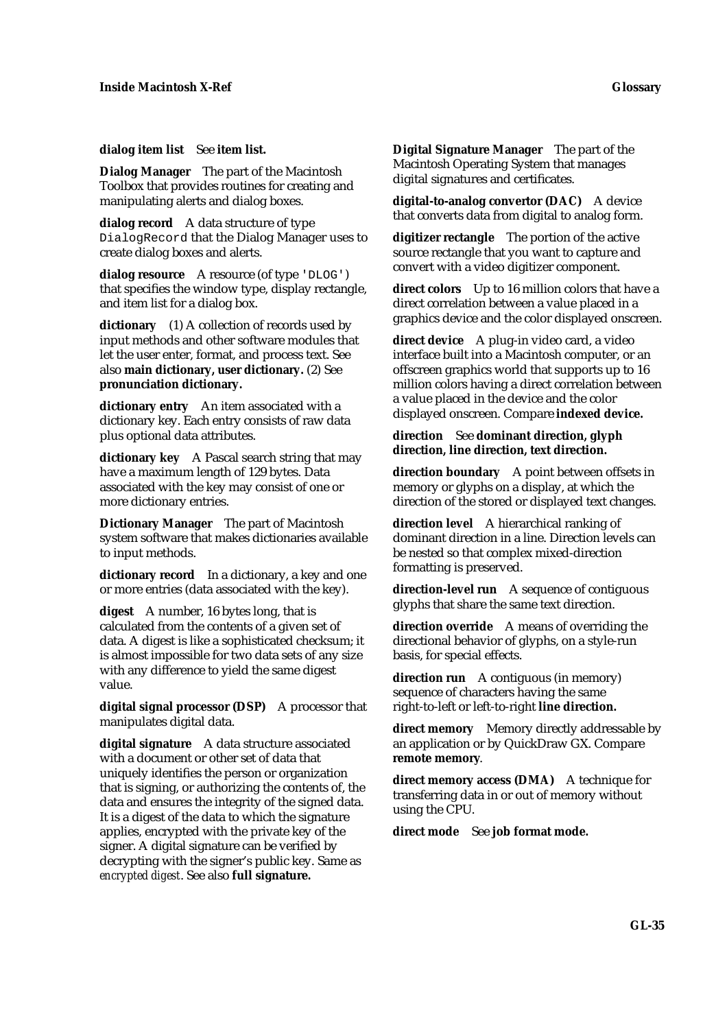**dialog item list** See **item list.**

**Dialog Manager** The part of the Macintosh Toolbox that provides routines for creating and manipulating alerts and dialog boxes.

**dialog record** A data structure of type `DialogRecord` that the Dialog Manager uses to create dialog boxes and alerts.

**dialog resource** A resource (of type `'DLOG'`) that specifies the window type, display rectangle, and item list for a dialog box.

**dictionary** (1) A collection of records used by input methods and other software modules that let the user enter, format, and process text. See also **main dictionary, user dictionary.** (2) See **pronunciation dictionary.**

**dictionary entry** An item associated with a dictionary key. Each entry consists of raw data plus optional data attributes.

**dictionary key** A Pascal search string that may have a maximum length of 129 bytes. Data associated with the key may consist of one or more dictionary entries.

**Dictionary Manager** The part of Macintosh system software that makes dictionaries available to input methods.

**dictionary record** In a dictionary, a key and one or more entries (data associated with the key).

**digest** A number, 16 bytes long, that is calculated from the contents of a given set of data. A digest is like a sophisticated checksum; it is almost impossible for two data sets of any size with any difference to yield the same digest value.

**digital signal processor (DSP)** A processor that manipulates digital data.

**digital signature** A data structure associated with a document or other set of data that uniquely identifies the person or organization that is signing, or authorizing the contents of, the data and ensures the integrity of the signed data. It is a digest of the data to which the signature applies, encrypted with the private key of the signer. A digital signature can be verified by decrypting with the signer's public key. Same as *encrypted digest*. See also **full signature.**

**Digital Signature Manager** The part of the Macintosh Operating System that manages digital signatures and certificates.

**digital-to-analog convertor (DAC)** A device that converts data from digital to analog form.

**digitizer rectangle** The portion of the active source rectangle that you want to capture and convert with a video digitizer component.

**direct colors** Up to 16 million colors that have a direct correlation between a value placed in a graphics device and the color displayed onscreen.

**direct device** A plug-in video card, a video interface built into a Macintosh computer, or an offscreen graphics world that supports up to 16 million colors having a direct correlation between a value placed in the device and the color displayed onscreen. Compare **indexed device.**

**direction** See **dominant direction, glyph direction, line direction, text direction.**

**direction boundary** A point between offsets in memory or glyphs on a display, at which the direction of the stored or displayed text changes.

**direction level** A hierarchical ranking of dominant direction in a line. Direction levels can be nested so that complex mixed-direction formatting is preserved.

**direction-level run** A sequence of contiguous glyphs that share the same text direction.

**direction override** A means of overriding the directional behavior of glyphs, on a style-run basis, for special effects.

**direction run** A contiguous (in memory) sequence of characters having the same right-to-left or left-to-right **line direction.**

**direct memory** Memory directly addressable by an application or by QuickDraw GX. Compare **remote memory**.

**direct memory access (DMA)** A technique for transferring data in or out of memory without using the CPU.

**direct mode** See **job format mode.**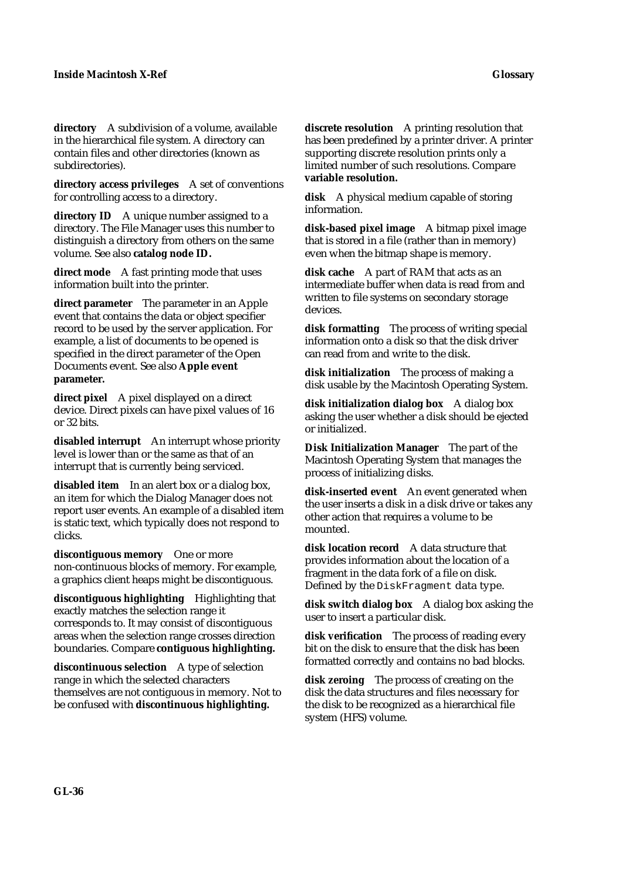**directory** A subdivision of a volume, available in the hierarchical file system. A directory can contain files and other directories (known as subdirectories).

**directory access privileges** A set of conventions for controlling access to a directory.

**directory ID** A unique number assigned to a directory. The File Manager uses this number to distinguish a directory from others on the same volume. See also **catalog node ID.**

**direct mode** A fast printing mode that uses information built into the printer.

**direct parameter** The parameter in an Apple event that contains the data or object specifier record to be used by the server application. For example, a list of documents to be opened is specified in the direct parameter of the Open Documents event. See also **Apple event parameter.**

**direct pixel** A pixel displayed on a direct device. Direct pixels can have pixel values of 16 or 32 bits.

**disabled interrupt** An interrupt whose priority level is lower than or the same as that of an interrupt that is currently being serviced.

**disabled item** In an alert box or a dialog box, an item for which the Dialog Manager does not report user events. An example of a disabled item is static text, which typically does not respond to clicks.

**discontiguous memory** One or more non-continuous blocks of memory. For example, a graphics client heaps might be discontiguous.

**discontiguous highlighting** Highlighting that exactly matches the selection range it corresponds to. It may consist of discontiguous areas when the selection range crosses direction boundaries. Compare **contiguous highlighting.**

**discontinuous selection** A type of selection range in which the selected characters themselves are not contiguous in memory. Not to be confused with **discontinuous highlighting.**

**discrete resolution** A printing resolution that has been predefined by a printer driver. A printer supporting discrete resolution prints only a limited number of such resolutions. Compare **variable resolution.**

**disk** A physical medium capable of storing information.

**disk-based pixel image** A bitmap pixel image that is stored in a file (rather than in memory) even when the bitmap shape is memory.

**disk cache** A part of RAM that acts as an intermediate buffer when data is read from and written to file systems on secondary storage devices.

**disk formatting** The process of writing special information onto a disk so that the disk driver can read from and write to the disk.

**disk initialization** The process of making a disk usable by the Macintosh Operating System.

**disk initialization dialog box** A dialog box asking the user whether a disk should be ejected or initialized.

**Disk Initialization Manager** The part of the Macintosh Operating System that manages the process of initializing disks.

**disk-inserted event** An event generated when the user inserts a disk in a disk drive or takes any other action that requires a volume to be mounted.

**disk location record** A data structure that provides information about the location of a fragment in the data fork of a file on disk. Defined by the `DiskFragment` data type.

**disk switch dialog box** A dialog box asking the user to insert a particular disk.

**disk verification** The process of reading every bit on the disk to ensure that the disk has been formatted correctly and contains no bad blocks.

**disk zeroing** The process of creating on the disk the data structures and files necessary for the disk to be recognized as a hierarchical file system (HFS) volume.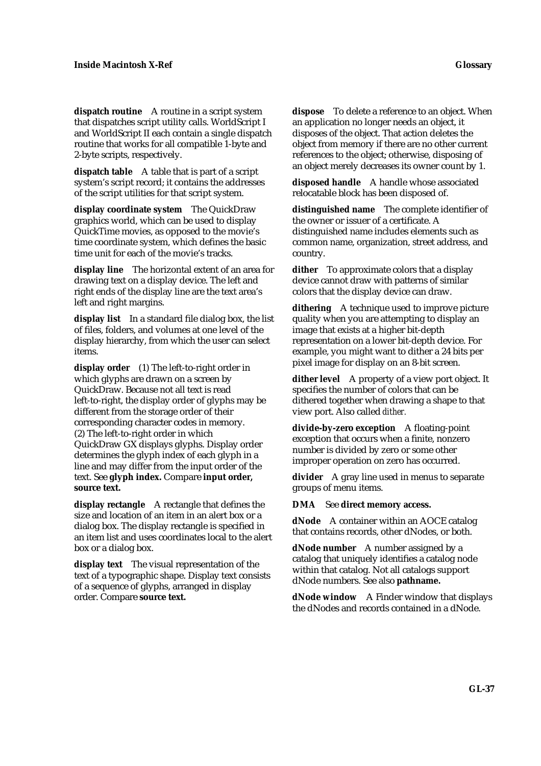**dispatch routine** A routine in a script system that dispatches script utility calls. WorldScript I and WorldScript II each contain a single dispatch routine that works for all compatible 1-byte and 2-byte scripts, respectively.

**dispatch table** A table that is part of a script system's script record; it contains the addresses of the script utilities for that script system.

**display coordinate system** The QuickDraw graphics world, which can be used to display QuickTime movies, as opposed to the movie's time coordinate system, which defines the basic time unit for each of the movie's tracks.

**display line** The horizontal extent of an area for drawing text on a display device. The left and right ends of the display line are the text area's left and right margins.

**display list** In a standard file dialog box, the list of files, folders, and volumes at one level of the display hierarchy, from which the user can select items.

**display order** (1) The left-to-right order in which glyphs are drawn on a screen by QuickDraw. Because not all text is read left-to-right, the display order of glyphs may be different from the storage order of their corresponding character codes in memory. (2) The left-to-right order in which QuickDraw GX displays glyphs. Display order determines the glyph index of each glyph in a line and may differ from the input order of the text. See **glyph index.** Compare **input order, source text.**

**display rectangle** A rectangle that defines the size and location of an item in an alert box or a dialog box. The display rectangle is specified in an item list and uses coordinates local to the alert box or a dialog box.

**display text** The visual representation of the text of a typographic shape. Display text consists of a sequence of glyphs, arranged in display order. Compare **source text.**

**dispose** To delete a reference to an object. When an application no longer needs an object, it disposes of the object. That action deletes the object from memory if there are no other current references to the object; otherwise, disposing of an object merely decreases its owner count by 1.

**disposed handle** A handle whose associated relocatable block has been disposed of.

**distinguished name** The complete identifier of the owner or issuer of a certificate. A distinguished name includes elements such as common name, organization, street address, and country.

**dither** To approximate colors that a display device cannot draw with patterns of similar colors that the display device can draw.

**dithering** A technique used to improve picture quality when you are attempting to display an image that exists at a higher bit-depth representation on a lower bit-depth device. For example, you might want to dither a 24 bits per pixel image for display on an 8-bit screen.

**dither level** A property of a view port object. It specifies the number of colors that can be dithered together when drawing a shape to that view port. Also called *dither.*

**divide-by-zero exception** A floating-point exception that occurs when a finite, nonzero number is divided by zero or some other improper operation on zero has occurred.

**divider** A gray line used in menus to separate groups of menu items.

**DMA** See **direct memory access.**

**dNode** A container within an AOCE catalog that contains records, other dNodes, or both.

**dNode number** A number assigned by a catalog that uniquely identifies a catalog node within that catalog. Not all catalogs support dNode numbers. See also **pathname.**

**dNode window** A Finder window that displays the dNodes and records contained in a dNode.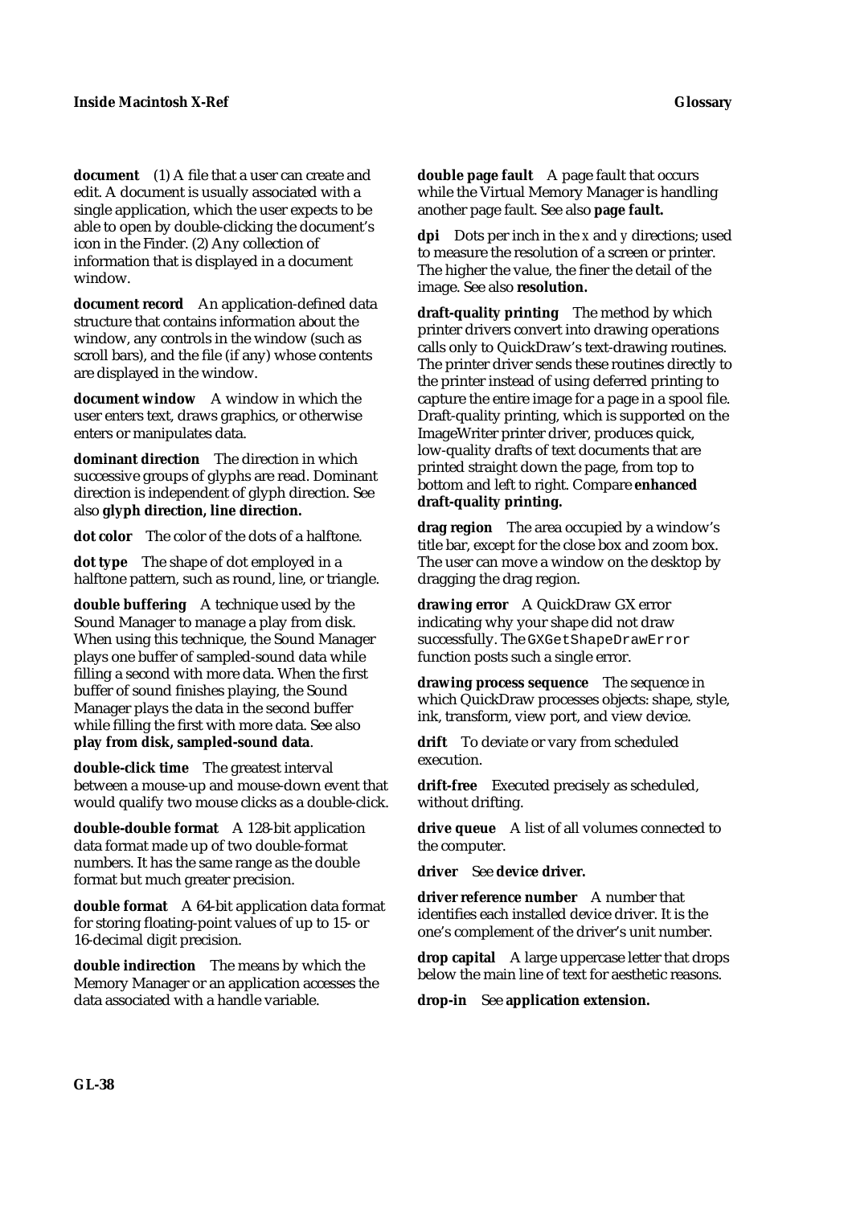**document** (1) A file that a user can create and edit. A document is usually associated with a single application, which the user expects to be able to open by double-clicking the document's icon in the Finder. (2) Any collection of information that is displayed in a document window.

**document record** An application-defined data structure that contains information about the window, any controls in the window (such as scroll bars), and the file (if any) whose contents are displayed in the window.

**document window** A window in which the user enters text, draws graphics, or otherwise enters or manipulates data.

**dominant direction** The direction in which successive groups of glyphs are read. Dominant direction is independent of glyph direction. See also **glyph direction, line direction.**

**dot color** The color of the dots of a halftone.

**dot type** The shape of dot employed in a halftone pattern, such as round, line, or triangle.

**double buffering** A technique used by the Sound Manager to manage a play from disk. When using this technique, the Sound Manager plays one buffer of sampled-sound data while filling a second with more data. When the first buffer of sound finishes playing, the Sound Manager plays the data in the second buffer while filling the first with more data. See also **play from disk, sampled-sound data**.

**double-click time** The greatest interval between a mouse-up and mouse-down event that would qualify two mouse clicks as a double-click.

**double-double format** A 128-bit application data format made up of two double-format numbers. It has the same range as the double format but much greater precision.

**double format** A 64-bit application data format for storing floating-point values of up to 15- or 16-decimal digit precision.

**double indirection** The means by which the Memory Manager or an application accesses the data associated with a handle variable.

**double page fault** A page fault that occurs while the Virtual Memory Manager is handling another page fault. See also **page fault.**

**dpi** Dots per inch in the *x* and *y* directions; used to measure the resolution of a screen or printer. The higher the value, the finer the detail of the image. See also **resolution.**

**draft-quality printing** The method by which printer drivers convert into drawing operations calls only to QuickDraw's text-drawing routines. The printer driver sends these routines directly to the printer instead of using deferred printing to capture the entire image for a page in a spool file. Draft-quality printing, which is supported on the ImageWriter printer driver, produces quick, low-quality drafts of text documents that are printed straight down the page, from top to bottom and left to right. Compare **enhanced draft-quality printing.**

**drag region** The area occupied by a window's title bar, except for the close box and zoom box. The user can move a window on the desktop by dragging the drag region.

**drawing error** A QuickDraw GX error indicating why your shape did not draw successfully. The `GXGetShapeDrawError` function posts such a single error.

**drawing process sequence** The sequence in which QuickDraw processes objects: shape, style, ink, transform, view port, and view device.

**drift** To deviate or vary from scheduled execution.

**drift-free** Executed precisely as scheduled, without drifting.

**drive queue** A list of all volumes connected to the computer.

**driver** See **device driver.**

**driver reference number** A number that identifies each installed device driver. It is the one's complement of the driver's unit number.

**drop capital** A large uppercase letter that drops below the main line of text for aesthetic reasons.

**drop-in** See **application extension.**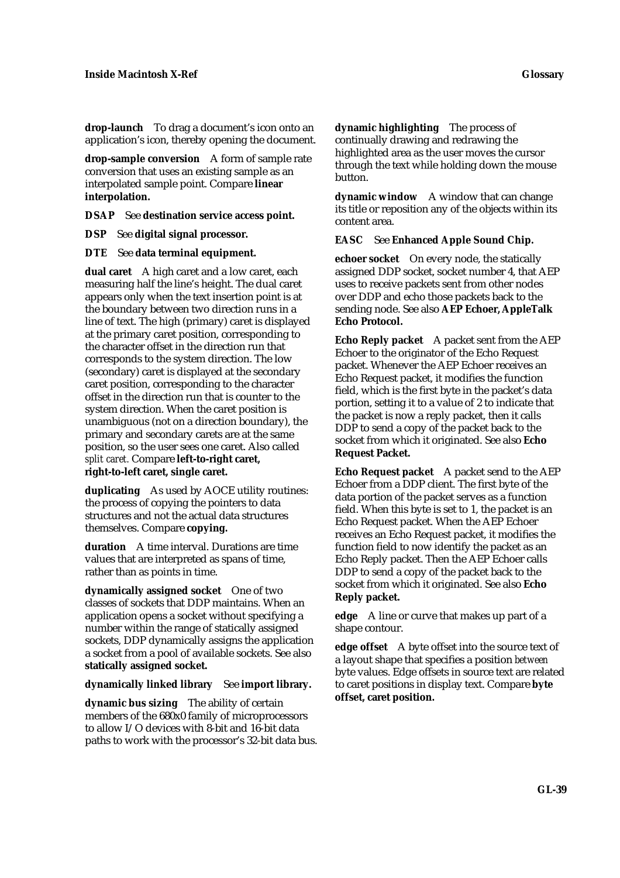**drop-launch** To drag a document's icon onto an application's icon, thereby opening the document.

**drop-sample conversion** A form of sample rate conversion that uses an existing sample as an interpolated sample point. Compare **linear interpolation.**

**DSAP** See **destination service access point.**

**DSP** See **digital signal processor.**

**DTE** See **data terminal equipment.**

**dual caret** A high caret and a low caret, each measuring half the line's height. The dual caret appears only when the text insertion point is at the boundary between two direction runs in a line of text. The high (primary) caret is displayed at the primary caret position, corresponding to the character offset in the direction run that corresponds to the system direction. The low (secondary) caret is displayed at the secondary caret position, corresponding to the character offset in the direction run that is counter to the system direction. When the caret position is unambiguous (not on a direction boundary), the primary and secondary carets are at the same position, so the user sees one caret. Also called *split caret.* Compare **left-to-right caret, right-to-left caret, single caret.**

**duplicating** As used by AOCE utility routines: the process of copying the pointers to data structures and not the actual data structures themselves. Compare **copying.**

**duration** A time interval. Durations are time values that are interpreted as spans of time, rather than as points in time.

**dynamically assigned socket** One of two classes of sockets that DDP maintains. When an application opens a socket without specifying a number within the range of statically assigned sockets, DDP dynamically assigns the application a socket from a pool of available sockets. See also **statically assigned socket.**

**dynamically linked library** See **import library.**

**dynamic bus sizing** The ability of certain members of the 680x0 family of microprocessors to allow I/O devices with 8-bit and 16-bit data paths to work with the processor's 32-bit data bus.

**dynamic highlighting** The process of continually drawing and redrawing the highlighted area as the user moves the cursor through the text while holding down the mouse button.

**dynamic window** A window that can change its title or reposition any of the objects within its content area.

**EASC** See **Enhanced Apple Sound Chip.**

**echoer socket** On every node, the statically assigned DDP socket, socket number 4, that AEP uses to receive packets sent from other nodes over DDP and echo those packets back to the sending node. See also **AEP Echoer, AppleTalk Echo Protocol.**

**Echo Reply packet** A packet sent from the AEP Echoer to the originator of the Echo Request packet. Whenever the AEP Echoer receives an Echo Request packet, it modifies the function field, which is the first byte in the packet's data portion, setting it to a value of 2 to indicate that the packet is now a reply packet, then it calls DDP to send a copy of the packet back to the socket from which it originated. See also **Echo Request Packet.**

**Echo Request packet** A packet send to the AEP Echoer from a DDP client. The first byte of the data portion of the packet serves as a function field. When this byte is set to 1, the packet is an Echo Request packet. When the AEP Echoer receives an Echo Request packet, it modifies the function field to now identify the packet as an Echo Reply packet. Then the AEP Echoer calls DDP to send a copy of the packet back to the socket from which it originated. See also **Echo Reply packet.**

**edge** A line or curve that makes up part of a shape contour.

**edge offset** A byte offset into the source text of a layout shape that specifies a position *between* byte values. Edge offsets in source text are related to caret positions in display text. Compare **byte offset, caret position.**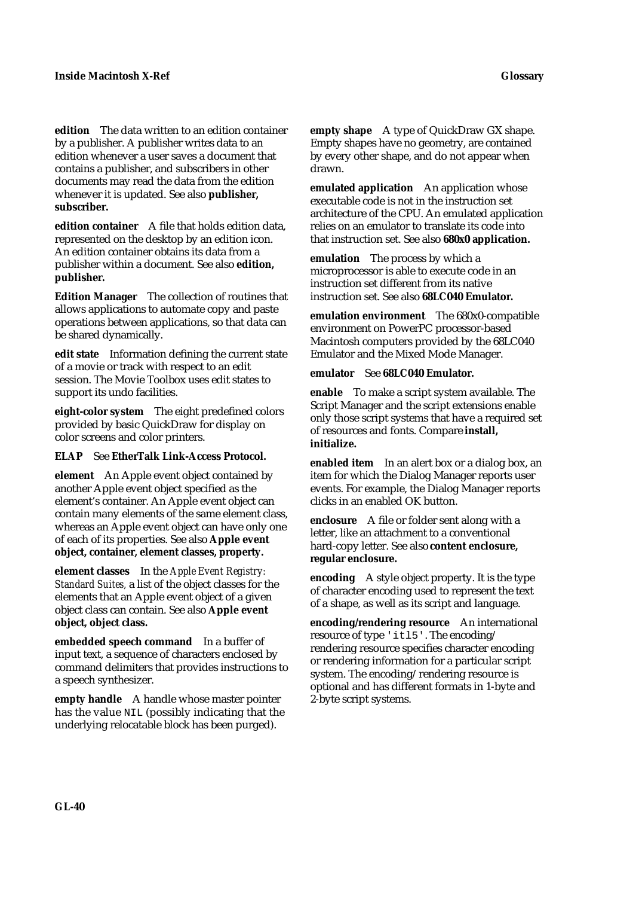**edition** The data written to an edition container by a publisher. A publisher writes data to an edition whenever a user saves a document that contains a publisher, and subscribers in other documents may read the data from the edition whenever it is updated. See also **publisher, subscriber.**

**edition container** A file that holds edition data, represented on the desktop by an edition icon. An edition container obtains its data from a publisher within a document. See also **edition, publisher.**

**Edition Manager** The collection of routines that allows applications to automate copy and paste operations between applications, so that data can be shared dynamically.

**edit state** Information defining the current state of a movie or track with respect to an edit session. The Movie Toolbox uses edit states to support its undo facilities.

**eight-color system** The eight predefined colors provided by basic QuickDraw for display on color screens and color printers.

**ELAP** See **EtherTalk Link-Access Protocol.**

**element** An Apple event object contained by another Apple event object specified as the element's container. An Apple event object can contain many elements of the same element class, whereas an Apple event object can have only one of each of its properties. See also **Apple event object, container, element classes, property.**

**element classes** In the *Apple Event Registry: Standard Suites,* a list of the object classes for the elements that an Apple event object of a given object class can contain. See also **Apple event object, object class.**

**embedded speech command** In a buffer of input text, a sequence of characters enclosed by command delimiters that provides instructions to a speech synthesizer.

**empty handle** A handle whose master pointer has the value `NIL` (possibly indicating that the underlying relocatable block has been purged).

**empty shape** A type of QuickDraw GX shape. Empty shapes have no geometry, are contained by every other shape, and do not appear when drawn.

**emulated application** An application whose executable code is not in the instruction set architecture of the CPU. An emulated application relies on an emulator to translate its code into that instruction set. See also **680x0 application.**

**emulation** The process by which a microprocessor is able to execute code in an instruction set different from its native instruction set. See also **68LC040 Emulator.**

**emulation environment** The 680x0-compatible environment on PowerPC processor-based Macintosh computers provided by the 68LC040 Emulator and the Mixed Mode Manager.

**emulator** See **68LC040 Emulator.**

**enable** To make a script system available. The Script Manager and the script extensions enable only those script systems that have a required set of resources and fonts. Compare **install, initialize.**

**enabled item** In an alert box or a dialog box, an item for which the Dialog Manager reports user events. For example, the Dialog Manager reports clicks in an enabled OK button.

**enclosure** A file or folder sent along with a letter, like an attachment to a conventional hard-copy letter. See also **content enclosure, regular enclosure.**

**encoding** A style object property. It is the type of character encoding used to represent the text of a shape, as well as its script and language.

**encoding/rendering resource** An international resource of type `'itl5'`. The encoding/rendering resource specifies character encoding or rendering information for a particular script system. The encoding/rendering resource is optional and has different formats in 1-byte and 2-byte script systems.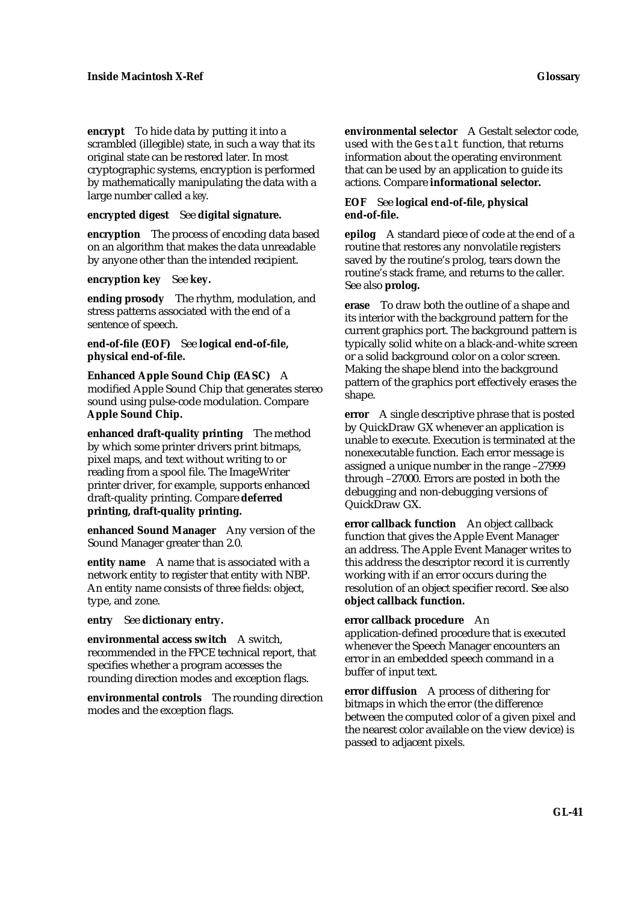**encrypt** To hide data by putting it into a scrambled (illegible) state, in such a way that its original state can be restored later. In most cryptographic systems, encryption is performed by mathematically manipulating the data with a large number called a *key*.

**encrypted digest** See **digital signature.**

**encryption** The process of encoding data based on an algorithm that makes the data unreadable by anyone other than the intended recipient.

**encryption key** See **key.**

**ending prosody** The rhythm, modulation, and stress patterns associated with the end of a sentence of speech.

**end-of-file (EOF)** See **logical end-of-file, physical end-of-file.**

**Enhanced Apple Sound Chip (EASC)** A modified Apple Sound Chip that generates stereo sound using pulse-code modulation. Compare **Apple Sound Chip.**

**enhanced draft-quality printing** The method by which some printer drivers print bitmaps, pixel maps, and text without writing to or reading from a spool file. The ImageWriter printer driver, for example, supports enhanced draft-quality printing. Compare **deferred printing, draft-quality printing.**

**enhanced Sound Manager** Any version of the Sound Manager greater than 2.0.

**entity name** A name that is associated with a network entity to register that entity with NBP. An entity name consists of three fields: object, type, and zone.

**entry** See **dictionary entry.**

**environmental access switch** A switch, recommended in the FPCE technical report, that specifies whether a program accesses the rounding direction modes and exception flags.

**environmental controls** The rounding direction modes and the exception flags.

**environmental selector** A Gestalt selector code, used with the `Gestalt` function, that returns information about the operating environment that can be used by an application to guide its actions. Compare **informational selector.**

**EOF** See **logical end-of-file, physical end-of-file.**

**epilog** A standard piece of code at the end of a routine that restores any nonvolatile registers saved by the routine's prolog, tears down the routine's stack frame, and returns to the caller. See also **prolog.**

**erase** To draw both the outline of a shape and its interior with the background pattern for the current graphics port. The background pattern is typically solid white on a black-and-white screen or a solid background color on a color screen. Making the shape blend into the background pattern of the graphics port effectively erases the shape.

**error** A single descriptive phrase that is posted by QuickDraw GX whenever an application is unable to execute. Execution is terminated at the nonexecutable function. Each error message is assigned a unique number in the range –27999 through –27000. Errors are posted in both the debugging and non-debugging versions of QuickDraw GX.

**error callback function** An object callback function that gives the Apple Event Manager an address. The Apple Event Manager writes to this address the descriptor record it is currently working with if an error occurs during the resolution of an object specifier record. See also **object callback function.**

**error callback procedure** An application-defined procedure that is executed whenever the Speech Manager encounters an error in an embedded speech command in a buffer of input text.

**error diffusion** A process of dithering for bitmaps in which the error (the difference between the computed color of a given pixel and the nearest color available on the view device) is passed to adjacent pixels.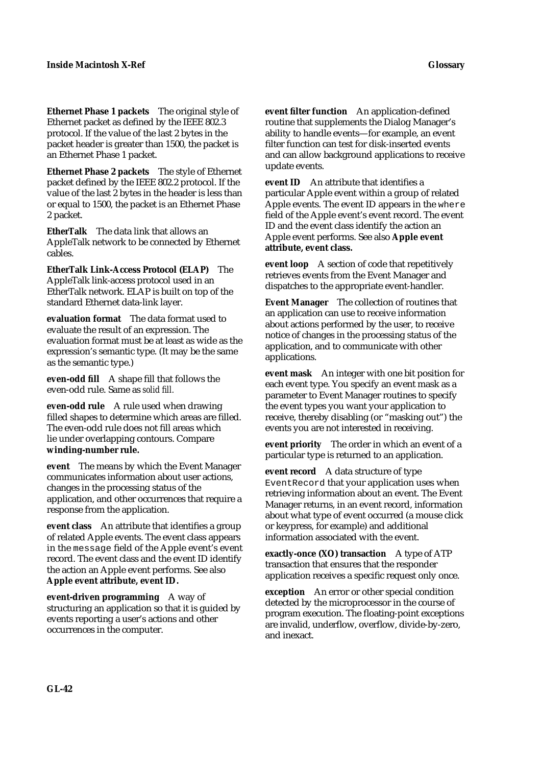**Ethernet Phase 1 packets** The original style of Ethernet packet as defined by the IEEE 802.3 protocol. If the value of the last 2 bytes in the packet header is greater than 1500, the packet is an Ethernet Phase 1 packet.

**Ethernet Phase 2 packets** The style of Ethernet packet defined by the IEEE 802.2 protocol. If the value of the last 2 bytes in the header is less than or equal to 1500, the packet is an Ethernet Phase 2 packet.

**EtherTalk** The data link that allows an AppleTalk network to be connected by Ethernet cables.

**EtherTalk Link-Access Protocol (ELAP)** The AppleTalk link-access protocol used in an EtherTalk network. ELAP is built on top of the standard Ethernet data-link layer.

**evaluation format** The data format used to evaluate the result of an expression. The evaluation format must be at least as wide as the expression's semantic type. (It may be the same as the semantic type.)

**even-odd fill** A shape fill that follows the even-odd rule. Same as *solid fill.*

**even-odd rule** A rule used when drawing filled shapes to determine which areas are filled. The even-odd rule does not fill areas which lie under overlapping contours. Compare **winding-number rule.**

**event** The means by which the Event Manager communicates information about user actions, changes in the processing status of the application, and other occurrences that require a response from the application.

**event class** An attribute that identifies a group of related Apple events. The event class appears in the `message` field of the Apple event's event record. The event class and the event ID identify the action an Apple event performs. See also **Apple event attribute, event ID.**

**event-driven programming** A way of structuring an application so that it is guided by events reporting a user's actions and other occurrences in the computer.

**event filter function** An application-defined routine that supplements the Dialog Manager's ability to handle events—for example, an event filter function can test for disk-inserted events and can allow background applications to receive update events.

**event ID** An attribute that identifies a particular Apple event within a group of related Apple events. The event ID appears in the `where` field of the Apple event's event record. The event ID and the event class identify the action an Apple event performs. See also **Apple event attribute, event class.**

**event loop** A section of code that repetitively retrieves events from the Event Manager and dispatches to the appropriate event-handler.

**Event Manager** The collection of routines that an application can use to receive information about actions performed by the user, to receive notice of changes in the processing status of the application, and to communicate with other applications.

**event mask** An integer with one bit position for each event type. You specify an event mask as a parameter to Event Manager routines to specify the event types you want your application to receive, thereby disabling (or "masking out") the events you are not interested in receiving.

**event priority** The order in which an event of a particular type is returned to an application.

**event record** A data structure of type `EventRecord` that your application uses when retrieving information about an event. The Event Manager returns, in an event record, information about what type of event occurred (a mouse click or keypress, for example) and additional information associated with the event.

**exactly-once (XO) transaction** A type of ATP transaction that ensures that the responder application receives a specific request only once.

**exception** An error or other special condition detected by the microprocessor in the course of program execution. The floating-point exceptions are invalid, underflow, overflow, divide-by-zero, and inexact.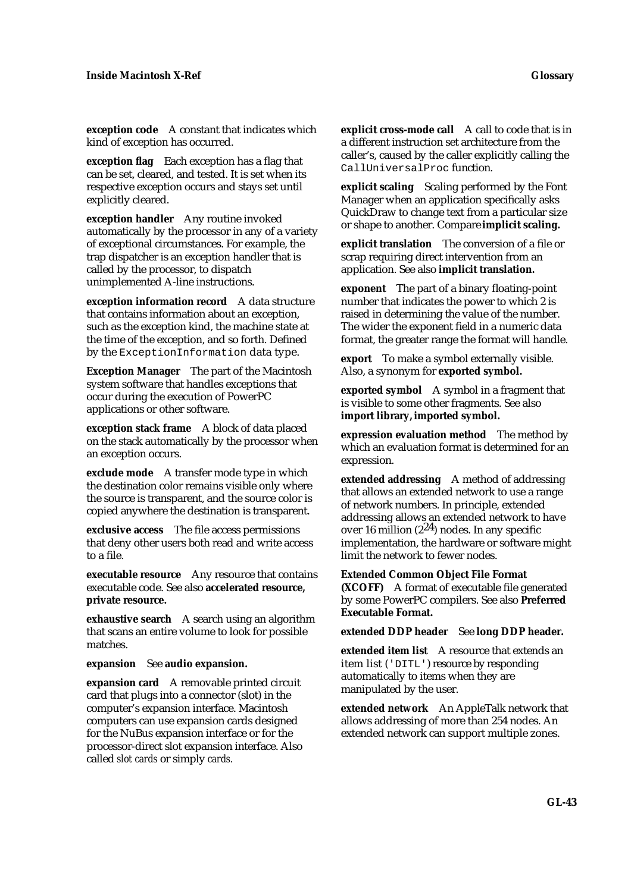**exception code** A constant that indicates which kind of exception has occurred.

**exception flag** Each exception has a flag that can be set, cleared, and tested. It is set when its respective exception occurs and stays set until explicitly cleared.

**exception handler** Any routine invoked automatically by the processor in any of a variety of exceptional circumstances. For example, the trap dispatcher is an exception handler that is called by the processor, to dispatch unimplemented A-line instructions.

**exception information record** A data structure that contains information about an exception, such as the exception kind, the machine state at the time of the exception, and so forth. Defined by the `ExceptionInformation` data type.

**Exception Manager** The part of the Macintosh system software that handles exceptions that occur during the execution of PowerPC applications or other software.

**exception stack frame** A block of data placed on the stack automatically by the processor when an exception occurs.

**exclude mode** A transfer mode type in which the destination color remains visible only where the source is transparent, and the source color is copied anywhere the destination is transparent.

**exclusive access** The file access permissions that deny other users both read and write access to a file.

**executable resource** Any resource that contains executable code. See also **accelerated resource, private resource.**

**exhaustive search** A search using an algorithm that scans an entire volume to look for possible matches.

**expansion** See **audio expansion.**

**expansion card** A removable printed circuit card that plugs into a connector (slot) in the computer's expansion interface. Macintosh computers can use expansion cards designed for the NuBus expansion interface or for the processor-direct slot expansion interface. Also called *slot cards* or simply *cards.*

**explicit cross-mode call** A call to code that is in a different instruction set architecture from the caller's, caused by the caller explicitly calling the `CallUniversalProc` function.

**explicit scaling** Scaling performed by the Font Manager when an application specifically asks QuickDraw to change text from a particular size or shape to another. Compare **implicit scaling.**

**explicit translation** The conversion of a file or scrap requiring direct intervention from an application. See also **implicit translation.**

**exponent** The part of a binary floating-point number that indicates the power to which 2 is raised in determining the value of the number. The wider the exponent field in a numeric data format, the greater range the format will handle.

**export** To make a symbol externally visible. Also, a synonym for **exported symbol.**

**exported symbol** A symbol in a fragment that is visible to some other fragments. See also **import library, imported symbol.**

**expression evaluation method** The method by which an evaluation format is determined for an expression.

**extended addressing** A method of addressing that allows an extended network to use a range of network numbers. In principle, extended addressing allows an extended network to have over 16 million ($2^{24}$) nodes. In any specific implementation, the hardware or software might limit the network to fewer nodes.

**Extended Common Object File Format (XCOFF)** A format of executable file generated by some PowerPC compilers. See also **Preferred Executable Format.**

**extended DDP header** See **long DDP header.**

**extended item list** A resource that extends an item list (`'DITL'`) resource by responding automatically to items when they are manipulated by the user.

**extended network** An AppleTalk network that allows addressing of more than 254 nodes. An extended network can support multiple zones.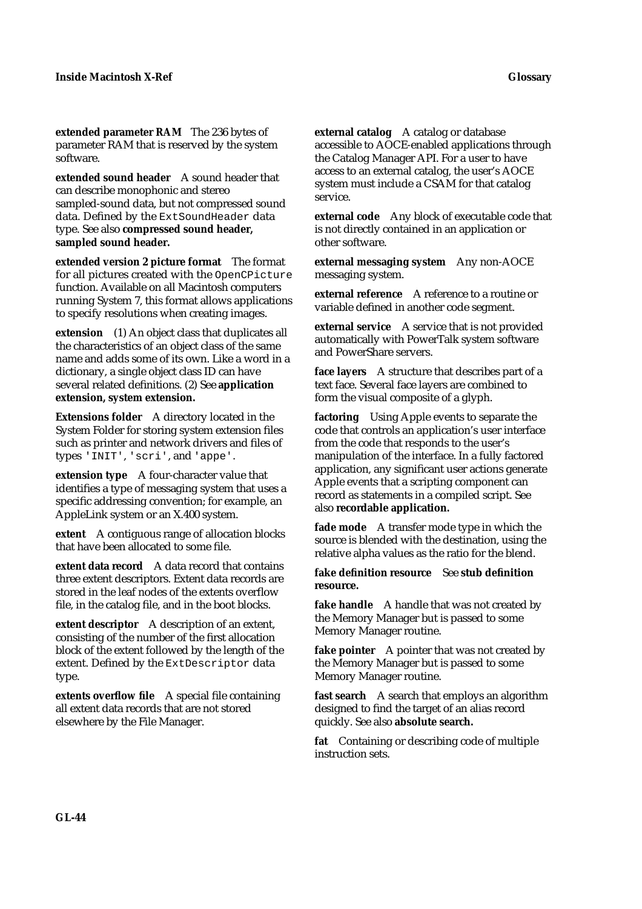**extended parameter RAM** The 236 bytes of parameter RAM that is reserved by the system software.

**extended sound header** A sound header that can describe monophonic and stereo sampled-sound data, but not compressed sound data. Defined by the `ExtSoundHeader` data type. See also **compressed sound header, sampled sound header.**

**extended version 2 picture format** The format for all pictures created with the `OpenCPicture` function. Available on all Macintosh computers running System 7, this format allows applications to specify resolutions when creating images.

**extension** (1) An object class that duplicates all the characteristics of an object class of the same name and adds some of its own. Like a word in a dictionary, a single object class ID can have several related definitions. (2) See **application extension, system extension.**

**Extensions folder** A directory located in the System Folder for storing system extension files such as printer and network drivers and files of types `'INIT'`, `'scri'`, and `'appe'`.

**extension type** A four-character value that identifies a type of messaging system that uses a specific addressing convention; for example, an AppleLink system or an X.400 system.

**extent** A contiguous range of allocation blocks that have been allocated to some file.

**extent data record** A data record that contains three extent descriptors. Extent data records are stored in the leaf nodes of the extents overflow file, in the catalog file, and in the boot blocks.

**extent descriptor** A description of an extent, consisting of the number of the first allocation block of the extent followed by the length of the extent. Defined by the `ExtDescriptor` data type.

**extents overflow file** A special file containing all extent data records that are not stored elsewhere by the File Manager.

**external catalog** A catalog or database accessible to AOCE-enabled applications through the Catalog Manager API. For a user to have access to an external catalog, the user's AOCE system must include a CSAM for that catalog service.

**external code** Any block of executable code that is not directly contained in an application or other software.

**external messaging system** Any non-AOCE messaging system.

**external reference** A reference to a routine or variable defined in another code segment.

**external service** A service that is not provided automatically with PowerTalk system software and PowerShare servers.

**face layers** A structure that describes part of a text face. Several face layers are combined to form the visual composite of a glyph.

**factoring** Using Apple events to separate the code that controls an application's user interface from the code that responds to the user's manipulation of the interface. In a fully factored application, any significant user actions generate Apple events that a scripting component can record as statements in a compiled script. See also **recordable application.**

**fade mode** A transfer mode type in which the source is blended with the destination, using the relative alpha values as the ratio for the blend.

**fake definition resource** See **stub definition resource.**

**fake handle** A handle that was not created by the Memory Manager but is passed to some Memory Manager routine.

**fake pointer** A pointer that was not created by the Memory Manager but is passed to some Memory Manager routine.

**fast search** A search that employs an algorithm designed to find the target of an alias record quickly. See also **absolute search.**

**fat** Containing or describing code of multiple instruction sets.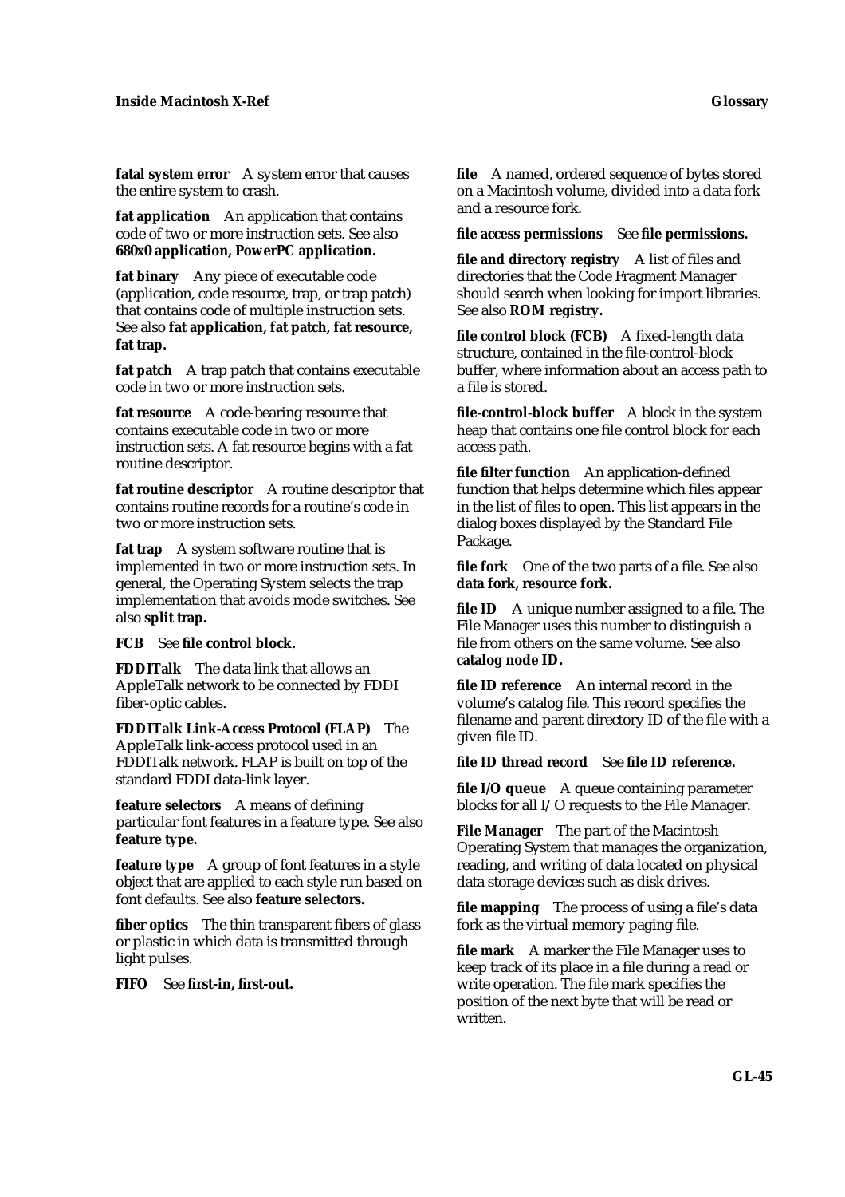**fatal system error** A system error that causes the entire system to crash.

**fat application** An application that contains code of two or more instruction sets. See also **680x0 application, PowerPC application.**

**fat binary** Any piece of executable code (application, code resource, trap, or trap patch) that contains code of multiple instruction sets. See also **fat application, fat patch, fat resource, fat trap.**

**fat patch** A trap patch that contains executable code in two or more instruction sets.

**fat resource** A code-bearing resource that contains executable code in two or more instruction sets. A fat resource begins with a fat routine descriptor.

**fat routine descriptor** A routine descriptor that contains routine records for a routine's code in two or more instruction sets.

**fat trap** A system software routine that is implemented in two or more instruction sets. In general, the Operating System selects the trap implementation that avoids mode switches. See also **split trap.**

**FCB** See **file control block.**

**FDDITalk** The data link that allows an AppleTalk network to be connected by FDDI fiber-optic cables.

**FDDITalk Link-Access Protocol (FLAP)** The AppleTalk link-access protocol used in an FDDITalk network. FLAP is built on top of the standard FDDI data-link layer.

**feature selectors** A means of defining particular font features in a feature type. See also **feature type.**

**feature type** A group of font features in a style object that are applied to each style run based on font defaults. See also **feature selectors.**

**fiber optics** The thin transparent fibers of glass or plastic in which data is transmitted through light pulses.

**FIFO** See **first-in, first-out.**

**file** A named, ordered sequence of bytes stored on a Macintosh volume, divided into a data fork and a resource fork.

**file access permissions** See **file permissions.**

**file and directory registry** A list of files and directories that the Code Fragment Manager should search when looking for import libraries. See also **ROM registry.**

**file control block (FCB)** A fixed-length data structure, contained in the file-control-block buffer, where information about an access path to a file is stored.

**file-control-block buffer** A block in the system heap that contains one file control block for each access path.

**file filter function** An application-defined function that helps determine which files appear in the list of files to open. This list appears in the dialog boxes displayed by the Standard File Package.

**file fork** One of the two parts of a file. See also **data fork, resource fork.**

**file ID** A unique number assigned to a file. The File Manager uses this number to distinguish a file from others on the same volume. See also **catalog node ID.**

**file ID reference** An internal record in the volume's catalog file. This record specifies the filename and parent directory ID of the file with a given file ID.

**file ID thread record** See **file ID reference.**

**file I/O queue** A queue containing parameter blocks for all I/O requests to the File Manager.

**File Manager** The part of the Macintosh Operating System that manages the organization, reading, and writing of data located on physical data storage devices such as disk drives.

**file mapping** The process of using a file's data fork as the virtual memory paging file.

**file mark** A marker the File Manager uses to keep track of its place in a file during a read or write operation. The file mark specifies the position of the next byte that will be read or written.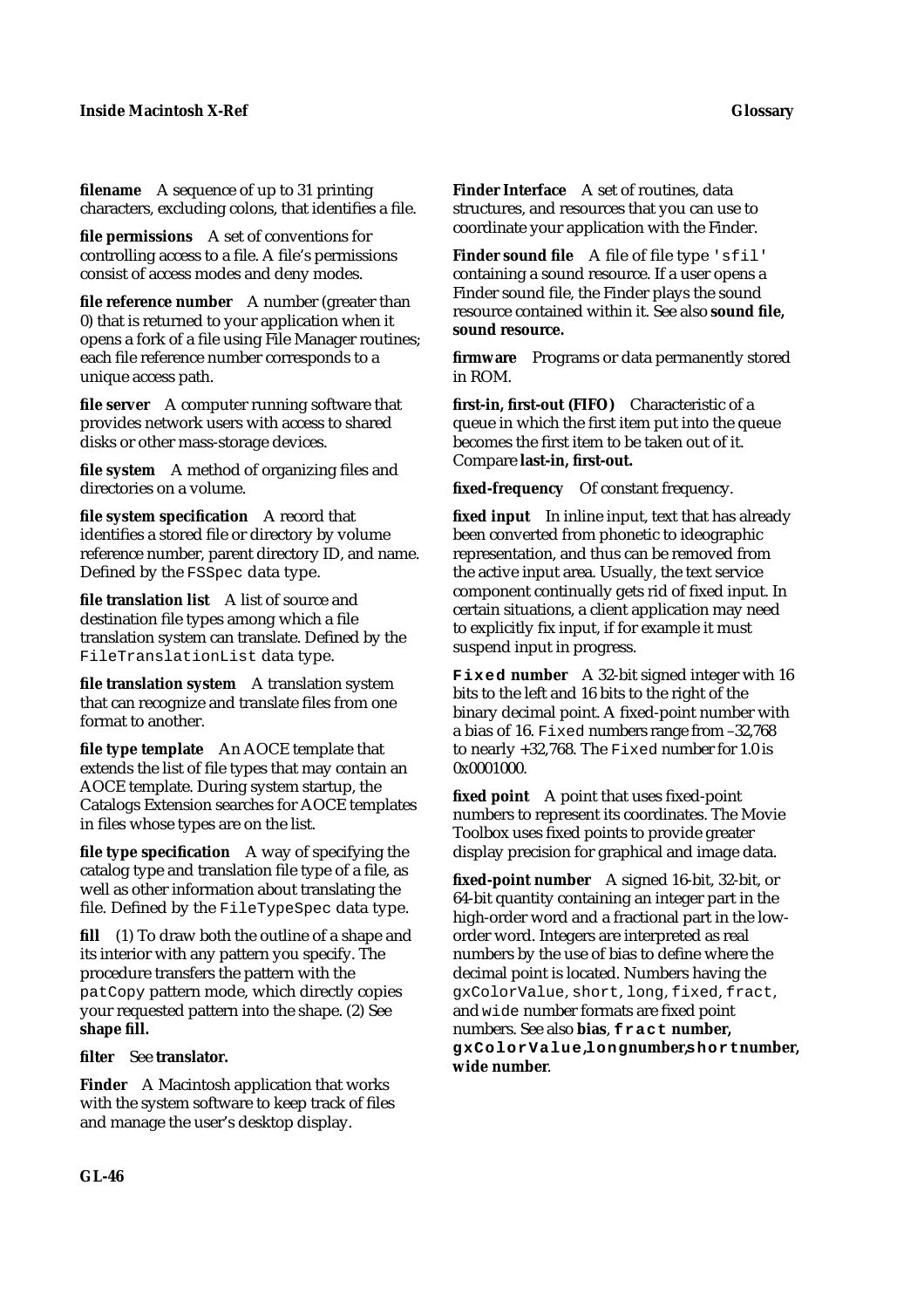**filename** A sequence of up to 31 printing characters, excluding colons, that identifies a file.

**file permissions** A set of conventions for controlling access to a file. A file's permissions consist of access modes and deny modes.

**file reference number** A number (greater than 0) that is returned to your application when it opens a fork of a file using File Manager routines; each file reference number corresponds to a unique access path.

**file server** A computer running software that provides network users with access to shared disks or other mass-storage devices.

**file system** A method of organizing files and directories on a volume.

**file system specification** A record that identifies a stored file or directory by volume reference number, parent directory ID, and name. Defined by the `FSSpec` data type.

**file translation list** A list of source and destination file types among which a file translation system can translate. Defined by the `FileTranslationList` data type.

**file translation system** A translation system that can recognize and translate files from one format to another.

**file type template** An AOCE template that extends the list of file types that may contain an AOCE template. During system startup, the Catalogs Extension searches for AOCE templates in files whose types are on the list.

**file type specification** A way of specifying the catalog type and translation file type of a file, as well as other information about translating the file. Defined by the `FileTypeSpec` data type.

**fill** (1) To draw both the outline of a shape and its interior with any pattern you specify. The procedure transfers the pattern with the `patCopy` pattern mode, which directly copies your requested pattern into the shape. (2) See **shape fill.**

**filter** See **translator.**

**Finder** A Macintosh application that works with the system software to keep track of files and manage the user's desktop display.

**Finder Interface** A set of routines, data structures, and resources that you can use to coordinate your application with the Finder.

**Finder sound file** A file of file type `'sfil'` containing a sound resource. If a user opens a Finder sound file, the Finder plays the sound resource contained within it. See also **sound file, sound resource.**

**firmware** Programs or data permanently stored in ROM.

**first-in, first-out (FIFO)** Characteristic of a queue in which the first item put into the queue becomes the first item to be taken out of it. Compare **last-in, first-out.**

**fixed-frequency** Of constant frequency.

**fixed input** In inline input, text that has already been converted from phonetic to ideographic representation, and thus can be removed from the active input area. Usually, the text service component continually gets rid of fixed input. In certain situations, a client application may need to explicitly fix input, if for example it must suspend input in progress.

**`Fixed` number** A 32-bit signed integer with 16 bits to the left and 16 bits to the right of the binary decimal point. A fixed-point number with a bias of 16. `Fixed` numbers range from –32,768 to nearly +32,768. The `Fixed` number for 1.0 is 0x0001000.

**fixed point** A point that uses fixed-point numbers to represent its coordinates. The Movie Toolbox uses fixed points to provide greater display precision for graphical and image data.

**fixed-point number** A signed 16-bit, 32-bit, or 64-bit quantity containing an integer part in the high-order word and a fractional part in the low-order word. Integers are interpreted as real numbers by the use of bias to define where the decimal point is located. Numbers having the `gxColorValue`, `short`, `long`, `fixed`, `fract`, and `wide` number formats are fixed point numbers. See also **bias**, **`fract` number, `gxColorValue`, `long` number, `short` number, `wide` number**.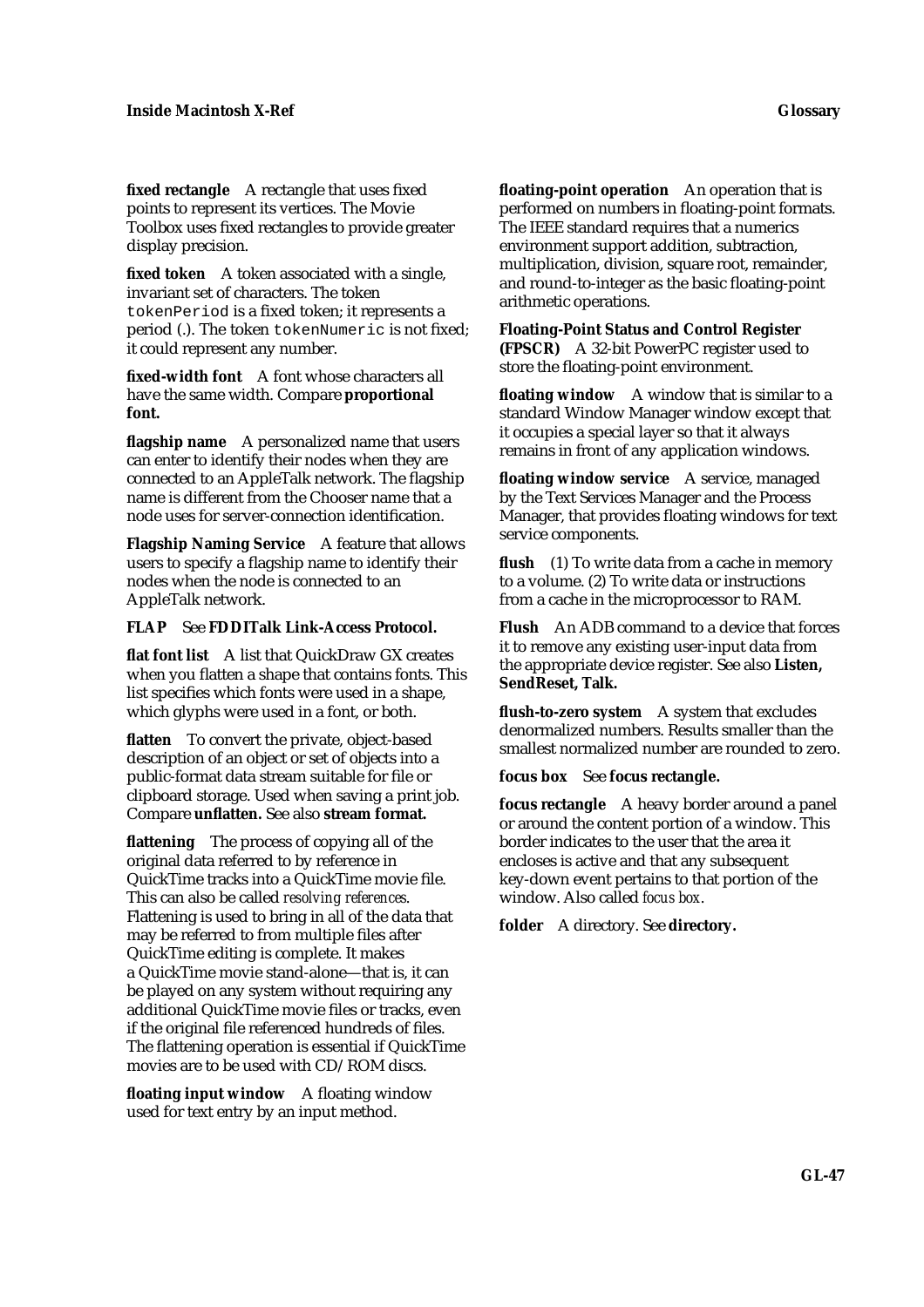**fixed rectangle** A rectangle that uses fixed points to represent its vertices. The Movie Toolbox uses fixed rectangles to provide greater display precision.

**fixed token** A token associated with a single, invariant set of characters. The token `tokenPeriod` is a fixed token; it represents a period (.). The token `tokenNumeric` is not fixed; it could represent any number.

**fixed-width font** A font whose characters all have the same width. Compare **proportional font.**

**flagship name** A personalized name that users can enter to identify their nodes when they are connected to an AppleTalk network. The flagship name is different from the Chooser name that a node uses for server-connection identification.

**Flagship Naming Service** A feature that allows users to specify a flagship name to identify their nodes when the node is connected to an AppleTalk network.

**FLAP** See **FDDITalk Link-Access Protocol.**

**flat font list** A list that QuickDraw GX creates when you flatten a shape that contains fonts. This list specifies which fonts were used in a shape, which glyphs were used in a font, or both.

**flatten** To convert the private, object-based description of an object or set of objects into a public-format data stream suitable for file or clipboard storage. Used when saving a print job. Compare **unflatten.** See also **stream format.**

**flattening** The process of copying all of the original data referred to by reference in QuickTime tracks into a QuickTime movie file. This can also be called *resolving references*. Flattening is used to bring in all of the data that may be referred to from multiple files after QuickTime editing is complete. It makes a QuickTime movie stand-alone—that is, it can be played on any system without requiring any additional QuickTime movie files or tracks, even if the original file referenced hundreds of files. The flattening operation is essential if QuickTime movies are to be used with CD/ROM discs.

**floating input window** A floating window used for text entry by an input method.

**floating-point operation** An operation that is performed on numbers in floating-point formats. The IEEE standard requires that a numerics environment support addition, subtraction, multiplication, division, square root, remainder, and round-to-integer as the basic floating-point arithmetic operations.

**Floating-Point Status and Control Register (FPSCR)** A 32-bit PowerPC register used to store the floating-point environment.

**floating window** A window that is similar to a standard Window Manager window except that it occupies a special layer so that it always remains in front of any application windows.

**floating window service** A service, managed by the Text Services Manager and the Process Manager, that provides floating windows for text service components.

**flush** (1) To write data from a cache in memory to a volume. (2) To write data or instructions from a cache in the microprocessor to RAM.

**Flush** An ADB command to a device that forces it to remove any existing user-input data from the appropriate device register. See also **Listen, SendReset, Talk.**

**flush-to-zero system** A system that excludes denormalized numbers. Results smaller than the smallest normalized number are rounded to zero.

**focus box** See **focus rectangle.**

**focus rectangle** A heavy border around a panel or around the content portion of a window. This border indicates to the user that the area it encloses is active and that any subsequent key-down event pertains to that portion of the window. Also called *focus box*.

**folder** A directory. See **directory.**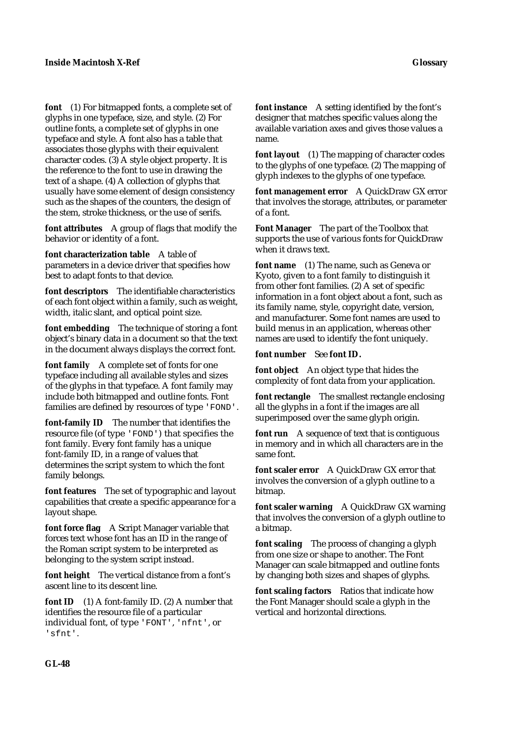**font** (1) For bitmapped fonts, a complete set of glyphs in one typeface, size, and style. (2) For outline fonts, a complete set of glyphs in one typeface and style. A font also has a table that associates those glyphs with their equivalent character codes. (3) A style object property. It is the reference to the font to use in drawing the text of a shape. (4) A collection of glyphs that usually have some element of design consistency such as the shapes of the counters, the design of the stem, stroke thickness, or the use of serifs.

**font attributes** A group of flags that modify the behavior or identity of a font.

**font characterization table** A table of parameters in a device driver that specifies how best to adapt fonts to that device.

**font descriptors** The identifiable characteristics of each font object within a family, such as weight, width, italic slant, and optical point size.

**font embedding** The technique of storing a font object's binary data in a document so that the text in the document always displays the correct font.

**font family** A complete set of fonts for one typeface including all available styles and sizes of the glyphs in that typeface. A font family may include both bitmapped and outline fonts. Font families are defined by resources of type `'FOND'`.

**font-family ID** The number that identifies the resource file (of type `'FOND'`) that specifies the font family. Every font family has a unique font-family ID, in a range of values that determines the script system to which the font family belongs.

**font features** The set of typographic and layout capabilities that create a specific appearance for a layout shape.

**font force flag** A Script Manager variable that forces text whose font has an ID in the range of the Roman script system to be interpreted as belonging to the system script instead.

**font height** The vertical distance from a font's ascent line to its descent line.

**font ID** (1) A font-family ID. (2) A number that identifies the resource file of a particular individual font, of type `'FONT'`, `'nfnt'`, or `'sfnt'`.

**font instance** A setting identified by the font's designer that matches specific values along the available variation axes and gives those values a name.

**font layout** (1) The mapping of character codes to the glyphs of one typeface. (2) The mapping of glyph indexes to the glyphs of one typeface.

**font management error** A QuickDraw GX error that involves the storage, attributes, or parameter of a font.

**Font Manager** The part of the Toolbox that supports the use of various fonts for QuickDraw when it draws text.

**font name** (1) The name, such as Geneva or Kyoto, given to a font family to distinguish it from other font families. (2) A set of specific information in a font object about a font, such as its family name, style, copyright date, version, and manufacturer. Some font names are used to build menus in an application, whereas other names are used to identify the font uniquely.

**font number** See **font ID.**

**font object** An object type that hides the complexity of font data from your application.

**font rectangle** The smallest rectangle enclosing all the glyphs in a font if the images are all superimposed over the same glyph origin.

**font run** A sequence of text that is contiguous in memory and in which all characters are in the same font.

**font scaler error** A QuickDraw GX error that involves the conversion of a glyph outline to a bitmap.

**font scaler warning** A QuickDraw GX warning that involves the conversion of a glyph outline to a bitmap.

**font scaling** The process of changing a glyph from one size or shape to another. The Font Manager can scale bitmapped and outline fonts by changing both sizes and shapes of glyphs.

**font scaling factors** Ratios that indicate how the Font Manager should scale a glyph in the vertical and horizontal directions.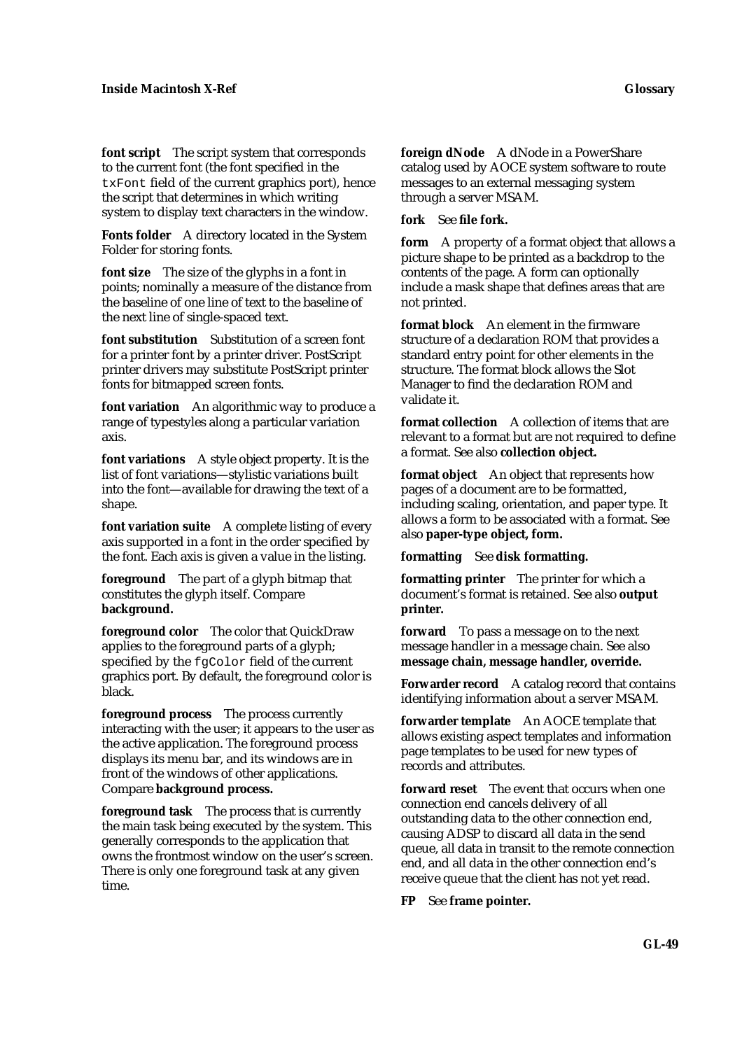**font script** The script system that corresponds to the current font (the font specified in the `txFont` field of the current graphics port), hence the script that determines in which writing system to display text characters in the window.

**Fonts folder** A directory located in the System Folder for storing fonts.

**font size** The size of the glyphs in a font in points; nominally a measure of the distance from the baseline of one line of text to the baseline of the next line of single-spaced text.

**font substitution** Substitution of a screen font for a printer font by a printer driver. PostScript printer drivers may substitute PostScript printer fonts for bitmapped screen fonts.

**font variation** An algorithmic way to produce a range of typestyles along a particular variation axis.

**font variations** A style object property. It is the list of font variations—stylistic variations built into the font—available for drawing the text of a shape.

**font variation suite** A complete listing of every axis supported in a font in the order specified by the font. Each axis is given a value in the listing.

**foreground** The part of a glyph bitmap that constitutes the glyph itself. Compare **background.**

**foreground color** The color that QuickDraw applies to the foreground parts of a glyph; specified by the `fgColor` field of the current graphics port. By default, the foreground color is black.

**foreground process** The process currently interacting with the user; it appears to the user as the active application. The foreground process displays its menu bar, and its windows are in front of the windows of other applications. Compare **background process.**

**foreground task** The process that is currently the main task being executed by the system. This generally corresponds to the application that owns the frontmost window on the user's screen. There is only one foreground task at any given time.

**foreign dNode** A dNode in a PowerShare catalog used by AOCE system software to route messages to an external messaging system through a server MSAM.

**fork** See **file fork.**

**form** A property of a format object that allows a picture shape to be printed as a backdrop to the contents of the page. A form can optionally include a mask shape that defines areas that are not printed.

**format block** An element in the firmware structure of a declaration ROM that provides a standard entry point for other elements in the structure. The format block allows the Slot Manager to find the declaration ROM and validate it.

**format collection** A collection of items that are relevant to a format but are not required to define a format. See also **collection object.**

**format object** An object that represents how pages of a document are to be formatted, including scaling, orientation, and paper type. It allows a form to be associated with a format. See also **paper-type object, form.**

**formatting** See **disk formatting.**

**formatting printer** The printer for which a document's format is retained. See also **output printer.**

**forward** To pass a message on to the next message handler in a message chain. See also **message chain, message handler, override.**

**Forwarder record** A catalog record that contains identifying information about a server MSAM.

**forwarder template** An AOCE template that allows existing aspect templates and information page templates to be used for new types of records and attributes.

**forward reset** The event that occurs when one connection end cancels delivery of all outstanding data to the other connection end, causing ADSP to discard all data in the send queue, all data in transit to the remote connection end, and all data in the other connection end's receive queue that the client has not yet read.

**FP** See **frame pointer.**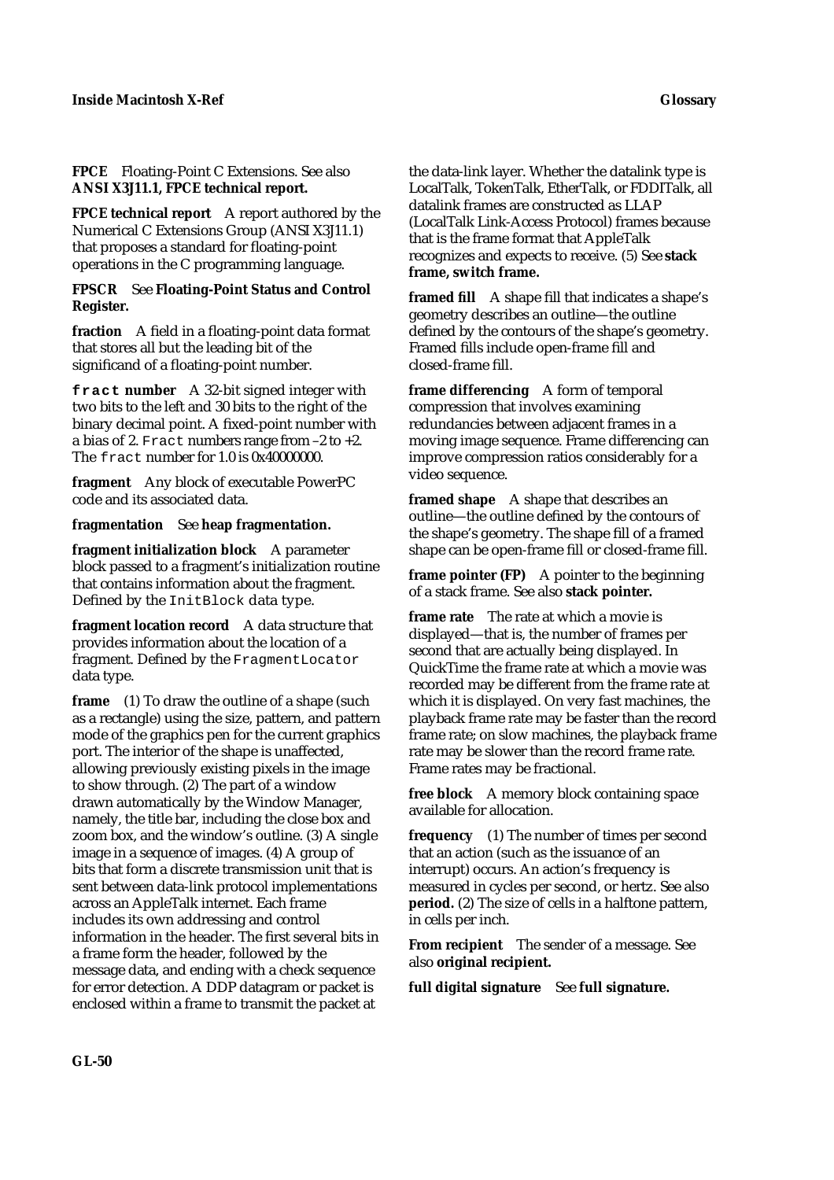**FPCE** Floating-Point C Extensions. See also **ANSI X3J11.1, FPCE technical report.**

**FPCE technical report** A report authored by the Numerical C Extensions Group (ANSI X3J11.1) that proposes a standard for floating-point operations in the C programming language.

**FPSCR** See **Floating-Point Status and Control Register.**

**fraction** A field in a floating-point data format that stores all but the leading bit of the significand of a floating-point number.

**`fract` number** A 32-bit signed integer with two bits to the left and 30 bits to the right of the binary decimal point. A fixed-point number with a bias of 2. `Fract` numbers range from –2 to +2. The `fract` number for 1.0 is 0x40000000.

**fragment** Any block of executable PowerPC code and its associated data.

**fragmentation** See **heap fragmentation.**

**fragment initialization block** A parameter block passed to a fragment's initialization routine that contains information about the fragment. Defined by the `InitBlock` data type.

**fragment location record** A data structure that provides information about the location of a fragment. Defined by the `FragmentLocator` data type.

**frame** (1) To draw the outline of a shape (such as a rectangle) using the size, pattern, and pattern mode of the graphics pen for the current graphics port. The interior of the shape is unaffected, allowing previously existing pixels in the image to show through. (2) The part of a window drawn automatically by the Window Manager, namely, the title bar, including the close box and zoom box, and the window's outline. (3) A single image in a sequence of images. (4) A group of bits that form a discrete transmission unit that is sent between data-link protocol implementations across an AppleTalk internet. Each frame includes its own addressing and control information in the header. The first several bits in a frame form the header, followed by the message data, and ending with a check sequence for error detection. A DDP datagram or packet is enclosed within a frame to transmit the packet at the data-link layer. Whether the datalink type is LocalTalk, TokenTalk, EtherTalk, or FDDITalk, all datalink frames are constructed as LLAP (LocalTalk Link-Access Protocol) frames because that is the frame format that AppleTalk recognizes and expects to receive. (5) See **stack frame, switch frame.**

**framed fill** A shape fill that indicates a shape's geometry describes an outline—the outline defined by the contours of the shape's geometry. Framed fills include open-frame fill and closed-frame fill.

**frame differencing** A form of temporal compression that involves examining redundancies between adjacent frames in a moving image sequence. Frame differencing can improve compression ratios considerably for a video sequence.

**framed shape** A shape that describes an outline—the outline defined by the contours of the shape's geometry. The shape fill of a framed shape can be open-frame fill or closed-frame fill.

**frame pointer (FP)** A pointer to the beginning of a stack frame. See also **stack pointer.**

**frame rate** The rate at which a movie is displayed—that is, the number of frames per second that are actually being displayed. In QuickTime the frame rate at which a movie was recorded may be different from the frame rate at which it is displayed. On very fast machines, the playback frame rate may be faster than the record frame rate; on slow machines, the playback frame rate may be slower than the record frame rate. Frame rates may be fractional.

**free block** A memory block containing space available for allocation.

**frequency** (1) The number of times per second that an action (such as the issuance of an interrupt) occurs. An action's frequency is measured in cycles per second, or hertz. See also **period.** (2) The size of cells in a halftone pattern, in cells per inch.

**From recipient** The sender of a message. See also **original recipient.**

**full digital signature** See **full signature.**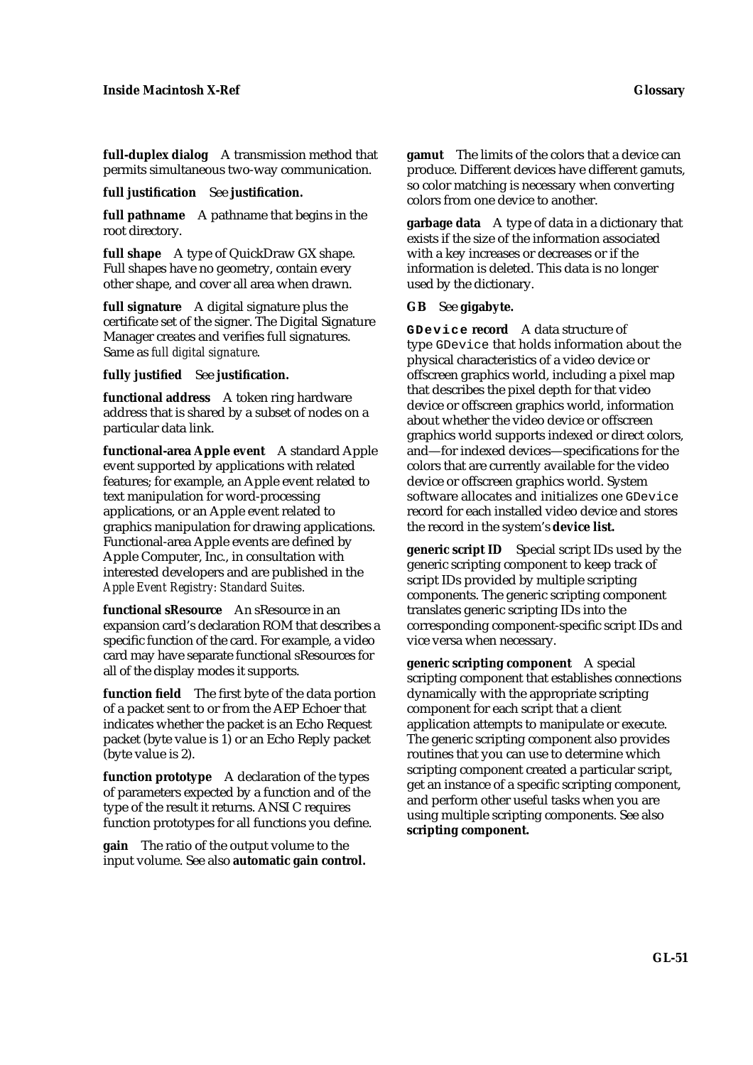**full-duplex dialog** A transmission method that permits simultaneous two-way communication.

**full justification** See **justification.**

**full pathname** A pathname that begins in the root directory.

**full shape** A type of QuickDraw GX shape. Full shapes have no geometry, contain every other shape, and cover all area when drawn.

**full signature** A digital signature plus the certificate set of the signer. The Digital Signature Manager creates and verifies full signatures. Same as *full digital signature*.

**fully justified** See **justification.**

**functional address** A token ring hardware address that is shared by a subset of nodes on a particular data link.

**functional-area Apple event** A standard Apple event supported by applications with related features; for example, an Apple event related to text manipulation for word-processing applications, or an Apple event related to graphics manipulation for drawing applications. Functional-area Apple events are defined by Apple Computer, Inc., in consultation with interested developers and are published in the *Apple Event Registry: Standard Suites.*

**functional sResource** An sResource in an expansion card's declaration ROM that describes a specific function of the card. For example, a video card may have separate functional sResources for all of the display modes it supports.

**function field** The first byte of the data portion of a packet sent to or from the AEP Echoer that indicates whether the packet is an Echo Request packet (byte value is 1) or an Echo Reply packet (byte value is 2).

**function prototype** A declaration of the types of parameters expected by a function and of the type of the result it returns. ANSI C requires function prototypes for all functions you define.

**gain** The ratio of the output volume to the input volume. See also **automatic gain control.**

**gamut** The limits of the colors that a device can produce. Different devices have different gamuts, so color matching is necessary when converting colors from one device to another.

**garbage data** A type of data in a dictionary that exists if the size of the information associated with a key increases or decreases or if the information is deleted. This data is no longer used by the dictionary.

**GB** See **gigabyte.**

**`GDevice` record** A data structure of type `GDevice` that holds information about the physical characteristics of a video device or offscreen graphics world, including a pixel map that describes the pixel depth for that video device or offscreen graphics world, information about whether the video device or offscreen graphics world supports indexed or direct colors, and—for indexed devices—specifications for the colors that are currently available for the video device or offscreen graphics world. System software allocates and initializes one `GDevice` record for each installed video device and stores the record in the system's **device list.**

**generic script ID** Special script IDs used by the generic scripting component to keep track of script IDs provided by multiple scripting components. The generic scripting component translates generic scripting IDs into the corresponding component-specific script IDs and vice versa when necessary.

**generic scripting component** A special scripting component that establishes connections dynamically with the appropriate scripting component for each script that a client application attempts to manipulate or execute. The generic scripting component also provides routines that you can use to determine which scripting component created a particular script, get an instance of a specific scripting component, and perform other useful tasks when you are using multiple scripting components. See also **scripting component.**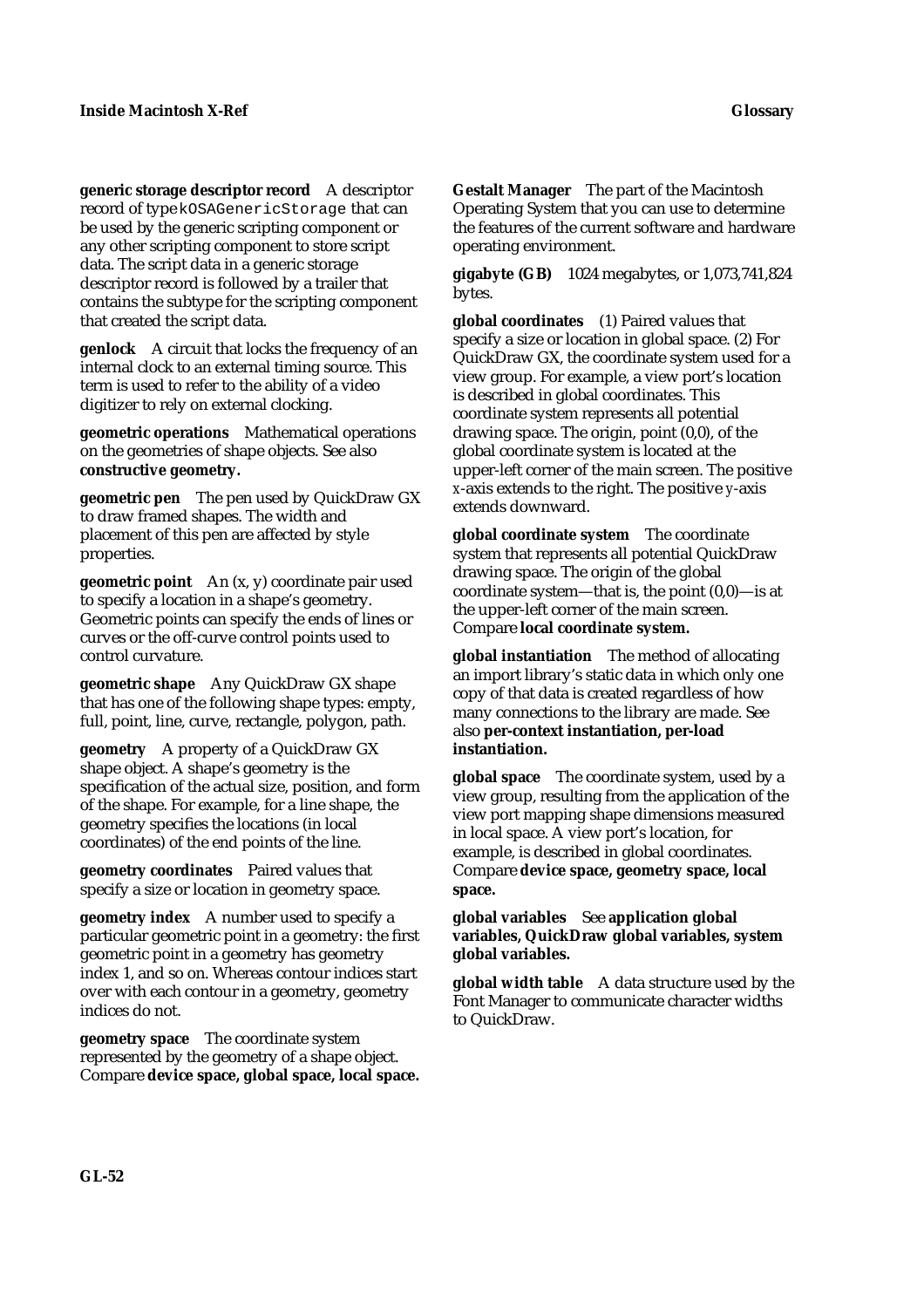**generic storage descriptor record** A descriptor record of type `kOSAGenericStorage` that can be used by the generic scripting component or any other scripting component to store script data. The script data in a generic storage descriptor record is followed by a trailer that contains the subtype for the scripting component that created the script data.

**genlock** A circuit that locks the frequency of an internal clock to an external timing source. This term is used to refer to the ability of a video digitizer to rely on external clocking.

**geometric operations** Mathematical operations on the geometries of shape objects. See also **constructive geometry.**

**geometric pen** The pen used by QuickDraw GX to draw framed shapes. The width and placement of this pen are affected by style properties.

**geometric point** An (x, y) coordinate pair used to specify a location in a shape's geometry. Geometric points can specify the ends of lines or curves or the off-curve control points used to control curvature.

**geometric shape** Any QuickDraw GX shape that has one of the following shape types: empty, full, point, line, curve, rectangle, polygon, path.

**geometry** A property of a QuickDraw GX shape object. A shape's geometry is the specification of the actual size, position, and form of the shape. For example, for a line shape, the geometry specifies the locations (in local coordinates) of the end points of the line.

**geometry coordinates** Paired values that specify a size or location in geometry space.

**geometry index** A number used to specify a particular geometric point in a geometry: the first geometric point in a geometry has geometry index 1, and so on. Whereas contour indices start over with each contour in a geometry, geometry indices do not.

**geometry space** The coordinate system represented by the geometry of a shape object. Compare **device space, global space, local space.**

**Gestalt Manager** The part of the Macintosh Operating System that you can use to determine the features of the current software and hardware operating environment.

**gigabyte (GB)** 1024 megabytes, or 1,073,741,824 bytes.

**global coordinates** (1) Paired values that specify a size or location in global space. (2) For QuickDraw GX, the coordinate system used for a view group. For example, a view port's location is described in global coordinates. This coordinate system represents all potential drawing space. The origin, point (0,0), of the global coordinate system is located at the upper-left corner of the main screen. The positive *x*-axis extends to the right. The positive *y*-axis extends downward.

**global coordinate system** The coordinate system that represents all potential QuickDraw drawing space. The origin of the global coordinate system—that is, the point (0,0)—is at the upper-left corner of the main screen. Compare **local coordinate system.**

**global instantiation** The method of allocating an import library's static data in which only one copy of that data is created regardless of how many connections to the library are made. See also **per-context instantiation, per-load instantiation.**

**global space** The coordinate system, used by a view group, resulting from the application of the view port mapping shape dimensions measured in local space. A view port's location, for example, is described in global coordinates. Compare **device space, geometry space, local space.**

**global variables** See **application global variables, QuickDraw global variables, system global variables.**

**global width table** A data structure used by the Font Manager to communicate character widths to QuickDraw.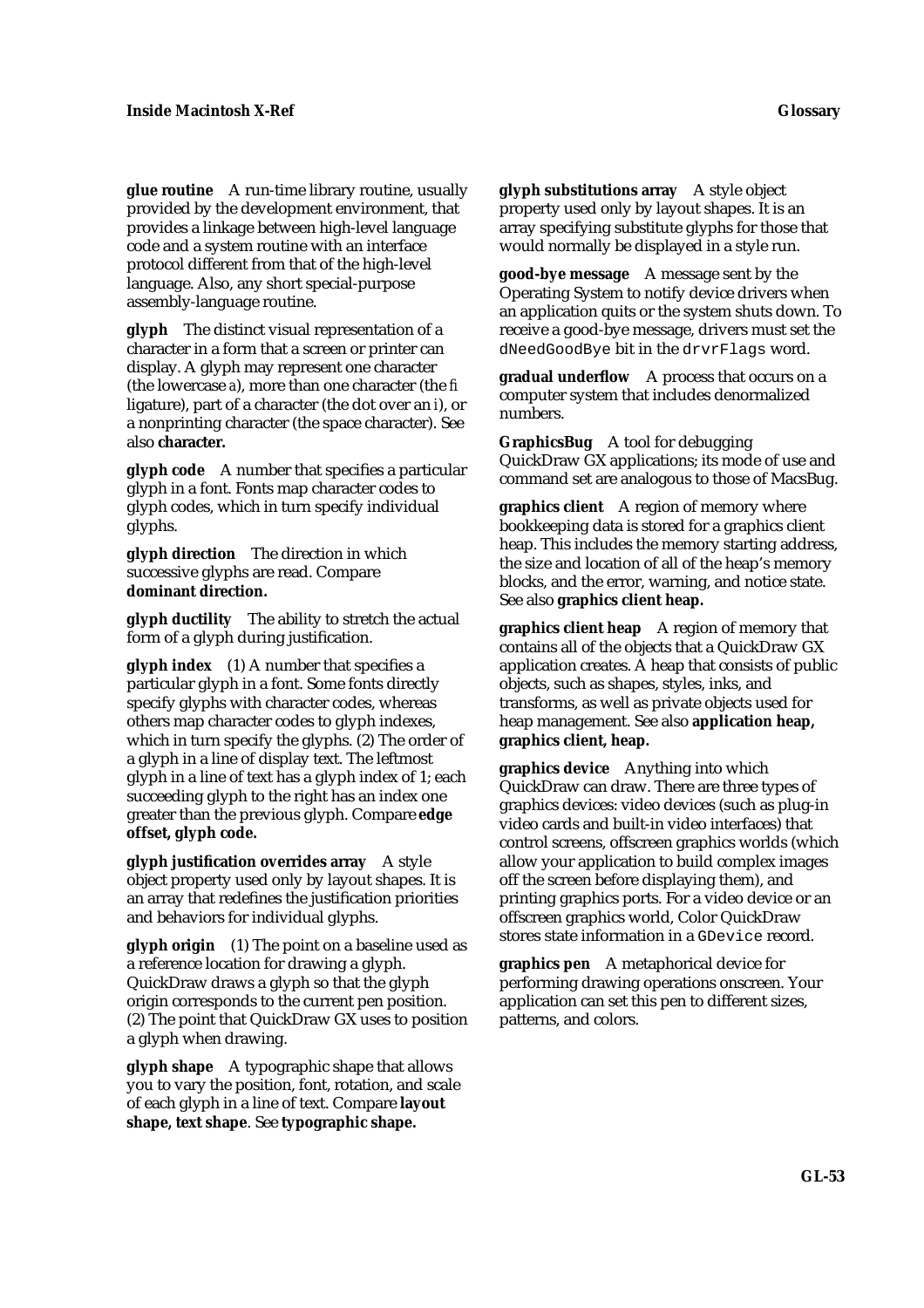**glue routine** A run-time library routine, usually provided by the development environment, that provides a linkage between high-level language code and a system routine with an interface protocol different from that of the high-level language. Also, any short special-purpose assembly-language routine.

**glyph** The distinct visual representation of a character in a form that a screen or printer can display. A glyph may represent one character (the lowercase *a*), more than one character (the *fi* ligature), part of a character (the dot over an *i*), or a nonprinting character (the space character). See also **character.**

**glyph code** A number that specifies a particular glyph in a font. Fonts map character codes to glyph codes, which in turn specify individual glyphs.

**glyph direction** The direction in which successive glyphs are read. Compare **dominant direction.**

**glyph ductility** The ability to stretch the actual form of a glyph during justification.

**glyph index** (1) A number that specifies a particular glyph in a font. Some fonts directly specify glyphs with character codes, whereas others map character codes to glyph indexes, which in turn specify the glyphs. (2) The order of a glyph in a line of display text. The leftmost glyph in a line of text has a glyph index of 1; each succeeding glyph to the right has an index one greater than the previous glyph. Compare **edge offset, glyph code.**

**glyph justification overrides array** A style object property used only by layout shapes. It is an array that redefines the justification priorities and behaviors for individual glyphs.

**glyph origin** (1) The point on a baseline used as a reference location for drawing a glyph. QuickDraw draws a glyph so that the glyph origin corresponds to the current pen position. (2) The point that QuickDraw GX uses to position a glyph when drawing.

**glyph shape** A typographic shape that allows you to vary the position, font, rotation, and scale of each glyph in a line of text. Compare **layout shape, text shape**. See **typographic shape.**

**glyph substitutions array** A style object property used only by layout shapes. It is an array specifying substitute glyphs for those that would normally be displayed in a style run.

**good-bye message** A message sent by the Operating System to notify device drivers when an application quits or the system shuts down. To receive a good-bye message, drivers must set the `dNeedGoodBye` bit in the `drvrFlags` word.

**gradual underflow** A process that occurs on a computer system that includes denormalized numbers.

**GraphicsBug** A tool for debugging QuickDraw GX applications; its mode of use and command set are analogous to those of MacsBug.

**graphics client** A region of memory where bookkeeping data is stored for a graphics client heap. This includes the memory starting address, the size and location of all of the heap's memory blocks, and the error, warning, and notice state. See also **graphics client heap.**

**graphics client heap** A region of memory that contains all of the objects that a QuickDraw GX application creates. A heap that consists of public objects, such as shapes, styles, inks, and transforms, as well as private objects used for heap management. See also **application heap, graphics client, heap.**

**graphics device** Anything into which QuickDraw can draw. There are three types of graphics devices: video devices (such as plug-in video cards and built-in video interfaces) that control screens, offscreen graphics worlds (which allow your application to build complex images off the screen before displaying them), and printing graphics ports. For a video device or an offscreen graphics world, Color QuickDraw stores state information in a `GDevice` record.

**graphics pen** A metaphorical device for performing drawing operations onscreen. Your application can set this pen to different sizes, patterns, and colors.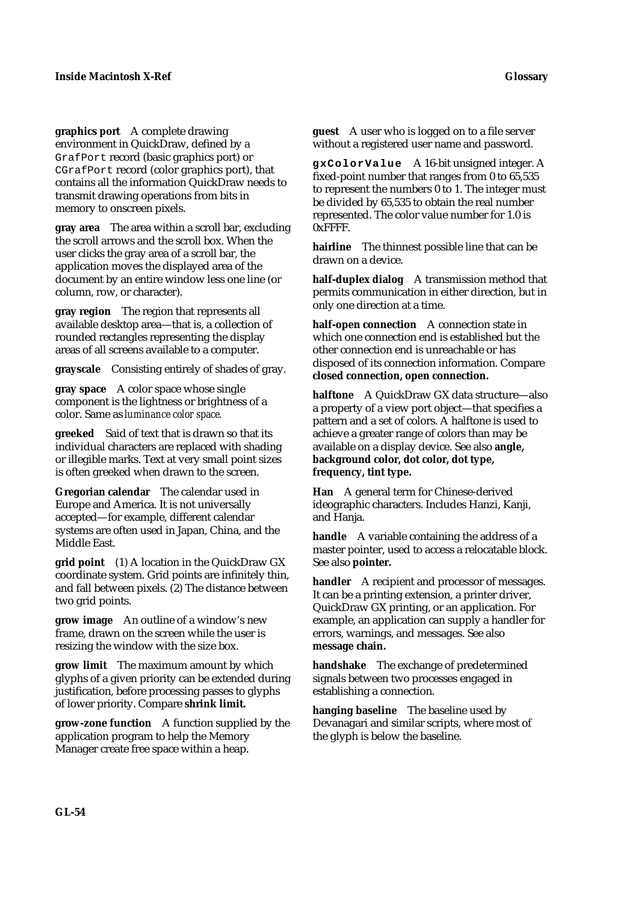**graphics port** A complete drawing environment in QuickDraw, defined by a `GrafPort` record (basic graphics port) or `CGrafPort` record (color graphics port), that contains all the information QuickDraw needs to transmit drawing operations from bits in memory to onscreen pixels.

**gray area** The area within a scroll bar, excluding the scroll arrows and the scroll box. When the user clicks the gray area of a scroll bar, the application moves the displayed area of the document by an entire window less one line (or column, row, or character).

**gray region** The region that represents all available desktop area—that is, a collection of rounded rectangles representing the display areas of all screens available to a computer.

**grayscale** Consisting entirely of shades of gray.

**gray space** A color space whose single component is the lightness or brightness of a color. Same as *luminance color space.*

**greeked** Said of text that is drawn so that its individual characters are replaced with shading or illegible marks. Text at very small point sizes is often greeked when drawn to the screen.

**Gregorian calendar** The calendar used in Europe and America. It is not universally accepted—for example, different calendar systems are often used in Japan, China, and the Middle East.

**grid point** (1) A location in the QuickDraw GX coordinate system. Grid points are infinitely thin, and fall between pixels. (2) The distance between two grid points.

**grow image** An outline of a window's new frame, drawn on the screen while the user is resizing the window with the size box.

**grow limit** The maximum amount by which glyphs of a given priority can be extended during justification, before processing passes to glyphs of lower priority. Compare **shrink limit.**

**grow-zone function** A function supplied by the application program to help the Memory Manager create free space within a heap.

**guest** A user who is logged on to a file server without a registered user name and password.

**`gxColorValue`** A 16-bit unsigned integer. A fixed-point number that ranges from 0 to 65,535 to represent the numbers 0 to 1. The integer must be divided by 65,535 to obtain the real number represented. The color value number for 1.0 is 0xFFFF.

**hairline** The thinnest possible line that can be drawn on a device.

**half-duplex dialog** A transmission method that permits communication in either direction, but in only one direction at a time.

**half-open connection** A connection state in which one connection end is established but the other connection end is unreachable or has disposed of its connection information. Compare **closed connection, open connection.**

**halftone** A QuickDraw GX data structure—also a property of a view port object—that specifies a pattern and a set of colors. A halftone is used to achieve a greater range of colors than may be available on a display device. See also **angle, background color, dot color, dot type, frequency, tint type.**

**Han** A general term for Chinese-derived ideographic characters. Includes Hanzi, Kanji, and Hanja.

**handle** A variable containing the address of a master pointer, used to access a relocatable block. See also **pointer.**

**handler** A recipient and processor of messages. It can be a printing extension, a printer driver, QuickDraw GX printing, or an application. For example, an application can supply a handler for errors, warnings, and messages. See also **message chain.**

**handshake** The exchange of predetermined signals between two processes engaged in establishing a connection.

**hanging baseline** The baseline used by Devanagari and similar scripts, where most of the glyph is below the baseline.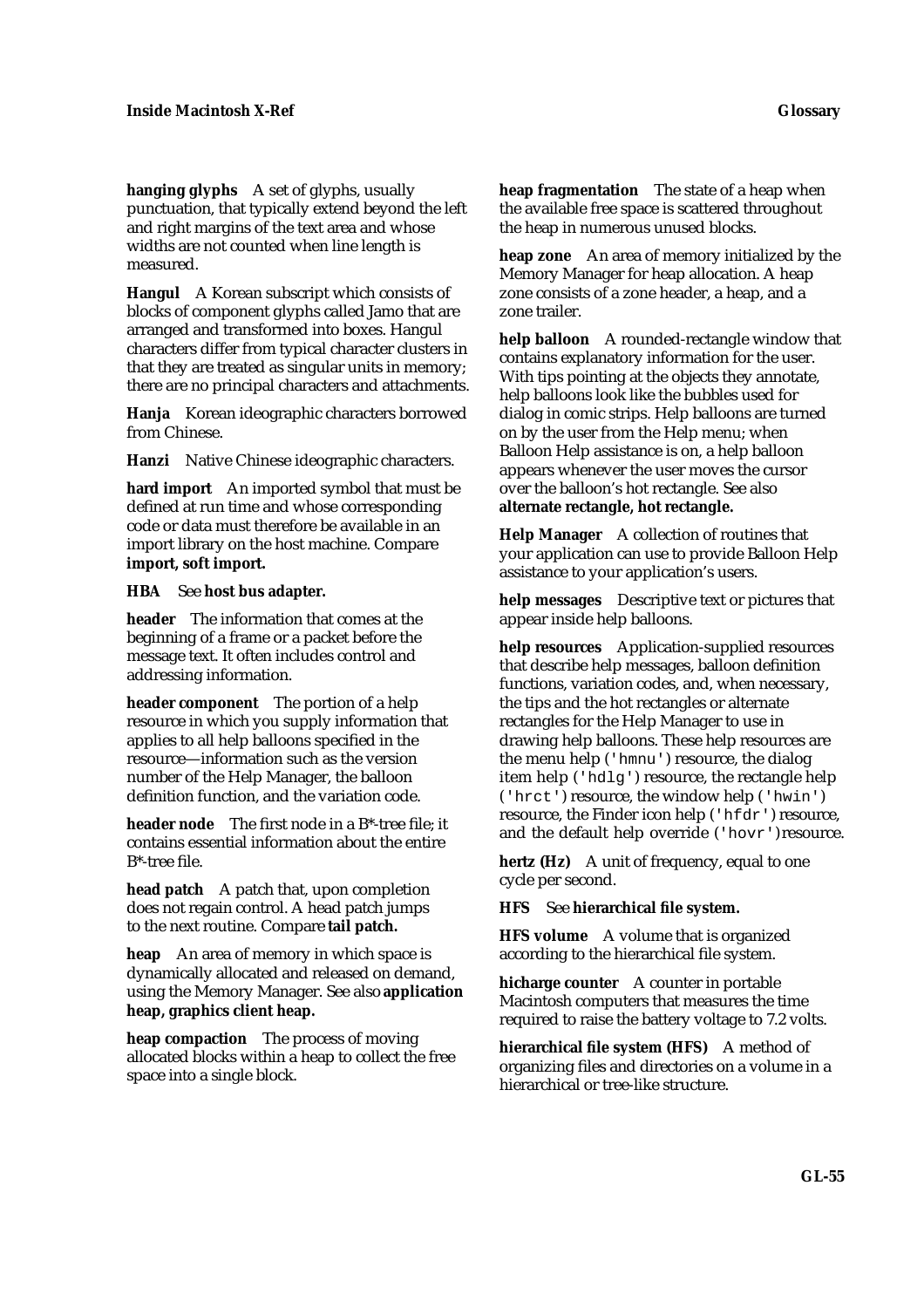**hanging glyphs** A set of glyphs, usually punctuation, that typically extend beyond the left and right margins of the text area and whose widths are not counted when line length is measured.

**Hangul** A Korean subscript which consists of blocks of component glyphs called Jamo that are arranged and transformed into boxes. Hangul characters differ from typical character clusters in that they are treated as singular units in memory; there are no principal characters and attachments.

**Hanja** Korean ideographic characters borrowed from Chinese.

**Hanzi** Native Chinese ideographic characters.

**hard import** An imported symbol that must be defined at run time and whose corresponding code or data must therefore be available in an import library on the host machine. Compare **import, soft import.**

**HBA** See **host bus adapter.**

**header** The information that comes at the beginning of a frame or a packet before the message text. It often includes control and addressing information.

**header component** The portion of a help resource in which you supply information that applies to all help balloons specified in the resource—information such as the version number of the Help Manager, the balloon definition function, and the variation code.

**header node** The first node in a B*-tree file; it contains essential information about the entire B*-tree file.

**head patch** A patch that, upon completion does not regain control. A head patch jumps to the next routine. Compare **tail patch.**

**heap** An area of memory in which space is dynamically allocated and released on demand, using the Memory Manager. See also **application heap, graphics client heap.**

**heap compaction** The process of moving allocated blocks within a heap to collect the free space into a single block.

**heap fragmentation** The state of a heap when the available free space is scattered throughout the heap in numerous unused blocks.

**heap zone** An area of memory initialized by the Memory Manager for heap allocation. A heap zone consists of a zone header, a heap, and a zone trailer.

**help balloon** A rounded-rectangle window that contains explanatory information for the user. With tips pointing at the objects they annotate, help balloons look like the bubbles used for dialog in comic strips. Help balloons are turned on by the user from the Help menu; when Balloon Help assistance is on, a help balloon appears whenever the user moves the cursor over the balloon's hot rectangle. See also **alternate rectangle, hot rectangle.**

**Help Manager** A collection of routines that your application can use to provide Balloon Help assistance to your application's users.

**help messages** Descriptive text or pictures that appear inside help balloons.

**help resources** Application-supplied resources that describe help messages, balloon definition functions, variation codes, and, when necessary, the tips and the hot rectangles or alternate rectangles for the Help Manager to use in drawing help balloons. These help resources are the menu help (`'hmnu'`) resource, the dialog item help (`'hdlg'`) resource, the rectangle help (`'hrct'`) resource, the window help (`'hwin'`) resource, the Finder icon help (`'hfdr'`) resource, and the default help override (`'hovr'`) resource.

**hertz (Hz)** A unit of frequency, equal to one cycle per second.

**HFS** See **hierarchical file system.**

**HFS volume** A volume that is organized according to the hierarchical file system.

**hicharge counter** A counter in portable Macintosh computers that measures the time required to raise the battery voltage to 7.2 volts.

**hierarchical file system (HFS)** A method of organizing files and directories on a volume in a hierarchical or tree-like structure.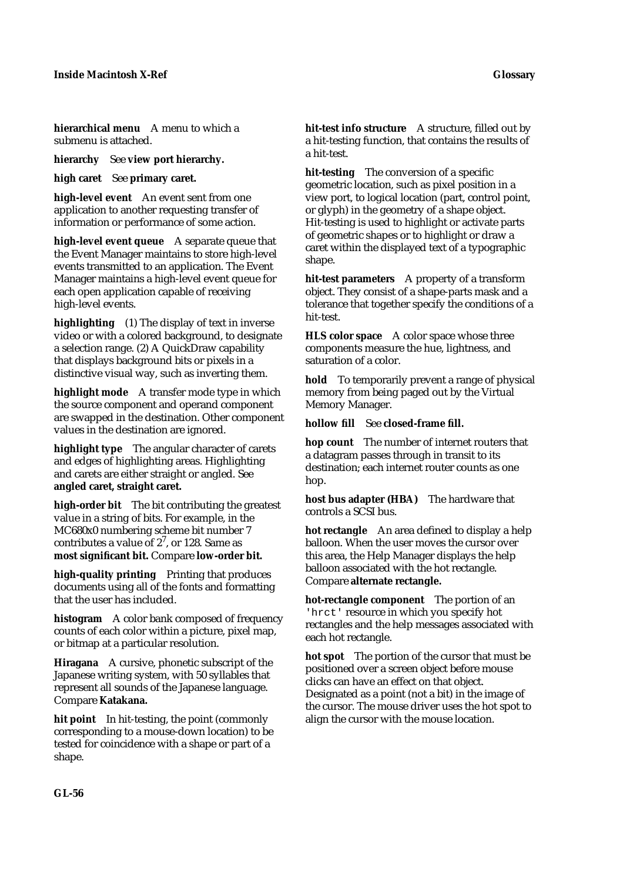**hierarchical menu** A menu to which a submenu is attached.

**hierarchy** See **view port hierarchy.**

**high caret** See **primary caret.**

**high-level event** An event sent from one application to another requesting transfer of information or performance of some action.

**high-level event queue** A separate queue that the Event Manager maintains to store high-level events transmitted to an application. The Event Manager maintains a high-level event queue for each open application capable of receiving high-level events.

**highlighting** (1) The display of text in inverse video or with a colored background, to designate a selection range. (2) A QuickDraw capability that displays background bits or pixels in a distinctive visual way, such as inverting them.

**highlight mode** A transfer mode type in which the source component and operand component are swapped in the destination. Other component values in the destination are ignored.

**highlight type** The angular character of carets and edges of highlighting areas. Highlighting and carets are either straight or angled. See **angled caret, straight caret.**

**high-order bit** The bit contributing the greatest value in a string of bits. For example, in the MC680x0 numbering scheme bit number 7 contributes a value of $2^7$, or 128. Same as **most significant bit.** Compare **low-order bit.**

**high-quality printing** Printing that produces documents using all of the fonts and formatting that the user has included.

**histogram** A color bank composed of frequency counts of each color within a picture, pixel map, or bitmap at a particular resolution.

**Hiragana** A cursive, phonetic subscript of the Japanese writing system, with 50 syllables that represent all sounds of the Japanese language. Compare **Katakana.**

**hit point** In hit-testing, the point (commonly corresponding to a mouse-down location) to be tested for coincidence with a shape or part of a shape.

**hit-test info structure** A structure, filled out by a hit-testing function, that contains the results of a hit-test.

**hit-testing** The conversion of a specific geometric location, such as pixel position in a view port, to logical location (part, control point, or glyph) in the geometry of a shape object. Hit-testing is used to highlight or activate parts of geometric shapes or to highlight or draw a caret within the displayed text of a typographic shape.

**hit-test parameters** A property of a transform object. They consist of a shape-parts mask and a tolerance that together specify the conditions of a hit-test.

**HLS color space** A color space whose three components measure the hue, lightness, and saturation of a color.

**hold** To temporarily prevent a range of physical memory from being paged out by the Virtual Memory Manager.

**hollow fill** See **closed-frame fill.**

**hop count** The number of internet routers that a datagram passes through in transit to its destination; each internet router counts as one hop.

**host bus adapter (HBA)** The hardware that controls a SCSI bus.

**hot rectangle** An area defined to display a help balloon. When the user moves the cursor over this area, the Help Manager displays the help balloon associated with the hot rectangle. Compare **alternate rectangle.**

**hot-rectangle component** The portion of an `'hrct'` resource in which you specify hot rectangles and the help messages associated with each hot rectangle.

**hot spot** The portion of the cursor that must be positioned over a screen object before mouse clicks can have an effect on that object. Designated as a point (not a bit) in the image of the cursor. The mouse driver uses the hot spot to align the cursor with the mouse location.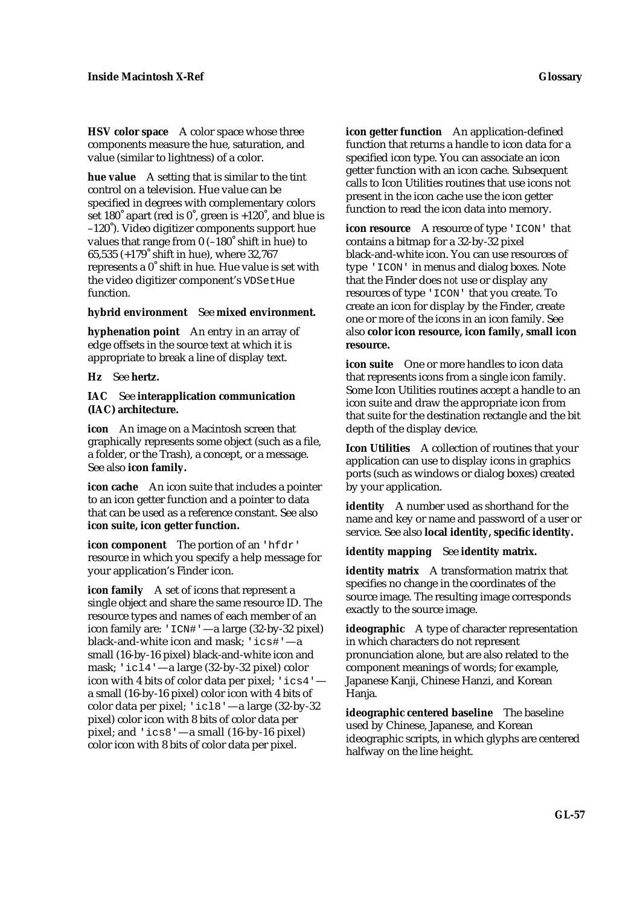**HSV color space** A color space whose three components measure the hue, saturation, and value (similar to lightness) of a color.

**hue value** A setting that is similar to the tint control on a television. Hue value can be specified in degrees with complementary colors set 180˚ apart (red is 0˚, green is +120˚, and blue is –120˚). Video digitizer components support hue values that range from 0 (–180˚ shift in hue) to 65,535 (+179˚ shift in hue), where 32,767 represents a 0˚ shift in hue. Hue value is set with the video digitizer component's `VDSetHue` function.

**hybrid environment** See **mixed environment.**

**hyphenation point** An entry in an array of edge offsets in the source text at which it is appropriate to break a line of display text.

**Hz** See **hertz.**

**IAC** See **interapplication communication (IAC) architecture.**

**icon** An image on a Macintosh screen that graphically represents some object (such as a file, a folder, or the Trash), a concept, or a message. See also **icon family.**

**icon cache** An icon suite that includes a pointer to an icon getter function and a pointer to data that can be used as a reference constant. See also **icon suite, icon getter function.**

**icon component** The portion of an `'hfdr'` resource in which you specify a help message for your application's Finder icon.

**icon family** A set of icons that represent a single object and share the same resource ID. The resource types and names of each member of an icon family are: `'ICN#'`—a large (32-by-32 pixel) black-and-white icon and mask; `'ics#'`—a small (16-by-16 pixel) black-and-white icon and mask; `'icl4'`—a large (32-by-32 pixel) color icon with 4 bits of color data per pixel; `'ics4'`—a small (16-by-16 pixel) color icon with 4 bits of color data per pixel; `'icl8'`—a large (32-by-32 pixel) color icon with 8 bits of color data per pixel; and `'ics8'`—a small (16-by-16 pixel) color icon with 8 bits of color data per pixel.

**icon getter function** An application-defined function that returns a handle to icon data for a specified icon type. You can associate an icon getter function with an icon cache. Subsequent calls to Icon Utilities routines that use icons not present in the icon cache use the icon getter function to read the icon data into memory.

**icon resource** A resource of type `'ICON'` that contains a bitmap for a 32-by-32 pixel black-and-white icon. You can use resources of type `'ICON'` in menus and dialog boxes. Note that the Finder does *not* use or display any resources of type `'ICON'` that you create. To create an icon for display by the Finder, create one or more of the icons in an icon family. See also **color icon resource, icon family, small icon resource.**

**icon suite** One or more handles to icon data that represents icons from a single icon family. Some Icon Utilities routines accept a handle to an icon suite and draw the appropriate icon from that suite for the destination rectangle and the bit depth of the display device.

**Icon Utilities** A collection of routines that your application can use to display icons in graphics ports (such as windows or dialog boxes) created by your application.

**identity** A number used as shorthand for the name and key or name and password of a user or service. See also **local identity, specific identity.**

**identity mapping** See **identity matrix.**

**identity matrix** A transformation matrix that specifies no change in the coordinates of the source image. The resulting image corresponds exactly to the source image.

**ideographic** A type of character representation in which characters do not represent pronunciation alone, but are also related to the component meanings of words; for example, Japanese Kanji, Chinese Hanzi, and Korean Hanja.

**ideographic centered baseline** The baseline used by Chinese, Japanese, and Korean ideographic scripts, in which glyphs are centered halfway on the line height.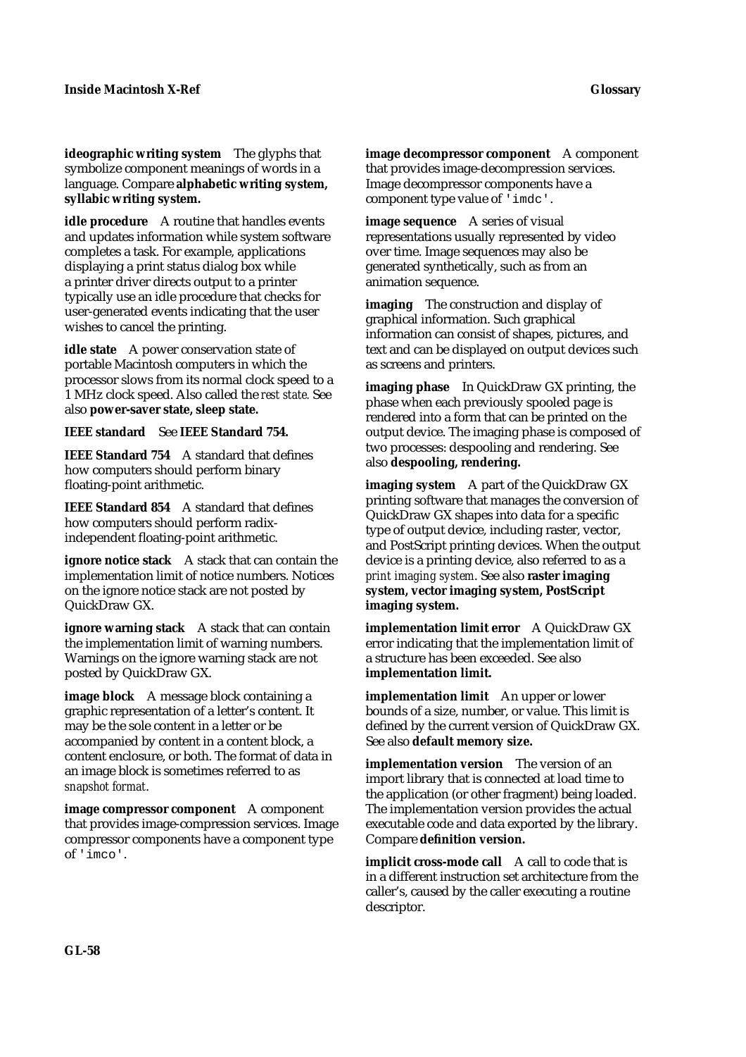**ideographic writing system** The glyphs that symbolize component meanings of words in a language. Compare **alphabetic writing system, syllabic writing system.**

**idle procedure** A routine that handles events and updates information while system software completes a task. For example, applications displaying a print status dialog box while a printer driver directs output to a printer typically use an idle procedure that checks for user-generated events indicating that the user wishes to cancel the printing.

**idle state** A power conservation state of portable Macintosh computers in which the processor slows from its normal clock speed to a 1 MHz clock speed. Also called the *rest state.* See also **power-saver state, sleep state.**

**IEEE standard** See **IEEE Standard 754.**

**IEEE Standard 754** A standard that defines how computers should perform binary floating-point arithmetic.

**IEEE Standard 854** A standard that defines how computers should perform radix-independent floating-point arithmetic.

**ignore notice stack** A stack that can contain the implementation limit of notice numbers. Notices on the ignore notice stack are not posted by QuickDraw GX.

**ignore warning stack** A stack that can contain the implementation limit of warning numbers. Warnings on the ignore warning stack are not posted by QuickDraw GX.

**image block** A message block containing a graphic representation of a letter's content. It may be the sole content in a letter or be accompanied by content in a content block, a content enclosure, or both. The format of data in an image block is sometimes referred to as *snapshot format*.

**image compressor component** A component that provides image-compression services. Image compressor components have a component type of `'imco'`.

**image decompressor component** A component that provides image-decompression services. Image decompressor components have a component type value of `'imdc'`.

**image sequence** A series of visual representations usually represented by video over time. Image sequences may also be generated synthetically, such as from an animation sequence.

**imaging** The construction and display of graphical information. Such graphical information can consist of shapes, pictures, and text and can be displayed on output devices such as screens and printers.

**imaging phase** In QuickDraw GX printing, the phase when each previously spooled page is rendered into a form that can be printed on the output device. The imaging phase is composed of two processes: despooling and rendering. See also **despooling, rendering.**

**imaging system** A part of the QuickDraw GX printing software that manages the conversion of QuickDraw GX shapes into data for a specific type of output device, including raster, vector, and PostScript printing devices. When the output device is a printing device, also referred to as a *print imaging system*. See also **raster imaging system, vector imaging system, PostScript imaging system.**

**implementation limit error** A QuickDraw GX error indicating that the implementation limit of a structure has been exceeded. See also **implementation limit.**

**implementation limit** An upper or lower bounds of a size, number, or value. This limit is defined by the current version of QuickDraw GX. See also **default memory size.**

**implementation version** The version of an import library that is connected at load time to the application (or other fragment) being loaded. The implementation version provides the actual executable code and data exported by the library. Compare **definition version.**

**implicit cross-mode call** A call to code that is in a different instruction set architecture from the caller's, caused by the caller executing a routine descriptor.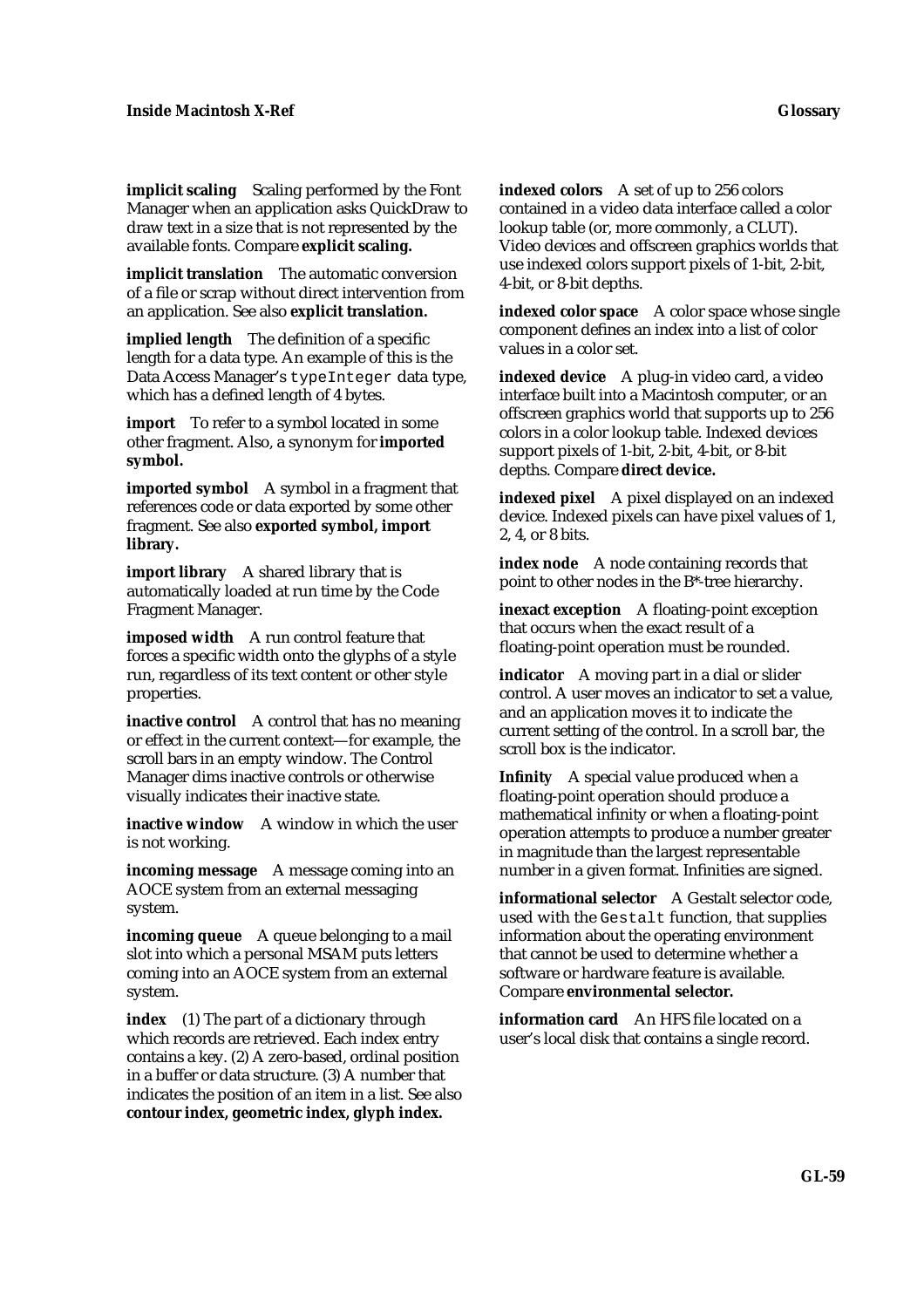**implicit scaling** Scaling performed by the Font Manager when an application asks QuickDraw to draw text in a size that is not represented by the available fonts. Compare **explicit scaling.**

**implicit translation** The automatic conversion of a file or scrap without direct intervention from an application. See also **explicit translation.**

**implied length** The definition of a specific length for a data type. An example of this is the Data Access Manager's `typeInteger` data type, which has a defined length of 4 bytes.

**import** To refer to a symbol located in some other fragment. Also, a synonym for **imported symbol.**

**imported symbol** A symbol in a fragment that references code or data exported by some other fragment. See also **exported symbol, import library.**

**import library** A shared library that is automatically loaded at run time by the Code Fragment Manager.

**imposed width** A run control feature that forces a specific width onto the glyphs of a style run, regardless of its text content or other style properties.

**inactive control** A control that has no meaning or effect in the current context—for example, the scroll bars in an empty window. The Control Manager dims inactive controls or otherwise visually indicates their inactive state.

**inactive window** A window in which the user is not working.

**incoming message** A message coming into an AOCE system from an external messaging system.

**incoming queue** A queue belonging to a mail slot into which a personal MSAM puts letters coming into an AOCE system from an external system.

**index** (1) The part of a dictionary through which records are retrieved. Each index entry contains a key. (2) A zero-based, ordinal position in a buffer or data structure. (3) A number that indicates the position of an item in a list. See also **contour index, geometric index, glyph index.**

**indexed colors** A set of up to 256 colors contained in a video data interface called a color lookup table (or, more commonly, a CLUT). Video devices and offscreen graphics worlds that use indexed colors support pixels of 1-bit, 2-bit, 4-bit, or 8-bit depths.

**indexed color space** A color space whose single component defines an index into a list of color values in a color set.

**indexed device** A plug-in video card, a video interface built into a Macintosh computer, or an offscreen graphics world that supports up to 256 colors in a color lookup table. Indexed devices support pixels of 1-bit, 2-bit, 4-bit, or 8-bit depths. Compare **direct device.**

**indexed pixel** A pixel displayed on an indexed device. Indexed pixels can have pixel values of 1, 2, 4, or 8 bits.

**index node** A node containing records that point to other nodes in the B*-tree hierarchy.

**inexact exception** A floating-point exception that occurs when the exact result of a floating-point operation must be rounded.

**indicator** A moving part in a dial or slider control. A user moves an indicator to set a value, and an application moves it to indicate the current setting of the control. In a scroll bar, the scroll box is the indicator.

**Infinity** A special value produced when a floating-point operation should produce a mathematical infinity or when a floating-point operation attempts to produce a number greater in magnitude than the largest representable number in a given format. Infinities are signed.

**informational selector** A Gestalt selector code, used with the `Gestalt` function, that supplies information about the operating environment that cannot be used to determine whether a software or hardware feature is available. Compare **environmental selector.**

**information card** An HFS file located on a user's local disk that contains a single record.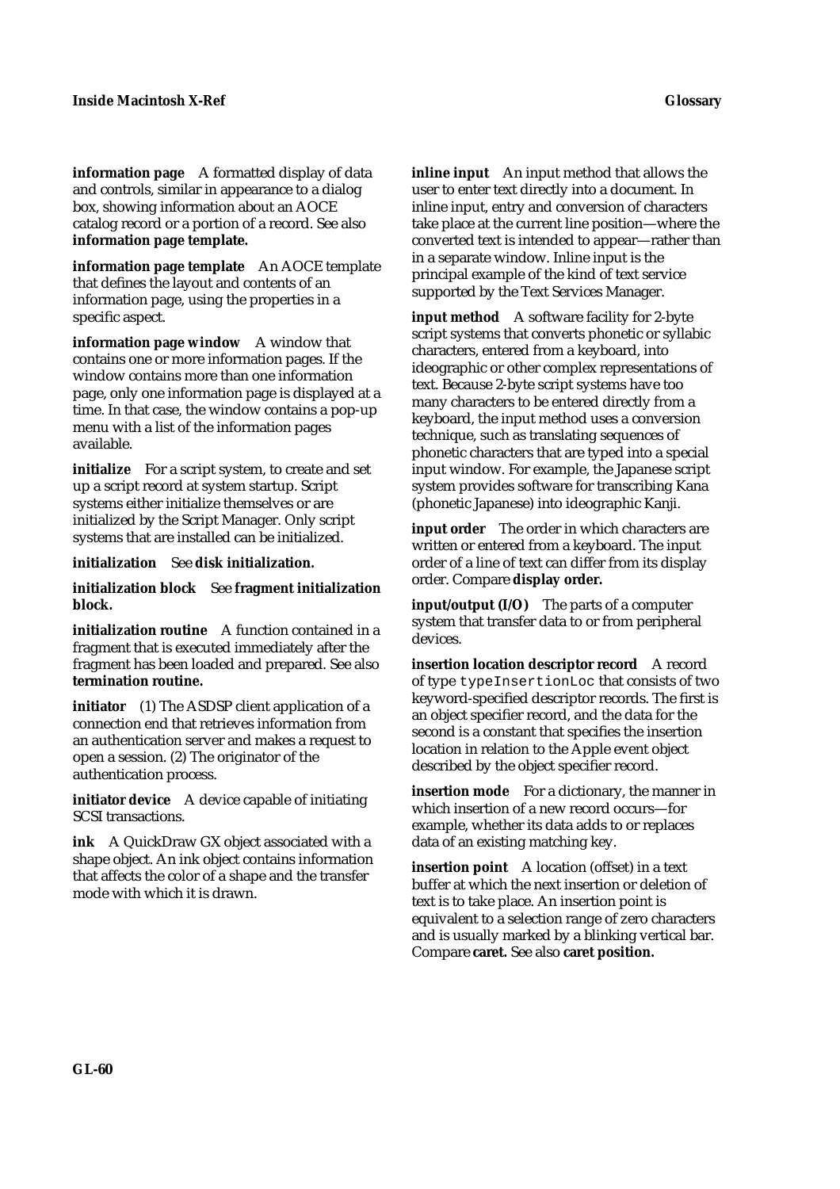**information page** A formatted display of data and controls, similar in appearance to a dialog box, showing information about an AOCE catalog record or a portion of a record. See also **information page template.**

**information page template** An AOCE template that defines the layout and contents of an information page, using the properties in a specific aspect.

**information page window** A window that contains one or more information pages. If the window contains more than one information page, only one information page is displayed at a time. In that case, the window contains a pop-up menu with a list of the information pages available.

**initialize** For a script system, to create and set up a script record at system startup. Script systems either initialize themselves or are initialized by the Script Manager. Only script systems that are installed can be initialized.

**initialization** See **disk initialization.**

**initialization block** See **fragment initialization block.**

**initialization routine** A function contained in a fragment that is executed immediately after the fragment has been loaded and prepared. See also **termination routine.**

**initiator** (1) The ASDSP client application of a connection end that retrieves information from an authentication server and makes a request to open a session. (2) The originator of the authentication process.

**initiator device** A device capable of initiating SCSI transactions.

**ink** A QuickDraw GX object associated with a shape object. An ink object contains information that affects the color of a shape and the transfer mode with which it is drawn.

**inline input** An input method that allows the user to enter text directly into a document. In inline input, entry and conversion of characters take place at the current line position—where the converted text is intended to appear—rather than in a separate window. Inline input is the principal example of the kind of text service supported by the Text Services Manager.

**input method** A software facility for 2-byte script systems that converts phonetic or syllabic characters, entered from a keyboard, into ideographic or other complex representations of text. Because 2-byte script systems have too many characters to be entered directly from a keyboard, the input method uses a conversion technique, such as translating sequences of phonetic characters that are typed into a special input window. For example, the Japanese script system provides software for transcribing Kana (phonetic Japanese) into ideographic Kanji.

**input order** The order in which characters are written or entered from a keyboard. The input order of a line of text can differ from its display order. Compare **display order.**

**input/output (I/O)** The parts of a computer system that transfer data to or from peripheral devices.

**insertion location descriptor record** A record of type `typeInsertionLoc` that consists of two keyword-specified descriptor records. The first is an object specifier record, and the data for the second is a constant that specifies the insertion location in relation to the Apple event object described by the object specifier record.

**insertion mode** For a dictionary, the manner in which insertion of a new record occurs—for example, whether its data adds to or replaces data of an existing matching key.

**insertion point** A location (offset) in a text buffer at which the next insertion or deletion of text is to take place. An insertion point is equivalent to a selection range of zero characters and is usually marked by a blinking vertical bar. Compare **caret.** See also **caret position.**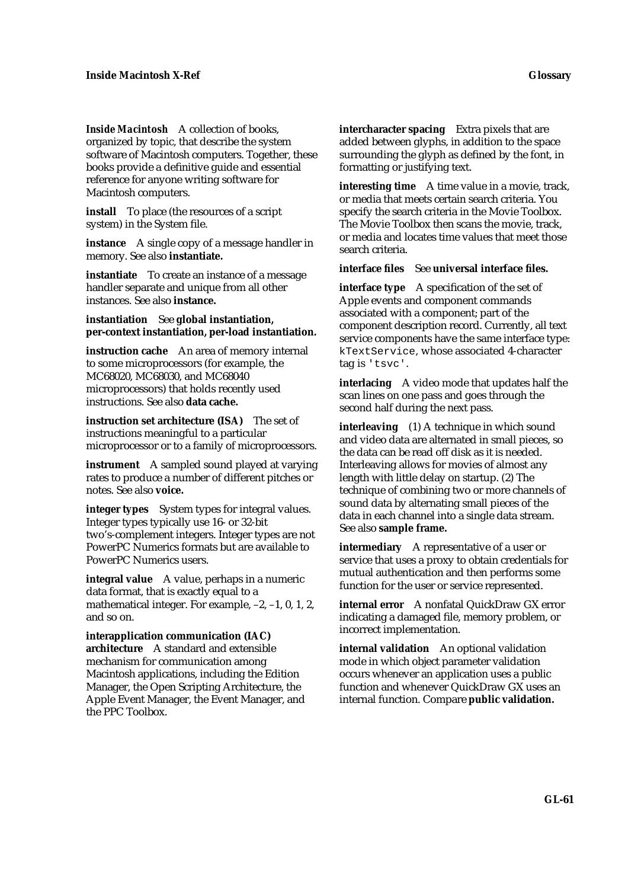***Inside Macintosh*** A collection of books, organized by topic, that describe the system software of Macintosh computers. Together, these books provide a definitive guide and essential reference for anyone writing software for Macintosh computers.

**install** To place (the resources of a script system) in the System file.

**instance** A single copy of a message handler in memory. See also **instantiate.**

**instantiate** To create an instance of a message handler separate and unique from all other instances. See also **instance.**

**instantiation** See **global instantiation, per-context instantiation, per-load instantiation.**

**instruction cache** An area of memory internal to some microprocessors (for example, the MC68020, MC68030, and MC68040 microprocessors) that holds recently used instructions. See also **data cache.**

**instruction set architecture (ISA)** The set of instructions meaningful to a particular microprocessor or to a family of microprocessors.

**instrument** A sampled sound played at varying rates to produce a number of different pitches or notes. See also **voice.**

**integer types** System types for integral values. Integer types typically use 16- or 32-bit two's-complement integers. Integer types are not PowerPC Numerics formats but are available to PowerPC Numerics users.

**integral value** A value, perhaps in a numeric data format, that is exactly equal to a mathematical integer. For example, –2, –1, 0, 1, 2, and so on.

**interapplication communication (IAC) architecture** A standard and extensible mechanism for communication among Macintosh applications, including the Edition Manager, the Open Scripting Architecture, the Apple Event Manager, the Event Manager, and the PPC Toolbox.

**intercharacter spacing** Extra pixels that are added between glyphs, in addition to the space surrounding the glyph as defined by the font, in formatting or justifying text.

**interesting time** A time value in a movie, track, or media that meets certain search criteria. You specify the search criteria in the Movie Toolbox. The Movie Toolbox then scans the movie, track, or media and locates time values that meet those search criteria.

**interface files** See **universal interface files.**

**interface type** A specification of the set of Apple events and component commands associated with a component; part of the component description record. Currently, all text service components have the same interface type: `kTextService`, whose associated 4-character tag is `'tsvc'`.

**interlacing** A video mode that updates half the scan lines on one pass and goes through the second half during the next pass.

**interleaving** (1) A technique in which sound and video data are alternated in small pieces, so the data can be read off disk as it is needed. Interleaving allows for movies of almost any length with little delay on startup. (2) The technique of combining two or more channels of sound data by alternating small pieces of the data in each channel into a single data stream. See also **sample frame.**

**intermediary** A representative of a user or service that uses a proxy to obtain credentials for mutual authentication and then performs some function for the user or service represented.

**internal error** A nonfatal QuickDraw GX error indicating a damaged file, memory problem, or incorrect implementation.

**internal validation** An optional validation mode in which object parameter validation occurs whenever an application uses a public function and whenever QuickDraw GX uses an internal function. Compare **public validation.**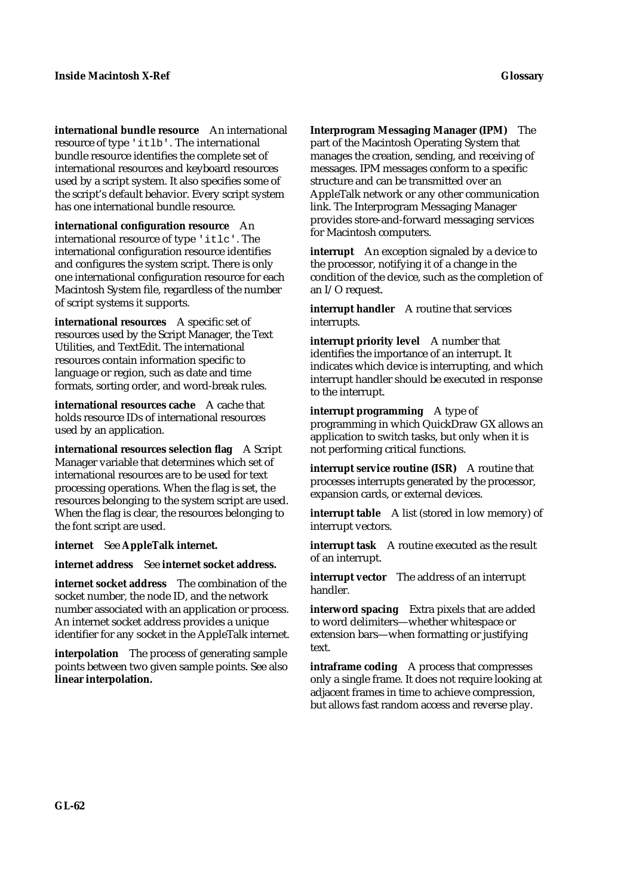**international bundle resource** An international resource of type `'itlb'`. The international bundle resource identifies the complete set of international resources and keyboard resources used by a script system. It also specifies some of the script's default behavior. Every script system has one international bundle resource.

**international configuration resource** An international resource of type `'itlc'`. The international configuration resource identifies and configures the system script. There is only one international configuration resource for each Macintosh System file, regardless of the number of script systems it supports.

**international resources** A specific set of resources used by the Script Manager, the Text Utilities, and TextEdit. The international resources contain information specific to language or region, such as date and time formats, sorting order, and word-break rules.

**international resources cache** A cache that holds resource IDs of international resources used by an application.

**international resources selection flag** A Script Manager variable that determines which set of international resources are to be used for text processing operations. When the flag is set, the resources belonging to the system script are used. When the flag is clear, the resources belonging to the font script are used.

**internet** See **AppleTalk internet.**

**internet address** See **internet socket address.**

**internet socket address** The combination of the socket number, the node ID, and the network number associated with an application or process. An internet socket address provides a unique identifier for any socket in the AppleTalk internet.

**interpolation** The process of generating sample points between two given sample points. See also **linear interpolation.**

**Interprogram Messaging Manager (IPM)** The part of the Macintosh Operating System that manages the creation, sending, and receiving of messages. IPM messages conform to a specific structure and can be transmitted over an AppleTalk network or any other communication link. The Interprogram Messaging Manager provides store-and-forward messaging services for Macintosh computers.

**interrupt** An exception signaled by a device to the processor, notifying it of a change in the condition of the device, such as the completion of an I/O request.

**interrupt handler** A routine that services interrupts.

**interrupt priority level** A number that identifies the importance of an interrupt. It indicates which device is interrupting, and which interrupt handler should be executed in response to the interrupt.

**interrupt programming** A type of programming in which QuickDraw GX allows an application to switch tasks, but only when it is not performing critical functions.

**interrupt service routine (ISR)** A routine that processes interrupts generated by the processor, expansion cards, or external devices.

**interrupt table** A list (stored in low memory) of interrupt vectors.

**interrupt task** A routine executed as the result of an interrupt.

**interrupt vector** The address of an interrupt handler.

**interword spacing** Extra pixels that are added to word delimiters—whether whitespace or extension bars—when formatting or justifying text.

**intraframe coding** A process that compresses only a single frame. It does not require looking at adjacent frames in time to achieve compression, but allows fast random access and reverse play.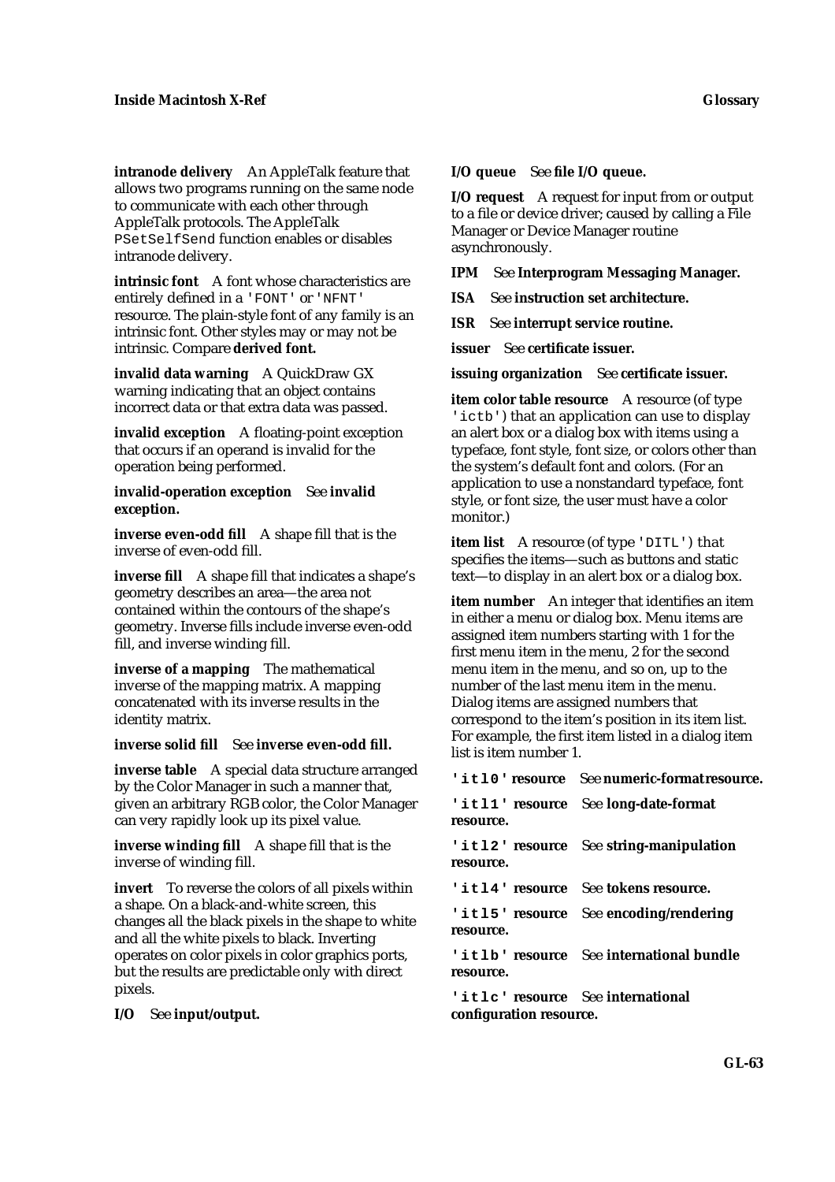**intranode delivery** An AppleTalk feature that allows two programs running on the same node to communicate with each other through AppleTalk protocols. The AppleTalk `PSetSelfSend` function enables or disables intranode delivery.

**intrinsic font** A font whose characteristics are entirely defined in a `'FONT'` or `'NFNT'` resource. The plain-style font of any family is an intrinsic font. Other styles may or may not be intrinsic. Compare **derived font.**

**invalid data warning** A QuickDraw GX warning indicating that an object contains incorrect data or that extra data was passed.

**invalid exception** A floating-point exception that occurs if an operand is invalid for the operation being performed.

**invalid-operation exception** See **invalid exception.**

**inverse even-odd fill** A shape fill that is the inverse of even-odd fill.

**inverse fill** A shape fill that indicates a shape's geometry describes an area—the area not contained within the contours of the shape's geometry. Inverse fills include inverse even-odd fill, and inverse winding fill.

**inverse of a mapping** The mathematical inverse of the mapping matrix. A mapping concatenated with its inverse results in the identity matrix.

**inverse solid fill** See **inverse even-odd fill.**

**inverse table** A special data structure arranged by the Color Manager in such a manner that, given an arbitrary RGB color, the Color Manager can very rapidly look up its pixel value.

**inverse winding fill** A shape fill that is the inverse of winding fill.

**invert** To reverse the colors of all pixels within a shape. On a black-and-white screen, this changes all the black pixels in the shape to white and all the white pixels to black. Inverting operates on color pixels in color graphics ports, but the results are predictable only with direct pixels.

**I/O** See **input/output.**

**I/O queue** See **file I/O queue.**

**I/O request** A request for input from or output to a file or device driver; caused by calling a File Manager or Device Manager routine asynchronously.

**IPM** See **Interprogram Messaging Manager.**

**ISA** See **instruction set architecture.**

**ISR** See **interrupt service routine.**

**issuer** See **certificate issuer.**

**issuing organization** See **certificate issuer.**

**item color table resource** A resource (of type `'ictb'`) that an application can use to display an alert box or a dialog box with items using a typeface, font style, font size, or colors other than the system's default font and colors. (For an application to use a nonstandard typeface, font style, or font size, the user must have a color monitor.)

**item list** A resource (of type `'DITL'`) that specifies the items—such as buttons and static text—to display in an alert box or a dialog box.

**item number** An integer that identifies an item in either a menu or dialog box. Menu items are assigned item numbers starting with 1 for the first menu item in the menu, 2 for the second menu item in the menu, and so on, up to the number of the last menu item in the menu. Dialog items are assigned numbers that correspond to the item's position in its item list. For example, the first item listed in a dialog item list is item number 1.

**`'itl0'` resource** See **numeric-format resource.**

**`'itl1'` resource** See **long-date-format resource.**

**`'itl2'` resource** See **string-manipulation resource.**

**`'itl4'` resource** See **tokens resource.**

**`'itl5'` resource** See **encoding/rendering resource.**

**`'itlb'` resource** See **international bundle resource.**

**`'itlc'` resource** See **international configuration resource.**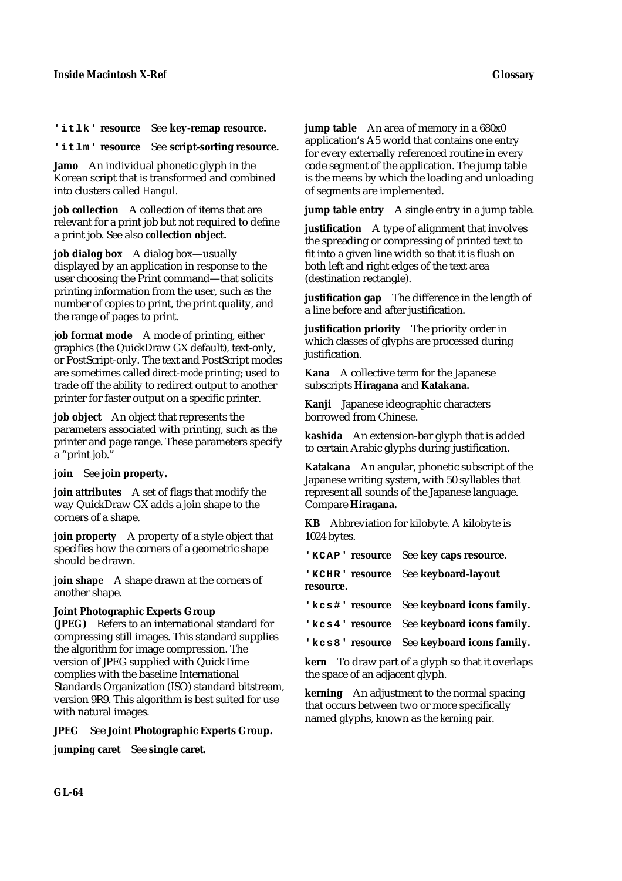**`'itlk'` resource** See **key-remap resource.**

**`'itlm'` resource** See **script-sorting resource.**

**Jamo** An individual phonetic glyph in the Korean script that is transformed and combined into clusters called *Hangul.*

**job collection** A collection of items that are relevant for a print job but not required to define a print job. See also **collection object.**

**job dialog box** A dialog box—usually displayed by an application in response to the user choosing the Print command—that solicits printing information from the user, such as the number of copies to print, the print quality, and the range of pages to print.

**job format mode** A mode of printing, either graphics (the QuickDraw GX default), text-only, or PostScript-only. The text and PostScript modes are sometimes called *direct-mode printing*; used to trade off the ability to redirect output to another printer for faster output on a specific printer.

**job object** An object that represents the parameters associated with printing, such as the printer and page range. These parameters specify a "print job."

**join** See **join property.**

**join attributes** A set of flags that modify the way QuickDraw GX adds a join shape to the corners of a shape.

**join property** A property of a style object that specifies how the corners of a geometric shape should be drawn.

**join shape** A shape drawn at the corners of another shape.

**Joint Photographic Experts Group (JPEG)** Refers to an international standard for compressing still images. This standard supplies the algorithm for image compression. The version of JPEG supplied with QuickTime complies with the baseline International Standards Organization (ISO) standard bitstream, version 9R9. This algorithm is best suited for use with natural images.

**JPEG** See **Joint Photographic Experts Group.**

**jumping caret** See **single caret.**

**jump table** An area of memory in a 680x0 application's A5 world that contains one entry for every externally referenced routine in every code segment of the application. The jump table is the means by which the loading and unloading of segments are implemented.

**jump table entry** A single entry in a jump table.

**justification** A type of alignment that involves the spreading or compressing of printed text to fit into a given line width so that it is flush on both left and right edges of the text area (destination rectangle).

**justification gap** The difference in the length of a line before and after justification.

**justification priority** The priority order in which classes of glyphs are processed during justification.

**Kana** A collective term for the Japanese subscripts **Hiragana** and **Katakana.**

**Kanji** Japanese ideographic characters borrowed from Chinese.

**kashida** An extension-bar glyph that is added to certain Arabic glyphs during justification.

**Katakana** An angular, phonetic subscript of the Japanese writing system, with 50 syllables that represent all sounds of the Japanese language. Compare **Hiragana.**

**KB** Abbreviation for kilobyte. A kilobyte is 1024 bytes.

**`'KCAP'` resource** See **key caps resource.**

**`'KCHR'` resource** See **keyboard-layout resource.**

**`'kcs#'` resource** See **keyboard icons family.**

**`'kcs4'` resource** See **keyboard icons family.**

**`'kcs8'` resource** See **keyboard icons family.**

**kern** To draw part of a glyph so that it overlaps the space of an adjacent glyph.

**kerning** An adjustment to the normal spacing that occurs between two or more specifically named glyphs, known as the *kerning pair*.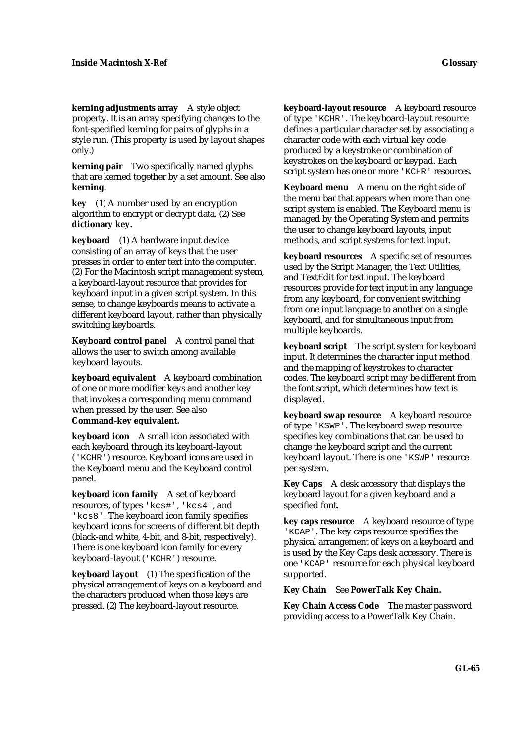**kerning adjustments array** A style object property. It is an array specifying changes to the font-specified kerning for pairs of glyphs in a style run. (This property is used by layout shapes only.)

**kerning pair** Two specifically named glyphs that are kerned together by a set amount. See also **kerning.**

**key** (1) A number used by an encryption algorithm to encrypt or decrypt data. (2) See **dictionary key.**

**keyboard** (1) A hardware input device consisting of an array of keys that the user presses in order to enter text into the computer. (2) For the Macintosh script management system, a keyboard-layout resource that provides for keyboard input in a given script system. In this sense, to change keyboards means to activate a different keyboard layout, rather than physically switching keyboards.

**Keyboard control panel** A control panel that allows the user to switch among available keyboard layouts.

**keyboard equivalent** A keyboard combination of one or more modifier keys and another key that invokes a corresponding menu command when pressed by the user. See also **Command-key equivalent.**

**keyboard icon** A small icon associated with each keyboard through its keyboard-layout (`'KCHR'`) resource. Keyboard icons are used in the Keyboard menu and the Keyboard control panel.

**keyboard icon family** A set of keyboard resources, of types `'kcs#'`, `'kcs4'`, and `'kcs8'`. The keyboard icon family specifies keyboard icons for screens of different bit depth (black-and white, 4-bit, and 8-bit, respectively). There is one keyboard icon family for every keyboard-layout (`'KCHR'`) resource.

**keyboard layout** (1) The specification of the physical arrangement of keys on a keyboard and the characters produced when those keys are pressed. (2) The keyboard-layout resource.

**keyboard-layout resource** A keyboard resource of type `'KCHR'`. The keyboard-layout resource defines a particular character set by associating a character code with each virtual key code produced by a keystroke or combination of keystrokes on the keyboard or keypad. Each script system has one or more `'KCHR'` resources.

**Keyboard menu** A menu on the right side of the menu bar that appears when more than one script system is enabled. The Keyboard menu is managed by the Operating System and permits the user to change keyboard layouts, input methods, and script systems for text input.

**keyboard resources** A specific set of resources used by the Script Manager, the Text Utilities, and TextEdit for text input. The keyboard resources provide for text input in any language from any keyboard, for convenient switching from one input language to another on a single keyboard, and for simultaneous input from multiple keyboards.

**keyboard script** The script system for keyboard input. It determines the character input method and the mapping of keystrokes to character codes. The keyboard script may be different from the font script, which determines how text is displayed.

**keyboard swap resource** A keyboard resource of type `'KSWP'`. The keyboard swap resource specifies key combinations that can be used to change the keyboard script and the current keyboard layout. There is one `'KSWP'` resource per system.

**Key Caps** A desk accessory that displays the keyboard layout for a given keyboard and a specified font.

**key caps resource** A keyboard resource of type `'KCAP'`. The key caps resource specifies the physical arrangement of keys on a keyboard and is used by the Key Caps desk accessory. There is one `'KCAP'` resource for each physical keyboard supported.

**Key Chain** See **PowerTalk Key Chain.**

**Key Chain Access Code** The master password providing access to a PowerTalk Key Chain.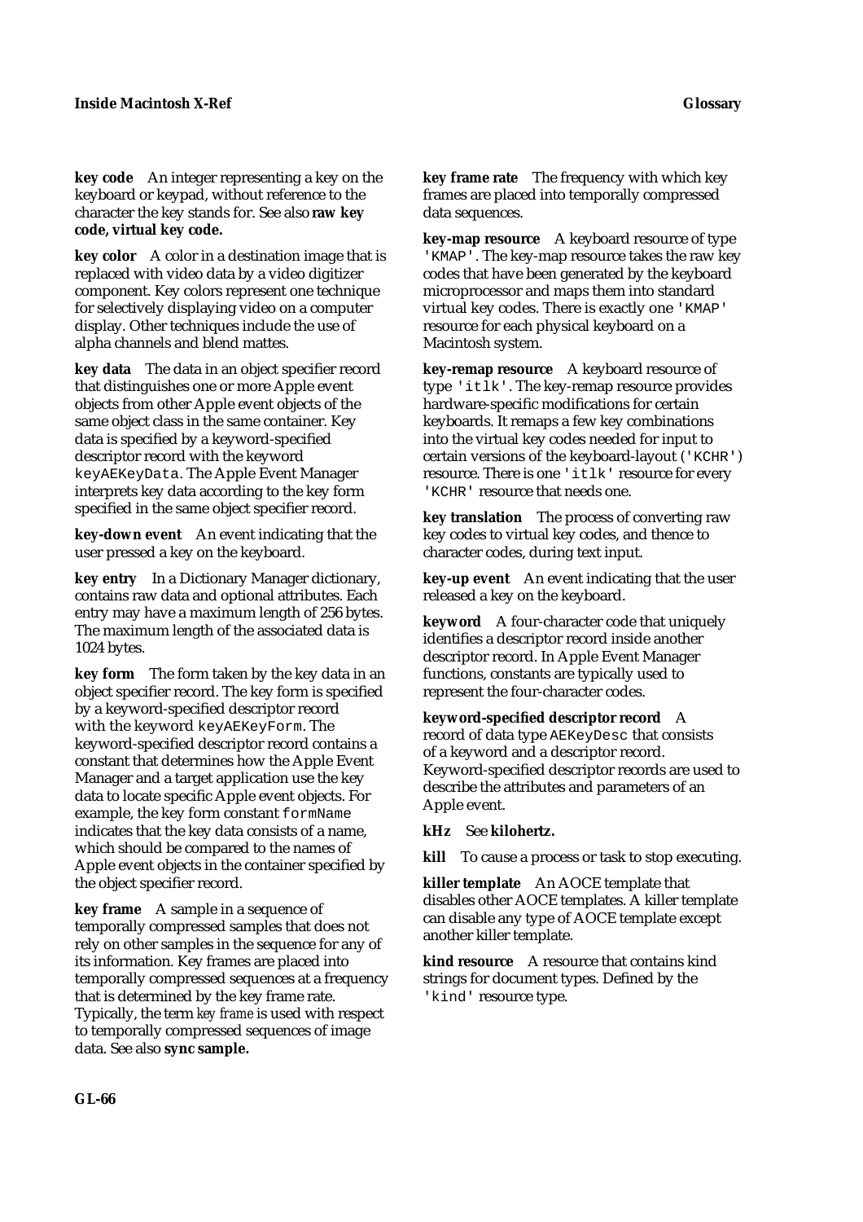**key code** An integer representing a key on the keyboard or keypad, without reference to the character the key stands for. See also **raw key code, virtual key code.**

**key color** A color in a destination image that is replaced with video data by a video digitizer component. Key colors represent one technique for selectively displaying video on a computer display. Other techniques include the use of alpha channels and blend mattes.

**key data** The data in an object specifier record that distinguishes one or more Apple event objects from other Apple event objects of the same object class in the same container. Key data is specified by a keyword-specified descriptor record with the keyword `keyAEKeyData`. The Apple Event Manager interprets key data according to the key form specified in the same object specifier record.

**key-down event** An event indicating that the user pressed a key on the keyboard.

**key entry** In a Dictionary Manager dictionary, contains raw data and optional attributes. Each entry may have a maximum length of 256 bytes. The maximum length of the associated data is 1024 bytes.

**key form** The form taken by the key data in an object specifier record. The key form is specified by a keyword-specified descriptor record with the keyword `keyAEKeyForm`. The keyword-specified descriptor record contains a constant that determines how the Apple Event Manager and a target application use the key data to locate specific Apple event objects. For example, the key form constant `formName` indicates that the key data consists of a name, which should be compared to the names of Apple event objects in the container specified by the object specifier record.

**key frame** A sample in a sequence of temporally compressed samples that does not rely on other samples in the sequence for any of its information. Key frames are placed into temporally compressed sequences at a frequency that is determined by the key frame rate. Typically, the term *key frame* is used with respect to temporally compressed sequences of image data. See also **sync sample.**

**key frame rate** The frequency with which key frames are placed into temporally compressed data sequences.

**key-map resource** A keyboard resource of type `'KMAP'`. The key-map resource takes the raw key codes that have been generated by the keyboard microprocessor and maps them into standard virtual key codes. There is exactly one `'KMAP'` resource for each physical keyboard on a Macintosh system.

**key-remap resource** A keyboard resource of type `'itlk'`. The key-remap resource provides hardware-specific modifications for certain keyboards. It remaps a few key combinations into the virtual key codes needed for input to certain versions of the keyboard-layout (`'KCHR'`) resource. There is one `'itlk'` resource for every `'KCHR'` resource that needs one.

**key translation** The process of converting raw key codes to virtual key codes, and thence to character codes, during text input.

**key-up event** An event indicating that the user released a key on the keyboard.

**keyword** A four-character code that uniquely identifies a descriptor record inside another descriptor record. In Apple Event Manager functions, constants are typically used to represent the four-character codes.

**keyword-specified descriptor record** A record of data type `AEKeyDesc` that consists of a keyword and a descriptor record. Keyword-specified descriptor records are used to describe the attributes and parameters of an Apple event.

**kHz** See **kilohertz.**

**kill** To cause a process or task to stop executing.

**killer template** An AOCE template that disables other AOCE templates. A killer template can disable any type of AOCE template except another killer template.

**kind resource** A resource that contains kind strings for document types. Defined by the `'kind'` resource type.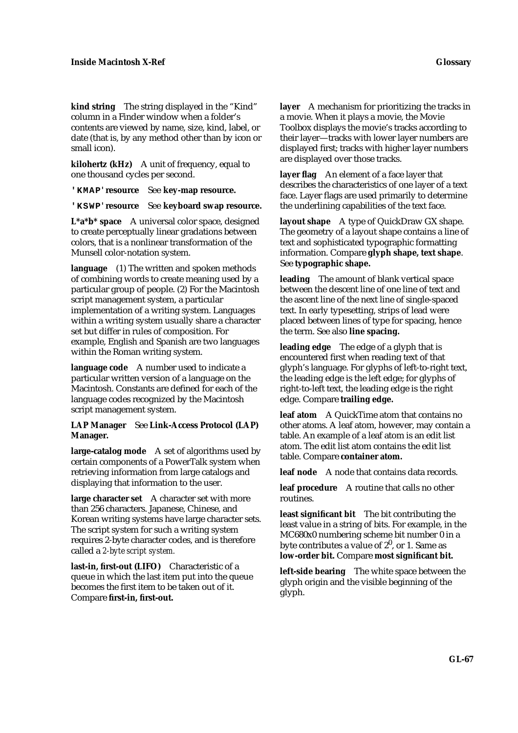**kind string** The string displayed in the "Kind" column in a Finder window when a folder's contents are viewed by name, size, kind, label, or date (that is, by any method other than by icon or small icon).

**kilohertz (kHz)** A unit of frequency, equal to one thousand cycles per second.

**'KMAP' resource** See **key-map resource.**

**'KSWP' resource** See **keyboard swap resource.**

**L*a*b* space** A universal color space, designed to create perceptually linear gradations between colors, that is a nonlinear transformation of the Munsell color-notation system.

**language** (1) The written and spoken methods of combining words to create meaning used by a particular group of people. (2) For the Macintosh script management system, a particular implementation of a writing system. Languages within a writing system usually share a character set but differ in rules of composition. For example, English and Spanish are two languages within the Roman writing system.

**language code** A number used to indicate a particular written version of a language on the Macintosh. Constants are defined for each of the language codes recognized by the Macintosh script management system.

**LAP Manager** See **Link-Access Protocol (LAP) Manager.**

**large-catalog mode** A set of algorithms used by certain components of a PowerTalk system when retrieving information from large catalogs and displaying that information to the user.

**large character set** A character set with more than 256 characters. Japanese, Chinese, and Korean writing systems have large character sets. The script system for such a writing system requires 2-byte character codes, and is therefore called a *2-byte script system.*

**last-in, first-out (LIFO)** Characteristic of a queue in which the last item put into the queue becomes the first item to be taken out of it. Compare **first-in, first-out.**

**layer** A mechanism for prioritizing the tracks in a movie. When it plays a movie, the Movie Toolbox displays the movie's tracks according to their layer—tracks with lower layer numbers are displayed first; tracks with higher layer numbers are displayed over those tracks.

**layer flag** An element of a face layer that describes the characteristics of one layer of a text face. Layer flags are used primarily to determine the underlining capabilities of the text face.

**layout shape** A type of QuickDraw GX shape. The geometry of a layout shape contains a line of text and sophisticated typographic formatting information. Compare **glyph shape, text shape**. See **typographic shape.**

**leading** The amount of blank vertical space between the descent line of one line of text and the ascent line of the next line of single-spaced text. In early typesetting, strips of lead were placed between lines of type for spacing, hence the term. See also **line spacing.**

**leading edge** The edge of a glyph that is encountered first when reading text of that glyph's language. For glyphs of left-to-right text, the leading edge is the left edge; for glyphs of right-to-left text, the leading edge is the right edge. Compare **trailing edge.**

**leaf atom** A QuickTime atom that contains no other atoms. A leaf atom, however, may contain a table. An example of a leaf atom is an edit list atom. The edit list atom contains the edit list table. Compare **container atom.**

**leaf node** A node that contains data records.

**leaf procedure** A routine that calls no other routines.

**least significant bit** The bit contributing the least value in a string of bits. For example, in the MC680x0 numbering scheme bit number 0 in a byte contributes a value of $2^0$, or 1. Same as **low-order bit.** Compare **most significant bit.**

**left-side bearing** The white space between the glyph origin and the visible beginning of the glyph.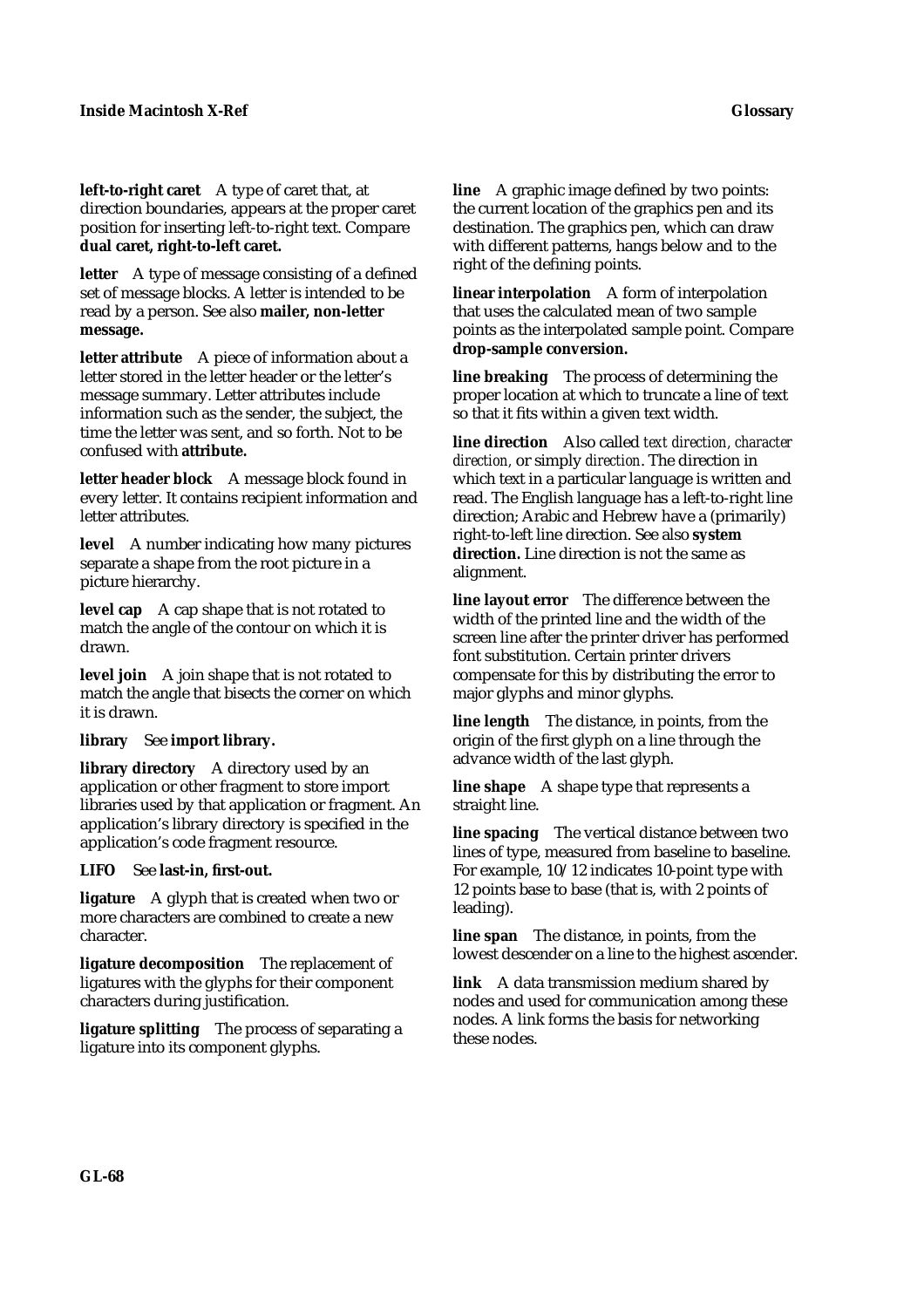**left-to-right caret** A type of caret that, at direction boundaries, appears at the proper caret position for inserting left-to-right text. Compare **dual caret, right-to-left caret.**

**letter** A type of message consisting of a defined set of message blocks. A letter is intended to be read by a person. See also **mailer, non-letter message.**

**letter attribute** A piece of information about a letter stored in the letter header or the letter's message summary. Letter attributes include information such as the sender, the subject, the time the letter was sent, and so forth. Not to be confused with **attribute.**

**letter header block** A message block found in every letter. It contains recipient information and letter attributes.

**level** A number indicating how many pictures separate a shape from the root picture in a picture hierarchy.

**level cap** A cap shape that is not rotated to match the angle of the contour on which it is drawn.

**level join** A join shape that is not rotated to match the angle that bisects the corner on which it is drawn.

**library** See **import library.**

**library directory** A directory used by an application or other fragment to store import libraries used by that application or fragment. An application's library directory is specified in the application's code fragment resource.

**LIFO** See **last-in, first-out.**

**ligature** A glyph that is created when two or more characters are combined to create a new character.

**ligature decomposition** The replacement of ligatures with the glyphs for their component characters during justification.

**ligature splitting** The process of separating a ligature into its component glyphs.

**line** A graphic image defined by two points: the current location of the graphics pen and its destination. The graphics pen, which can draw with different patterns, hangs below and to the right of the defining points.

**linear interpolation** A form of interpolation that uses the calculated mean of two sample points as the interpolated sample point. Compare **drop-sample conversion.**

**line breaking** The process of determining the proper location at which to truncate a line of text so that it fits within a given text width.

**line direction** Also called *text direction, character direction,* or simply *direction*. The direction in which text in a particular language is written and read. The English language has a left-to-right line direction; Arabic and Hebrew have a (primarily) right-to-left line direction. See also **system direction.** Line direction is not the same as alignment.

**line layout error** The difference between the width of the printed line and the width of the screen line after the printer driver has performed font substitution. Certain printer drivers compensate for this by distributing the error to major glyphs and minor glyphs.

**line length** The distance, in points, from the origin of the first glyph on a line through the advance width of the last glyph.

**line shape** A shape type that represents a straight line.

**line spacing** The vertical distance between two lines of type, measured from baseline to baseline. For example, 10/12 indicates 10-point type with 12 points base to base (that is, with 2 points of leading).

**line span** The distance, in points, from the lowest descender on a line to the highest ascender.

**link** A data transmission medium shared by nodes and used for communication among these nodes. A link forms the basis for networking these nodes.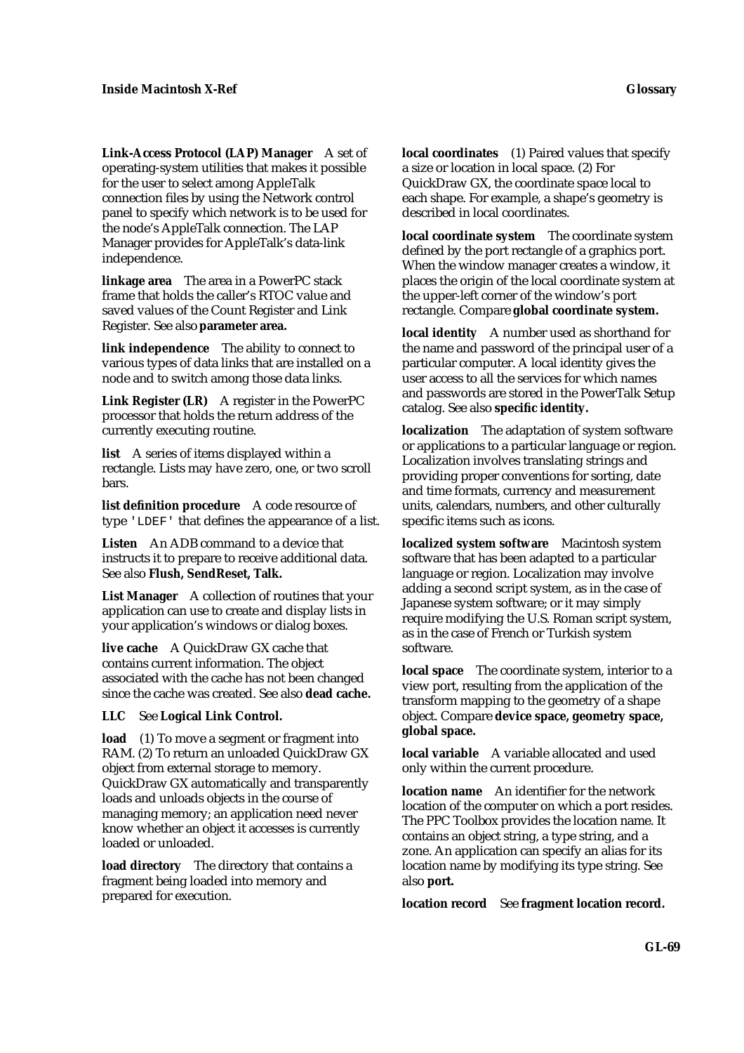**Link-Access Protocol (LAP) Manager** A set of operating-system utilities that makes it possible for the user to select among AppleTalk connection files by using the Network control panel to specify which network is to be used for the node's AppleTalk connection. The LAP Manager provides for AppleTalk's data-link independence.

**linkage area** The area in a PowerPC stack frame that holds the caller's RTOC value and saved values of the Count Register and Link Register. See also **parameter area.**

**link independence** The ability to connect to various types of data links that are installed on a node and to switch among those data links.

**Link Register (LR)** A register in the PowerPC processor that holds the return address of the currently executing routine.

**list** A series of items displayed within a rectangle. Lists may have zero, one, or two scroll bars.

**list definition procedure** A code resource of type `'LDEF'` that defines the appearance of a list.

**Listen** An ADB command to a device that instructs it to prepare to receive additional data. See also **Flush, SendReset, Talk.**

**List Manager** A collection of routines that your application can use to create and display lists in your application's windows or dialog boxes.

**live cache** A QuickDraw GX cache that contains current information. The object associated with the cache has not been changed since the cache was created. See also **dead cache.**

**LLC** See **Logical Link Control.**

**load** (1) To move a segment or fragment into RAM. (2) To return an unloaded QuickDraw GX object from external storage to memory. QuickDraw GX automatically and transparently loads and unloads objects in the course of managing memory; an application need never know whether an object it accesses is currently loaded or unloaded.

**load directory** The directory that contains a fragment being loaded into memory and prepared for execution.

**local coordinates** (1) Paired values that specify a size or location in local space. (2) For QuickDraw GX, the coordinate space local to each shape. For example, a shape's geometry is described in local coordinates.

**local coordinate system** The coordinate system defined by the port rectangle of a graphics port. When the window manager creates a window, it places the origin of the local coordinate system at the upper-left corner of the window's port rectangle. Compare **global coordinate system.**

**local identity** A number used as shorthand for the name and password of the principal user of a particular computer. A local identity gives the user access to all the services for which names and passwords are stored in the PowerTalk Setup catalog. See also **specific identity.**

**localization** The adaptation of system software or applications to a particular language or region. Localization involves translating strings and providing proper conventions for sorting, date and time formats, currency and measurement units, calendars, numbers, and other culturally specific items such as icons.

**localized system software** Macintosh system software that has been adapted to a particular language or region. Localization may involve adding a second script system, as in the case of Japanese system software; or it may simply require modifying the U.S. Roman script system, as in the case of French or Turkish system software.

**local space** The coordinate system, interior to a view port, resulting from the application of the transform mapping to the geometry of a shape object. Compare **device space, geometry space, global space.**

**local variable** A variable allocated and used only within the current procedure.

**location name** An identifier for the network location of the computer on which a port resides. The PPC Toolbox provides the location name. It contains an object string, a type string, and a zone. An application can specify an alias for its location name by modifying its type string. See also **port.**

**location record** See **fragment location record.**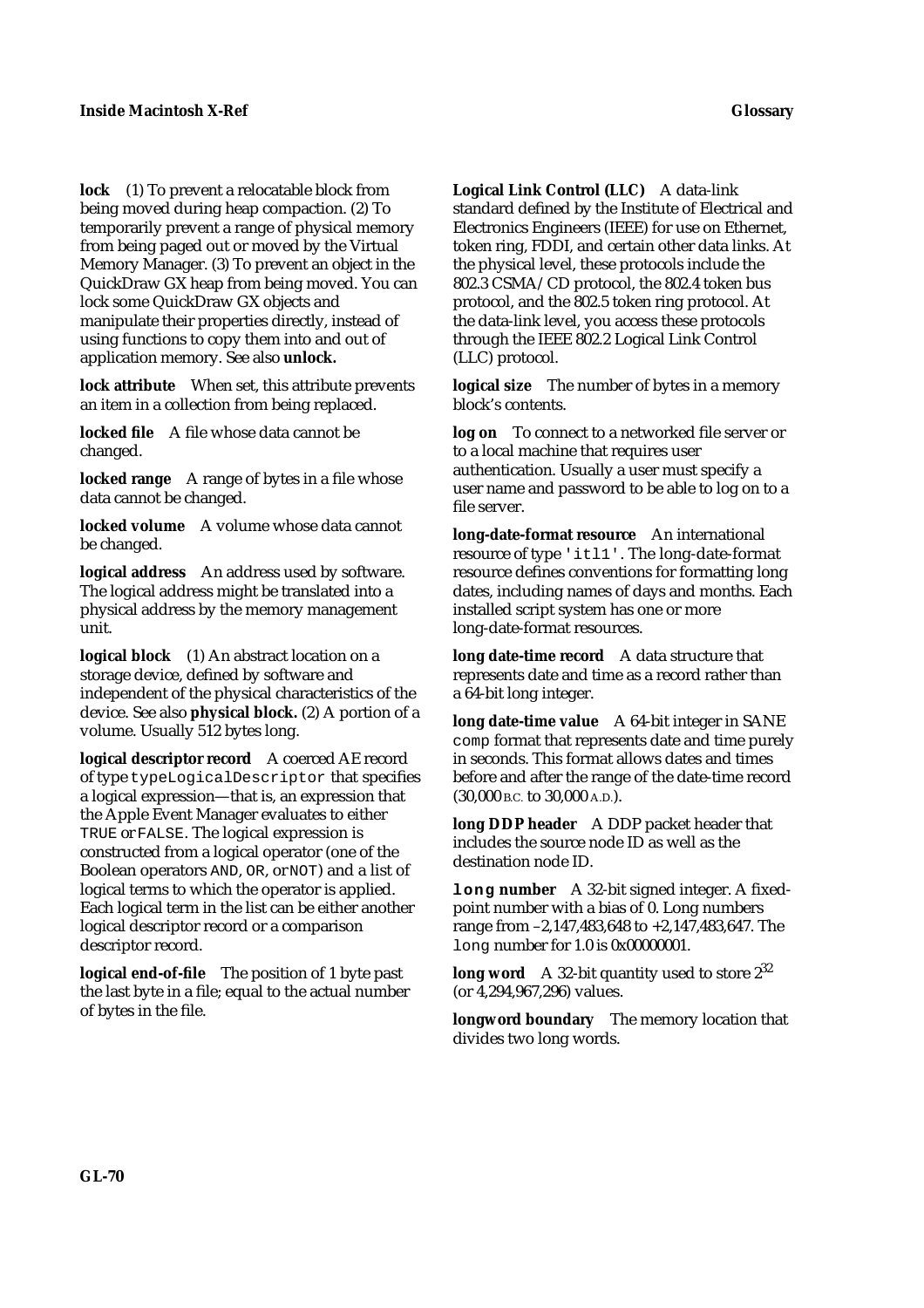**lock** (1) To prevent a relocatable block from being moved during heap compaction. (2) To temporarily prevent a range of physical memory from being paged out or moved by the Virtual Memory Manager. (3) To prevent an object in the QuickDraw GX heap from being moved. You can lock some QuickDraw GX objects and manipulate their properties directly, instead of using functions to copy them into and out of application memory. See also **unlock.**

**lock attribute** When set, this attribute prevents an item in a collection from being replaced.

**locked file** A file whose data cannot be changed.

**locked range** A range of bytes in a file whose data cannot be changed.

**locked volume** A volume whose data cannot be changed.

**logical address** An address used by software. The logical address might be translated into a physical address by the memory management unit.

**logical block** (1) An abstract location on a storage device, defined by software and independent of the physical characteristics of the device. See also **physical block.** (2) A portion of a volume. Usually 512 bytes long.

**logical descriptor record** A coerced AE record of type `typeLogicalDescriptor` that specifies a logical expression—that is, an expression that the Apple Event Manager evaluates to either `TRUE` or `FALSE`. The logical expression is constructed from a logical operator (one of the Boolean operators `AND`, `OR`, or `NOT`) and a list of logical terms to which the operator is applied. Each logical term in the list can be either another logical descriptor record or a comparison descriptor record.

**logical end-of-file** The position of 1 byte past the last byte in a file; equal to the actual number of bytes in the file.

**Logical Link Control (LLC)** A data-link standard defined by the Institute of Electrical and Electronics Engineers (IEEE) for use on Ethernet, token ring, FDDI, and certain other data links. At the physical level, these protocols include the 802.3 CSMA/CD protocol, the 802.4 token bus protocol, and the 802.5 token ring protocol. At the data-link level, you access these protocols through the IEEE 802.2 Logical Link Control (LLC) protocol.

**logical size** The number of bytes in a memory block's contents.

**log on** To connect to a networked file server or to a local machine that requires user authentication. Usually a user must specify a user name and password to be able to log on to a file server.

**long-date-format resource** An international resource of type `'itl1'`. The long-date-format resource defines conventions for formatting long dates, including names of days and months. Each installed script system has one or more long-date-format resources.

**long date-time record** A data structure that represents date and time as a record rather than a 64-bit long integer.

**long date-time value** A 64-bit integer in SANE `comp` format that represents date and time purely in seconds. This format allows dates and times before and after the range of the date-time record (30,000 B.C. to 30,000 A.D.).

**long DDP header** A DDP packet header that includes the source node ID as well as the destination node ID.

**`long` number** A 32-bit signed integer. A fixed-point number with a bias of 0. Long numbers range from –2,147,483,648 to +2,147,483,647. The `long` number for 1.0 is 0x00000001.

**long word** A 32-bit quantity used to store $2^{32}$ (or 4,294,967,296) values.

**longword boundary** The memory location that divides two long words.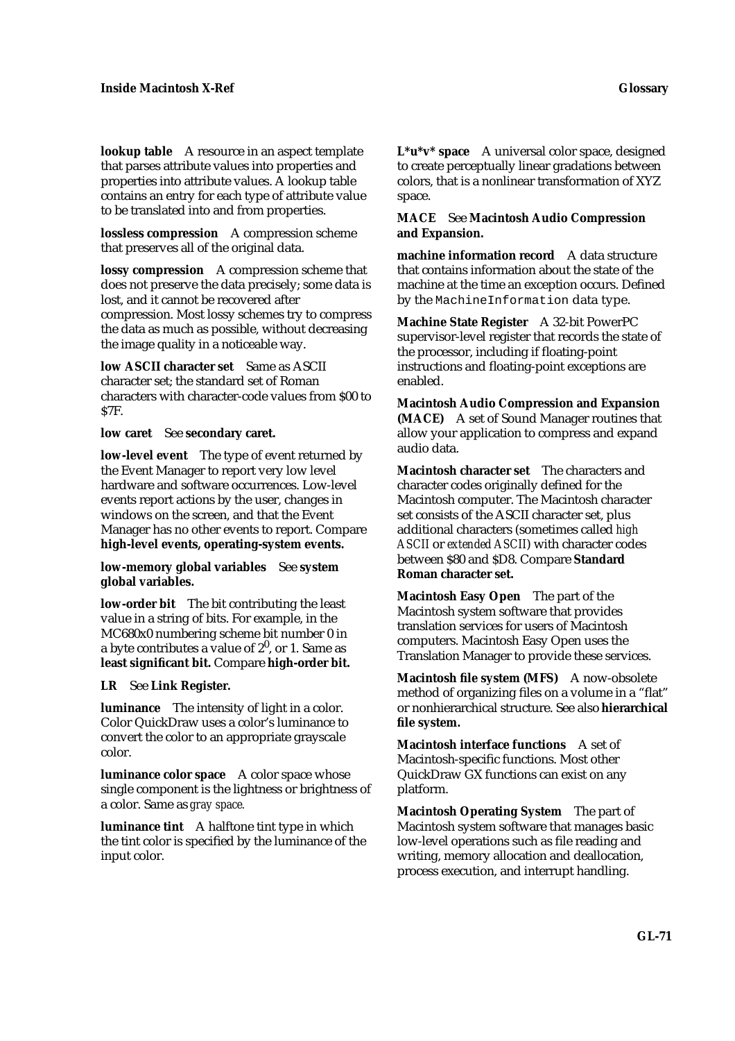**lookup table** A resource in an aspect template that parses attribute values into properties and properties into attribute values. A lookup table contains an entry for each type of attribute value to be translated into and from properties.

**lossless compression** A compression scheme that preserves all of the original data.

**lossy compression** A compression scheme that does not preserve the data precisely; some data is lost, and it cannot be recovered after compression. Most lossy schemes try to compress the data as much as possible, without decreasing the image quality in a noticeable way.

**low ASCII character set** Same as ASCII character set; the standard set of Roman characters with character-code values from $00 to $7F.

**low caret** See **secondary caret.**

**low-level event** The type of event returned by the Event Manager to report very low level hardware and software occurrences. Low-level events report actions by the user, changes in windows on the screen, and that the Event Manager has no other events to report. Compare **high-level events, operating-system events.**

**low-memory global variables** See **system global variables.**

**low-order bit** The bit contributing the least value in a string of bits. For example, in the MC680x0 numbering scheme bit number 0 in a byte contributes a value of $2^0$, or 1. Same as **least significant bit.** Compare **high-order bit.**

**LR** See **Link Register.**

**luminance** The intensity of light in a color. Color QuickDraw uses a color's luminance to convert the color to an appropriate grayscale color.

**luminance color space** A color space whose single component is the lightness or brightness of a color. Same as *gray space.*

**luminance tint** A halftone tint type in which the tint color is specified by the luminance of the input color.

**L\*u\*v\* space** A universal color space, designed to create perceptually linear gradations between colors, that is a nonlinear transformation of XYZ space.

**MACE** See **Macintosh Audio Compression and Expansion.**

**machine information record** A data structure that contains information about the state of the machine at the time an exception occurs. Defined by the `MachineInformation` data type.

**Machine State Register** A 32-bit PowerPC supervisor-level register that records the state of the processor, including if floating-point instructions and floating-point exceptions are enabled.

**Macintosh Audio Compression and Expansion (MACE)** A set of Sound Manager routines that allow your application to compress and expand audio data.

**Macintosh character set** The characters and character codes originally defined for the Macintosh computer. The Macintosh character set consists of the ASCII character set, plus additional characters (sometimes called *high ASCII* or *extended ASCII*) with character codes between $80 and $D8. Compare **Standard Roman character set.**

**Macintosh Easy Open** The part of the Macintosh system software that provides translation services for users of Macintosh computers. Macintosh Easy Open uses the Translation Manager to provide these services.

**Macintosh file system (MFS)** A now-obsolete method of organizing files on a volume in a "flat" or nonhierarchical structure. See also **hierarchical file system.**

**Macintosh interface functions** A set of Macintosh-specific functions. Most other QuickDraw GX functions can exist on any platform.

**Macintosh Operating System** The part of Macintosh system software that manages basic low-level operations such as file reading and writing, memory allocation and deallocation, process execution, and interrupt handling.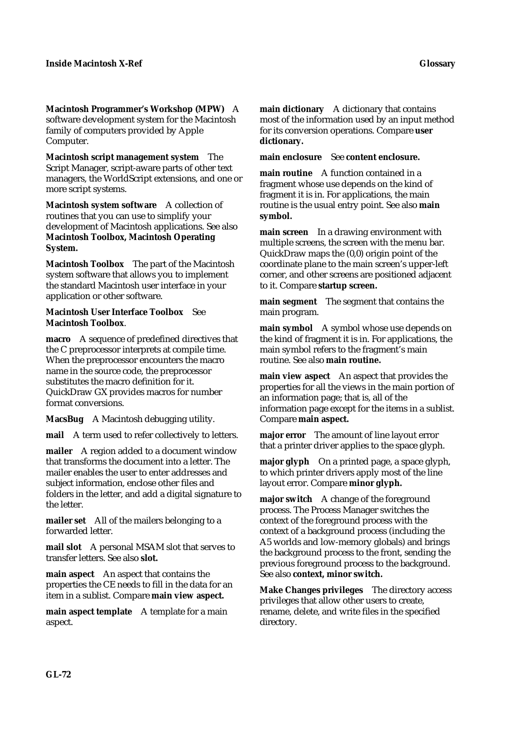**Macintosh Programmer's Workshop (MPW)** A software development system for the Macintosh family of computers provided by Apple Computer.

**Macintosh script management system** The Script Manager, script-aware parts of other text managers, the WorldScript extensions, and one or more script systems.

**Macintosh system software** A collection of routines that you can use to simplify your development of Macintosh applications. See also **Macintosh Toolbox, Macintosh Operating System.**

**Macintosh Toolbox** The part of the Macintosh system software that allows you to implement the standard Macintosh user interface in your application or other software.

**Macintosh User Interface Toolbox** See **Macintosh Toolbox**.

**macro** A sequence of predefined directives that the C preprocessor interprets at compile time. When the preprocessor encounters the macro name in the source code, the preprocessor substitutes the macro definition for it. QuickDraw GX provides macros for number format conversions.

**MacsBug** A Macintosh debugging utility.

**mail** A term used to refer collectively to letters.

**mailer** A region added to a document window that transforms the document into a letter. The mailer enables the user to enter addresses and subject information, enclose other files and folders in the letter, and add a digital signature to the letter.

**mailer set** All of the mailers belonging to a forwarded letter.

**mail slot** A personal MSAM slot that serves to transfer letters. See also **slot.**

**main aspect** An aspect that contains the properties the CE needs to fill in the data for an item in a sublist. Compare **main view aspect.**

**main aspect template** A template for a main aspect.

**main dictionary** A dictionary that contains most of the information used by an input method for its conversion operations. Compare **user dictionary.**

**main enclosure** See **content enclosure.**

**main routine** A function contained in a fragment whose use depends on the kind of fragment it is in. For applications, the main routine is the usual entry point. See also **main symbol.**

**main screen** In a drawing environment with multiple screens, the screen with the menu bar. QuickDraw maps the (0,0) origin point of the coordinate plane to the main screen's upper-left corner, and other screens are positioned adjacent to it. Compare **startup screen.**

**main segment** The segment that contains the main program.

**main symbol** A symbol whose use depends on the kind of fragment it is in. For applications, the main symbol refers to the fragment's main routine. See also **main routine.**

**main view aspect** An aspect that provides the properties for all the views in the main portion of an information page; that is, all of the information page except for the items in a sublist. Compare **main aspect.**

**major error** The amount of line layout error that a printer driver applies to the space glyph.

**major glyph** On a printed page, a space glyph, to which printer drivers apply most of the line layout error. Compare **minor glyph.**

**major switch** A change of the foreground process. The Process Manager switches the context of the foreground process with the context of a background process (including the A5 worlds and low-memory globals) and brings the background process to the front, sending the previous foreground process to the background. See also **context, minor switch.**

**Make Changes privileges** The directory access privileges that allow other users to create, rename, delete, and write files in the specified directory.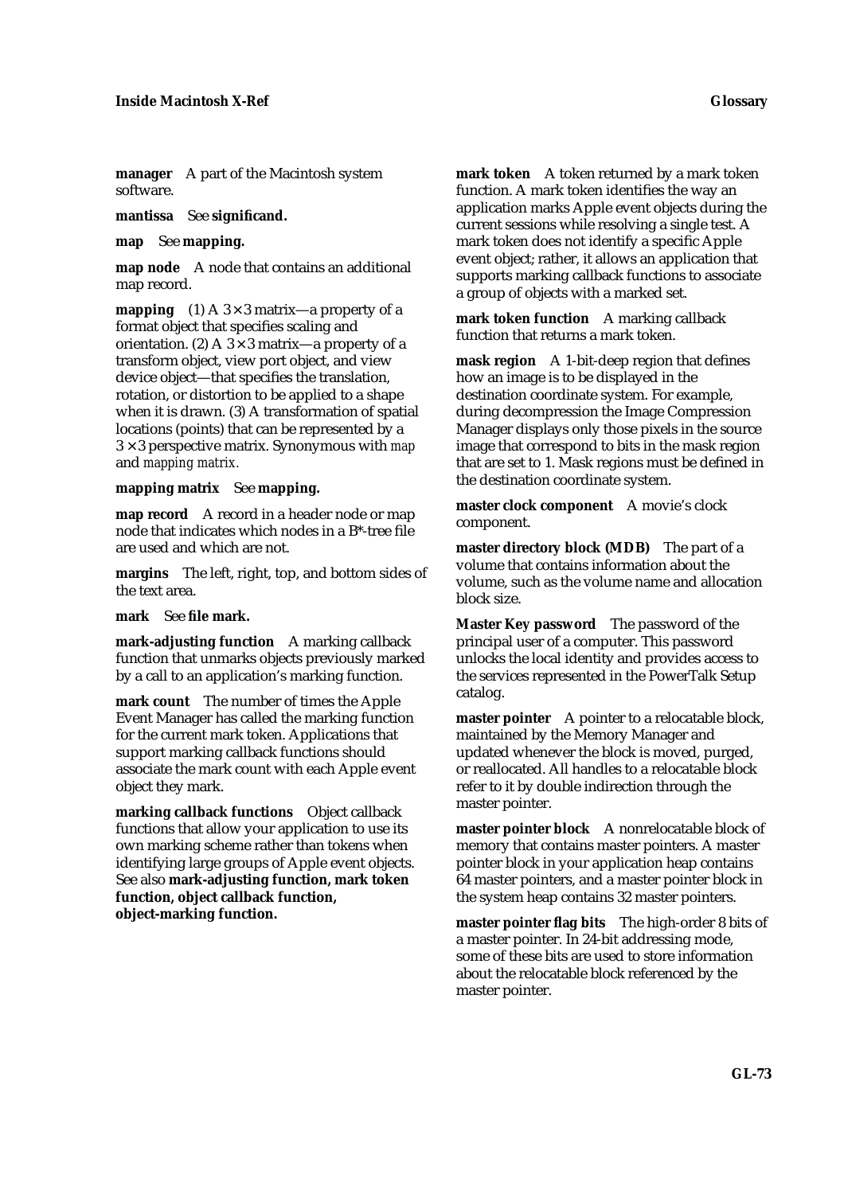**manager** A part of the Macintosh system software.

**mantissa** See **significand.**

**map** See **mapping.**

**map node** A node that contains an additional map record.

**mapping** (1) A $3 \times 3$ matrix—a property of a format object that specifies scaling and orientation. (2) A $3 \times 3$ matrix—a property of a transform object, view port object, and view device object—that specifies the translation, rotation, or distortion to be applied to a shape when it is drawn. (3) A transformation of spatial locations (points) that can be represented by a $3 \times 3$ perspective matrix. Synonymous with *map* and *mapping matrix.*

**mapping matrix** See **mapping.**

**map record** A record in a header node or map node that indicates which nodes in a B*-tree file are used and which are not.

**margins** The left, right, top, and bottom sides of the text area.

**mark** See **file mark.**

**mark-adjusting function** A marking callback function that unmarks objects previously marked by a call to an application's marking function.

**mark count** The number of times the Apple Event Manager has called the marking function for the current mark token. Applications that support marking callback functions should associate the mark count with each Apple event object they mark.

**marking callback functions** Object callback functions that allow your application to use its own marking scheme rather than tokens when identifying large groups of Apple event objects. See also **mark-adjusting function, mark token function, object callback function, object-marking function.**

**mark token** A token returned by a mark token function. A mark token identifies the way an application marks Apple event objects during the current sessions while resolving a single test. A mark token does not identify a specific Apple event object; rather, it allows an application that supports marking callback functions to associate a group of objects with a marked set.

**mark token function** A marking callback function that returns a mark token.

**mask region** A 1-bit-deep region that defines how an image is to be displayed in the destination coordinate system. For example, during decompression the Image Compression Manager displays only those pixels in the source image that correspond to bits in the mask region that are set to 1. Mask regions must be defined in the destination coordinate system.

**master clock component** A movie's clock component.

**master directory block (MDB)** The part of a volume that contains information about the volume, such as the volume name and allocation block size.

**Master Key password** The password of the principal user of a computer. This password unlocks the local identity and provides access to the services represented in the PowerTalk Setup catalog.

**master pointer** A pointer to a relocatable block, maintained by the Memory Manager and updated whenever the block is moved, purged, or reallocated. All handles to a relocatable block refer to it by double indirection through the master pointer.

**master pointer block** A nonrelocatable block of memory that contains master pointers. A master pointer block in your application heap contains 64 master pointers, and a master pointer block in the system heap contains 32 master pointers.

**master pointer flag bits** The high-order 8 bits of a master pointer. In 24-bit addressing mode, some of these bits are used to store information about the relocatable block referenced by the master pointer.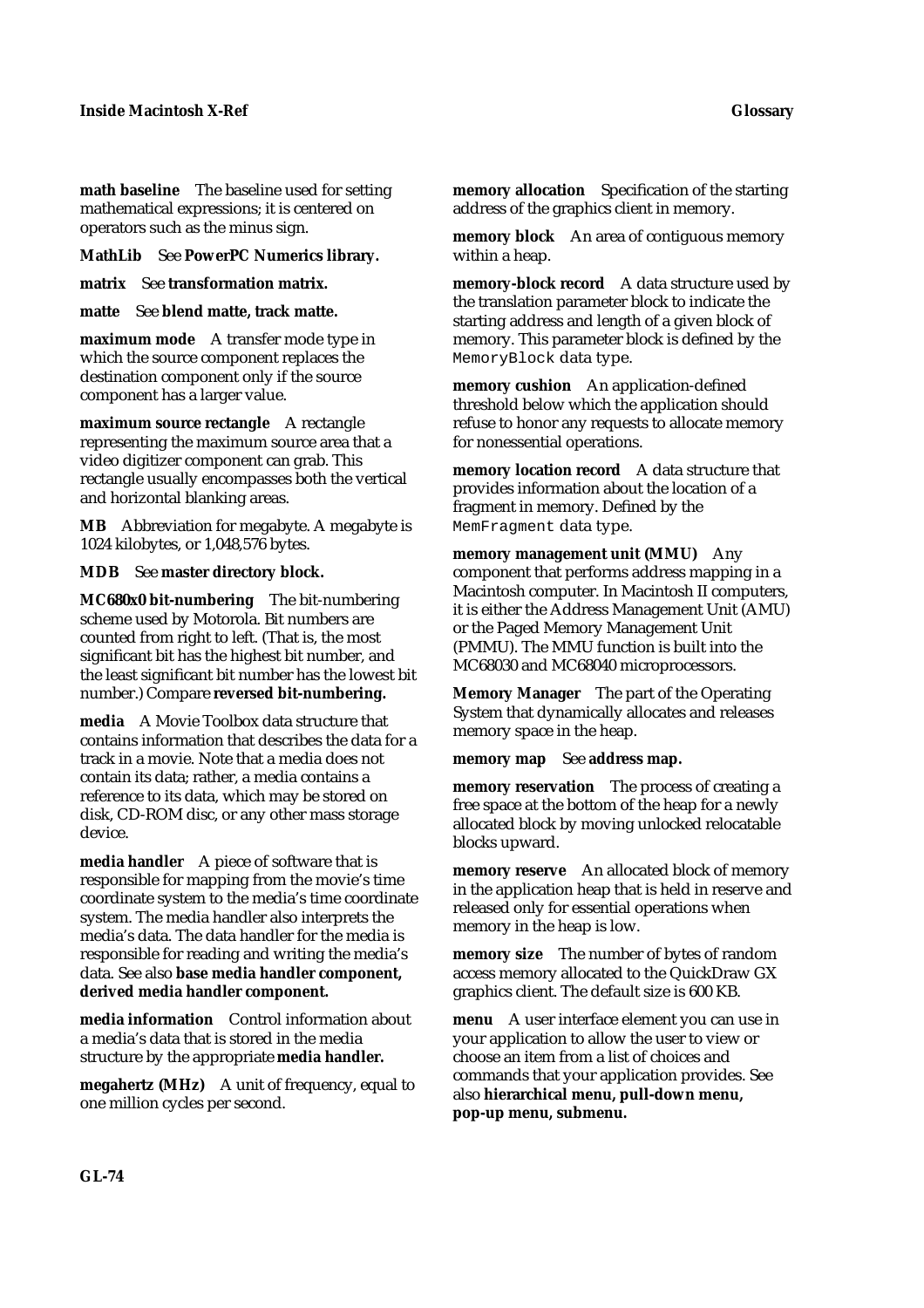**math baseline** The baseline used for setting mathematical expressions; it is centered on operators such as the minus sign.

**MathLib** See **PowerPC Numerics library.**

**matrix** See **transformation matrix.**

**matte** See **blend matte, track matte.**

**maximum mode** A transfer mode type in which the source component replaces the destination component only if the source component has a larger value.

**maximum source rectangle** A rectangle representing the maximum source area that a video digitizer component can grab. This rectangle usually encompasses both the vertical and horizontal blanking areas.

**MB** Abbreviation for megabyte. A megabyte is 1024 kilobytes, or 1,048,576 bytes.

**MDB** See **master directory block.**

**MC680x0 bit-numbering** The bit-numbering scheme used by Motorola. Bit numbers are counted from right to left. (That is, the most significant bit has the highest bit number, and the least significant bit number has the lowest bit number.) Compare **reversed bit-numbering.**

**media** A Movie Toolbox data structure that contains information that describes the data for a track in a movie. Note that a media does not contain its data; rather, a media contains a reference to its data, which may be stored on disk, CD-ROM disc, or any other mass storage device.

**media handler** A piece of software that is responsible for mapping from the movie's time coordinate system to the media's time coordinate system. The media handler also interprets the media's data. The data handler for the media is responsible for reading and writing the media's data. See also **base media handler component, derived media handler component.**

**media information** Control information about a media's data that is stored in the media structure by the appropriate **media handler.**

**megahertz (MHz)** A unit of frequency, equal to one million cycles per second.

**memory allocation** Specification of the starting address of the graphics client in memory.

**memory block** An area of contiguous memory within a heap.

**memory-block record** A data structure used by the translation parameter block to indicate the starting address and length of a given block of memory. This parameter block is defined by the `MemoryBlock` data type.

**memory cushion** An application-defined threshold below which the application should refuse to honor any requests to allocate memory for nonessential operations.

**memory location record** A data structure that provides information about the location of a fragment in memory. Defined by the `MemFragment` data type.

**memory management unit (MMU)** Any component that performs address mapping in a Macintosh computer. In Macintosh II computers, it is either the Address Management Unit (AMU) or the Paged Memory Management Unit (PMMU). The MMU function is built into the MC68030 and MC68040 microprocessors.

**Memory Manager** The part of the Operating System that dynamically allocates and releases memory space in the heap.

**memory map** See **address map.**

**memory reservation** The process of creating a free space at the bottom of the heap for a newly allocated block by moving unlocked relocatable blocks upward.

**memory reserve** An allocated block of memory in the application heap that is held in reserve and released only for essential operations when memory in the heap is low.

**memory size** The number of bytes of random access memory allocated to the QuickDraw GX graphics client. The default size is 600 KB.

**menu** A user interface element you can use in your application to allow the user to view or choose an item from a list of choices and commands that your application provides. See also **hierarchical menu, pull-down menu, pop-up menu, submenu.**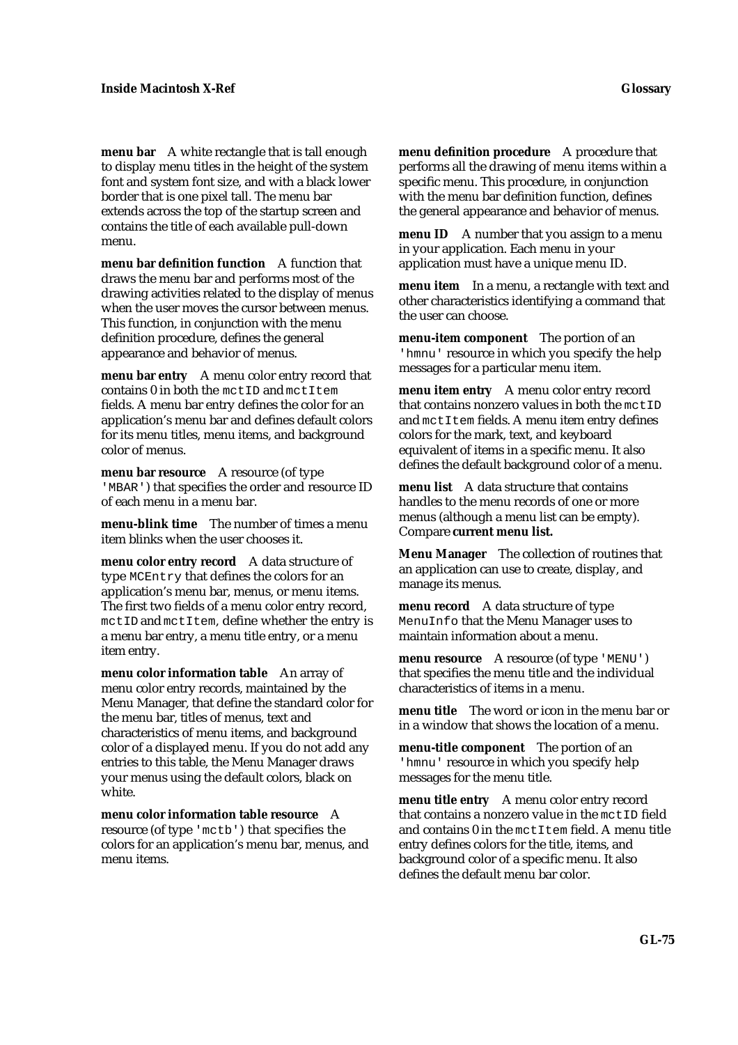**menu bar** A white rectangle that is tall enough to display menu titles in the height of the system font and system font size, and with a black lower border that is one pixel tall. The menu bar extends across the top of the startup screen and contains the title of each available pull-down menu.

**menu bar definition function** A function that draws the menu bar and performs most of the drawing activities related to the display of menus when the user moves the cursor between menus. This function, in conjunction with the menu definition procedure, defines the general appearance and behavior of menus.

**menu bar entry** A menu color entry record that contains 0 in both the `mctID` and `mctItem` fields. A menu bar entry defines the color for an application's menu bar and defines default colors for its menu titles, menu items, and background color of menus.

**menu bar resource** A resource (of type `'MBAR'`) that specifies the order and resource ID of each menu in a menu bar.

**menu-blink time** The number of times a menu item blinks when the user chooses it.

**menu color entry record** A data structure of type `MCEntry` that defines the colors for an application's menu bar, menus, or menu items. The first two fields of a menu color entry record, `mctID` and `mctItem`, define whether the entry is a menu bar entry, a menu title entry, or a menu item entry.

**menu color information table** An array of menu color entry records, maintained by the Menu Manager, that define the standard color for the menu bar, titles of menus, text and characteristics of menu items, and background color of a displayed menu. If you do not add any entries to this table, the Menu Manager draws your menus using the default colors, black on white.

**menu color information table resource** A resource (of type `'mctb'`) that specifies the colors for an application's menu bar, menus, and menu items.

**menu definition procedure** A procedure that performs all the drawing of menu items within a specific menu. This procedure, in conjunction with the menu bar definition function, defines the general appearance and behavior of menus.

**menu ID** A number that you assign to a menu in your application. Each menu in your application must have a unique menu ID.

**menu item** In a menu, a rectangle with text and other characteristics identifying a command that the user can choose.

**menu-item component** The portion of an `'hmnu'` resource in which you specify the help messages for a particular menu item.

**menu item entry** A menu color entry record that contains nonzero values in both the `mctID` and `mctItem` fields. A menu item entry defines colors for the mark, text, and keyboard equivalent of items in a specific menu. It also defines the default background color of a menu.

**menu list** A data structure that contains handles to the menu records of one or more menus (although a menu list can be empty). Compare **current menu list.**

**Menu Manager** The collection of routines that an application can use to create, display, and manage its menus.

**menu record** A data structure of type `MenuInfo` that the Menu Manager uses to maintain information about a menu.

**menu resource** A resource (of type `'MENU'`) that specifies the menu title and the individual characteristics of items in a menu.

**menu title** The word or icon in the menu bar or in a window that shows the location of a menu.

**menu-title component** The portion of an `'hmnu'` resource in which you specify help messages for the menu title.

**menu title entry** A menu color entry record that contains a nonzero value in the `mctID` field and contains 0 in the `mctItem` field. A menu title entry defines colors for the title, items, and background color of a specific menu. It also defines the default menu bar color.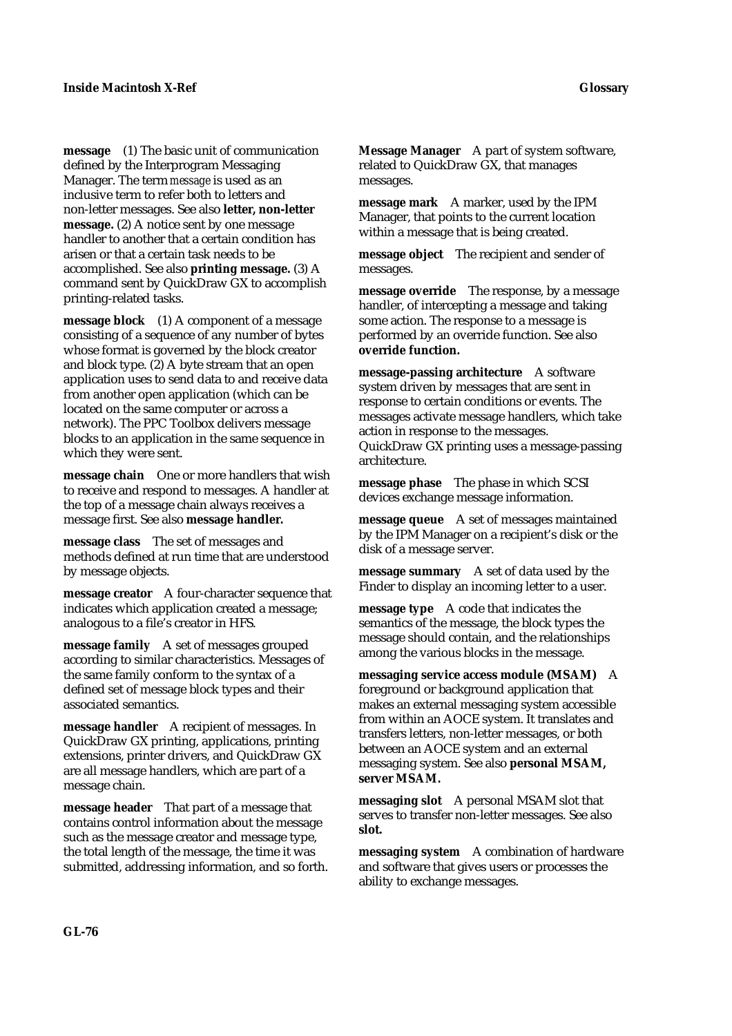**message** (1) The basic unit of communication defined by the Interprogram Messaging Manager. The term *message* is used as an inclusive term to refer both to letters and non-letter messages. See also **letter, non-letter message.** (2) A notice sent by one message handler to another that a certain condition has arisen or that a certain task needs to be accomplished. See also **printing message.** (3) A command sent by QuickDraw GX to accomplish printing-related tasks.

**message block** (1) A component of a message consisting of a sequence of any number of bytes whose format is governed by the block creator and block type. (2) A byte stream that an open application uses to send data to and receive data from another open application (which can be located on the same computer or across a network). The PPC Toolbox delivers message blocks to an application in the same sequence in which they were sent.

**message chain** One or more handlers that wish to receive and respond to messages. A handler at the top of a message chain always receives a message first. See also **message handler.**

**message class** The set of messages and methods defined at run time that are understood by message objects.

**message creator** A four-character sequence that indicates which application created a message; analogous to a file's creator in HFS.

**message family** A set of messages grouped according to similar characteristics. Messages of the same family conform to the syntax of a defined set of message block types and their associated semantics.

**message handler** A recipient of messages. In QuickDraw GX printing, applications, printing extensions, printer drivers, and QuickDraw GX are all message handlers, which are part of a message chain.

**message header** That part of a message that contains control information about the message such as the message creator and message type, the total length of the message, the time it was submitted, addressing information, and so forth.

**Message Manager** A part of system software, related to QuickDraw GX, that manages messages.

**message mark** A marker, used by the IPM Manager, that points to the current location within a message that is being created.

**message object** The recipient and sender of messages.

**message override** The response, by a message handler, of intercepting a message and taking some action. The response to a message is performed by an override function. See also **override function.**

**message-passing architecture** A software system driven by messages that are sent in response to certain conditions or events. The messages activate message handlers, which take action in response to the messages. QuickDraw GX printing uses a message-passing architecture.

**message phase** The phase in which SCSI devices exchange message information.

**message queue** A set of messages maintained by the IPM Manager on a recipient's disk or the disk of a message server.

**message summary** A set of data used by the Finder to display an incoming letter to a user.

**message type** A code that indicates the semantics of the message, the block types the message should contain, and the relationships among the various blocks in the message.

**messaging service access module (MSAM)** A foreground or background application that makes an external messaging system accessible from within an AOCE system. It translates and transfers letters, non-letter messages, or both between an AOCE system and an external messaging system. See also **personal MSAM, server MSAM.**

**messaging slot** A personal MSAM slot that serves to transfer non-letter messages. See also **slot.**

**messaging system** A combination of hardware and software that gives users or processes the ability to exchange messages.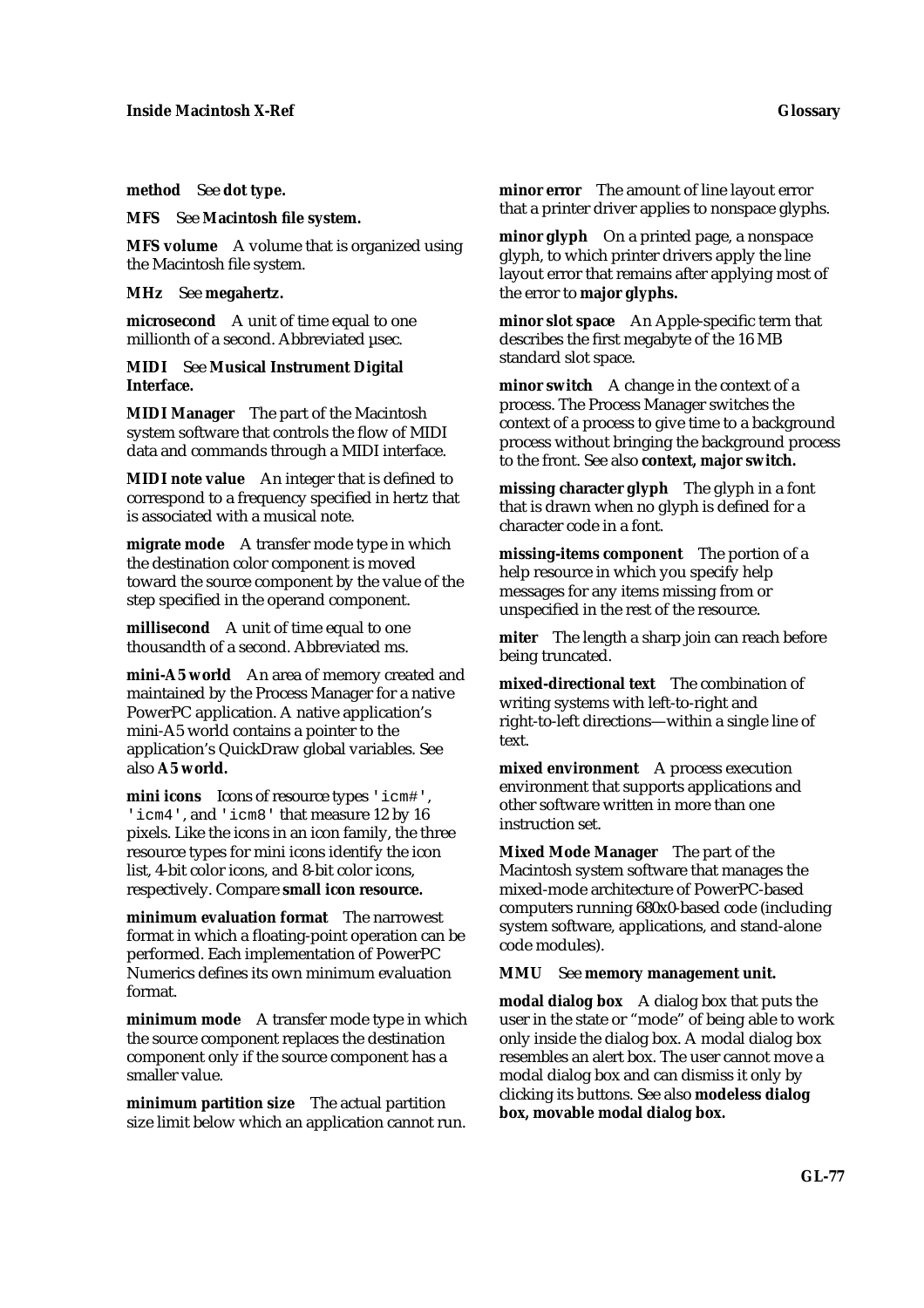**method** See **dot type.**

**MFS** See **Macintosh file system.**

**MFS volume** A volume that is organized using the Macintosh file system.

**MHz** See **megahertz.**

**microsecond** A unit of time equal to one millionth of a second. Abbreviated µsec.

**MIDI** See **Musical Instrument Digital Interface.**

**MIDI Manager** The part of the Macintosh system software that controls the flow of MIDI data and commands through a MIDI interface.

**MIDI note value** An integer that is defined to correspond to a frequency specified in hertz that is associated with a musical note.

**migrate mode** A transfer mode type in which the destination color component is moved toward the source component by the value of the step specified in the operand component.

**millisecond** A unit of time equal to one thousandth of a second. Abbreviated ms.

**mini-A5 world** An area of memory created and maintained by the Process Manager for a native PowerPC application. A native application's mini-A5 world contains a pointer to the application's QuickDraw global variables. See also **A5 world.**

**mini icons** Icons of resource types `'icm#'`, `'icm4'`, and `'icm8'` that measure 12 by 16 pixels. Like the icons in an icon family, the three resource types for mini icons identify the icon list, 4-bit color icons, and 8-bit color icons, respectively. Compare **small icon resource.**

**minimum evaluation format** The narrowest format in which a floating-point operation can be performed. Each implementation of PowerPC Numerics defines its own minimum evaluation format.

**minimum mode** A transfer mode type in which the source component replaces the destination component only if the source component has a smaller value.

**minimum partition size** The actual partition size limit below which an application cannot run.

**minor error** The amount of line layout error that a printer driver applies to nonspace glyphs.

**minor glyph** On a printed page, a nonspace glyph, to which printer drivers apply the line layout error that remains after applying most of the error to **major glyphs.**

**minor slot space** An Apple-specific term that describes the first megabyte of the 16 MB standard slot space.

**minor switch** A change in the context of a process. The Process Manager switches the context of a process to give time to a background process without bringing the background process to the front. See also **context, major switch.**

**missing character glyph** The glyph in a font that is drawn when no glyph is defined for a character code in a font.

**missing-items component** The portion of a help resource in which you specify help messages for any items missing from or unspecified in the rest of the resource.

**miter** The length a sharp join can reach before being truncated.

**mixed-directional text** The combination of writing systems with left-to-right and right-to-left directions—within a single line of text.

**mixed environment** A process execution environment that supports applications and other software written in more than one instruction set.

**Mixed Mode Manager** The part of the Macintosh system software that manages the mixed-mode architecture of PowerPC-based computers running 680x0-based code (including system software, applications, and stand-alone code modules).

**MMU** See **memory management unit.**

**modal dialog box** A dialog box that puts the user in the state or "mode" of being able to work only inside the dialog box. A modal dialog box resembles an alert box. The user cannot move a modal dialog box and can dismiss it only by clicking its buttons. See also **modeless dialog box, movable modal dialog box.**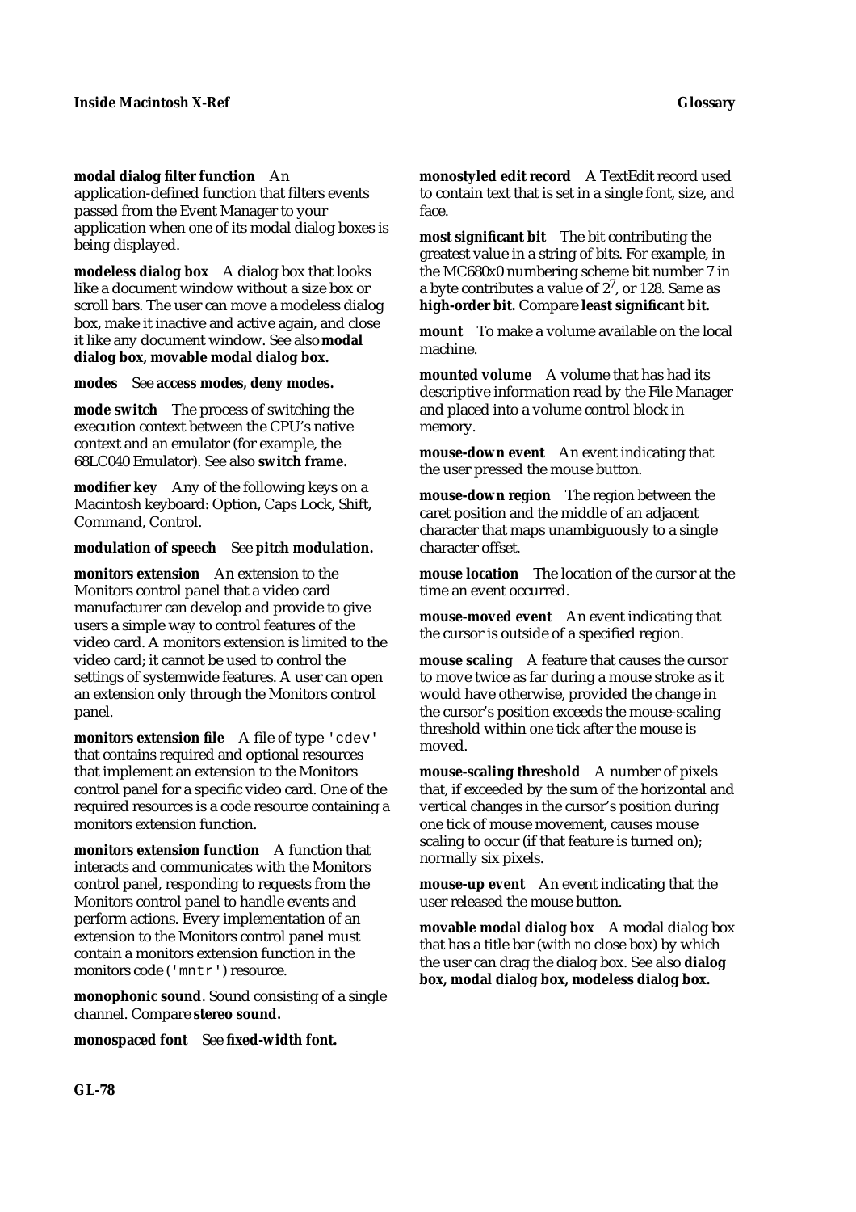**modal dialog filter function** An application-defined function that filters events passed from the Event Manager to your application when one of its modal dialog boxes is being displayed.

**modeless dialog box** A dialog box that looks like a document window without a size box or scroll bars. The user can move a modeless dialog box, make it inactive and active again, and close it like any document window. See also **modal dialog box, movable modal dialog box.**

**modes** See **access modes, deny modes.**

**mode switch** The process of switching the execution context between the CPU's native context and an emulator (for example, the 68LC040 Emulator). See also **switch frame.**

**modifier key** Any of the following keys on a Macintosh keyboard: Option, Caps Lock, Shift, Command, Control.

**modulation of speech** See **pitch modulation.**

**monitors extension** An extension to the Monitors control panel that a video card manufacturer can develop and provide to give users a simple way to control features of the video card. A monitors extension is limited to the video card; it cannot be used to control the settings of systemwide features. A user can open an extension only through the Monitors control panel.

**monitors extension file** A file of type `'cdev'` that contains required and optional resources that implement an extension to the Monitors control panel for a specific video card. One of the required resources is a code resource containing a monitors extension function.

**monitors extension function** A function that interacts and communicates with the Monitors control panel, responding to requests from the Monitors control panel to handle events and perform actions. Every implementation of an extension to the Monitors control panel must contain a monitors extension function in the monitors code (`'mntr'`) resource.

**monophonic sound**. Sound consisting of a single channel. Compare **stereo sound.**

**monospaced font** See **fixed-width font.**

**monostyled edit record** A TextEdit record used to contain text that is set in a single font, size, and face.

**most significant bit** The bit contributing the greatest value in a string of bits. For example, in the MC680x0 numbering scheme bit number 7 in a byte contributes a value of $2^7$, or 128. Same as **high-order bit.** Compare **least significant bit.**

**mount** To make a volume available on the local machine.

**mounted volume** A volume that has had its descriptive information read by the File Manager and placed into a volume control block in memory.

**mouse-down event** An event indicating that the user pressed the mouse button.

**mouse-down region** The region between the caret position and the middle of an adjacent character that maps unambiguously to a single character offset.

**mouse location** The location of the cursor at the time an event occurred.

**mouse-moved event** An event indicating that the cursor is outside of a specified region.

**mouse scaling** A feature that causes the cursor to move twice as far during a mouse stroke as it would have otherwise, provided the change in the cursor's position exceeds the mouse-scaling threshold within one tick after the mouse is moved.

**mouse-scaling threshold** A number of pixels that, if exceeded by the sum of the horizontal and vertical changes in the cursor's position during one tick of mouse movement, causes mouse scaling to occur (if that feature is turned on); normally six pixels.

**mouse-up event** An event indicating that the user released the mouse button.

**movable modal dialog box** A modal dialog box that has a title bar (with no close box) by which the user can drag the dialog box. See also **dialog box, modal dialog box, modeless dialog box.**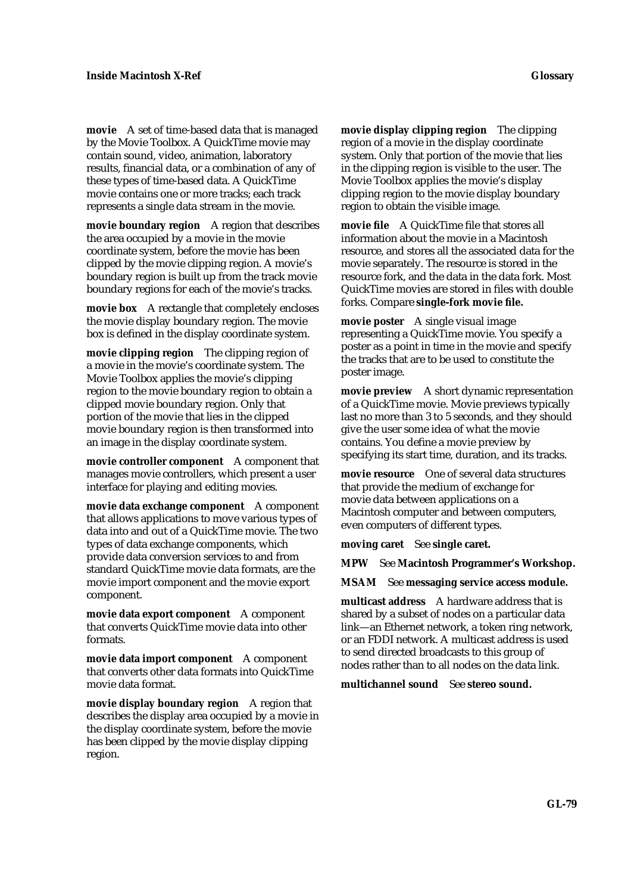**movie** A set of time-based data that is managed by the Movie Toolbox. A QuickTime movie may contain sound, video, animation, laboratory results, financial data, or a combination of any of these types of time-based data. A QuickTime movie contains one or more tracks; each track represents a single data stream in the movie.

**movie boundary region** A region that describes the area occupied by a movie in the movie coordinate system, before the movie has been clipped by the movie clipping region. A movie's boundary region is built up from the track movie boundary regions for each of the movie's tracks.

**movie box** A rectangle that completely encloses the movie display boundary region. The movie box is defined in the display coordinate system.

**movie clipping region** The clipping region of a movie in the movie's coordinate system. The Movie Toolbox applies the movie's clipping region to the movie boundary region to obtain a clipped movie boundary region. Only that portion of the movie that lies in the clipped movie boundary region is then transformed into an image in the display coordinate system.

**movie controller component** A component that manages movie controllers, which present a user interface for playing and editing movies.

**movie data exchange component** A component that allows applications to move various types of data into and out of a QuickTime movie. The two types of data exchange components, which provide data conversion services to and from standard QuickTime movie data formats, are the movie import component and the movie export component.

**movie data export component** A component that converts QuickTime movie data into other formats.

**movie data import component** A component that converts other data formats into QuickTime movie data format.

**movie display boundary region** A region that describes the display area occupied by a movie in the display coordinate system, before the movie has been clipped by the movie display clipping region.

**movie display clipping region** The clipping region of a movie in the display coordinate system. Only that portion of the movie that lies in the clipping region is visible to the user. The Movie Toolbox applies the movie's display clipping region to the movie display boundary region to obtain the visible image.

**movie file** A QuickTime file that stores all information about the movie in a Macintosh resource, and stores all the associated data for the movie separately. The resource is stored in the resource fork, and the data in the data fork. Most QuickTime movies are stored in files with double forks. Compare **single-fork movie file.**

**movie poster** A single visual image representing a QuickTime movie. You specify a poster as a point in time in the movie and specify the tracks that are to be used to constitute the poster image.

**movie preview** A short dynamic representation of a QuickTime movie. Movie previews typically last no more than 3 to 5 seconds, and they should give the user some idea of what the movie contains. You define a movie preview by specifying its start time, duration, and its tracks.

**movie resource** One of several data structures that provide the medium of exchange for movie data between applications on a Macintosh computer and between computers, even computers of different types.

**moving caret** See **single caret.**

**MPW** See **Macintosh Programmer's Workshop.**

**MSAM** See **messaging service access module.**

**multicast address** A hardware address that is shared by a subset of nodes on a particular data link—an Ethernet network, a token ring network, or an FDDI network. A multicast address is used to send directed broadcasts to this group of nodes rather than to all nodes on the data link.

**multichannel sound** See **stereo sound.**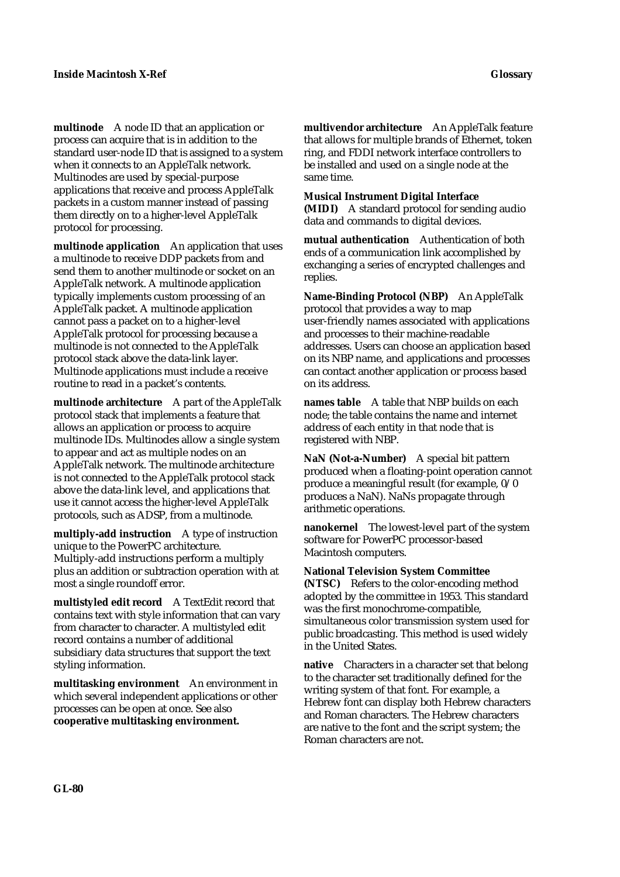**multinode** A node ID that an application or process can acquire that is in addition to the standard user-node ID that is assigned to a system when it connects to an AppleTalk network. Multinodes are used by special-purpose applications that receive and process AppleTalk packets in a custom manner instead of passing them directly on to a higher-level AppleTalk protocol for processing.

**multinode application** An application that uses a multinode to receive DDP packets from and send them to another multinode or socket on an AppleTalk network. A multinode application typically implements custom processing of an AppleTalk packet. A multinode application cannot pass a packet on to a higher-level AppleTalk protocol for processing because a multinode is not connected to the AppleTalk protocol stack above the data-link layer. Multinode applications must include a receive routine to read in a packet's contents.

**multinode architecture** A part of the AppleTalk protocol stack that implements a feature that allows an application or process to acquire multinode IDs. Multinodes allow a single system to appear and act as multiple nodes on an AppleTalk network. The multinode architecture is not connected to the AppleTalk protocol stack above the data-link level, and applications that use it cannot access the higher-level AppleTalk protocols, such as ADSP, from a multinode.

**multiply-add instruction** A type of instruction unique to the PowerPC architecture. Multiply-add instructions perform a multiply plus an addition or subtraction operation with at most a single roundoff error.

**multistyled edit record** A TextEdit record that contains text with style information that can vary from character to character. A multistyled edit record contains a number of additional subsidiary data structures that support the text styling information.

**multitasking environment** An environment in which several independent applications or other processes can be open at once. See also **cooperative multitasking environment.**

**multivendor architecture** An AppleTalk feature that allows for multiple brands of Ethernet, token ring, and FDDI network interface controllers to be installed and used on a single node at the same time.

**Musical Instrument Digital Interface (MIDI)** A standard protocol for sending audio data and commands to digital devices.

**mutual authentication** Authentication of both ends of a communication link accomplished by exchanging a series of encrypted challenges and replies.

**Name-Binding Protocol (NBP)** An AppleTalk protocol that provides a way to map user-friendly names associated with applications and processes to their machine-readable addresses. Users can choose an application based on its NBP name, and applications and processes can contact another application or process based on its address.

**names table** A table that NBP builds on each node; the table contains the name and internet address of each entity in that node that is registered with NBP.

**NaN (Not-a-Number)** A special bit pattern produced when a floating-point operation cannot produce a meaningful result (for example, 0/0 produces a NaN). NaNs propagate through arithmetic operations.

**nanokernel** The lowest-level part of the system software for PowerPC processor-based Macintosh computers.

**National Television System Committee (NTSC)** Refers to the color-encoding method adopted by the committee in 1953. This standard was the first monochrome-compatible, simultaneous color transmission system used for public broadcasting. This method is used widely in the United States.

**native** Characters in a character set that belong to the character set traditionally defined for the writing system of that font. For example, a Hebrew font can display both Hebrew characters and Roman characters. The Hebrew characters are native to the font and the script system; the Roman characters are not.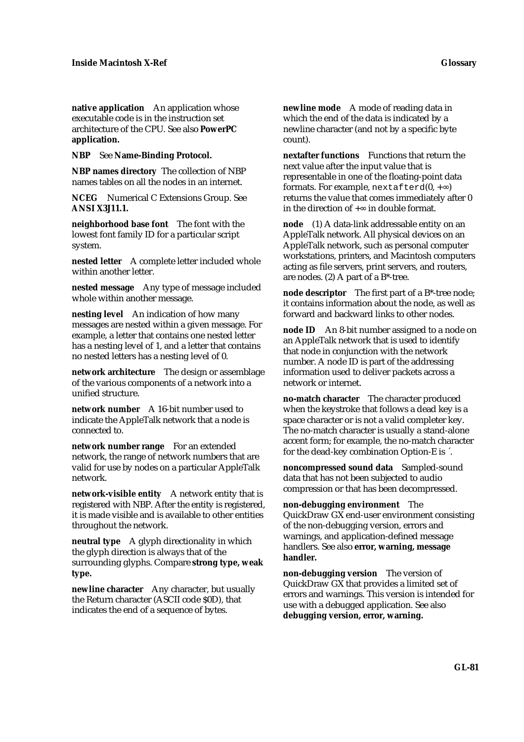**native application** An application whose executable code is in the instruction set architecture of the CPU. See also **PowerPC application.**

**NBP** See **Name-Binding Protocol.**

**NBP names directory** The collection of NBP names tables on all the nodes in an internet.

**NCEG** Numerical C Extensions Group. See **ANSI X3J11.1.**

**neighborhood base font** The font with the lowest font family ID for a particular script system.

**nested letter** A complete letter included whole within another letter.

**nested message** Any type of message included whole within another message.

**nesting level** An indication of how many messages are nested within a given message. For example, a letter that contains one nested letter has a nesting level of 1, and a letter that contains no nested letters has a nesting level of 0.

**network architecture** The design or assemblage of the various components of a network into a unified structure.

**network number** A 16-bit number used to indicate the AppleTalk network that a node is connected to.

**network number range** For an extended network, the range of network numbers that are valid for use by nodes on a particular AppleTalk network.

**network-visible entity** A network entity that is registered with NBP. After the entity is registered, it is made visible and is available to other entities throughout the network.

**neutral type** A glyph directionality in which the glyph direction is always that of the surrounding glyphs. Compare **strong type, weak type.**

**newline character** Any character, but usually the Return character (ASCII code $0D), that indicates the end of a sequence of bytes.

**newline mode** A mode of reading data in which the end of the data is indicated by a newline character (and not by a specific byte count).

**nextafter functions** Functions that return the next value after the input value that is representable in one of the floating-point data formats. For example, `nextafterd`(0, +∞) returns the value that comes immediately after 0 in the direction of +∞ in double format.

**node** (1) A data-link addressable entity on an AppleTalk network. All physical devices on an AppleTalk network, such as personal computer workstations, printers, and Macintosh computers acting as file servers, print servers, and routers, are nodes. (2) A part of a B*-tree.

**node descriptor** The first part of a B*-tree node; it contains information about the node, as well as forward and backward links to other nodes.

**node ID** An 8-bit number assigned to a node on an AppleTalk network that is used to identify that node in conjunction with the network number. A node ID is part of the addressing information used to deliver packets across a network or internet.

**no-match character** The character produced when the keystroke that follows a dead key is a space character or is not a valid completer key. The no-match character is usually a stand-alone accent form; for example, the no-match character for the dead-key combination Option-E is ´.

**noncompressed sound data** Sampled-sound data that has not been subjected to audio compression or that has been decompressed.

**non-debugging environment** The QuickDraw GX end-user environment consisting of the non-debugging version, errors and warnings, and application-defined message handlers. See also **error, warning, message handler.**

**non-debugging version** The version of QuickDraw GX that provides a limited set of errors and warnings. This version is intended for use with a debugged application. See also **debugging version, error, warning.**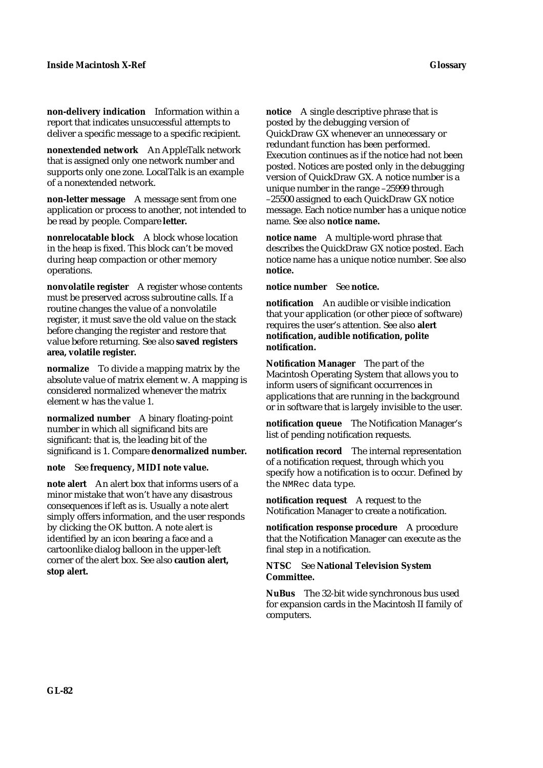**non-delivery indication** Information within a report that indicates unsuccessful attempts to deliver a specific message to a specific recipient.

**nonextended network** An AppleTalk network that is assigned only one network number and supports only one zone. LocalTalk is an example of a nonextended network.

**non-letter message** A message sent from one application or process to another, not intended to be read by people. Compare **letter.**

**nonrelocatable block** A block whose location in the heap is fixed. This block can't be moved during heap compaction or other memory operations.

**nonvolatile register** A register whose contents must be preserved across subroutine calls. If a routine changes the value of a nonvolatile register, it must save the old value on the stack before changing the register and restore that value before returning. See also **saved registers area, volatile register.**

**normalize** To divide a mapping matrix by the absolute value of matrix element w. A mapping is considered normalized whenever the matrix element w has the value 1.

**normalized number** A binary floating-point number in which all significand bits are significant: that is, the leading bit of the significand is 1. Compare **denormalized number.**

**note** See **frequency, MIDI note value.**

**note alert** An alert box that informs users of a minor mistake that won't have any disastrous consequences if left as is. Usually a note alert simply offers information, and the user responds by clicking the OK button. A note alert is identified by an icon bearing a face and a cartoonlike dialog balloon in the upper-left corner of the alert box. See also **caution alert, stop alert.**

**notice** A single descriptive phrase that is posted by the debugging version of QuickDraw GX whenever an unnecessary or redundant function has been performed. Execution continues as if the notice had not been posted. Notices are posted only in the debugging version of QuickDraw GX. A notice number is a unique number in the range –25999 through –25500 assigned to each QuickDraw GX notice message. Each notice number has a unique notice name. See also **notice name.**

**notice name** A multiple-word phrase that describes the QuickDraw GX notice posted. Each notice name has a unique notice number. See also **notice.**

**notice number** See **notice.**

**notification** An audible or visible indication that your application (or other piece of software) requires the user's attention. See also **alert notification, audible notification, polite notification.**

**Notification Manager** The part of the Macintosh Operating System that allows you to inform users of significant occurrences in applications that are running in the background or in software that is largely invisible to the user.

**notification queue** The Notification Manager's list of pending notification requests.

**notification record** The internal representation of a notification request, through which you specify how a notification is to occur. Defined by the `NMRec` data type.

**notification request** A request to the Notification Manager to create a notification.

**notification response procedure** A procedure that the Notification Manager can execute as the final step in a notification.

**NTSC** See **National Television System Committee.**

**NuBus** The 32-bit wide synchronous bus used for expansion cards in the Macintosh II family of computers.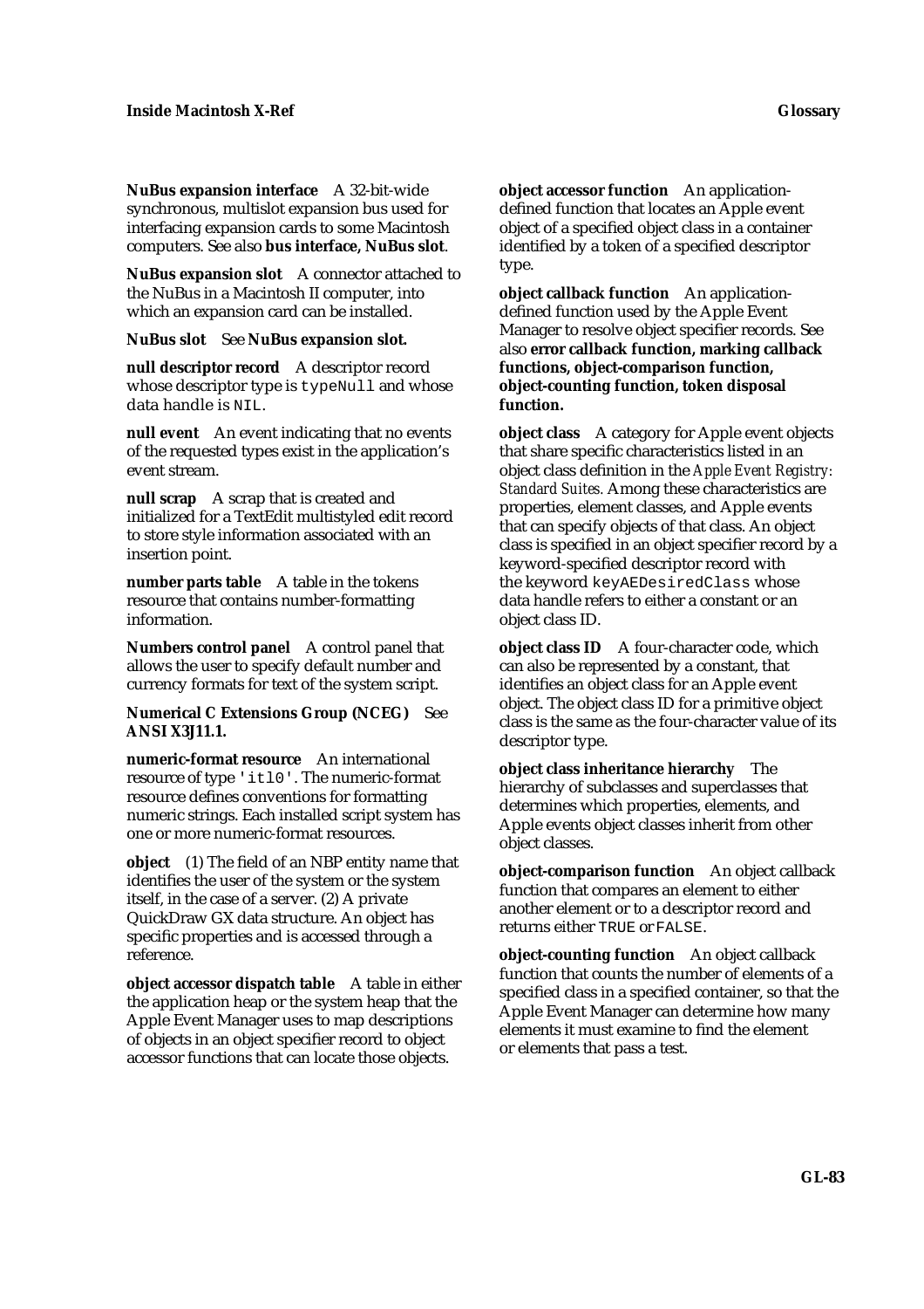**NuBus expansion interface** A 32-bit-wide synchronous, multislot expansion bus used for interfacing expansion cards to some Macintosh computers. See also **bus interface, NuBus slot**.

**NuBus expansion slot** A connector attached to the NuBus in a Macintosh II computer, into which an expansion card can be installed.

**NuBus slot** See **NuBus expansion slot.**

**null descriptor record** A descriptor record whose descriptor type is `typeNull` and whose data handle is `NIL`.

**null event** An event indicating that no events of the requested types exist in the application's event stream.

**null scrap** A scrap that is created and initialized for a TextEdit multistyled edit record to store style information associated with an insertion point.

**number parts table** A table in the tokens resource that contains number-formatting information.

**Numbers control panel** A control panel that allows the user to specify default number and currency formats for text of the system script.

**Numerical C Extensions Group (NCEG)** See **ANSI X3J11.1.**

**numeric-format resource** An international resource of type `'itl0'`. The numeric-format resource defines conventions for formatting numeric strings. Each installed script system has one or more numeric-format resources.

**object** (1) The field of an NBP entity name that identifies the user of the system or the system itself, in the case of a server. (2) A private QuickDraw GX data structure. An object has specific properties and is accessed through a reference.

**object accessor dispatch table** A table in either the application heap or the system heap that the Apple Event Manager uses to map descriptions of objects in an object specifier record to object accessor functions that can locate those objects.

**object accessor function** An application-defined function that locates an Apple event object of a specified object class in a container identified by a token of a specified descriptor type.

**object callback function** An application-defined function used by the Apple Event Manager to resolve object specifier records. See also **error callback function, marking callback functions, object-comparison function, object-counting function, token disposal function.**

**object class** A category for Apple event objects that share specific characteristics listed in an object class definition in the *Apple Event Registry: Standard Suites*. Among these characteristics are properties, element classes, and Apple events that can specify objects of that class. An object class is specified in an object specifier record by a keyword-specified descriptor record with the keyword `keyAEDesiredClass` whose data handle refers to either a constant or an object class ID.

**object class ID** A four-character code, which can also be represented by a constant, that identifies an object class for an Apple event object. The object class ID for a primitive object class is the same as the four-character value of its descriptor type.

**object class inheritance hierarchy** The hierarchy of subclasses and superclasses that determines which properties, elements, and Apple events object classes inherit from other object classes.

**object-comparison function** An object callback function that compares an element to either another element or to a descriptor record and returns either `TRUE` or `FALSE`.

**object-counting function** An object callback function that counts the number of elements of a specified class in a specified container, so that the Apple Event Manager can determine how many elements it must examine to find the element or elements that pass a test.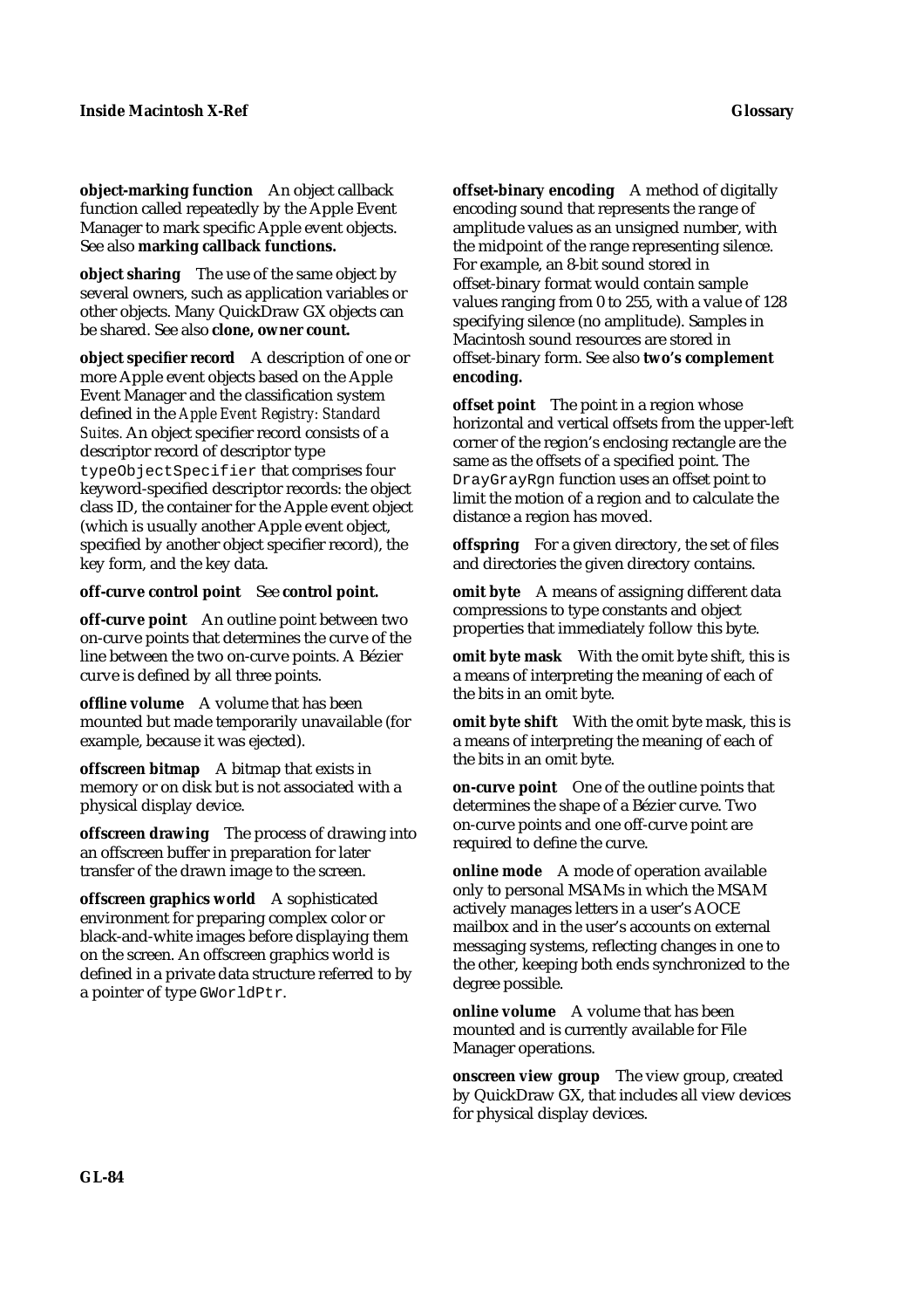**object-marking function** An object callback function called repeatedly by the Apple Event Manager to mark specific Apple event objects. See also **marking callback functions.**

**object sharing** The use of the same object by several owners, such as application variables or other objects. Many QuickDraw GX objects can be shared. See also **clone, owner count.**

**object specifier record** A description of one or more Apple event objects based on the Apple Event Manager and the classification system defined in the *Apple Event Registry: Standard Suites.* An object specifier record consists of a descriptor record of descriptor type `typeObjectSpecifier` that comprises four keyword-specified descriptor records: the object class ID, the container for the Apple event object (which is usually another Apple event object, specified by another object specifier record), the key form, and the key data.

**off-curve control point** See **control point.**

**off-curve point** An outline point between two on-curve points that determines the curve of the line between the two on-curve points. A Bézier curve is defined by all three points.

**offline volume** A volume that has been mounted but made temporarily unavailable (for example, because it was ejected).

**offscreen bitmap** A bitmap that exists in memory or on disk but is not associated with a physical display device.

**offscreen drawing** The process of drawing into an offscreen buffer in preparation for later transfer of the drawn image to the screen.

**offscreen graphics world** A sophisticated environment for preparing complex color or black-and-white images before displaying them on the screen. An offscreen graphics world is defined in a private data structure referred to by a pointer of type `GWorldPtr`.

**offset-binary encoding** A method of digitally encoding sound that represents the range of amplitude values as an unsigned number, with the midpoint of the range representing silence. For example, an 8-bit sound stored in offset-binary format would contain sample values ranging from 0 to 255, with a value of 128 specifying silence (no amplitude). Samples in Macintosh sound resources are stored in offset-binary form. See also **two's complement encoding.**

**offset point** The point in a region whose horizontal and vertical offsets from the upper-left corner of the region's enclosing rectangle are the same as the offsets of a specified point. The `DrayGrayRgn` function uses an offset point to limit the motion of a region and to calculate the distance a region has moved.

**offspring** For a given directory, the set of files and directories the given directory contains.

**omit byte** A means of assigning different data compressions to type constants and object properties that immediately follow this byte.

**omit byte mask** With the omit byte shift, this is a means of interpreting the meaning of each of the bits in an omit byte.

**omit byte shift** With the omit byte mask, this is a means of interpreting the meaning of each of the bits in an omit byte.

**on-curve point** One of the outline points that determines the shape of a Bézier curve. Two on-curve points and one off-curve point are required to define the curve.

**online mode** A mode of operation available only to personal MSAMs in which the MSAM actively manages letters in a user's AOCE mailbox and in the user's accounts on external messaging systems, reflecting changes in one to the other, keeping both ends synchronized to the degree possible.

**online volume** A volume that has been mounted and is currently available for File Manager operations.

**onscreen view group** The view group, created by QuickDraw GX, that includes all view devices for physical display devices.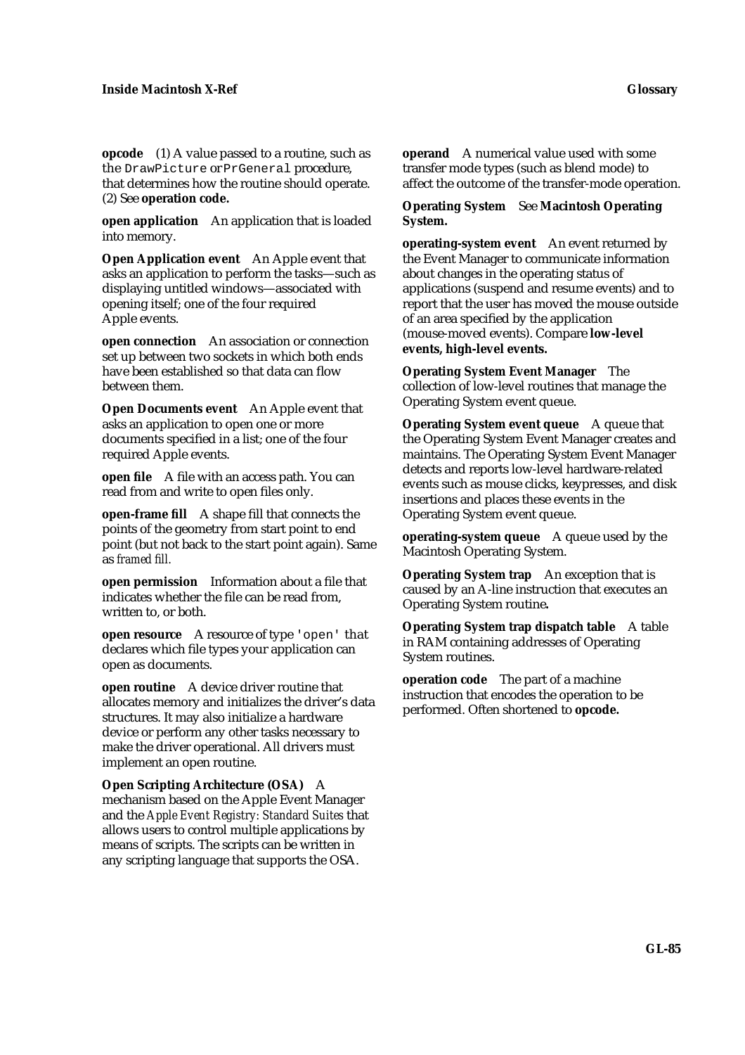**opcode** (1) A value passed to a routine, such as the `DrawPicture` or `PrGeneral` procedure, that determines how the routine should operate. (2) See **operation code.**

**open application** An application that is loaded into memory.

**Open Application event** An Apple event that asks an application to perform the tasks—such as displaying untitled windows—associated with opening itself; one of the four required Apple events.

**open connection** An association or connection set up between two sockets in which both ends have been established so that data can flow between them.

**Open Documents event** An Apple event that asks an application to open one or more documents specified in a list; one of the four required Apple events.

**open file** A file with an access path. You can read from and write to open files only.

**open-frame fill** A shape fill that connects the points of the geometry from start point to end point (but not back to the start point again). Same as *framed fill.*

**open permission** Information about a file that indicates whether the file can be read from, written to, or both.

**open resource** A resource of type `'open'` that declares which file types your application can open as documents.

**open routine** A device driver routine that allocates memory and initializes the driver's data structures. It may also initialize a hardware device or perform any other tasks necessary to make the driver operational. All drivers must implement an open routine.

**Open Scripting Architecture (OSA)** A mechanism based on the Apple Event Manager and the *Apple Event Registry: Standard Suites* that allows users to control multiple applications by means of scripts. The scripts can be written in any scripting language that supports the OSA.

**operand** A numerical value used with some transfer mode types (such as blend mode) to affect the outcome of the transfer-mode operation.

**Operating System** See **Macintosh Operating System.**

**operating-system event** An event returned by the Event Manager to communicate information about changes in the operating status of applications (suspend and resume events) and to report that the user has moved the mouse outside of an area specified by the application (mouse-moved events). Compare **low-level events, high-level events.**

**Operating System Event Manager** The collection of low-level routines that manage the Operating System event queue.

**Operating System event queue** A queue that the Operating System Event Manager creates and maintains. The Operating System Event Manager detects and reports low-level hardware-related events such as mouse clicks, keypresses, and disk insertions and places these events in the Operating System event queue.

**operating-system queue** A queue used by the Macintosh Operating System.

**Operating System trap** An exception that is caused by an A-line instruction that executes an Operating System routine**.**

**Operating System trap dispatch table** A table in RAM containing addresses of Operating System routines.

**operation code** The part of a machine instruction that encodes the operation to be performed. Often shortened to **opcode.**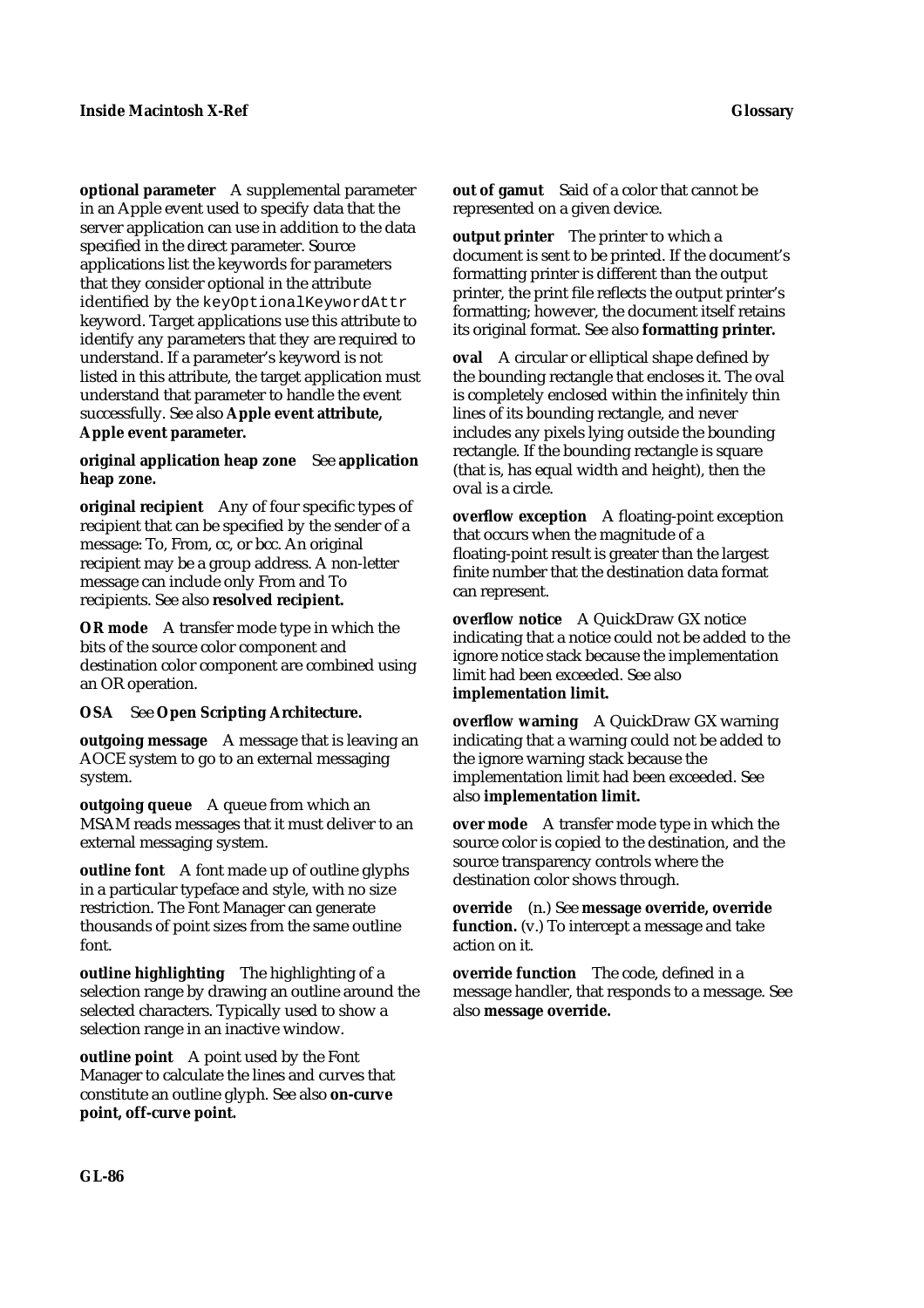**optional parameter** A supplemental parameter in an Apple event used to specify data that the server application can use in addition to the data specified in the direct parameter. Source applications list the keywords for parameters that they consider optional in the attribute identified by the `keyOptionalKeywordAttr` keyword. Target applications use this attribute to identify any parameters that they are required to understand. If a parameter's keyword is not listed in this attribute, the target application must understand that parameter to handle the event successfully. See also **Apple event attribute, Apple event parameter.**

**original application heap zone** See **application heap zone.**

**original recipient** Any of four specific types of recipient that can be specified by the sender of a message: To, From, cc, or bcc. An original recipient may be a group address. A non-letter message can include only From and To recipients. See also **resolved recipient.**

**OR mode** A transfer mode type in which the bits of the source color component and destination color component are combined using an OR operation.

**OSA** See **Open Scripting Architecture.**

**outgoing message** A message that is leaving an AOCE system to go to an external messaging system.

**outgoing queue** A queue from which an MSAM reads messages that it must deliver to an external messaging system.

**outline font** A font made up of outline glyphs in a particular typeface and style, with no size restriction. The Font Manager can generate thousands of point sizes from the same outline font.

**outline highlighting** The highlighting of a selection range by drawing an outline around the selected characters. Typically used to show a selection range in an inactive window.

**outline point** A point used by the Font Manager to calculate the lines and curves that constitute an outline glyph. See also **on-curve point, off-curve point.**

**out of gamut** Said of a color that cannot be represented on a given device.

**output printer** The printer to which a document is sent to be printed. If the document's formatting printer is different than the output printer, the print file reflects the output printer's formatting; however, the document itself retains its original format. See also **formatting printer.**

**oval** A circular or elliptical shape defined by the bounding rectangle that encloses it. The oval is completely enclosed within the infinitely thin lines of its bounding rectangle, and never includes any pixels lying outside the bounding rectangle. If the bounding rectangle is square (that is, has equal width and height), then the oval is a circle.

**overflow exception** A floating-point exception that occurs when the magnitude of a floating-point result is greater than the largest finite number that the destination data format can represent.

**overflow notice** A QuickDraw GX notice indicating that a notice could not be added to the ignore notice stack because the implementation limit had been exceeded. See also **implementation limit.**

**overflow warning** A QuickDraw GX warning indicating that a warning could not be added to the ignore warning stack because the implementation limit had been exceeded. See also **implementation limit.**

**over mode** A transfer mode type in which the source color is copied to the destination, and the source transparency controls where the destination color shows through.

**override** (n.) See **message override, override function.** (v.) To intercept a message and take action on it.

**override function** The code, defined in a message handler, that responds to a message. See also **message override.**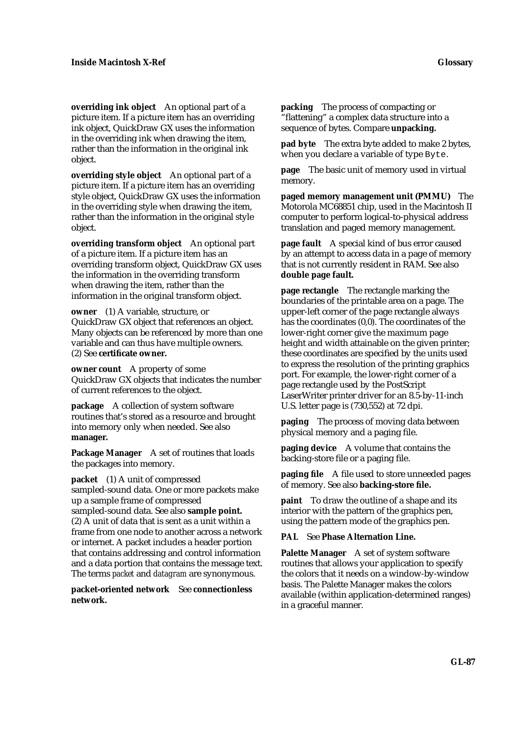**overriding ink object** An optional part of a picture item. If a picture item has an overriding ink object, QuickDraw GX uses the information in the overriding ink when drawing the item, rather than the information in the original ink object.

**overriding style object** An optional part of a picture item. If a picture item has an overriding style object, QuickDraw GX uses the information in the overriding style when drawing the item, rather than the information in the original style object.

**overriding transform object** An optional part of a picture item. If a picture item has an overriding transform object, QuickDraw GX uses the information in the overriding transform when drawing the item, rather than the information in the original transform object.

**owner** (1) A variable, structure, or QuickDraw GX object that references an object. Many objects can be referenced by more than one variable and can thus have multiple owners. (2) See **certificate owner.**

**owner count** A property of some QuickDraw GX objects that indicates the number of current references to the object.

**package** A collection of system software routines that's stored as a resource and brought into memory only when needed. See also **manager.**

**Package Manager** A set of routines that loads the packages into memory.

**packet** (1) A unit of compressed sampled-sound data. One or more packets make up a sample frame of compressed sampled-sound data. See also **sample point.** (2) A unit of data that is sent as a unit within a frame from one node to another across a network or internet. A packet includes a header portion that contains addressing and control information and a data portion that contains the message text. The terms *packet* and *datagram* are synonymous.

**packet-oriented network** See **connectionless network.**

**packing** The process of compacting or "flattening" a complex data structure into a sequence of bytes. Compare **unpacking.**

**pad byte** The extra byte added to make 2 bytes, when you declare a variable of type `Byte`.

**page** The basic unit of memory used in virtual memory.

**paged memory management unit (PMMU)** The Motorola MC68851 chip, used in the Macintosh II computer to perform logical-to-physical address translation and paged memory management.

**page fault** A special kind of bus error caused by an attempt to access data in a page of memory that is not currently resident in RAM. See also **double page fault.**

**page rectangle** The rectangle marking the boundaries of the printable area on a page. The upper-left corner of the page rectangle always has the coordinates (0,0). The coordinates of the lower-right corner give the maximum page height and width attainable on the given printer; these coordinates are specified by the units used to express the resolution of the printing graphics port. For example, the lower-right corner of a page rectangle used by the PostScript LaserWriter printer driver for an 8.5-by-11-inch U.S. letter page is (730,552) at 72 dpi.

**paging** The process of moving data between physical memory and a paging file.

**paging device** A volume that contains the backing-store file or a paging file.

**paging file** A file used to store unneeded pages of memory. See also **backing-store file.**

**paint** To draw the outline of a shape and its interior with the pattern of the graphics pen, using the pattern mode of the graphics pen.

**PAL** See **Phase Alternation Line.**

**Palette Manager** A set of system software routines that allows your application to specify the colors that it needs on a window-by-window basis. The Palette Manager makes the colors available (within application-determined ranges) in a graceful manner.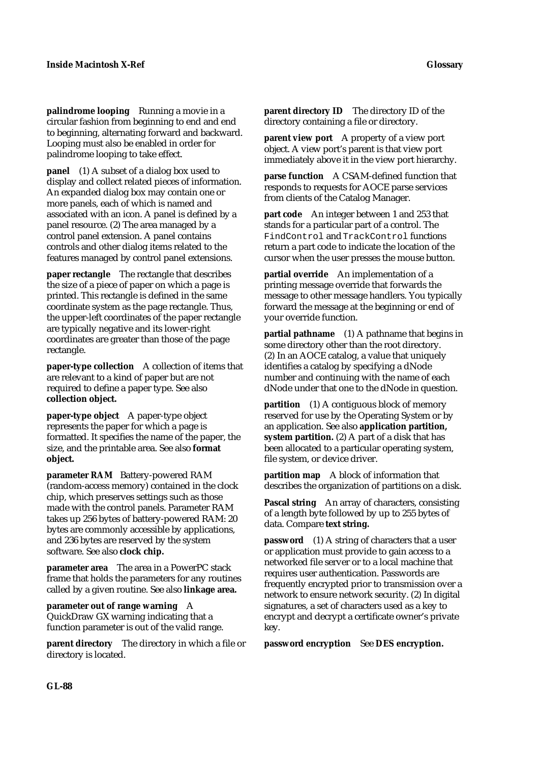**palindrome looping** Running a movie in a circular fashion from beginning to end and end to beginning, alternating forward and backward. Looping must also be enabled in order for palindrome looping to take effect.

**panel** (1) A subset of a dialog box used to display and collect related pieces of information. An expanded dialog box may contain one or more panels, each of which is named and associated with an icon. A panel is defined by a panel resource. (2) The area managed by a control panel extension. A panel contains controls and other dialog items related to the features managed by control panel extensions.

**paper rectangle** The rectangle that describes the size of a piece of paper on which a page is printed. This rectangle is defined in the same coordinate system as the page rectangle. Thus, the upper-left coordinates of the paper rectangle are typically negative and its lower-right coordinates are greater than those of the page rectangle.

**paper-type collection** A collection of items that are relevant to a kind of paper but are not required to define a paper type. See also **collection object.**

**paper-type object** A paper-type object represents the paper for which a page is formatted. It specifies the name of the paper, the size, and the printable area. See also **format object.**

**parameter RAM** Battery-powered RAM (random-access memory) contained in the clock chip, which preserves settings such as those made with the control panels. Parameter RAM takes up 256 bytes of battery-powered RAM: 20 bytes are commonly accessible by applications, and 236 bytes are reserved by the system software. See also **clock chip.**

**parameter area** The area in a PowerPC stack frame that holds the parameters for any routines called by a given routine. See also **linkage area.**

**parameter out of range warning** A QuickDraw GX warning indicating that a function parameter is out of the valid range.

**parent directory** The directory in which a file or directory is located.

**parent directory ID** The directory ID of the directory containing a file or directory.

**parent view port** A property of a view port object. A view port's parent is that view port immediately above it in the view port hierarchy.

**parse function** A CSAM-defined function that responds to requests for AOCE parse services from clients of the Catalog Manager.

**part code** An integer between 1 and 253 that stands for a particular part of a control. The `FindControl` and `TrackControl` functions return a part code to indicate the location of the cursor when the user presses the mouse button.

**partial override** An implementation of a printing message override that forwards the message to other message handlers. You typically forward the message at the beginning or end of your override function.

**partial pathname** (1) A pathname that begins in some directory other than the root directory. (2) In an AOCE catalog, a value that uniquely identifies a catalog by specifying a dNode number and continuing with the name of each dNode under that one to the dNode in question.

**partition** (1) A contiguous block of memory reserved for use by the Operating System or by an application. See also **application partition, system partition.** (2) A part of a disk that has been allocated to a particular operating system, file system, or device driver.

**partition map** A block of information that describes the organization of partitions on a disk.

**Pascal string** An array of characters, consisting of a length byte followed by up to 255 bytes of data. Compare **text string.**

**password** (1) A string of characters that a user or application must provide to gain access to a networked file server or to a local machine that requires user authentication. Passwords are frequently encrypted prior to transmission over a network to ensure network security. (2) In digital signatures, a set of characters used as a key to encrypt and decrypt a certificate owner's private key.

**password encryption** See **DES encryption.**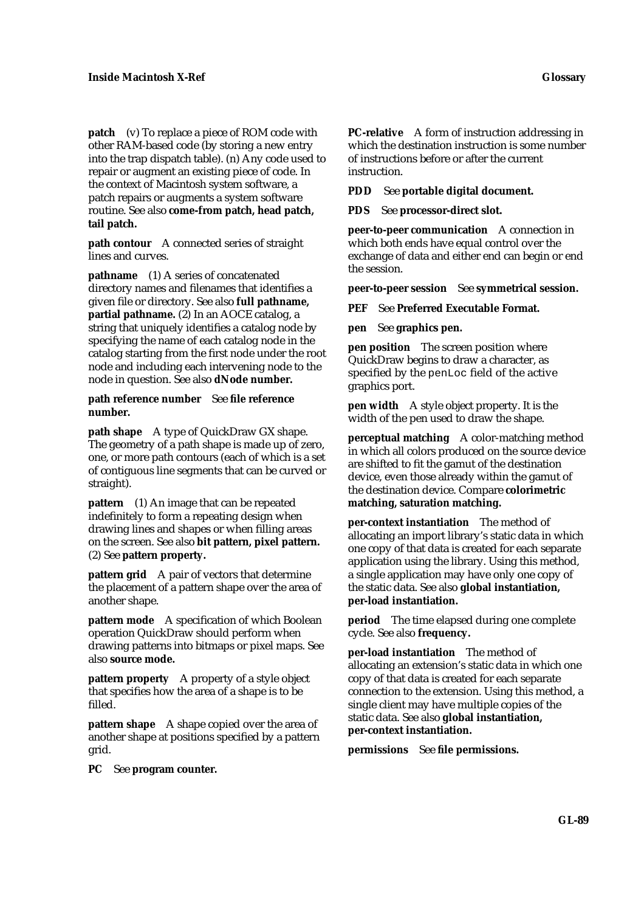**patch** (v) To replace a piece of ROM code with other RAM-based code (by storing a new entry into the trap dispatch table). (n) Any code used to repair or augment an existing piece of code. In the context of Macintosh system software, a patch repairs or augments a system software routine. See also **come-from patch, head patch, tail patch.**

**path contour** A connected series of straight lines and curves.

**pathname** (1) A series of concatenated directory names and filenames that identifies a given file or directory. See also **full pathname, partial pathname.** (2) In an AOCE catalog, a string that uniquely identifies a catalog node by specifying the name of each catalog node in the catalog starting from the first node under the root node and including each intervening node to the node in question. See also **dNode number.**

**path reference number** See **file reference number.**

**path shape** A type of QuickDraw GX shape. The geometry of a path shape is made up of zero, one, or more path contours (each of which is a set of contiguous line segments that can be curved or straight).

**pattern** (1) An image that can be repeated indefinitely to form a repeating design when drawing lines and shapes or when filling areas on the screen. See also **bit pattern, pixel pattern.** (2) See **pattern property.**

**pattern grid** A pair of vectors that determine the placement of a pattern shape over the area of another shape.

**pattern mode** A specification of which Boolean operation QuickDraw should perform when drawing patterns into bitmaps or pixel maps. See also **source mode.**

**pattern property** A property of a style object that specifies how the area of a shape is to be filled.

**pattern shape** A shape copied over the area of another shape at positions specified by a pattern grid.

**PC** See **program counter.**

**PC-relative** A form of instruction addressing in which the destination instruction is some number of instructions before or after the current instruction.

**PDD** See **portable digital document.**

**PDS** See **processor-direct slot.**

**peer-to-peer communication** A connection in which both ends have equal control over the exchange of data and either end can begin or end the session.

**peer-to-peer session** See **symmetrical session.**

**PEF** See **Preferred Executable Format.**

**pen** See **graphics pen.**

**pen position** The screen position where QuickDraw begins to draw a character, as specified by the `penLoc` field of the active graphics port.

**pen width** A style object property. It is the width of the pen used to draw the shape.

**perceptual matching** A color-matching method in which all colors produced on the source device are shifted to fit the gamut of the destination device, even those already within the gamut of the destination device. Compare **colorimetric matching, saturation matching.**

**per-context instantiation** The method of allocating an import library's static data in which one copy of that data is created for each separate application using the library. Using this method, a single application may have only one copy of the static data. See also **global instantiation, per-load instantiation.**

**period** The time elapsed during one complete cycle. See also **frequency.**

**per-load instantiation** The method of allocating an extension's static data in which one copy of that data is created for each separate connection to the extension. Using this method, a single client may have multiple copies of the static data. See also **global instantiation, per-context instantiation.**

**permissions** See **file permissions.**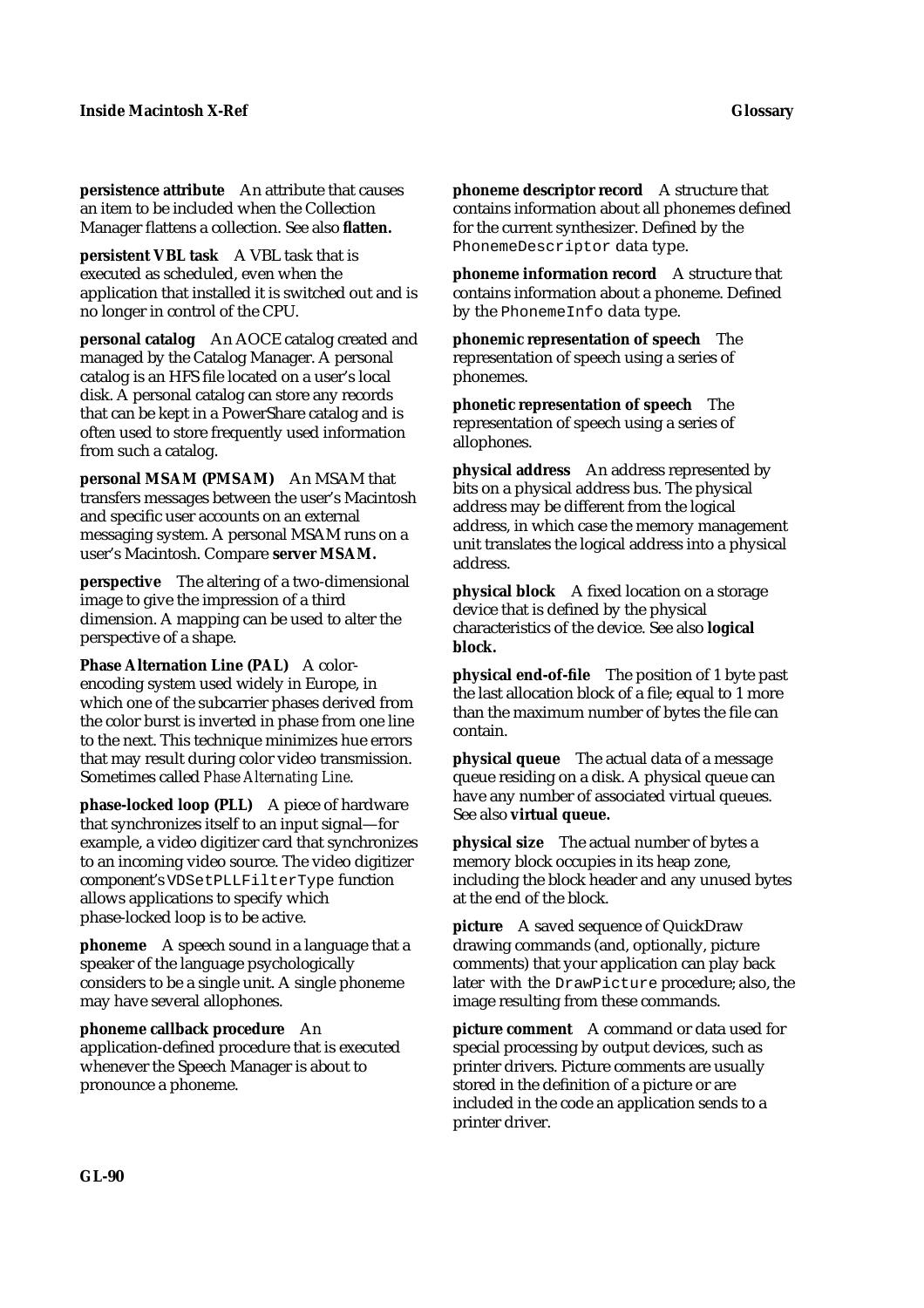**persistence attribute** An attribute that causes an item to be included when the Collection Manager flattens a collection. See also **flatten.**

**persistent VBL task** A VBL task that is executed as scheduled, even when the application that installed it is switched out and is no longer in control of the CPU.

**personal catalog** An AOCE catalog created and managed by the Catalog Manager. A personal catalog is an HFS file located on a user's local disk. A personal catalog can store any records that can be kept in a PowerShare catalog and is often used to store frequently used information from such a catalog.

**personal MSAM (PMSAM)** An MSAM that transfers messages between the user's Macintosh and specific user accounts on an external messaging system. A personal MSAM runs on a user's Macintosh. Compare **server MSAM.**

**perspective** The altering of a two-dimensional image to give the impression of a third dimension. A mapping can be used to alter the perspective of a shape.

**Phase Alternation Line (PAL)** A color-encoding system used widely in Europe, in which one of the subcarrier phases derived from the color burst is inverted in phase from one line to the next. This technique minimizes hue errors that may result during color video transmission. Sometimes called *Phase Alternating Line*.

**phase-locked loop (PLL)** A piece of hardware that synchronizes itself to an input signal—for example, a video digitizer card that synchronizes to an incoming video source. The video digitizer component's `VDSetPLLFilterType` function allows applications to specify which phase-locked loop is to be active.

**phoneme** A speech sound in a language that a speaker of the language psychologically considers to be a single unit. A single phoneme may have several allophones.

**phoneme callback procedure** An application-defined procedure that is executed whenever the Speech Manager is about to pronounce a phoneme.

**phoneme descriptor record** A structure that contains information about all phonemes defined for the current synthesizer. Defined by the `PhonemeDescriptor` data type.

**phoneme information record** A structure that contains information about a phoneme. Defined by the `PhonemeInfo` data type.

**phonemic representation of speech** The representation of speech using a series of phonemes.

**phonetic representation of speech** The representation of speech using a series of allophones.

**physical address** An address represented by bits on a physical address bus. The physical address may be different from the logical address, in which case the memory management unit translates the logical address into a physical address.

**physical block** A fixed location on a storage device that is defined by the physical characteristics of the device. See also **logical block.**

**physical end-of-file** The position of 1 byte past the last allocation block of a file; equal to 1 more than the maximum number of bytes the file can contain.

**physical queue** The actual data of a message queue residing on a disk. A physical queue can have any number of associated virtual queues. See also **virtual queue.**

**physical size** The actual number of bytes a memory block occupies in its heap zone, including the block header and any unused bytes at the end of the block.

**picture** A saved sequence of QuickDraw drawing commands (and, optionally, picture comments) that your application can play back later with the `DrawPicture` procedure; also, the image resulting from these commands.

**picture comment** A command or data used for special processing by output devices, such as printer drivers. Picture comments are usually stored in the definition of a picture or are included in the code an application sends to a printer driver.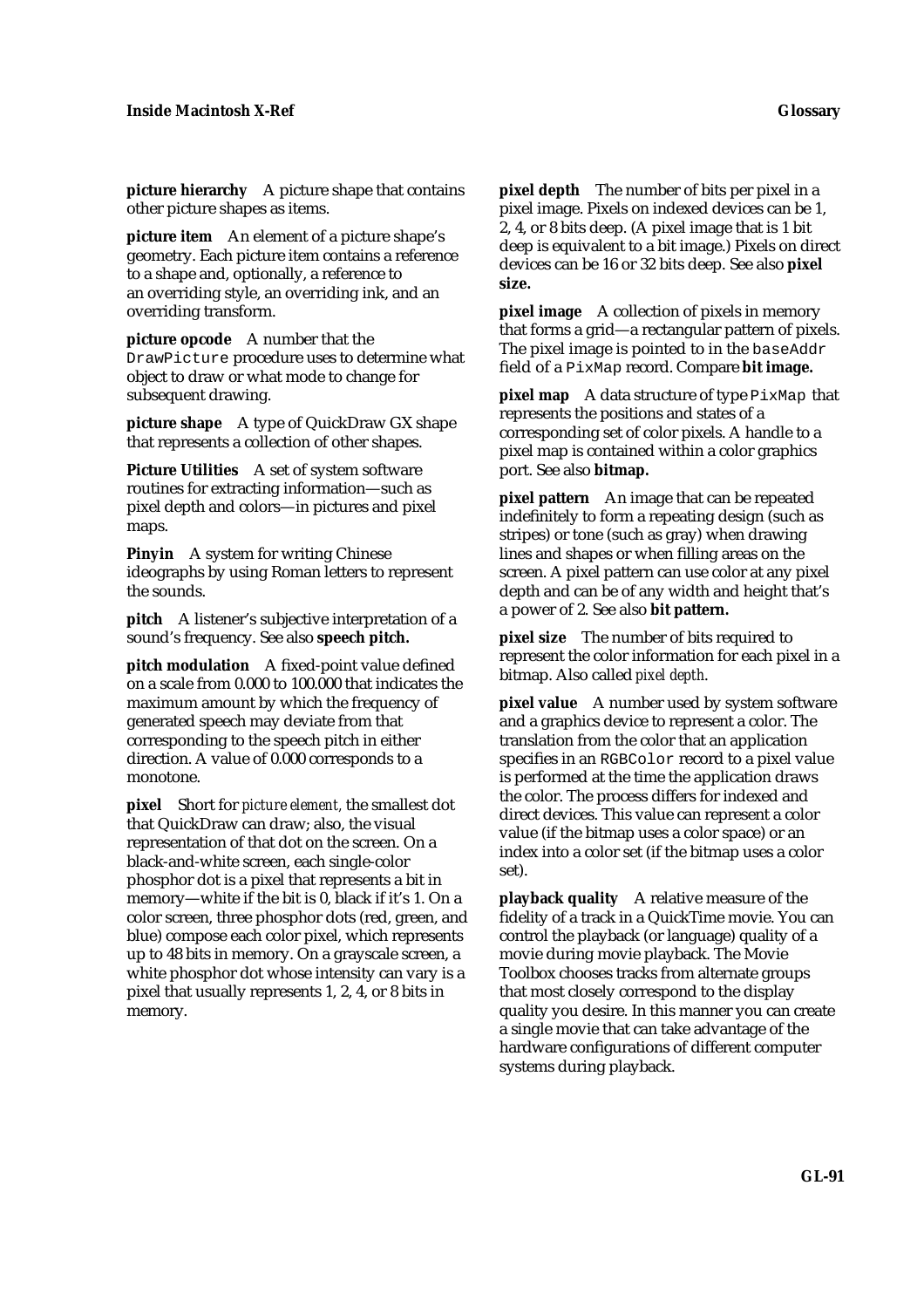**picture hierarchy** A picture shape that contains other picture shapes as items.

**picture item** An element of a picture shape's geometry. Each picture item contains a reference to a shape and, optionally, a reference to an overriding style, an overriding ink, and an overriding transform.

**picture opcode** A number that the `DrawPicture` procedure uses to determine what object to draw or what mode to change for subsequent drawing.

**picture shape** A type of QuickDraw GX shape that represents a collection of other shapes.

**Picture Utilities** A set of system software routines for extracting information—such as pixel depth and colors—in pictures and pixel maps.

**Pinyin** A system for writing Chinese ideographs by using Roman letters to represent the sounds.

**pitch** A listener's subjective interpretation of a sound's frequency. See also **speech pitch.**

**pitch modulation** A fixed-point value defined on a scale from 0.000 to 100.000 that indicates the maximum amount by which the frequency of generated speech may deviate from that corresponding to the speech pitch in either direction. A value of 0.000 corresponds to a monotone.

**pixel** Short for *picture element,* the smallest dot that QuickDraw can draw; also, the visual representation of that dot on the screen. On a black-and-white screen, each single-color phosphor dot is a pixel that represents a bit in memory—white if the bit is 0, black if it's 1. On a color screen, three phosphor dots (red, green, and blue) compose each color pixel, which represents up to 48 bits in memory. On a grayscale screen, a white phosphor dot whose intensity can vary is a pixel that usually represents 1, 2, 4, or 8 bits in memory.

**pixel depth** The number of bits per pixel in a pixel image. Pixels on indexed devices can be 1, 2, 4, or 8 bits deep. (A pixel image that is 1 bit deep is equivalent to a bit image.) Pixels on direct devices can be 16 or 32 bits deep. See also **pixel size.**

**pixel image** A collection of pixels in memory that forms a grid—a rectangular pattern of pixels. The pixel image is pointed to in the `baseAddr` field of a `PixMap` record. Compare **bit image.**

**pixel map** A data structure of type `PixMap` that represents the positions and states of a corresponding set of color pixels. A handle to a pixel map is contained within a color graphics port. See also **bitmap.**

**pixel pattern** An image that can be repeated indefinitely to form a repeating design (such as stripes) or tone (such as gray) when drawing lines and shapes or when filling areas on the screen. A pixel pattern can use color at any pixel depth and can be of any width and height that's a power of 2. See also **bit pattern.**

**pixel size** The number of bits required to represent the color information for each pixel in a bitmap. Also called *pixel depth*.

**pixel value** A number used by system software and a graphics device to represent a color. The translation from the color that an application specifies in an `RGBColor` record to a pixel value is performed at the time the application draws the color. The process differs for indexed and direct devices. This value can represent a color value (if the bitmap uses a color space) or an index into a color set (if the bitmap uses a color set).

**playback quality** A relative measure of the fidelity of a track in a QuickTime movie. You can control the playback (or language) quality of a movie during movie playback. The Movie Toolbox chooses tracks from alternate groups that most closely correspond to the display quality you desire. In this manner you can create a single movie that can take advantage of the hardware configurations of different computer systems during playback.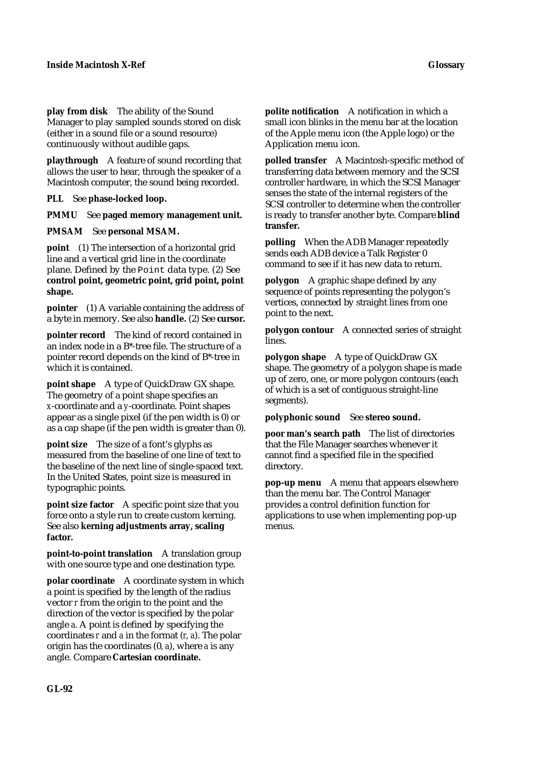**play from disk** The ability of the Sound Manager to play sampled sounds stored on disk (either in a sound file or a sound resource) continuously without audible gaps.

**playthrough** A feature of sound recording that allows the user to hear, through the speaker of a Macintosh computer, the sound being recorded.

**PLL** See **phase-locked loop.**

**PMMU** See **paged memory management unit.**

**PMSAM** See **personal MSAM.**

**point** (1) The intersection of a horizontal grid line and a vertical grid line in the coordinate plane. Defined by the `Point` data type. (2) See **control point, geometric point, grid point, point shape.**

**pointer** (1) A variable containing the address of a byte in memory. See also **handle.** (2) See **cursor.**

**pointer record** The kind of record contained in an index node in a B*-tree file. The structure of a pointer record depends on the kind of B*-tree in which it is contained.

**point shape** A type of QuickDraw GX shape. The geometry of a point shape specifies an *x*-coordinate and a *y*-coordinate. Point shapes appear as a single pixel (if the pen width is 0) or as a cap shape (if the pen width is greater than 0).

**point size** The size of a font's glyphs as measured from the baseline of one line of text to the baseline of the next line of single-spaced text. In the United States, point size is measured in typographic points.

**point size factor** A specific point size that you force onto a style run to create custom kerning. See also **kerning adjustments array, scaling factor.**

**point-to-point translation** A translation group with one source type and one destination type.

**polar coordinate** A coordinate system in which a point is specified by the length of the radius vector *r* from the origin to the point and the direction of the vector is specified by the polar angle *a*. A point is defined by specifying the coordinates *r* and *a* in the format (*r*, *a*). The polar origin has the coordinates (0, *a*), where *a* is any angle. Compare **Cartesian coordinate.**

**polite notification** A notification in which a small icon blinks in the menu bar at the location of the Apple menu icon (the Apple logo) or the Application menu icon.

**polled transfer** A Macintosh-specific method of transferring data between memory and the SCSI controller hardware, in which the SCSI Manager senses the state of the internal registers of the SCSI controller to determine when the controller is ready to transfer another byte. Compare **blind transfer.**

**polling** When the ADB Manager repeatedly sends each ADB device a Talk Register 0 command to see if it has new data to return.

**polygon** A graphic shape defined by any sequence of points representing the polygon's vertices, connected by straight lines from one point to the next.

**polygon contour** A connected series of straight lines.

**polygon shape** A type of QuickDraw GX shape. The geometry of a polygon shape is made up of zero, one, or more polygon contours (each of which is a set of contiguous straight-line segments).

**polyphonic sound** See **stereo sound.**

**poor man's search path** The list of directories that the File Manager searches whenever it cannot find a specified file in the specified directory.

**pop-up menu** A menu that appears elsewhere than the menu bar. The Control Manager provides a control definition function for applications to use when implementing pop-up menus.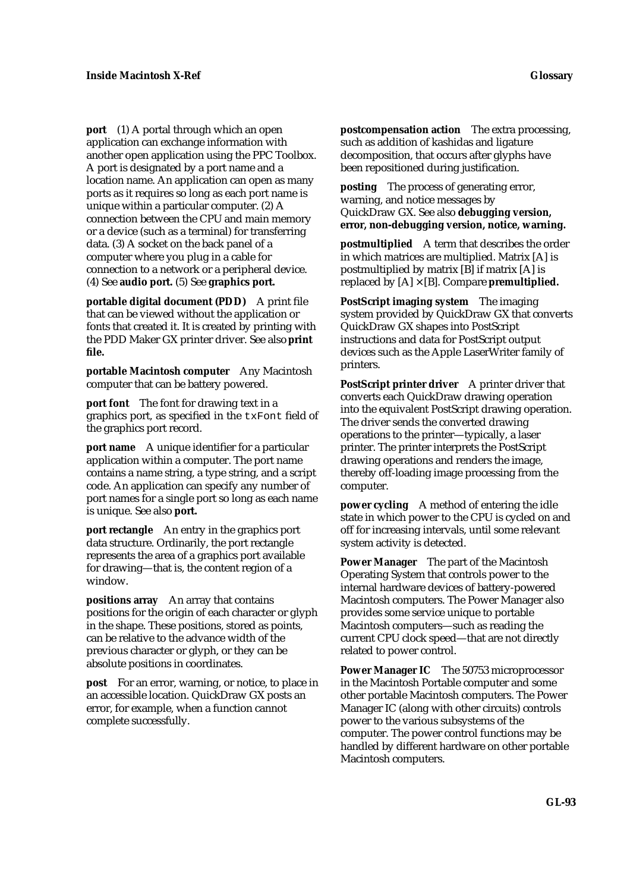**port** (1) A portal through which an open application can exchange information with another open application using the PPC Toolbox. A port is designated by a port name and a location name. An application can open as many ports as it requires so long as each port name is unique within a particular computer. (2) A connection between the CPU and main memory or a device (such as a terminal) for transferring data. (3) A socket on the back panel of a computer where you plug in a cable for connection to a network or a peripheral device. (4) See **audio port.** (5) See **graphics port.**

**portable digital document (PDD)** A print file that can be viewed without the application or fonts that created it. It is created by printing with the PDD Maker GX printer driver. See also **print file.**

**portable Macintosh computer** Any Macintosh computer that can be battery powered.

**port font** The font for drawing text in a graphics port, as specified in the `txFont` field of the graphics port record.

**port name** A unique identifier for a particular application within a computer. The port name contains a name string, a type string, and a script code. An application can specify any number of port names for a single port so long as each name is unique. See also **port.**

**port rectangle** An entry in the graphics port data structure. Ordinarily, the port rectangle represents the area of a graphics port available for drawing—that is, the content region of a window.

**positions array** An array that contains positions for the origin of each character or glyph in the shape. These positions, stored as points, can be relative to the advance width of the previous character or glyph, or they can be absolute positions in coordinates.

**post** For an error, warning, or notice, to place in an accessible location. QuickDraw GX posts an error, for example, when a function cannot complete successfully.

**postcompensation action** The extra processing, such as addition of kashidas and ligature decomposition, that occurs after glyphs have been repositioned during justification.

**posting** The process of generating error, warning, and notice messages by QuickDraw GX. See also **debugging version, error, non-debugging version, notice, warning.**

**postmultiplied** A term that describes the order in which matrices are multiplied. Matrix [A] is postmultiplied by matrix [B] if matrix [A] is replaced by [A] × [B]. Compare **premultiplied.**

**PostScript imaging system** The imaging system provided by QuickDraw GX that converts QuickDraw GX shapes into PostScript instructions and data for PostScript output devices such as the Apple LaserWriter family of printers.

**PostScript printer driver** A printer driver that converts each QuickDraw drawing operation into the equivalent PostScript drawing operation. The driver sends the converted drawing operations to the printer—typically, a laser printer. The printer interprets the PostScript drawing operations and renders the image, thereby off-loading image processing from the computer.

**power cycling** A method of entering the idle state in which power to the CPU is cycled on and off for increasing intervals, until some relevant system activity is detected.

**Power Manager** The part of the Macintosh Operating System that controls power to the internal hardware devices of battery-powered Macintosh computers. The Power Manager also provides some service unique to portable Macintosh computers—such as reading the current CPU clock speed—that are not directly related to power control.

**Power Manager IC** The 50753 microprocessor in the Macintosh Portable computer and some other portable Macintosh computers. The Power Manager IC (along with other circuits) controls power to the various subsystems of the computer. The power control functions may be handled by different hardware on other portable Macintosh computers.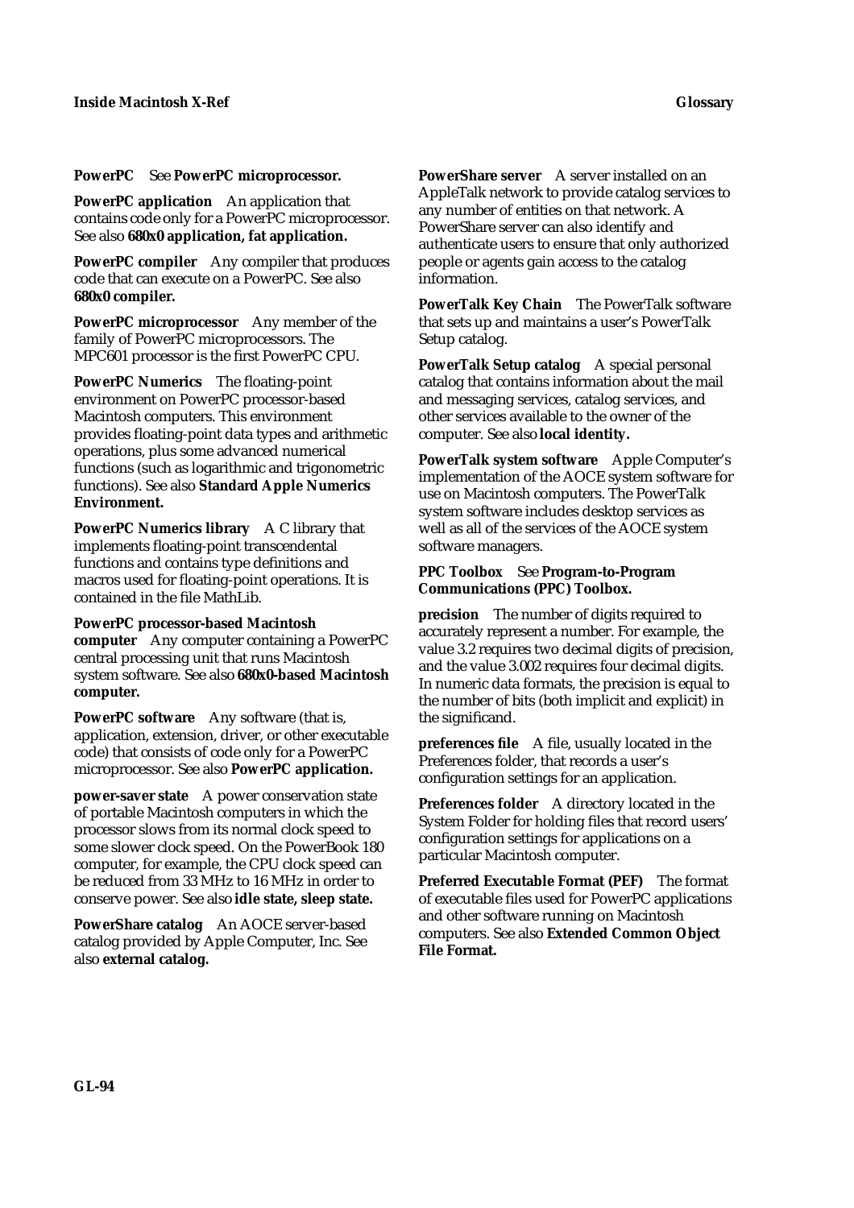**PowerPC** See **PowerPC microprocessor.**

**PowerPC application** An application that contains code only for a PowerPC microprocessor. See also **680x0 application, fat application.**

**PowerPC compiler** Any compiler that produces code that can execute on a PowerPC. See also **680x0 compiler.**

**PowerPC microprocessor** Any member of the family of PowerPC microprocessors. The MPC601 processor is the first PowerPC CPU.

**PowerPC Numerics** The floating-point environment on PowerPC processor-based Macintosh computers. This environment provides floating-point data types and arithmetic operations, plus some advanced numerical functions (such as logarithmic and trigonometric functions). See also **Standard Apple Numerics Environment.**

**PowerPC Numerics library** A C library that implements floating-point transcendental functions and contains type definitions and macros used for floating-point operations. It is contained in the file MathLib.

**PowerPC processor-based Macintosh computer** Any computer containing a PowerPC central processing unit that runs Macintosh system software. See also **680x0-based Macintosh computer.**

**PowerPC software** Any software (that is, application, extension, driver, or other executable code) that consists of code only for a PowerPC microprocessor. See also **PowerPC application.**

**power-saver state** A power conservation state of portable Macintosh computers in which the processor slows from its normal clock speed to some slower clock speed. On the PowerBook 180 computer, for example, the CPU clock speed can be reduced from 33 MHz to 16 MHz in order to conserve power. See also **idle state, sleep state.**

**PowerShare catalog** An AOCE server-based catalog provided by Apple Computer, Inc. See also **external catalog.**

**PowerShare server** A server installed on an AppleTalk network to provide catalog services to any number of entities on that network. A PowerShare server can also identify and authenticate users to ensure that only authorized people or agents gain access to the catalog information.

**PowerTalk Key Chain** The PowerTalk software that sets up and maintains a user's PowerTalk Setup catalog.

**PowerTalk Setup catalog** A special personal catalog that contains information about the mail and messaging services, catalog services, and other services available to the owner of the computer. See also **local identity.**

**PowerTalk system software** Apple Computer's implementation of the AOCE system software for use on Macintosh computers. The PowerTalk system software includes desktop services as well as all of the services of the AOCE system software managers.

**PPC Toolbox** See **Program-to-Program Communications (PPC) Toolbox.**

**precision** The number of digits required to accurately represent a number. For example, the value 3.2 requires two decimal digits of precision, and the value 3.002 requires four decimal digits. In numeric data formats, the precision is equal to the number of bits (both implicit and explicit) in the significand.

**preferences file** A file, usually located in the Preferences folder, that records a user's configuration settings for an application.

**Preferences folder** A directory located in the System Folder for holding files that record users' configuration settings for applications on a particular Macintosh computer.

**Preferred Executable Format (PEF)** The format of executable files used for PowerPC applications and other software running on Macintosh computers. See also **Extended Common Object File Format.**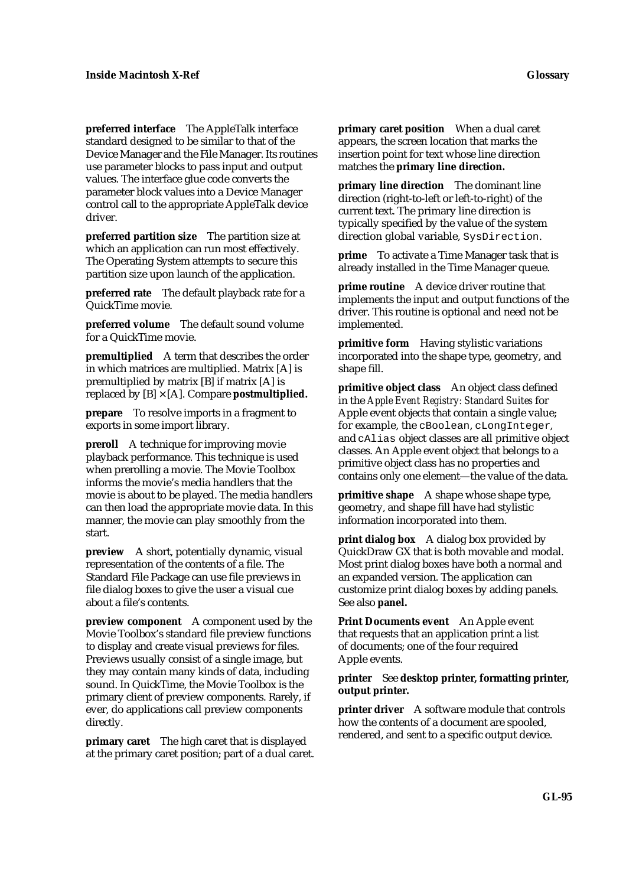**preferred interface** The AppleTalk interface standard designed to be similar to that of the Device Manager and the File Manager. Its routines use parameter blocks to pass input and output values. The interface glue code converts the parameter block values into a Device Manager control call to the appropriate AppleTalk device driver.

**preferred partition size** The partition size at which an application can run most effectively. The Operating System attempts to secure this partition size upon launch of the application.

**preferred rate** The default playback rate for a QuickTime movie.

**preferred volume** The default sound volume for a QuickTime movie.

**premultiplied** A term that describes the order in which matrices are multiplied. Matrix [A] is premultiplied by matrix [B] if matrix [A] is replaced by [B] × [A]. Compare **postmultiplied.**

**prepare** To resolve imports in a fragment to exports in some import library.

**preroll** A technique for improving movie playback performance. This technique is used when prerolling a movie. The Movie Toolbox informs the movie's media handlers that the movie is about to be played. The media handlers can then load the appropriate movie data. In this manner, the movie can play smoothly from the start.

**preview** A short, potentially dynamic, visual representation of the contents of a file. The Standard File Package can use file previews in file dialog boxes to give the user a visual cue about a file's contents.

**preview component** A component used by the Movie Toolbox's standard file preview functions to display and create visual previews for files. Previews usually consist of a single image, but they may contain many kinds of data, including sound. In QuickTime, the Movie Toolbox is the primary client of preview components. Rarely, if ever, do applications call preview components directly.

**primary caret** The high caret that is displayed at the primary caret position; part of a dual caret.

**primary caret position** When a dual caret appears, the screen location that marks the insertion point for text whose line direction matches the **primary line direction.**

**primary line direction** The dominant line direction (right-to-left or left-to-right) of the current text. The primary line direction is typically specified by the value of the system direction global variable, `SysDirection`.

**prime** To activate a Time Manager task that is already installed in the Time Manager queue.

**prime routine** A device driver routine that implements the input and output functions of the driver. This routine is optional and need not be implemented.

**primitive form** Having stylistic variations incorporated into the shape type, geometry, and shape fill.

**primitive object class** An object class defined in the *Apple Event Registry: Standard Suites* for Apple event objects that contain a single value; for example, the `cBoolean`, `cLongInteger`, and `cAlias` object classes are all primitive object classes. An Apple event object that belongs to a primitive object class has no properties and contains only one element—the value of the data.

**primitive shape** A shape whose shape type, geometry, and shape fill have had stylistic information incorporated into them.

**print dialog box** A dialog box provided by QuickDraw GX that is both movable and modal. Most print dialog boxes have both a normal and an expanded version. The application can customize print dialog boxes by adding panels. See also **panel.**

**Print Documents event** An Apple event that requests that an application print a list of documents; one of the four required Apple events.

**printer** See **desktop printer, formatting printer, output printer.**

**printer driver** A software module that controls how the contents of a document are spooled, rendered, and sent to a specific output device.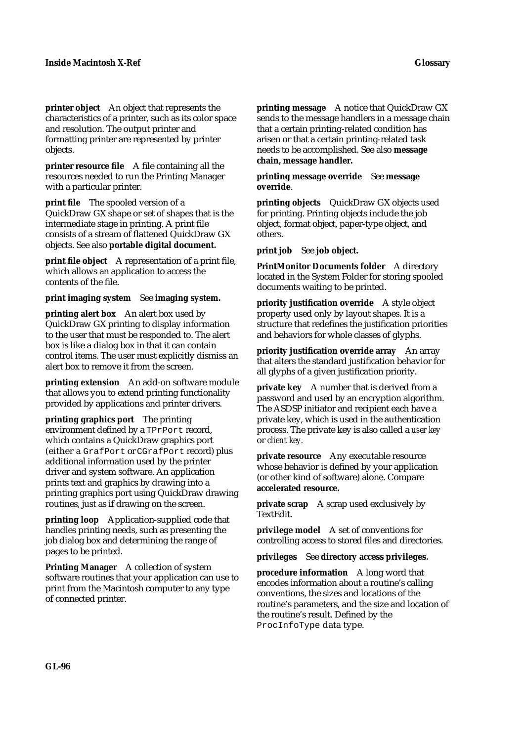**printer object** An object that represents the characteristics of a printer, such as its color space and resolution. The output printer and formatting printer are represented by printer objects.

**printer resource file** A file containing all the resources needed to run the Printing Manager with a particular printer.

**print file** The spooled version of a QuickDraw GX shape or set of shapes that is the intermediate stage in printing. A print file consists of a stream of flattened QuickDraw GX objects. See also **portable digital document.**

**print file object** A representation of a print file, which allows an application to access the contents of the file.

**print imaging system** See **imaging system.**

**printing alert box** An alert box used by QuickDraw GX printing to display information to the user that must be responded to. The alert box is like a dialog box in that it can contain control items. The user must explicitly dismiss an alert box to remove it from the screen.

**printing extension** An add-on software module that allows you to extend printing functionality provided by applications and printer drivers.

**printing graphics port** The printing environment defined by a `TPrPort` record, which contains a QuickDraw graphics port (either a `GrafPort` or `CGrafPort` record) plus additional information used by the printer driver and system software. An application prints text and graphics by drawing into a printing graphics port using QuickDraw drawing routines, just as if drawing on the screen.

**printing loop** Application-supplied code that handles printing needs, such as presenting the job dialog box and determining the range of pages to be printed.

**Printing Manager** A collection of system software routines that your application can use to print from the Macintosh computer to any type of connected printer.

**printing message** A notice that QuickDraw GX sends to the message handlers in a message chain that a certain printing-related condition has arisen or that a certain printing-related task needs to be accomplished. See also **message chain, message handler.**

**printing message override** See **message override**.

**printing objects** QuickDraw GX objects used for printing. Printing objects include the job object, format object, paper-type object, and others.

**print job** See **job object.**

**PrintMonitor Documents folder** A directory located in the System Folder for storing spooled documents waiting to be printed.

**priority justification override** A style object property used only by layout shapes. It is a structure that redefines the justification priorities and behaviors for whole classes of glyphs.

**priority justification override array** An array that alters the standard justification behavior for all glyphs of a given justification priority.

**private key** A number that is derived from a password and used by an encryption algorithm. The ASDSP initiator and recipient each have a private key, which is used in the authentication process. The private key is also called a *user key* or *client key.*

**private resource** Any executable resource whose behavior is defined by your application (or other kind of software) alone. Compare **accelerated resource.**

**private scrap** A scrap used exclusively by TextEdit.

**privilege model** A set of conventions for controlling access to stored files and directories.

**privileges** See **directory access privileges.**

**procedure information** A long word that encodes information about a routine's calling conventions, the sizes and locations of the routine's parameters, and the size and location of the routine's result. Defined by the `ProcInfoType` data type.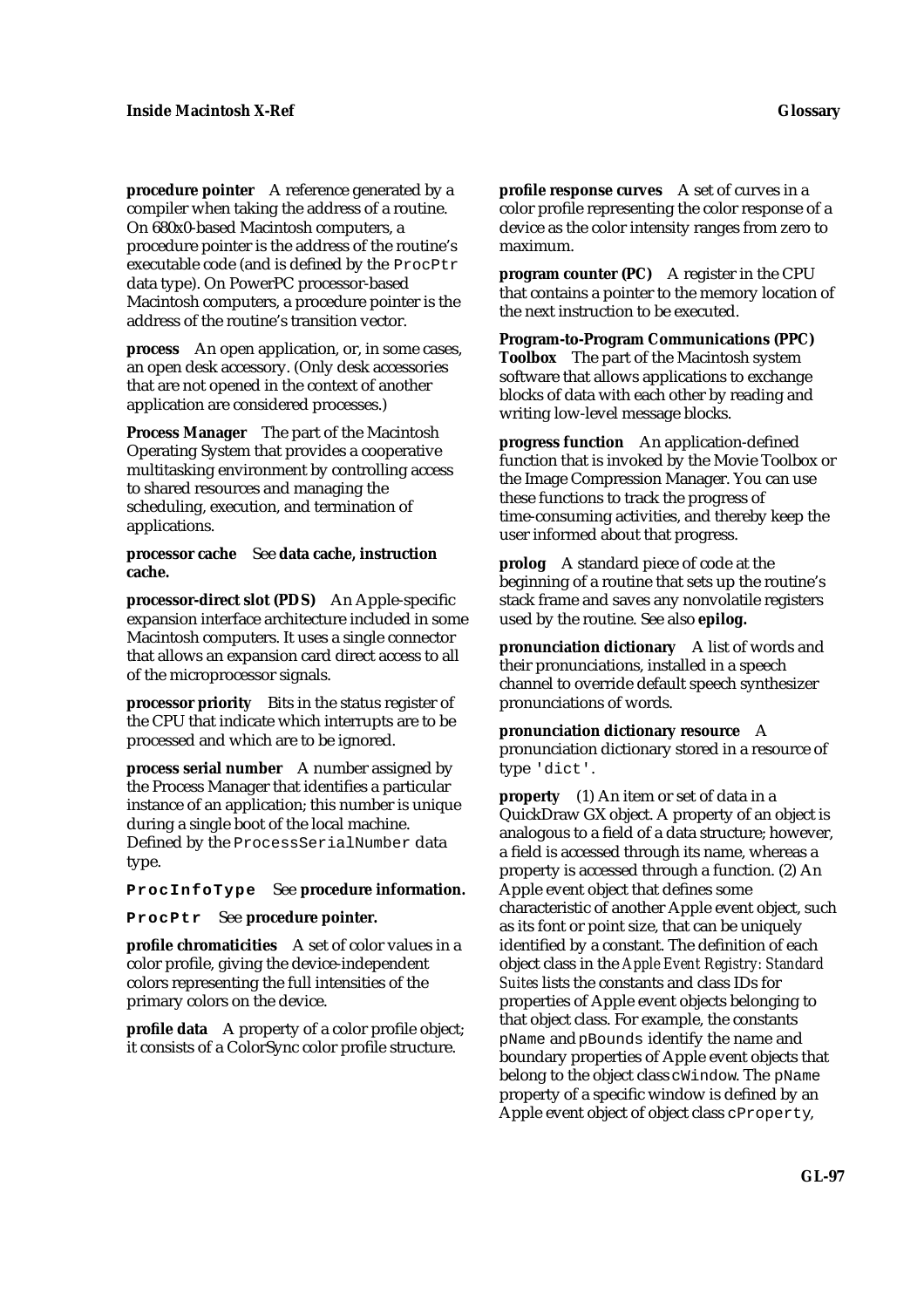**procedure pointer** A reference generated by a compiler when taking the address of a routine. On 680x0-based Macintosh computers, a procedure pointer is the address of the routine's executable code (and is defined by the `ProcPtr` data type). On PowerPC processor-based Macintosh computers, a procedure pointer is the address of the routine's transition vector.

**process** An open application, or, in some cases, an open desk accessory. (Only desk accessories that are not opened in the context of another application are considered processes.)

**Process Manager** The part of the Macintosh Operating System that provides a cooperative multitasking environment by controlling access to shared resources and managing the scheduling, execution, and termination of applications.

**processor cache** See **data cache, instruction cache.**

**processor-direct slot (PDS)** An Apple-specific expansion interface architecture included in some Macintosh computers. It uses a single connector that allows an expansion card direct access to all of the microprocessor signals.

**processor priority** Bits in the status register of the CPU that indicate which interrupts are to be processed and which are to be ignored.

**process serial number** A number assigned by the Process Manager that identifies a particular instance of an application; this number is unique during a single boot of the local machine. Defined by the `ProcessSerialNumber` data type.

**`ProcInfoType`** See **procedure information.**

**`ProcPtr`** See **procedure pointer.**

**profile chromaticities** A set of color values in a color profile, giving the device-independent colors representing the full intensities of the primary colors on the device.

**profile data** A property of a color profile object; it consists of a ColorSync color profile structure.

**profile response curves** A set of curves in a color profile representing the color response of a device as the color intensity ranges from zero to maximum.

**program counter (PC)** A register in the CPU that contains a pointer to the memory location of the next instruction to be executed.

**Program-to-Program Communications (PPC) Toolbox** The part of the Macintosh system software that allows applications to exchange blocks of data with each other by reading and writing low-level message blocks.

**progress function** An application-defined function that is invoked by the Movie Toolbox or the Image Compression Manager. You can use these functions to track the progress of time-consuming activities, and thereby keep the user informed about that progress.

**prolog** A standard piece of code at the beginning of a routine that sets up the routine's stack frame and saves any nonvolatile registers used by the routine. See also **epilog.**

**pronunciation dictionary** A list of words and their pronunciations, installed in a speech channel to override default speech synthesizer pronunciations of words.

**pronunciation dictionary resource** A pronunciation dictionary stored in a resource of type `'dict'`.

**property** (1) An item or set of data in a QuickDraw GX object. A property of an object is analogous to a field of a data structure; however, a field is accessed through its name, whereas a property is accessed through a function. (2) An Apple event object that defines some characteristic of another Apple event object, such as its font or point size, that can be uniquely identified by a constant. The definition of each object class in the *Apple Event Registry: Standard Suites* lists the constants and class IDs for properties of Apple event objects belonging to that object class. For example, the constants `pName` and `pBounds` identify the name and boundary properties of Apple event objects that belong to the object class `cWindow`. The `pName` property of a specific window is defined by an Apple event object of object class `cProperty`,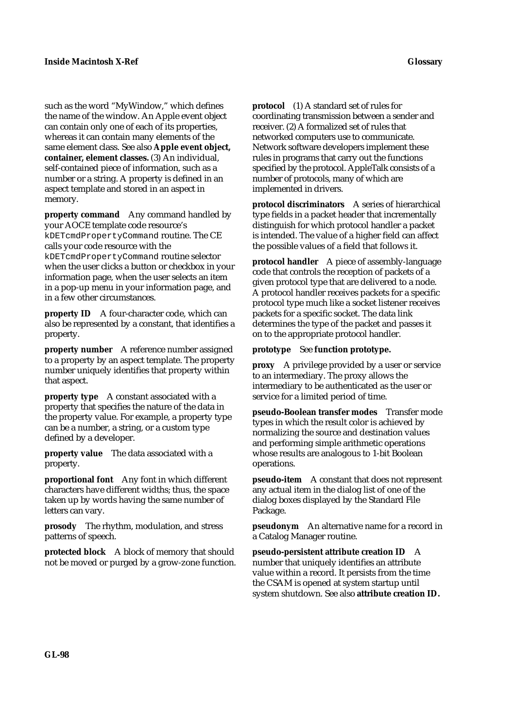such as the word "MyWindow," which defines the name of the window. An Apple event object can contain only one of each of its properties, whereas it can contain many elements of the same element class. See also **Apple event object, container, element classes.** (3) An individual, self-contained piece of information, such as a number or a string. A property is defined in an aspect template and stored in an aspect in memory.

**property command** Any command handled by your AOCE template code resource's `kDETcmdPropertyCommand` routine. The CE calls your code resource with the `kDETcmdPropertyCommand` routine selector when the user clicks a button or checkbox in your information page, when the user selects an item in a pop-up menu in your information page, and in a few other circumstances.

**property ID** A four-character code, which can also be represented by a constant, that identifies a property.

**property number** A reference number assigned to a property by an aspect template. The property number uniquely identifies that property within that aspect.

**property type** A constant associated with a property that specifies the nature of the data in the property value. For example, a property type can be a number, a string, or a custom type defined by a developer.

**property value** The data associated with a property.

**proportional font** Any font in which different characters have different widths; thus, the space taken up by words having the same number of letters can vary.

**prosody** The rhythm, modulation, and stress patterns of speech.

**protected block** A block of memory that should not be moved or purged by a grow-zone function.

**protocol** (1) A standard set of rules for coordinating transmission between a sender and receiver. (2) A formalized set of rules that networked computers use to communicate. Network software developers implement these rules in programs that carry out the functions specified by the protocol. AppleTalk consists of a number of protocols, many of which are implemented in drivers.

**protocol discriminators** A series of hierarchical type fields in a packet header that incrementally distinguish for which protocol handler a packet is intended. The value of a higher field can affect the possible values of a field that follows it.

**protocol handler** A piece of assembly-language code that controls the reception of packets of a given protocol type that are delivered to a node. A protocol handler receives packets for a specific protocol type much like a socket listener receives packets for a specific socket. The data link determines the type of the packet and passes it on to the appropriate protocol handler.

**prototype** See **function prototype.**

**proxy** A privilege provided by a user or service to an intermediary. The proxy allows the intermediary to be authenticated as the user or service for a limited period of time.

**pseudo-Boolean transfer modes** Transfer mode types in which the result color is achieved by normalizing the source and destination values and performing simple arithmetic operations whose results are analogous to 1-bit Boolean operations.

**pseudo-item** A constant that does not represent any actual item in the dialog list of one of the dialog boxes displayed by the Standard File Package.

**pseudonym** An alternative name for a record in a Catalog Manager routine.

**pseudo-persistent attribute creation ID** A number that uniquely identifies an attribute value within a record. It persists from the time the CSAM is opened at system startup until system shutdown. See also **attribute creation ID.**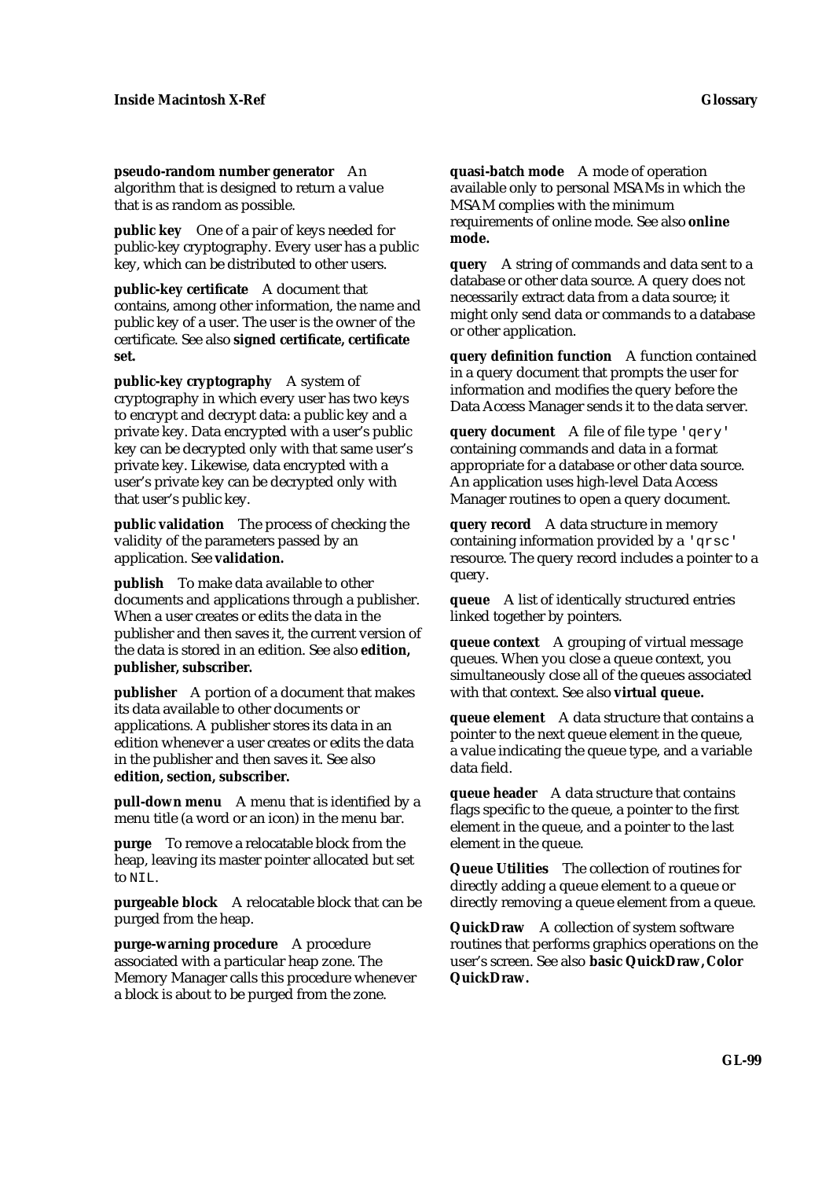**pseudo-random number generator** An algorithm that is designed to return a value that is as random as possible.

**public key** One of a pair of keys needed for public-key cryptography. Every user has a public key, which can be distributed to other users.

**public-key certificate** A document that contains, among other information, the name and public key of a user. The user is the owner of the certificate. See also **signed certificate, certificate set.**

**public-key cryptography** A system of cryptography in which every user has two keys to encrypt and decrypt data: a public key and a private key. Data encrypted with a user's public key can be decrypted only with that same user's private key. Likewise, data encrypted with a user's private key can be decrypted only with that user's public key.

**public validation** The process of checking the validity of the parameters passed by an application. See **validation.**

**publish** To make data available to other documents and applications through a publisher. When a user creates or edits the data in the publisher and then saves it, the current version of the data is stored in an edition. See also **edition, publisher, subscriber.**

**publisher** A portion of a document that makes its data available to other documents or applications. A publisher stores its data in an edition whenever a user creates or edits the data in the publisher and then saves it. See also **edition, section, subscriber.**

**pull-down menu** A menu that is identified by a menu title (a word or an icon) in the menu bar.

**purge** To remove a relocatable block from the heap, leaving its master pointer allocated but set to `NIL`.

**purgeable block** A relocatable block that can be purged from the heap.

**purge-warning procedure** A procedure associated with a particular heap zone. The Memory Manager calls this procedure whenever a block is about to be purged from the zone.

**quasi-batch mode** A mode of operation available only to personal MSAMs in which the MSAM complies with the minimum requirements of online mode. See also **online mode.**

**query** A string of commands and data sent to a database or other data source. A query does not necessarily extract data from a data source; it might only send data or commands to a database or other application.

**query definition function** A function contained in a query document that prompts the user for information and modifies the query before the Data Access Manager sends it to the data server.

**query document** A file of file type `'qery'` containing commands and data in a format appropriate for a database or other data source. An application uses high-level Data Access Manager routines to open a query document.

**query record** A data structure in memory containing information provided by a `'qrsc'` resource. The query record includes a pointer to a query.

**queue** A list of identically structured entries linked together by pointers.

**queue context** A grouping of virtual message queues. When you close a queue context, you simultaneously close all of the queues associated with that context. See also **virtual queue.**

**queue element** A data structure that contains a pointer to the next queue element in the queue, a value indicating the queue type, and a variable data field.

**queue header** A data structure that contains flags specific to the queue, a pointer to the first element in the queue, and a pointer to the last element in the queue.

**Queue Utilities** The collection of routines for directly adding a queue element to a queue or directly removing a queue element from a queue.

**QuickDraw** A collection of system software routines that performs graphics operations on the user's screen. See also **basic QuickDraw, Color QuickDraw.**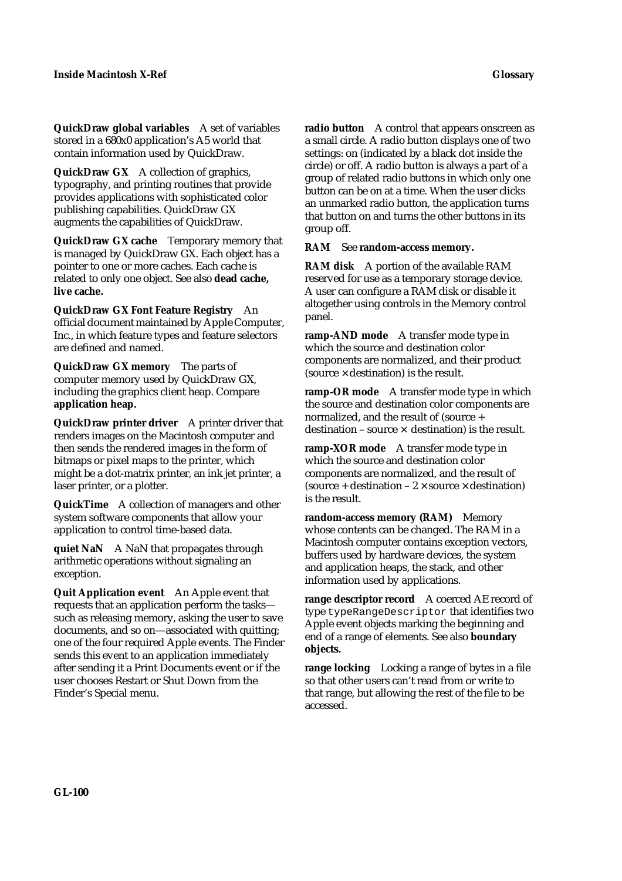**QuickDraw global variables** A set of variables stored in a 680x0 application's A5 world that contain information used by QuickDraw.

**QuickDraw GX** A collection of graphics, typography, and printing routines that provide provides applications with sophisticated color publishing capabilities. QuickDraw GX augments the capabilities of QuickDraw.

**QuickDraw GX cache** Temporary memory that is managed by QuickDraw GX. Each object has a pointer to one or more caches. Each cache is related to only one object. See also **dead cache, live cache.**

**QuickDraw GX Font Feature Registry** An official document maintained by Apple Computer, Inc., in which feature types and feature selectors are defined and named.

**QuickDraw GX memory** The parts of computer memory used by QuickDraw GX, including the graphics client heap. Compare **application heap.**

**QuickDraw printer driver** A printer driver that renders images on the Macintosh computer and then sends the rendered images in the form of bitmaps or pixel maps to the printer, which might be a dot-matrix printer, an ink jet printer, a laser printer, or a plotter.

**QuickTime** A collection of managers and other system software components that allow your application to control time-based data.

**quiet NaN** A NaN that propagates through arithmetic operations without signaling an exception.

**Quit Application event** An Apple event that requests that an application perform the tasks—such as releasing memory, asking the user to save documents, and so on—associated with quitting; one of the four required Apple events. The Finder sends this event to an application immediately after sending it a Print Documents event or if the user chooses Restart or Shut Down from the Finder's Special menu.

**radio button** A control that appears onscreen as a small circle. A radio button displays one of two settings: on (indicated by a black dot inside the circle) or off. A radio button is always a part of a group of related radio buttons in which only one button can be on at a time. When the user clicks an unmarked radio button, the application turns that button on and turns the other buttons in its group off.

**RAM** See **random-access memory.**

**RAM disk** A portion of the available RAM reserved for use as a temporary storage device. A user can configure a RAM disk or disable it altogether using controls in the Memory control panel.

**ramp-AND mode** A transfer mode type in which the source and destination color components are normalized, and their product (source × destination) is the result.

**ramp-OR mode** A transfer mode type in which the source and destination color components are normalized, and the result of (source + destination – source × destination) is the result.

**ramp-XOR mode** A transfer mode type in which the source and destination color components are normalized, and the result of (source + destination – 2 × source × destination) is the result.

**random-access memory (RAM)** Memory whose contents can be changed. The RAM in a Macintosh computer contains exception vectors, buffers used by hardware devices, the system and application heaps, the stack, and other information used by applications.

**range descriptor record** A coerced AE record of type `typeRangeDescriptor` that identifies two Apple event objects marking the beginning and end of a range of elements. See also **boundary objects.**

**range locking** Locking a range of bytes in a file so that other users can't read from or write to that range, but allowing the rest of the file to be accessed.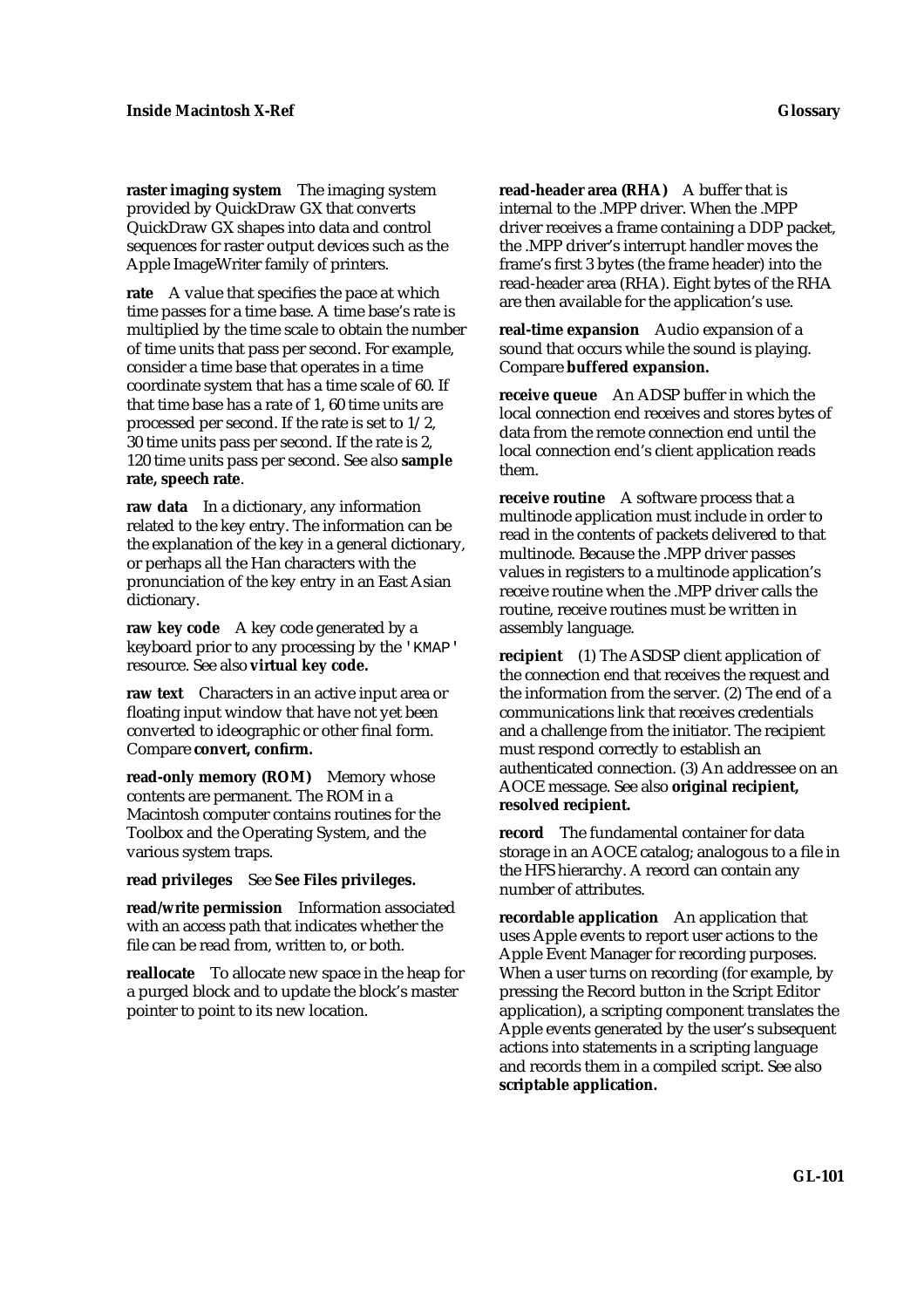**raster imaging system** The imaging system provided by QuickDraw GX that converts QuickDraw GX shapes into data and control sequences for raster output devices such as the Apple ImageWriter family of printers.

**rate** A value that specifies the pace at which time passes for a time base. A time base's rate is multiplied by the time scale to obtain the number of time units that pass per second. For example, consider a time base that operates in a time coordinate system that has a time scale of 60. If that time base has a rate of 1, 60 time units are processed per second. If the rate is set to 1/2, 30 time units pass per second. If the rate is 2, 120 time units pass per second. See also **sample rate, speech rate**.

**raw data** In a dictionary, any information related to the key entry. The information can be the explanation of the key in a general dictionary, or perhaps all the Han characters with the pronunciation of the key entry in an East Asian dictionary.

**raw key code** A key code generated by a keyboard prior to any processing by the `'KMAP'` resource. See also **virtual key code.**

**raw text** Characters in an active input area or floating input window that have not yet been converted to ideographic or other final form. Compare **convert, confirm.**

**read-only memory (ROM)** Memory whose contents are permanent. The ROM in a Macintosh computer contains routines for the Toolbox and the Operating System, and the various system traps.

**read privileges** See **See Files privileges.**

**read/write permission** Information associated with an access path that indicates whether the file can be read from, written to, or both.

**reallocate** To allocate new space in the heap for a purged block and to update the block's master pointer to point to its new location.

**read-header area (RHA)** A buffer that is internal to the .MPP driver. When the .MPP driver receives a frame containing a DDP packet, the .MPP driver's interrupt handler moves the frame's first 3 bytes (the frame header) into the read-header area (RHA). Eight bytes of the RHA are then available for the application's use.

**real-time expansion** Audio expansion of a sound that occurs while the sound is playing. Compare **buffered expansion.**

**receive queue** An ADSP buffer in which the local connection end receives and stores bytes of data from the remote connection end until the local connection end's client application reads them.

**receive routine** A software process that a multinode application must include in order to read in the contents of packets delivered to that multinode. Because the .MPP driver passes values in registers to a multinode application's receive routine when the .MPP driver calls the routine, receive routines must be written in assembly language.

**recipient** (1) The ASDSP client application of the connection end that receives the request and the information from the server. (2) The end of a communications link that receives credentials and a challenge from the initiator. The recipient must respond correctly to establish an authenticated connection. (3) An addressee on an AOCE message. See also **original recipient, resolved recipient.**

**record** The fundamental container for data storage in an AOCE catalog; analogous to a file in the HFS hierarchy. A record can contain any number of attributes.

**recordable application** An application that uses Apple events to report user actions to the Apple Event Manager for recording purposes. When a user turns on recording (for example, by pressing the Record button in the Script Editor application), a scripting component translates the Apple events generated by the user's subsequent actions into statements in a scripting language and records them in a compiled script. See also **scriptable application.**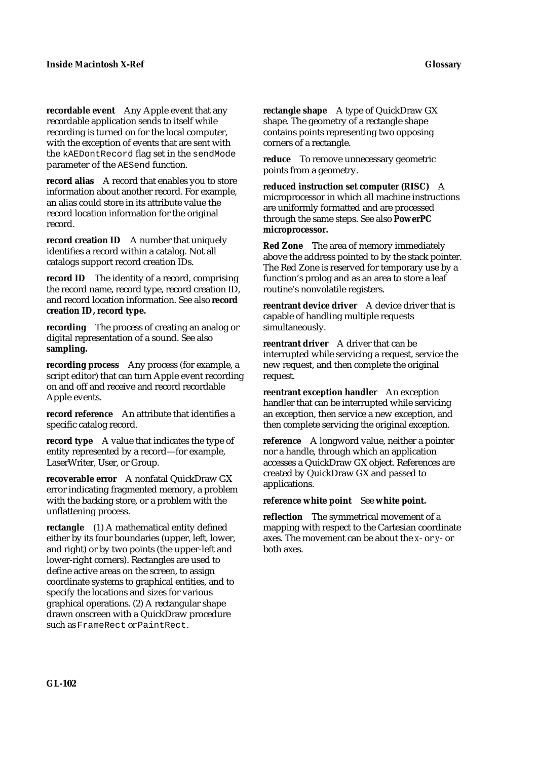**recordable event** Any Apple event that any recordable application sends to itself while recording is turned on for the local computer, with the exception of events that are sent with the `kAEDontRecord` flag set in the `sendMode` parameter of the `AESend` function.

**record alias** A record that enables you to store information about another record. For example, an alias could store in its attribute value the record location information for the original record.

**record creation ID** A number that uniquely identifies a record within a catalog. Not all catalogs support record creation IDs.

**record ID** The identity of a record, comprising the record name, record type, record creation ID, and record location information. See also **record creation ID, record type.**

**recording** The process of creating an analog or digital representation of a sound. See also **sampling.**

**recording process** Any process (for example, a script editor) that can turn Apple event recording on and off and receive and record recordable Apple events.

**record reference** An attribute that identifies a specific catalog record.

**record type** A value that indicates the type of entity represented by a record—for example, LaserWriter, User, or Group.

**recoverable error** A nonfatal QuickDraw GX error indicating fragmented memory, a problem with the backing store, or a problem with the unflattening process.

**rectangle** (1) A mathematical entity defined either by its four boundaries (upper, left, lower, and right) or by two points (the upper-left and lower-right corners). Rectangles are used to define active areas on the screen, to assign coordinate systems to graphical entities, and to specify the locations and sizes for various graphical operations. (2) A rectangular shape drawn onscreen with a QuickDraw procedure such as `FrameRect` or `PaintRect`.

**rectangle shape** A type of QuickDraw GX shape. The geometry of a rectangle shape contains points representing two opposing corners of a rectangle.

**reduce** To remove unnecessary geometric points from a geometry.

**reduced instruction set computer (RISC)** A microprocessor in which all machine instructions are uniformly formatted and are processed through the same steps. See also **PowerPC microprocessor.**

**Red Zone** The area of memory immediately above the address pointed to by the stack pointer. The Red Zone is reserved for temporary use by a function's prolog and as an area to store a leaf routine's nonvolatile registers.

**reentrant device driver** A device driver that is capable of handling multiple requests simultaneously.

**reentrant driver** A driver that can be interrupted while servicing a request, service the new request, and then complete the original request.

**reentrant exception handler** An exception handler that can be interrupted while servicing an exception, then service a new exception, and then complete servicing the original exception.

**reference** A longword value, neither a pointer nor a handle, through which an application accesses a QuickDraw GX object. References are created by QuickDraw GX and passed to applications.

**reference white point** See **white point.**

**reflection** The symmetrical movement of a mapping with respect to the Cartesian coordinate axes. The movement can be about the *x*- or *y*- or both axes.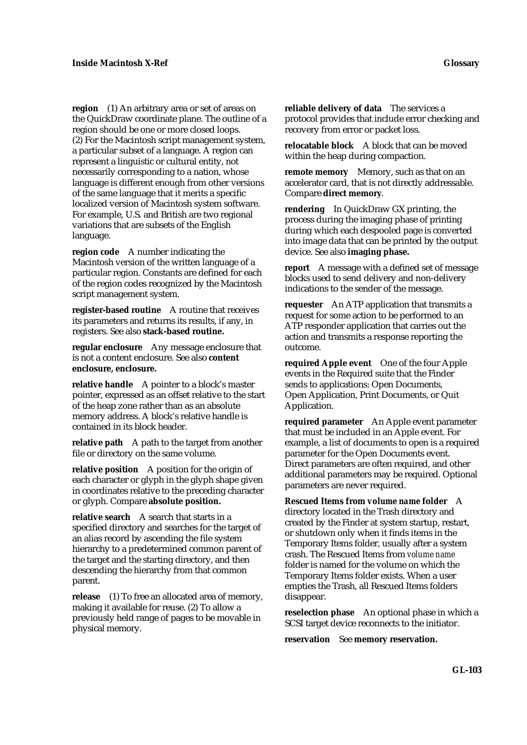**region** (1) An arbitrary area or set of areas on the QuickDraw coordinate plane. The outline of a region should be one or more closed loops. (2) For the Macintosh script management system, a particular subset of a language. A region can represent a linguistic or cultural entity, not necessarily corresponding to a nation, whose language is different enough from other versions of the same language that it merits a specific localized version of Macintosh system software. For example, U.S. and British are two regional variations that are subsets of the English language.

**region code** A number indicating the Macintosh version of the written language of a particular region. Constants are defined for each of the region codes recognized by the Macintosh script management system.

**register-based routine** A routine that receives its parameters and returns its results, if any, in registers. See also **stack-based routine.**

**regular enclosure** Any message enclosure that is not a content enclosure. See also **content enclosure, enclosure.**

**relative handle** A pointer to a block's master pointer, expressed as an offset relative to the start of the heap zone rather than as an absolute memory address. A block's relative handle is contained in its block header.

**relative path** A path to the target from another file or directory on the same volume.

**relative position** A position for the origin of each character or glyph in the glyph shape given in coordinates relative to the preceding character or glyph. Compare **absolute position.**

**relative search** A search that starts in a specified directory and searches for the target of an alias record by ascending the file system hierarchy to a predetermined common parent of the target and the starting directory, and then descending the hierarchy from that common parent.

**release** (1) To free an allocated area of memory, making it available for reuse. (2) To allow a previously held range of pages to be movable in physical memory.

**reliable delivery of data** The services a protocol provides that include error checking and recovery from error or packet loss.

**relocatable block** A block that can be moved within the heap during compaction.

**remote memory** Memory, such as that on an accelerator card, that is not directly addressable. Compare **direct memory**.

**rendering** In QuickDraw GX printing, the process during the imaging phase of printing during which each despooled page is converted into image data that can be printed by the output device. See also **imaging phase.**

**report** A message with a defined set of message blocks used to send delivery and non-delivery indications to the sender of the message.

**requester** An ATP application that transmits a request for some action to be performed to an ATP responder application that carries out the action and transmits a response reporting the outcome.

**required Apple event** One of the four Apple events in the Required suite that the Finder sends to applications: Open Documents, Open Application, Print Documents, or Quit Application.

**required parameter** An Apple event parameter that must be included in an Apple event. For example, a list of documents to open is a required parameter for the Open Documents event. Direct parameters are often required, and other additional parameters may be required. Optional parameters are never required.

**Rescued Items from *volume name* folder** A directory located in the Trash directory and created by the Finder at system startup, restart, or shutdown only when it finds items in the Temporary Items folder, usually after a system crash. The Rescued Items from *volume name* folder is named for the volume on which the Temporary Items folder exists. When a user empties the Trash, all Rescued Items folders disappear.

**reselection phase** An optional phase in which a SCSI target device reconnects to the initiator.

**reservation** See **memory reservation.**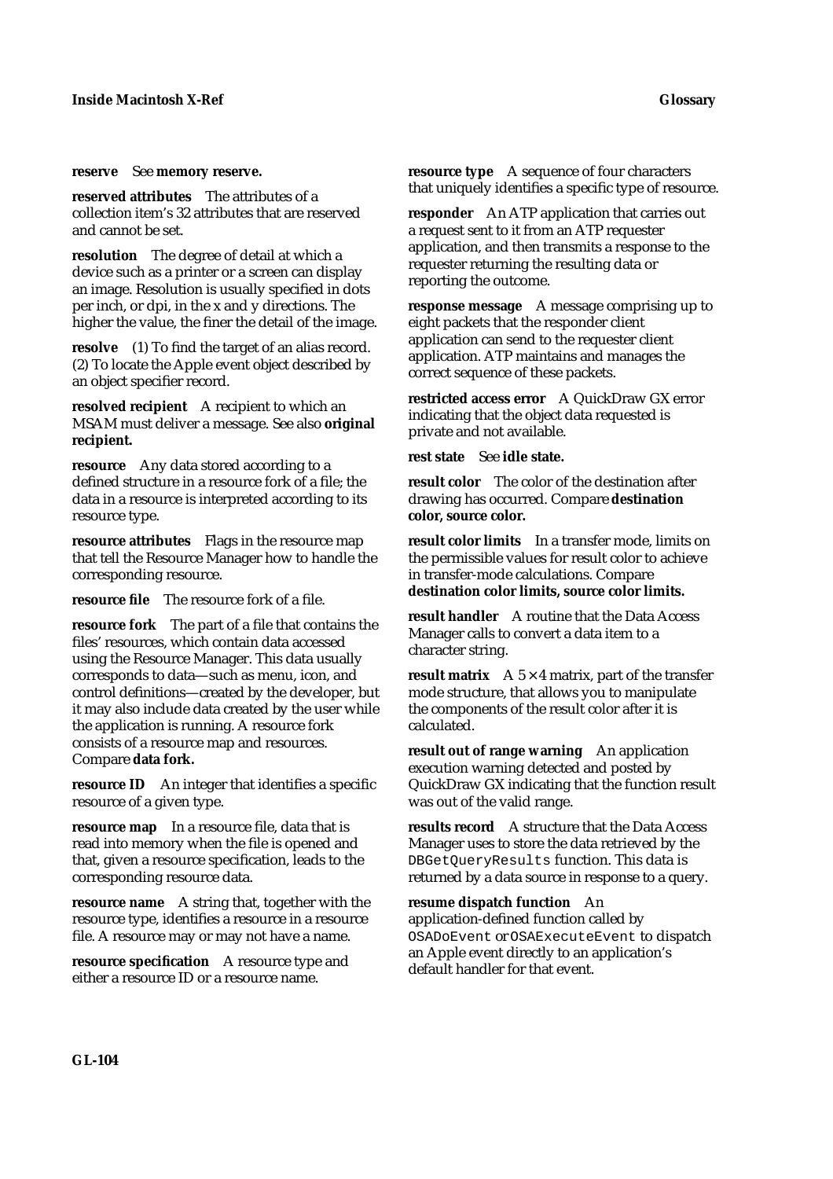**reserve** See **memory reserve.**

**reserved attributes** The attributes of a collection item's 32 attributes that are reserved and cannot be set.

**resolution** The degree of detail at which a device such as a printer or a screen can display an image. Resolution is usually specified in dots per inch, or dpi, in the x and y directions. The higher the value, the finer the detail of the image.

**resolve** (1) To find the target of an alias record. (2) To locate the Apple event object described by an object specifier record.

**resolved recipient** A recipient to which an MSAM must deliver a message. See also **original recipient.**

**resource** Any data stored according to a defined structure in a resource fork of a file; the data in a resource is interpreted according to its resource type.

**resource attributes** Flags in the resource map that tell the Resource Manager how to handle the corresponding resource.

**resource file** The resource fork of a file.

**resource fork** The part of a file that contains the files' resources, which contain data accessed using the Resource Manager. This data usually corresponds to data—such as menu, icon, and control definitions—created by the developer, but it may also include data created by the user while the application is running. A resource fork consists of a resource map and resources. Compare **data fork.**

**resource ID** An integer that identifies a specific resource of a given type.

**resource map** In a resource file, data that is read into memory when the file is opened and that, given a resource specification, leads to the corresponding resource data.

**resource name** A string that, together with the resource type, identifies a resource in a resource file. A resource may or may not have a name.

**resource specification** A resource type and either a resource ID or a resource name.

**resource type** A sequence of four characters that uniquely identifies a specific type of resource.

**responder** An ATP application that carries out a request sent to it from an ATP requester application, and then transmits a response to the requester returning the resulting data or reporting the outcome.

**response message** A message comprising up to eight packets that the responder client application can send to the requester client application. ATP maintains and manages the correct sequence of these packets.

**restricted access error** A QuickDraw GX error indicating that the object data requested is private and not available.

**rest state** See **idle state.**

**result color** The color of the destination after drawing has occurred. Compare **destination color, source color.**

**result color limits** In a transfer mode, limits on the permissible values for result color to achieve in transfer-mode calculations. Compare **destination color limits, source color limits.**

**result handler** A routine that the Data Access Manager calls to convert a data item to a character string.

**result matrix** A 5 × 4 matrix, part of the transfer mode structure, that allows you to manipulate the components of the result color after it is calculated.

**result out of range warning** An application execution warning detected and posted by QuickDraw GX indicating that the function result was out of the valid range.

**results record** A structure that the Data Access Manager uses to store the data retrieved by the `DBGetQueryResults` function. This data is returned by a data source in response to a query.

**resume dispatch function** An application-defined function called by `OSADoEvent` or `OSAExecuteEvent` to dispatch an Apple event directly to an application's default handler for that event.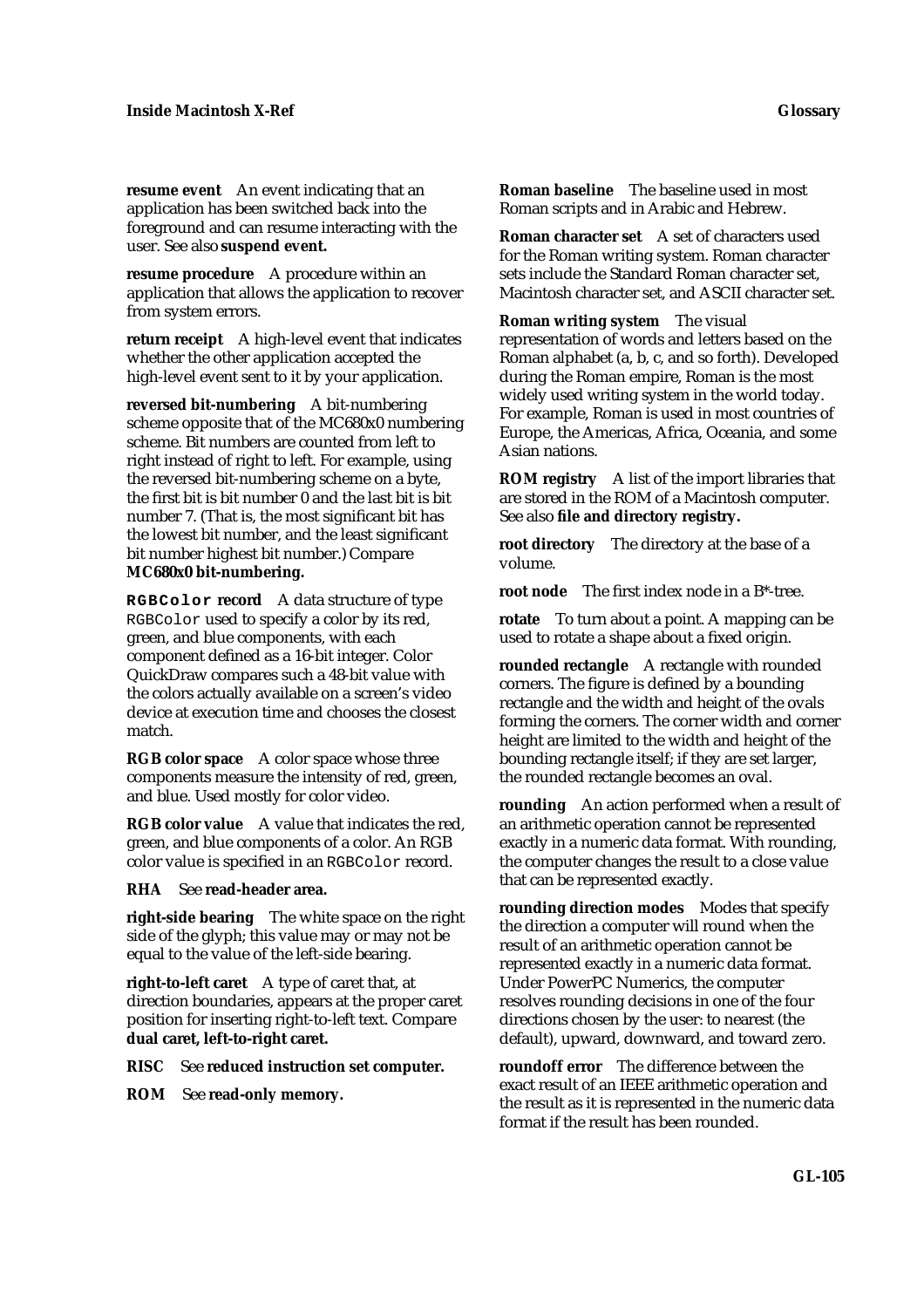**resume event** An event indicating that an application has been switched back into the foreground and can resume interacting with the user. See also **suspend event.**

**resume procedure** A procedure within an application that allows the application to recover from system errors.

**return receipt** A high-level event that indicates whether the other application accepted the high-level event sent to it by your application.

**reversed bit-numbering** A bit-numbering scheme opposite that of the MC680x0 numbering scheme. Bit numbers are counted from left to right instead of right to left. For example, using the reversed bit-numbering scheme on a byte, the first bit is bit number 0 and the last bit is bit number 7. (That is, the most significant bit has the lowest bit number, and the least significant bit number highest bit number.) Compare **MC680x0 bit-numbering.**

**`RGBColor` record** A data structure of type `RGBColor` used to specify a color by its red, green, and blue components, with each component defined as a 16-bit integer. Color QuickDraw compares such a 48-bit value with the colors actually available on a screen's video device at execution time and chooses the closest match.

**RGB color space** A color space whose three components measure the intensity of red, green, and blue. Used mostly for color video.

**RGB color value** A value that indicates the red, green, and blue components of a color. An RGB color value is specified in an `RGBColor` record.

**RHA** See **read-header area.**

**right-side bearing** The white space on the right side of the glyph; this value may or may not be equal to the value of the left-side bearing.

**right-to-left caret** A type of caret that, at direction boundaries, appears at the proper caret position for inserting right-to-left text. Compare **dual caret, left-to-right caret.**

**RISC** See **reduced instruction set computer.**

**ROM** See **read-only memory.**

**Roman baseline** The baseline used in most Roman scripts and in Arabic and Hebrew.

**Roman character set** A set of characters used for the Roman writing system. Roman character sets include the Standard Roman character set, Macintosh character set, and ASCII character set.

**Roman writing system** The visual representation of words and letters based on the Roman alphabet (a, b, c, and so forth). Developed during the Roman empire, Roman is the most widely used writing system in the world today. For example, Roman is used in most countries of Europe, the Americas, Africa, Oceania, and some Asian nations.

**ROM registry** A list of the import libraries that are stored in the ROM of a Macintosh computer. See also **file and directory registry.**

**root directory** The directory at the base of a volume.

**root node** The first index node in a B*-tree.

**rotate** To turn about a point. A mapping can be used to rotate a shape about a fixed origin.

**rounded rectangle** A rectangle with rounded corners. The figure is defined by a bounding rectangle and the width and height of the ovals forming the corners. The corner width and corner height are limited to the width and height of the bounding rectangle itself; if they are set larger, the rounded rectangle becomes an oval.

**rounding** An action performed when a result of an arithmetic operation cannot be represented exactly in a numeric data format. With rounding, the computer changes the result to a close value that can be represented exactly.

**rounding direction modes** Modes that specify the direction a computer will round when the result of an arithmetic operation cannot be represented exactly in a numeric data format. Under PowerPC Numerics, the computer resolves rounding decisions in one of the four directions chosen by the user: to nearest (the default), upward, downward, and toward zero.

**roundoff error** The difference between the exact result of an IEEE arithmetic operation and the result as it is represented in the numeric data format if the result has been rounded.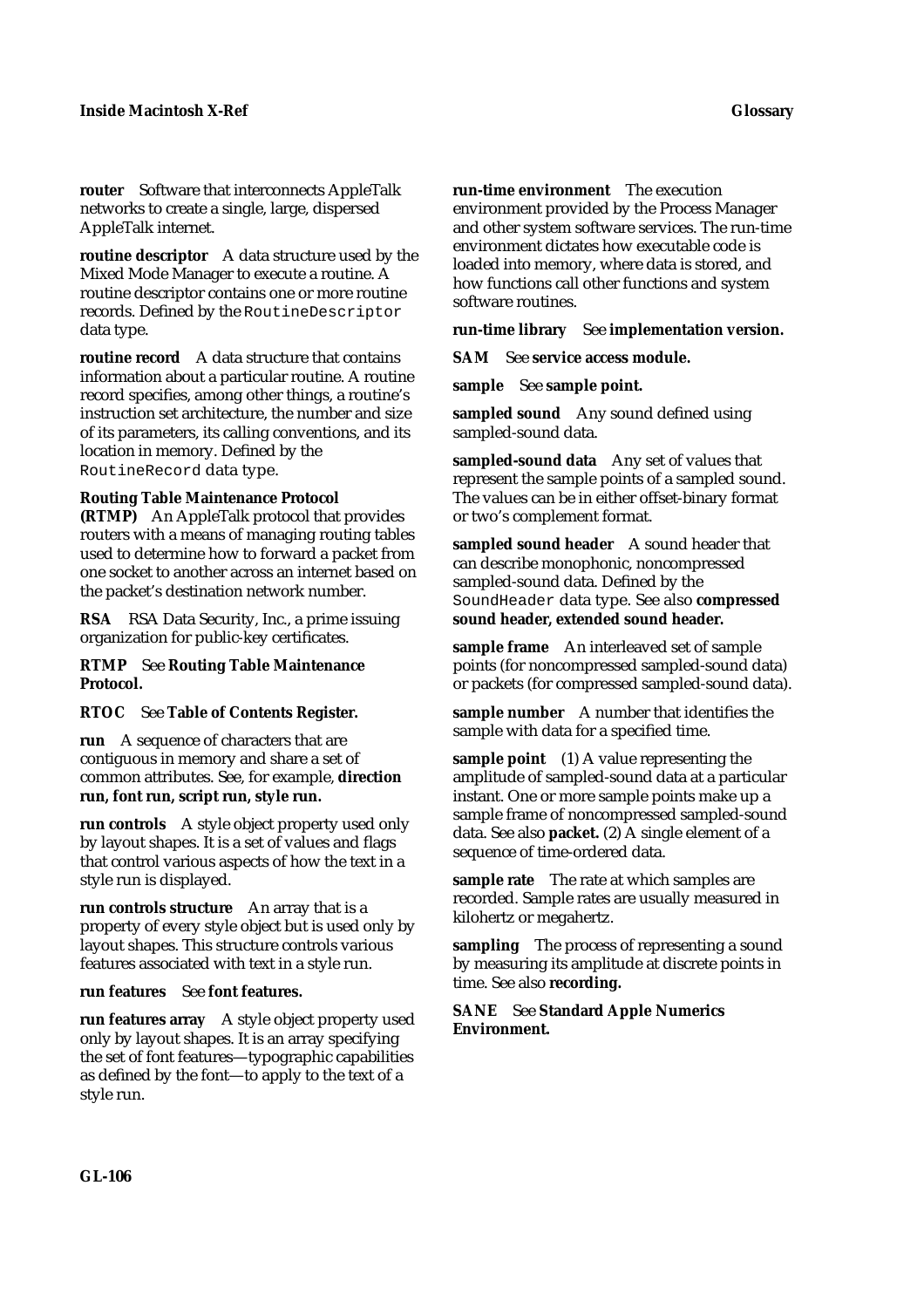**router** Software that interconnects AppleTalk networks to create a single, large, dispersed AppleTalk internet.

**routine descriptor** A data structure used by the Mixed Mode Manager to execute a routine. A routine descriptor contains one or more routine records. Defined by the `RoutineDescriptor` data type.

**routine record** A data structure that contains information about a particular routine. A routine record specifies, among other things, a routine's instruction set architecture, the number and size of its parameters, its calling conventions, and its location in memory. Defined by the `RoutineRecord` data type.

**Routing Table Maintenance Protocol (RTMP)** An AppleTalk protocol that provides routers with a means of managing routing tables used to determine how to forward a packet from one socket to another across an internet based on the packet's destination network number.

**RSA** RSA Data Security, Inc., a prime issuing organization for public-key certificates.

**RTMP** See **Routing Table Maintenance Protocol.**

**RTOC** See **Table of Contents Register.**

**run** A sequence of characters that are contiguous in memory and share a set of common attributes. See, for example, **direction run, font run, script run, style run.**

**run controls** A style object property used only by layout shapes. It is a set of values and flags that control various aspects of how the text in a style run is displayed.

**run controls structure** An array that is a property of every style object but is used only by layout shapes. This structure controls various features associated with text in a style run.

**run features** See **font features.**

**run features array** A style object property used only by layout shapes. It is an array specifying the set of font features—typographic capabilities as defined by the font—to apply to the text of a style run.

**run-time environment** The execution environment provided by the Process Manager and other system software services. The run-time environment dictates how executable code is loaded into memory, where data is stored, and how functions call other functions and system software routines.

**run-time library** See **implementation version.**

**SAM** See **service access module.**

**sample** See **sample point.**

**sampled sound** Any sound defined using sampled-sound data.

**sampled-sound data** Any set of values that represent the sample points of a sampled sound. The values can be in either offset-binary format or two's complement format.

**sampled sound header** A sound header that can describe monophonic, noncompressed sampled-sound data. Defined by the `SoundHeader` data type. See also **compressed sound header, extended sound header.**

**sample frame** An interleaved set of sample points (for noncompressed sampled-sound data) or packets (for compressed sampled-sound data).

**sample number** A number that identifies the sample with data for a specified time.

**sample point** (1) A value representing the amplitude of sampled-sound data at a particular instant. One or more sample points make up a sample frame of noncompressed sampled-sound data. See also **packet.** (2) A single element of a sequence of time-ordered data.

**sample rate** The rate at which samples are recorded. Sample rates are usually measured in kilohertz or megahertz.

**sampling** The process of representing a sound by measuring its amplitude at discrete points in time. See also **recording.**

**SANE** See **Standard Apple Numerics Environment.**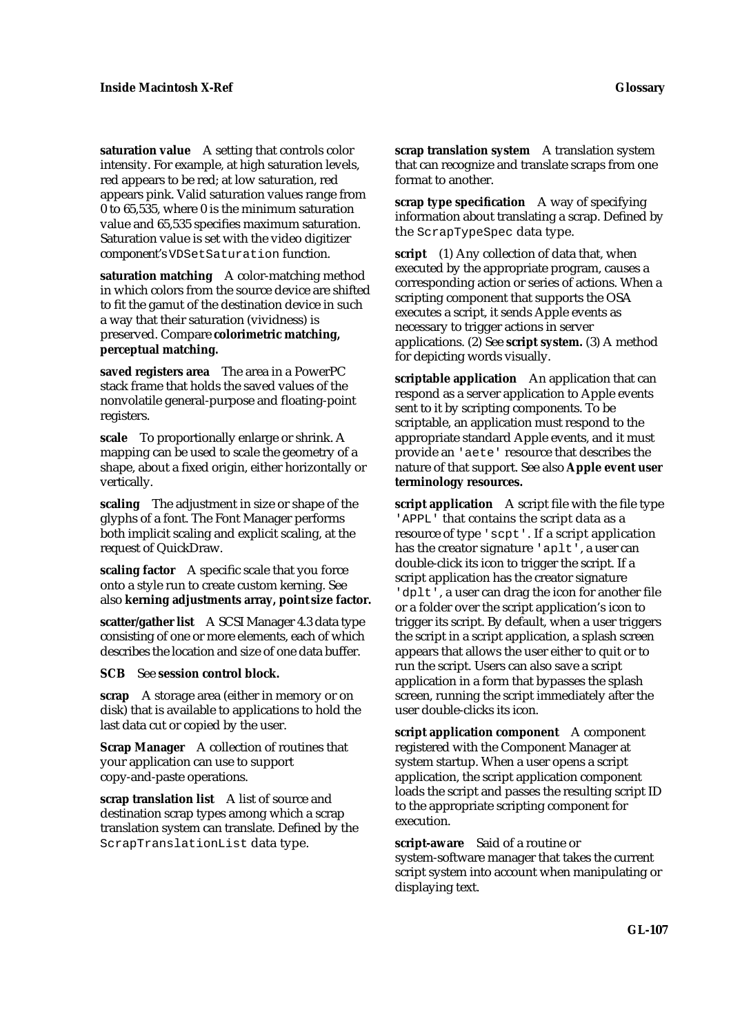**saturation value** A setting that controls color intensity. For example, at high saturation levels, red appears to be red; at low saturation, red appears pink. Valid saturation values range from 0 to 65,535, where 0 is the minimum saturation value and 65,535 specifies maximum saturation. Saturation value is set with the video digitizer component's `VDSetSaturation` function.

**saturation matching** A color-matching method in which colors from the source device are shifted to fit the gamut of the destination device in such a way that their saturation (vividness) is preserved. Compare **colorimetric matching, perceptual matching.**

**saved registers area** The area in a PowerPC stack frame that holds the saved values of the nonvolatile general-purpose and floating-point registers.

**scale** To proportionally enlarge or shrink. A mapping can be used to scale the geometry of a shape, about a fixed origin, either horizontally or vertically.

**scaling** The adjustment in size or shape of the glyphs of a font. The Font Manager performs both implicit scaling and explicit scaling, at the request of QuickDraw.

**scaling factor** A specific scale that you force onto a style run to create custom kerning. See also **kerning adjustments array, point size factor.**

**scatter/gather list** A SCSI Manager 4.3 data type consisting of one or more elements, each of which describes the location and size of one data buffer.

**SCB** See **session control block.**

**scrap** A storage area (either in memory or on disk) that is available to applications to hold the last data cut or copied by the user.

**Scrap Manager** A collection of routines that your application can use to support copy-and-paste operations.

**scrap translation list** A list of source and destination scrap types among which a scrap translation system can translate. Defined by the `ScrapTranslationList` data type.

**scrap translation system** A translation system that can recognize and translate scraps from one format to another.

**scrap type specification** A way of specifying information about translating a scrap. Defined by the `ScrapTypeSpec` data type.

**script** (1) Any collection of data that, when executed by the appropriate program, causes a corresponding action or series of actions. When a scripting component that supports the OSA executes a script, it sends Apple events as necessary to trigger actions in server applications. (2) See **script system.** (3) A method for depicting words visually.

**scriptable application** An application that can respond as a server application to Apple events sent to it by scripting components. To be scriptable, an application must respond to the appropriate standard Apple events, and it must provide an `'aete'` resource that describes the nature of that support. See also **Apple event user terminology resources.**

**script application** A script file with the file type `'APPL'` that contains the script data as a resource of type `'scpt'`. If a script application has the creator signature `'aplt'`, a user can double-click its icon to trigger the script. If a script application has the creator signature `'dplt'`, a user can drag the icon for another file or a folder over the script application's icon to trigger its script. By default, when a user triggers the script in a script application, a splash screen appears that allows the user either to quit or to run the script. Users can also save a script application in a form that bypasses the splash screen, running the script immediately after the user double-clicks its icon.

**script application component** A component registered with the Component Manager at system startup. When a user opens a script application, the script application component loads the script and passes the resulting script ID to the appropriate scripting component for execution.

**script-aware** Said of a routine or system-software manager that takes the current script system into account when manipulating or displaying text.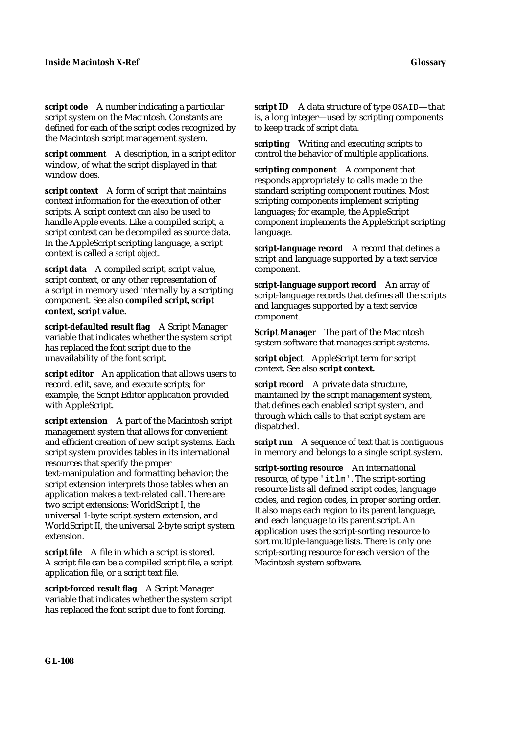**script code** A number indicating a particular script system on the Macintosh. Constants are defined for each of the script codes recognized by the Macintosh script management system.

**script comment** A description, in a script editor window, of what the script displayed in that window does.

**script context** A form of script that maintains context information for the execution of other scripts. A script context can also be used to handle Apple events. Like a compiled script, a script context can be decompiled as source data. In the AppleScript scripting language, a script context is called a *script object*.

**script data** A compiled script, script value, script context, or any other representation of a script in memory used internally by a scripting component. See also **compiled script, script context, script value.**

**script-defaulted result flag** A Script Manager variable that indicates whether the system script has replaced the font script due to the unavailability of the font script.

**script editor** An application that allows users to record, edit, save, and execute scripts; for example, the Script Editor application provided with AppleScript.

**script extension** A part of the Macintosh script management system that allows for convenient and efficient creation of new script systems. Each script system provides tables in its international resources that specify the proper text-manipulation and formatting behavior; the script extension interprets those tables when an application makes a text-related call. There are two script extensions: WorldScript I, the universal 1-byte script system extension, and WorldScript II, the universal 2-byte script system extension.

**script file** A file in which a script is stored. A script file can be a compiled script file, a script application file, or a script text file.

**script-forced result flag** A Script Manager variable that indicates whether the system script has replaced the font script due to font forcing.

**script ID** A data structure of type `OSAID`—that is, a long integer—used by scripting components to keep track of script data.

**scripting** Writing and executing scripts to control the behavior of multiple applications.

**scripting component** A component that responds appropriately to calls made to the standard scripting component routines. Most scripting components implement scripting languages; for example, the AppleScript component implements the AppleScript scripting language.

**script-language record** A record that defines a script and language supported by a text service component.

**script-language support record** An array of script-language records that defines all the scripts and languages supported by a text service component.

**Script Manager** The part of the Macintosh system software that manages script systems.

**script object** AppleScript term for script context. See also **script context.**

**script record** A private data structure, maintained by the script management system, that defines each enabled script system, and through which calls to that script system are dispatched.

**script run** A sequence of text that is contiguous in memory and belongs to a single script system.

**script-sorting resource** An international resource, of type `'itlm'`. The script-sorting resource lists all defined script codes, language codes, and region codes, in proper sorting order. It also maps each region to its parent language, and each language to its parent script. An application uses the script-sorting resource to sort multiple-language lists. There is only one script-sorting resource for each version of the Macintosh system software.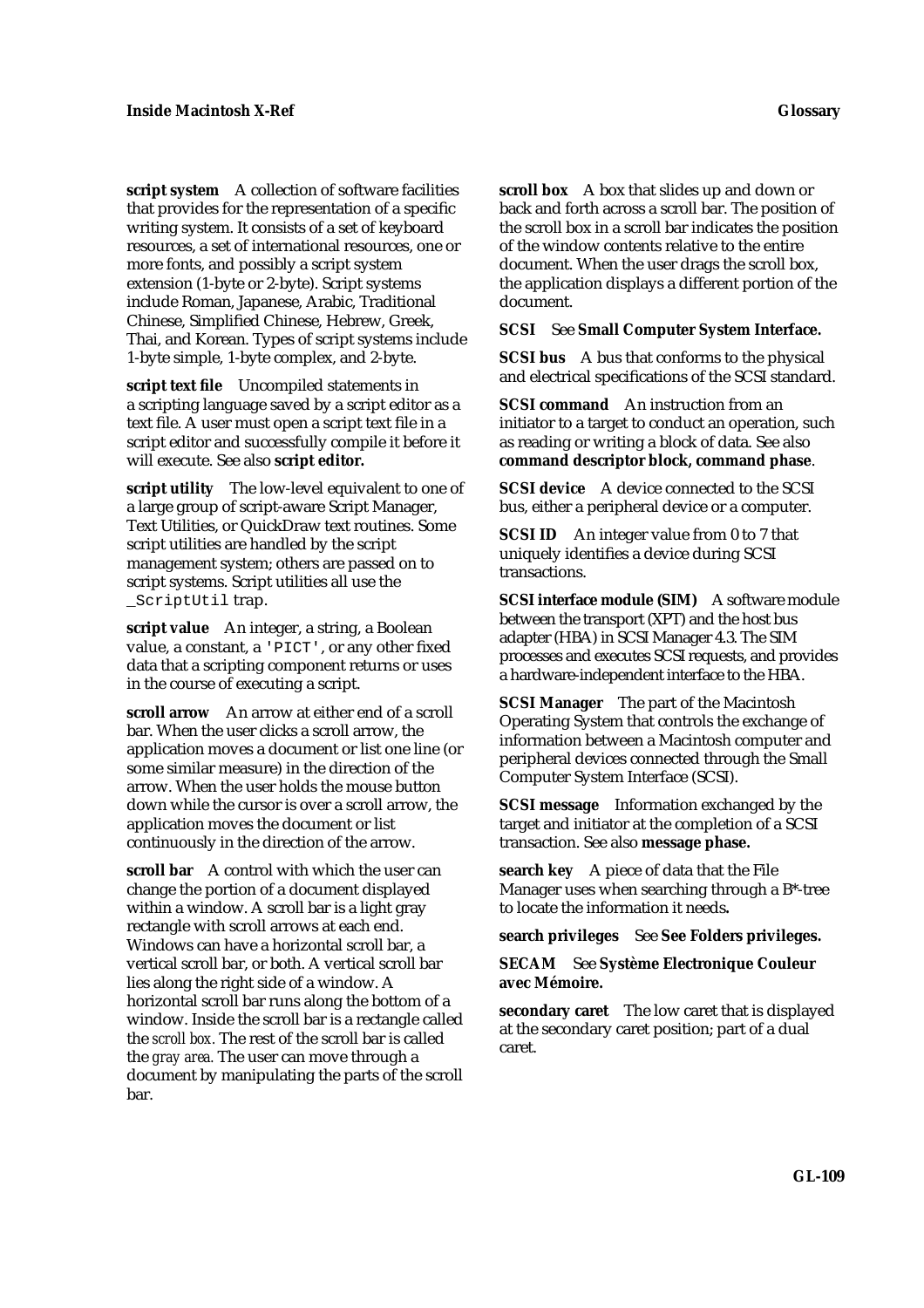**script system** A collection of software facilities that provides for the representation of a specific writing system. It consists of a set of keyboard resources, a set of international resources, one or more fonts, and possibly a script system extension (1-byte or 2-byte). Script systems include Roman, Japanese, Arabic, Traditional Chinese, Simplified Chinese, Hebrew, Greek, Thai, and Korean. Types of script systems include 1-byte simple, 1-byte complex, and 2-byte.

**script text file** Uncompiled statements in a scripting language saved by a script editor as a text file. A user must open a script text file in a script editor and successfully compile it before it will execute. See also **script editor.**

**script utility** The low-level equivalent to one of a large group of script-aware Script Manager, Text Utilities, or QuickDraw text routines. Some script utilities are handled by the script management system; others are passed on to script systems. Script utilities all use the `_ScriptUtil` trap.

**script value** An integer, a string, a Boolean value, a constant, a `'PICT'`, or any other fixed data that a scripting component returns or uses in the course of executing a script.

**scroll arrow** An arrow at either end of a scroll bar. When the user clicks a scroll arrow, the application moves a document or list one line (or some similar measure) in the direction of the arrow. When the user holds the mouse button down while the cursor is over a scroll arrow, the application moves the document or list continuously in the direction of the arrow.

**scroll bar** A control with which the user can change the portion of a document displayed within a window. A scroll bar is a light gray rectangle with scroll arrows at each end. Windows can have a horizontal scroll bar, a vertical scroll bar, or both. A vertical scroll bar lies along the right side of a window. A horizontal scroll bar runs along the bottom of a window. Inside the scroll bar is a rectangle called the *scroll box.* The rest of the scroll bar is called the *gray area.* The user can move through a document by manipulating the parts of the scroll bar.

**scroll box** A box that slides up and down or back and forth across a scroll bar. The position of the scroll box in a scroll bar indicates the position of the window contents relative to the entire document. When the user drags the scroll box, the application displays a different portion of the document.

**SCSI** See **Small Computer System Interface.**

**SCSI bus** A bus that conforms to the physical and electrical specifications of the SCSI standard.

**SCSI command** An instruction from an initiator to a target to conduct an operation, such as reading or writing a block of data. See also **command descriptor block, command phase**.

**SCSI device** A device connected to the SCSI bus, either a peripheral device or a computer.

**SCSI ID** An integer value from 0 to 7 that uniquely identifies a device during SCSI transactions.

**SCSI interface module (SIM)** A software module between the transport (XPT) and the host bus adapter (HBA) in SCSI Manager 4.3. The SIM processes and executes SCSI requests, and provides a hardware-independent interface to the HBA.

**SCSI Manager** The part of the Macintosh Operating System that controls the exchange of information between a Macintosh computer and peripheral devices connected through the Small Computer System Interface (SCSI).

**SCSI message** Information exchanged by the target and initiator at the completion of a SCSI transaction. See also **message phase.**

**search key** A piece of data that the File Manager uses when searching through a B*-tree to locate the information it needs**.**

**search privileges** See **See Folders privileges.**

**SECAM** See **Système Electronique Couleur avec Mémoire.**

**secondary caret** The low caret that is displayed at the secondary caret position; part of a dual caret.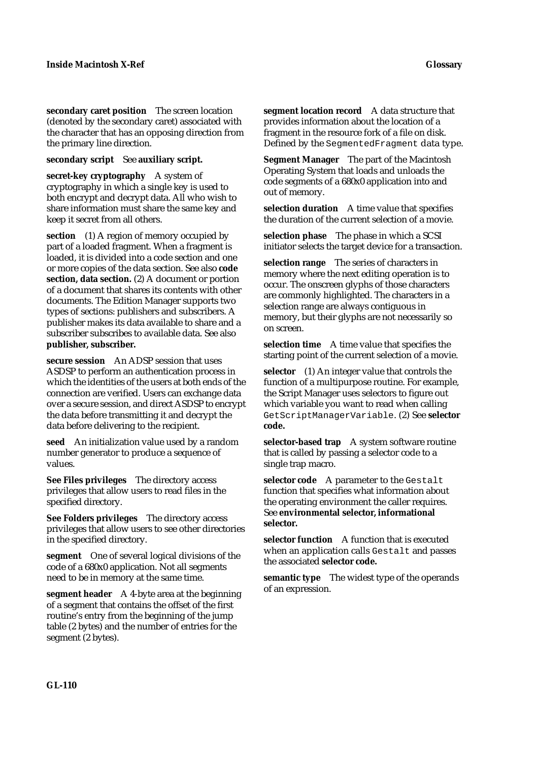**secondary caret position** The screen location (denoted by the secondary caret) associated with the character that has an opposing direction from the primary line direction.

**secondary script** See **auxiliary script.**

**secret-key cryptography** A system of cryptography in which a single key is used to both encrypt and decrypt data. All who wish to share information must share the same key and keep it secret from all others.

**section** (1) A region of memory occupied by part of a loaded fragment. When a fragment is loaded, it is divided into a code section and one or more copies of the data section. See also **code section, data section.** (2) A document or portion of a document that shares its contents with other documents. The Edition Manager supports two types of sections: publishers and subscribers. A publisher makes its data available to share and a subscriber subscribes to available data. See also **publisher, subscriber.**

**secure session** An ADSP session that uses ASDSP to perform an authentication process in which the identities of the users at both ends of the connection are verified. Users can exchange data over a secure session, and direct ASDSP to encrypt the data before transmitting it and decrypt the data before delivering to the recipient.

**seed** An initialization value used by a random number generator to produce a sequence of values.

**See Files privileges** The directory access privileges that allow users to read files in the specified directory.

**See Folders privileges** The directory access privileges that allow users to see other directories in the specified directory.

**segment** One of several logical divisions of the code of a 680x0 application. Not all segments need to be in memory at the same time.

**segment header** A 4-byte area at the beginning of a segment that contains the offset of the first routine's entry from the beginning of the jump table (2 bytes) and the number of entries for the segment (2 bytes).

**segment location record** A data structure that provides information about the location of a fragment in the resource fork of a file on disk. Defined by the `SegmentedFragment` data type.

**Segment Manager** The part of the Macintosh Operating System that loads and unloads the code segments of a 680x0 application into and out of memory.

**selection duration** A time value that specifies the duration of the current selection of a movie.

**selection phase** The phase in which a SCSI initiator selects the target device for a transaction.

**selection range** The series of characters in memory where the next editing operation is to occur. The onscreen glyphs of those characters are commonly highlighted. The characters in a selection range are always contiguous in memory, but their glyphs are not necessarily so on screen.

**selection time** A time value that specifies the starting point of the current selection of a movie.

**selector** (1) An integer value that controls the function of a multipurpose routine. For example, the Script Manager uses selectors to figure out which variable you want to read when calling `GetScriptManagerVariable`. (2) See **selector code.**

**selector-based trap** A system software routine that is called by passing a selector code to a single trap macro.

**selector code** A parameter to the `Gestalt` function that specifies what information about the operating environment the caller requires. See **environmental selector, informational selector.**

**selector function** A function that is executed when an application calls `Gestalt` and passes the associated **selector code.**

**semantic type** The widest type of the operands of an expression.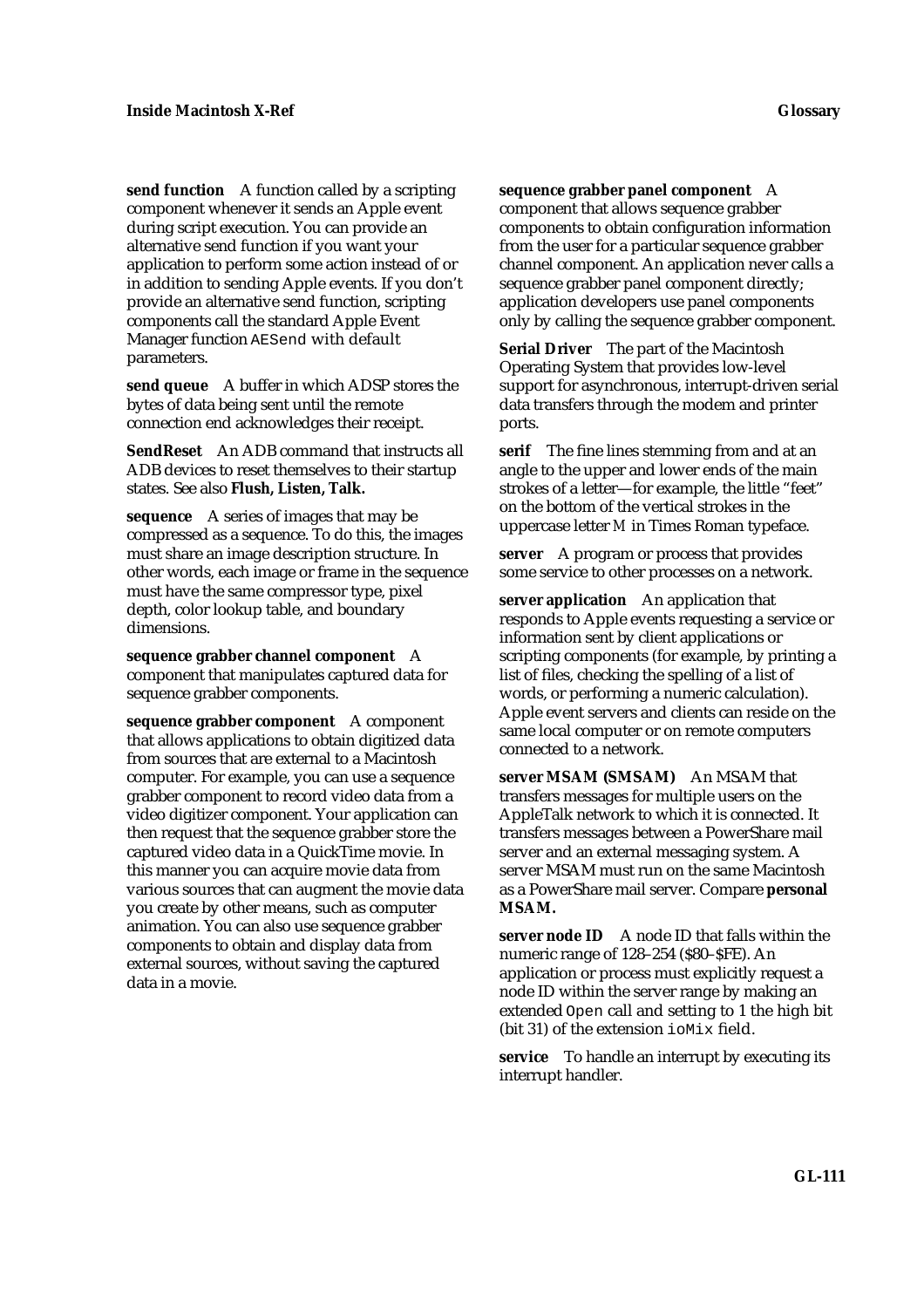**send function** A function called by a scripting component whenever it sends an Apple event during script execution. You can provide an alternative send function if you want your application to perform some action instead of or in addition to sending Apple events. If you don't provide an alternative send function, scripting components call the standard Apple Event Manager function `AESend` with default parameters.

**send queue** A buffer in which ADSP stores the bytes of data being sent until the remote connection end acknowledges their receipt.

**SendReset** An ADB command that instructs all ADB devices to reset themselves to their startup states. See also **Flush, Listen, Talk.**

**sequence** A series of images that may be compressed as a sequence. To do this, the images must share an image description structure. In other words, each image or frame in the sequence must have the same compressor type, pixel depth, color lookup table, and boundary dimensions.

**sequence grabber channel component** A component that manipulates captured data for sequence grabber components.

**sequence grabber component** A component that allows applications to obtain digitized data from sources that are external to a Macintosh computer. For example, you can use a sequence grabber component to record video data from a video digitizer component. Your application can then request that the sequence grabber store the captured video data in a QuickTime movie. In this manner you can acquire movie data from various sources that can augment the movie data you create by other means, such as computer animation. You can also use sequence grabber components to obtain and display data from external sources, without saving the captured data in a movie.

**sequence grabber panel component** A component that allows sequence grabber components to obtain configuration information from the user for a particular sequence grabber channel component. An application never calls a sequence grabber panel component directly; application developers use panel components only by calling the sequence grabber component.

**Serial Driver** The part of the Macintosh Operating System that provides low-level support for asynchronous, interrupt-driven serial data transfers through the modem and printer ports.

**serif** The fine lines stemming from and at an angle to the upper and lower ends of the main strokes of a letter—for example, the little "feet" on the bottom of the vertical strokes in the uppercase letter M in Times Roman typeface.

**server** A program or process that provides some service to other processes on a network.

**server application** An application that responds to Apple events requesting a service or information sent by client applications or scripting components (for example, by printing a list of files, checking the spelling of a list of words, or performing a numeric calculation). Apple event servers and clients can reside on the same local computer or on remote computers connected to a network.

**server MSAM (SMSAM)** An MSAM that transfers messages for multiple users on the AppleTalk network to which it is connected. It transfers messages between a PowerShare mail server and an external messaging system. A server MSAM must run on the same Macintosh as a PowerShare mail server. Compare **personal MSAM.**

**server node ID** A node ID that falls within the numeric range of 128–254 ($80–$FE). An application or process must explicitly request a node ID within the server range by making an extended `Open` call and setting to 1 the high bit (bit 31) of the extension `ioMix` field.

**service** To handle an interrupt by executing its interrupt handler.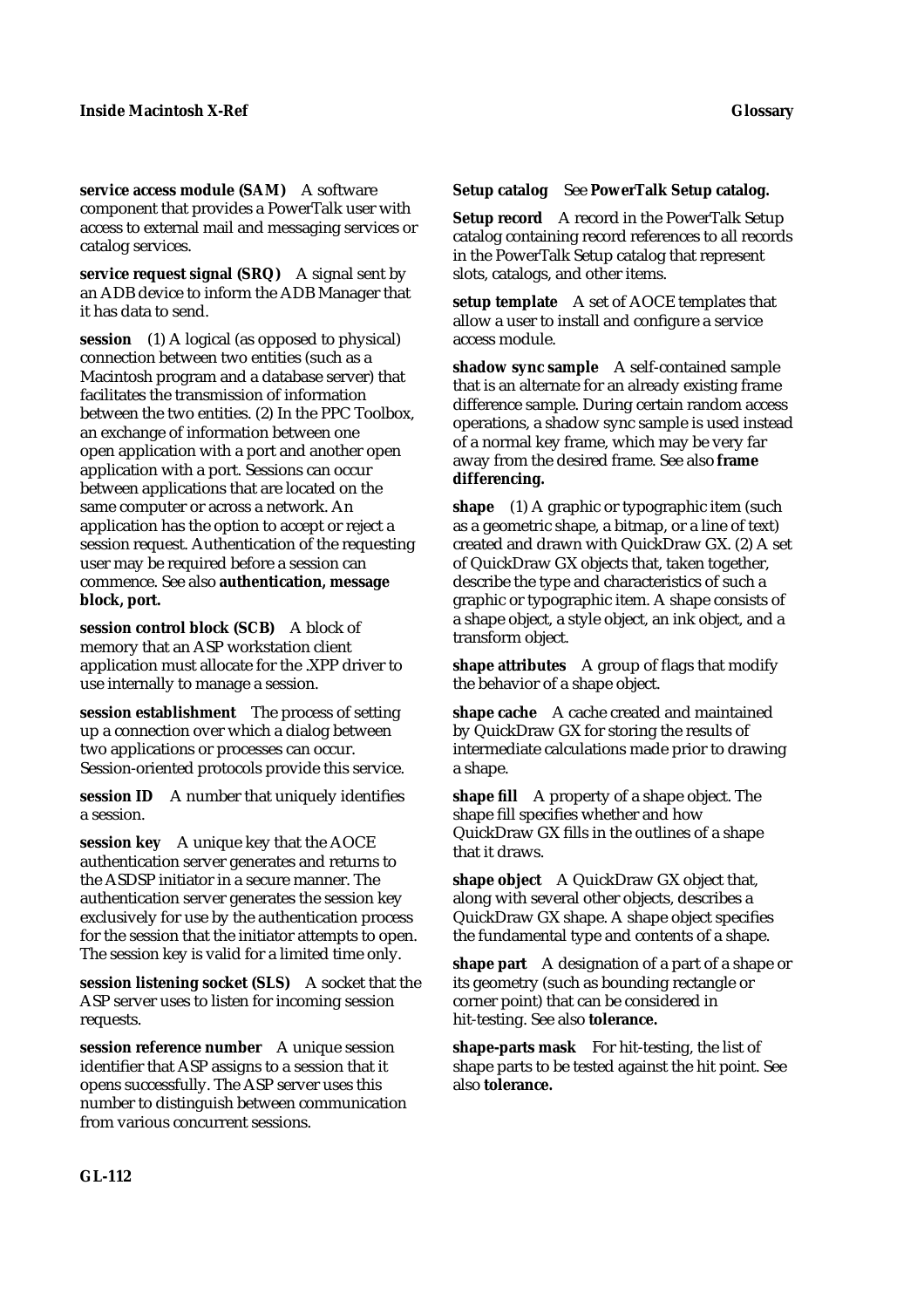**service access module (SAM)** A software component that provides a PowerTalk user with access to external mail and messaging services or catalog services.

**service request signal (SRQ)** A signal sent by an ADB device to inform the ADB Manager that it has data to send.

**session** (1) A logical (as opposed to physical) connection between two entities (such as a Macintosh program and a database server) that facilitates the transmission of information between the two entities. (2) In the PPC Toolbox, an exchange of information between one open application with a port and another open application with a port. Sessions can occur between applications that are located on the same computer or across a network. An application has the option to accept or reject a session request. Authentication of the requesting user may be required before a session can commence. See also **authentication, message block, port.**

**session control block (SCB)** A block of memory that an ASP workstation client application must allocate for the .XPP driver to use internally to manage a session.

**session establishment** The process of setting up a connection over which a dialog between two applications or processes can occur. Session-oriented protocols provide this service.

**session ID** A number that uniquely identifies a session.

**session key** A unique key that the AOCE authentication server generates and returns to the ASDSP initiator in a secure manner. The authentication server generates the session key exclusively for use by the authentication process for the session that the initiator attempts to open. The session key is valid for a limited time only.

**session listening socket (SLS)** A socket that the ASP server uses to listen for incoming session requests.

**session reference number** A unique session identifier that ASP assigns to a session that it opens successfully. The ASP server uses this number to distinguish between communication from various concurrent sessions.

**Setup catalog** See **PowerTalk Setup catalog.**

**Setup record** A record in the PowerTalk Setup catalog containing record references to all records in the PowerTalk Setup catalog that represent slots, catalogs, and other items.

**setup template** A set of AOCE templates that allow a user to install and configure a service access module.

**shadow sync sample** A self-contained sample that is an alternate for an already existing frame difference sample. During certain random access operations, a shadow sync sample is used instead of a normal key frame, which may be very far away from the desired frame. See also **frame differencing.**

**shape** (1) A graphic or typographic item (such as a geometric shape, a bitmap, or a line of text) created and drawn with QuickDraw GX. (2) A set of QuickDraw GX objects that, taken together, describe the type and characteristics of such a graphic or typographic item. A shape consists of a shape object, a style object, an ink object, and a transform object.

**shape attributes** A group of flags that modify the behavior of a shape object.

**shape cache** A cache created and maintained by QuickDraw GX for storing the results of intermediate calculations made prior to drawing a shape.

**shape fill** A property of a shape object. The shape fill specifies whether and how QuickDraw GX fills in the outlines of a shape that it draws.

**shape object** A QuickDraw GX object that, along with several other objects, describes a QuickDraw GX shape. A shape object specifies the fundamental type and contents of a shape.

**shape part** A designation of a part of a shape or its geometry (such as bounding rectangle or corner point) that can be considered in hit-testing. See also **tolerance.**

**shape-parts mask** For hit-testing, the list of shape parts to be tested against the hit point. See also **tolerance.**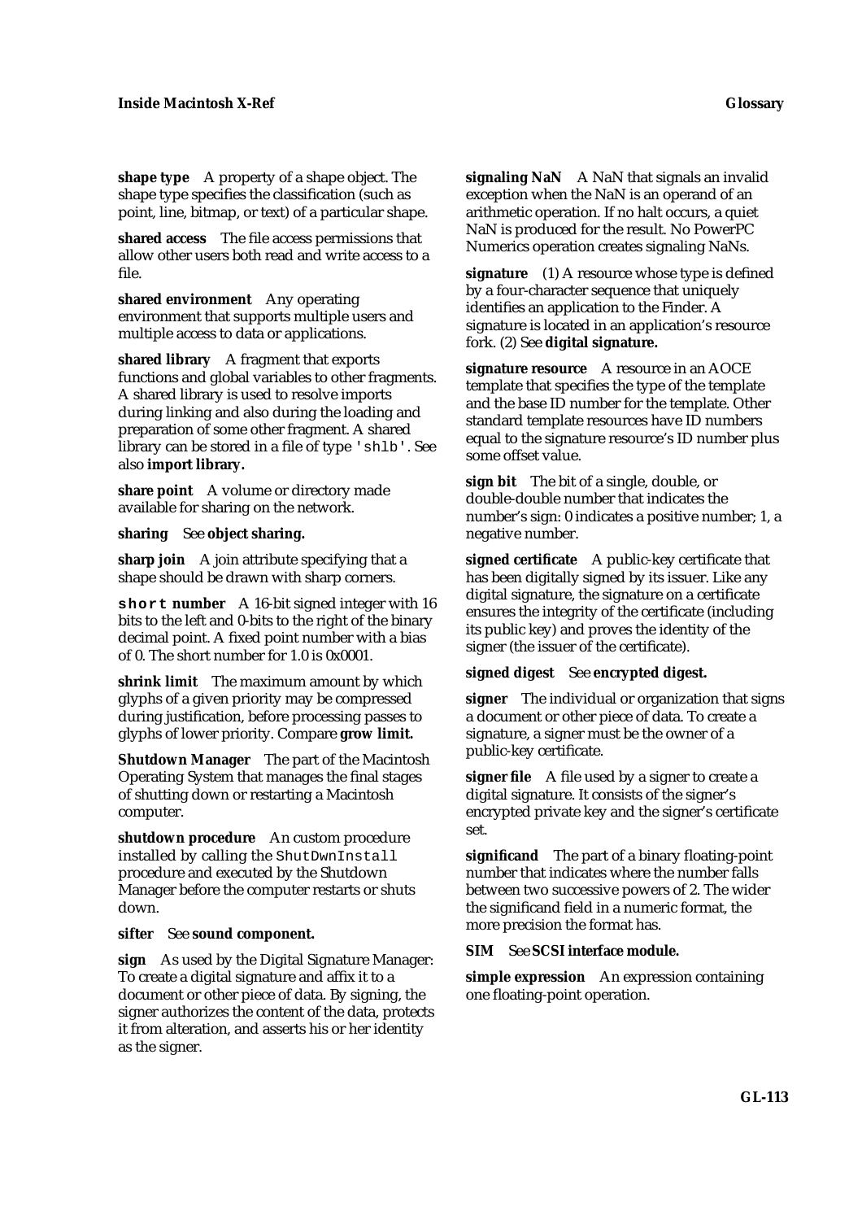**shape type** A property of a shape object. The shape type specifies the classification (such as point, line, bitmap, or text) of a particular shape.

**shared access** The file access permissions that allow other users both read and write access to a file.

**shared environment** Any operating environment that supports multiple users and multiple access to data or applications.

**shared library** A fragment that exports functions and global variables to other fragments. A shared library is used to resolve imports during linking and also during the loading and preparation of some other fragment. A shared library can be stored in a file of type `'shlb'`. See also **import library.**

**share point** A volume or directory made available for sharing on the network.

**sharing** See **object sharing.**

**sharp join** A join attribute specifying that a shape should be drawn with sharp corners.

**`short` number** A 16-bit signed integer with 16 bits to the left and 0-bits to the right of the binary decimal point. A fixed point number with a bias of 0. The short number for 1.0 is 0x0001.

**shrink limit** The maximum amount by which glyphs of a given priority may be compressed during justification, before processing passes to glyphs of lower priority. Compare **grow limit.**

**Shutdown Manager** The part of the Macintosh Operating System that manages the final stages of shutting down or restarting a Macintosh computer.

**shutdown procedure** An custom procedure installed by calling the `ShutDwnInstall` procedure and executed by the Shutdown Manager before the computer restarts or shuts down.

**sifter** See **sound component.**

**sign** As used by the Digital Signature Manager: To create a digital signature and affix it to a document or other piece of data. By signing, the signer authorizes the content of the data, protects it from alteration, and asserts his or her identity as the signer.

**signaling NaN** A NaN that signals an invalid exception when the NaN is an operand of an arithmetic operation. If no halt occurs, a quiet NaN is produced for the result. No PowerPC Numerics operation creates signaling NaNs.

**signature** (1) A resource whose type is defined by a four-character sequence that uniquely identifies an application to the Finder. A signature is located in an application's resource fork. (2) See **digital signature.**

**signature resource** A resource in an AOCE template that specifies the type of the template and the base ID number for the template. Other standard template resources have ID numbers equal to the signature resource's ID number plus some offset value.

**sign bit** The bit of a single, double, or double-double number that indicates the number's sign: 0 indicates a positive number; 1, a negative number.

**signed certificate** A public-key certificate that has been digitally signed by its issuer. Like any digital signature, the signature on a certificate ensures the integrity of the certificate (including its public key) and proves the identity of the signer (the issuer of the certificate).

**signed digest** See **encrypted digest.**

**signer** The individual or organization that signs a document or other piece of data. To create a signature, a signer must be the owner of a public-key certificate.

**signer file** A file used by a signer to create a digital signature. It consists of the signer's encrypted private key and the signer's certificate set.

**significand** The part of a binary floating-point number that indicates where the number falls between two successive powers of 2. The wider the significand field in a numeric format, the more precision the format has.

**SIM** See **SCSI interface module.**

**simple expression** An expression containing one floating-point operation.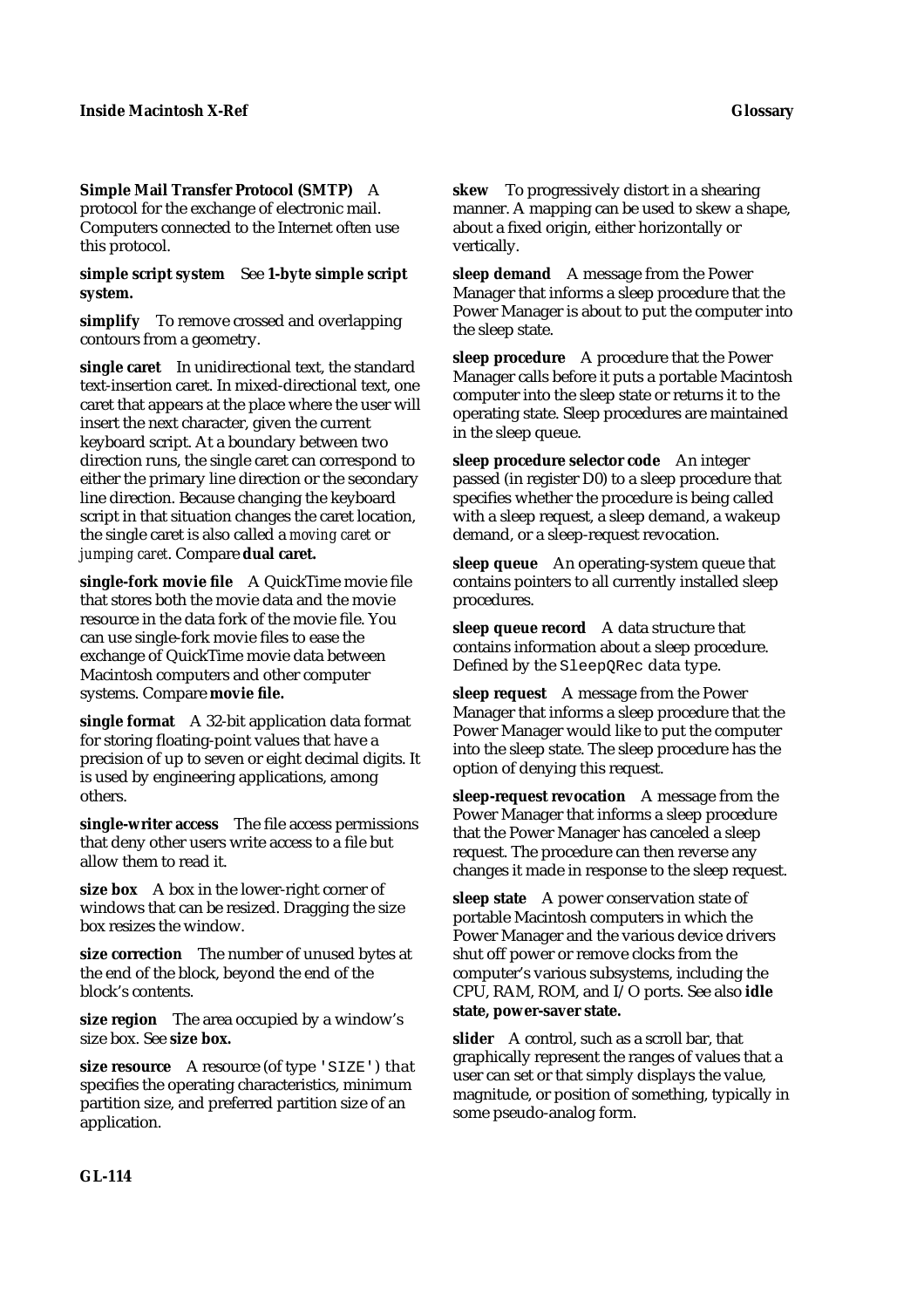**Simple Mail Transfer Protocol (SMTP)** A protocol for the exchange of electronic mail. Computers connected to the Internet often use this protocol.

**simple script system** See **1-byte simple script system.**

**simplify** To remove crossed and overlapping contours from a geometry.

**single caret** In unidirectional text, the standard text-insertion caret. In mixed-directional text, one caret that appears at the place where the user will insert the next character, given the current keyboard script. At a boundary between two direction runs, the single caret can correspond to either the primary line direction or the secondary line direction. Because changing the keyboard script in that situation changes the caret location, the single caret is also called a *moving caret* or *jumping caret*. Compare **dual caret.**

**single-fork movie file** A QuickTime movie file that stores both the movie data and the movie resource in the data fork of the movie file. You can use single-fork movie files to ease the exchange of QuickTime movie data between Macintosh computers and other computer systems. Compare **movie file.**

**single format** A 32-bit application data format for storing floating-point values that have a precision of up to seven or eight decimal digits. It is used by engineering applications, among others.

**single-writer access** The file access permissions that deny other users write access to a file but allow them to read it.

**size box** A box in the lower-right corner of windows that can be resized. Dragging the size box resizes the window.

**size correction** The number of unused bytes at the end of the block, beyond the end of the block's contents.

**size region** The area occupied by a window's size box. See **size box.**

**size resource** A resource (of type `'SIZE'`) that specifies the operating characteristics, minimum partition size, and preferred partition size of an application.

**skew** To progressively distort in a shearing manner. A mapping can be used to skew a shape, about a fixed origin, either horizontally or vertically.

**sleep demand** A message from the Power Manager that informs a sleep procedure that the Power Manager is about to put the computer into the sleep state.

**sleep procedure** A procedure that the Power Manager calls before it puts a portable Macintosh computer into the sleep state or returns it to the operating state. Sleep procedures are maintained in the sleep queue.

**sleep procedure selector code** An integer passed (in register D0) to a sleep procedure that specifies whether the procedure is being called with a sleep request, a sleep demand, a wakeup demand, or a sleep-request revocation.

**sleep queue** An operating-system queue that contains pointers to all currently installed sleep procedures.

**sleep queue record** A data structure that contains information about a sleep procedure. Defined by the `SleepQRec` data type.

**sleep request** A message from the Power Manager that informs a sleep procedure that the Power Manager would like to put the computer into the sleep state. The sleep procedure has the option of denying this request.

**sleep-request revocation** A message from the Power Manager that informs a sleep procedure that the Power Manager has canceled a sleep request. The procedure can then reverse any changes it made in response to the sleep request.

**sleep state** A power conservation state of portable Macintosh computers in which the Power Manager and the various device drivers shut off power or remove clocks from the computer's various subsystems, including the CPU, RAM, ROM, and I/O ports. See also **idle state, power-saver state.**

**slider** A control, such as a scroll bar, that graphically represent the ranges of values that a user can set or that simply displays the value, magnitude, or position of something, typically in some pseudo-analog form.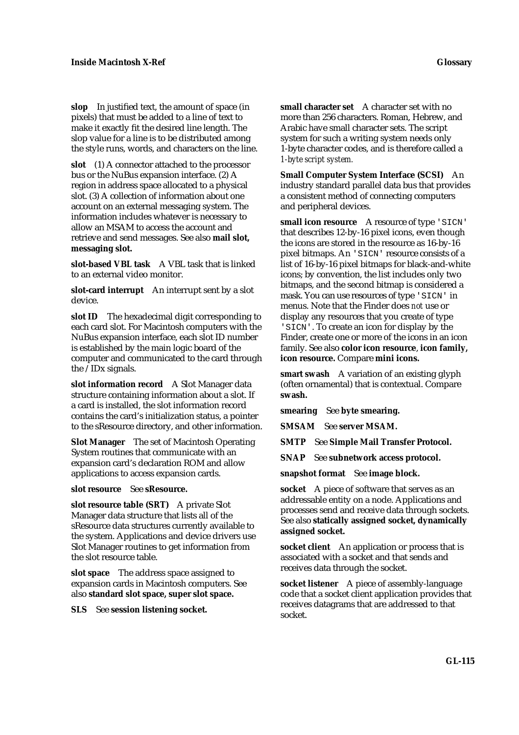**slop** In justified text, the amount of space (in pixels) that must be added to a line of text to make it exactly fit the desired line length. The slop value for a line is to be distributed among the style runs, words, and characters on the line.

**slot** (1) A connector attached to the processor bus or the NuBus expansion interface. (2) A region in address space allocated to a physical slot. (3) A collection of information about one account on an external messaging system. The information includes whatever is necessary to allow an MSAM to access the account and retrieve and send messages. See also **mail slot, messaging slot.**

**slot-based VBL task** A VBL task that is linked to an external video monitor.

**slot-card interrupt** An interrupt sent by a slot device.

**slot ID** The hexadecimal digit corresponding to each card slot. For Macintosh computers with the NuBus expansion interface, each slot ID number is established by the main logic board of the computer and communicated to the card through the /IDx signals.

**slot information record** A Slot Manager data structure containing information about a slot. If a card is installed, the slot information record contains the card's initialization status, a pointer to the sResource directory, and other information.

**Slot Manager** The set of Macintosh Operating System routines that communicate with an expansion card's declaration ROM and allow applications to access expansion cards.

**slot resource** See **sResource.**

**slot resource table (SRT)** A private Slot Manager data structure that lists all of the sResource data structures currently available to the system. Applications and device drivers use Slot Manager routines to get information from the slot resource table.

**slot space** The address space assigned to expansion cards in Macintosh computers. See also **standard slot space, super slot space.**

**SLS** See **session listening socket.**

**small character set** A character set with no more than 256 characters. Roman, Hebrew, and Arabic have small character sets. The script system for such a writing system needs only 1-byte character codes, and is therefore called a *1-byte script system.*

**Small Computer System Interface (SCSI)** An industry standard parallel data bus that provides a consistent method of connecting computers and peripheral devices.

**small icon resource** A resource of type `'SICN'` that describes 12-by-16 pixel icons, even though the icons are stored in the resource as 16-by-16 pixel bitmaps. An `'SICN'` resource consists of a list of 16-by-16 pixel bitmaps for black-and-white icons; by convention, the list includes only two bitmaps, and the second bitmap is considered a mask. You can use resources of type `'SICN'` in menus. Note that the Finder does *not* use or display any resources that you create of type `'SICN'`. To create an icon for display by the Finder, create one or more of the icons in an icon family. See also **color icon resource**, **icon family, icon resource.** Compare **mini icons.**

**smart swash** A variation of an existing glyph (often ornamental) that is contextual. Compare **swash.**

**smearing** See **byte smearing.**

**SMSAM** See **server MSAM.**

**SMTP** See **Simple Mail Transfer Protocol.**

**SNAP** See **subnetwork access protocol.**

**snapshot format** See **image block.**

**socket** A piece of software that serves as an addressable entity on a node. Applications and processes send and receive data through sockets. See also **statically assigned socket, dynamically assigned socket.**

**socket client** An application or process that is associated with a socket and that sends and receives data through the socket.

**socket listener** A piece of assembly-language code that a socket client application provides that receives datagrams that are addressed to that socket.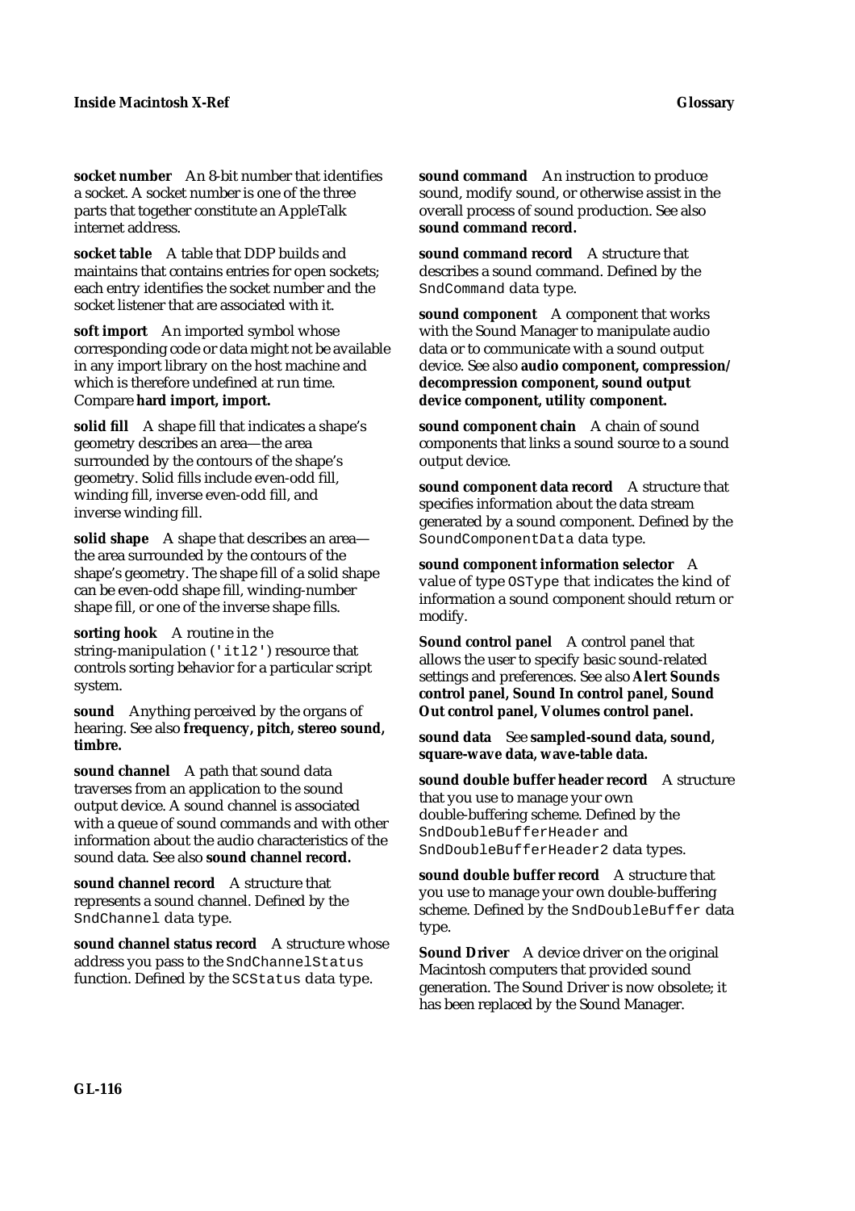**socket number** An 8-bit number that identifies a socket. A socket number is one of the three parts that together constitute an AppleTalk internet address.

**socket table** A table that DDP builds and maintains that contains entries for open sockets; each entry identifies the socket number and the socket listener that are associated with it.

**soft import** An imported symbol whose corresponding code or data might not be available in any import library on the host machine and which is therefore undefined at run time. Compare **hard import, import.**

**solid fill** A shape fill that indicates a shape's geometry describes an area—the area surrounded by the contours of the shape's geometry. Solid fills include even-odd fill, winding fill, inverse even-odd fill, and inverse winding fill.

**solid shape** A shape that describes an area—the area surrounded by the contours of the shape's geometry. The shape fill of a solid shape can be even-odd shape fill, winding-number shape fill, or one of the inverse shape fills.

**sorting hook** A routine in the string-manipulation (`'itl2'`) resource that controls sorting behavior for a particular script system.

**sound** Anything perceived by the organs of hearing. See also **frequency, pitch, stereo sound, timbre.**

**sound channel** A path that sound data traverses from an application to the sound output device. A sound channel is associated with a queue of sound commands and with other information about the audio characteristics of the sound data. See also **sound channel record.**

**sound channel record** A structure that represents a sound channel. Defined by the `SndChannel` data type.

**sound channel status record** A structure whose address you pass to the `SndChannelStatus` function. Defined by the `SCStatus` data type.

**sound command** An instruction to produce sound, modify sound, or otherwise assist in the overall process of sound production. See also **sound command record.**

**sound command record** A structure that describes a sound command. Defined by the `SndCommand` data type.

**sound component** A component that works with the Sound Manager to manipulate audio data or to communicate with a sound output device. See also **audio component, compression/decompression component, sound output device component, utility component.**

**sound component chain** A chain of sound components that links a sound source to a sound output device.

**sound component data record** A structure that specifies information about the data stream generated by a sound component. Defined by the `SoundComponentData` data type.

**sound component information selector** A value of type `OSType` that indicates the kind of information a sound component should return or modify.

**Sound control panel** A control panel that allows the user to specify basic sound-related settings and preferences. See also **Alert Sounds control panel, Sound In control panel, Sound Out control panel, Volumes control panel.**

**sound data** See **sampled-sound data, sound, square-wave data, wave-table data.**

**sound double buffer header record** A structure that you use to manage your own double-buffering scheme. Defined by the `SndDoubleBufferHeader` and `SndDoubleBufferHeader2` data types.

**sound double buffer record** A structure that you use to manage your own double-buffering scheme. Defined by the `SndDoubleBuffer` data type.

**Sound Driver** A device driver on the original Macintosh computers that provided sound generation. The Sound Driver is now obsolete; it has been replaced by the Sound Manager.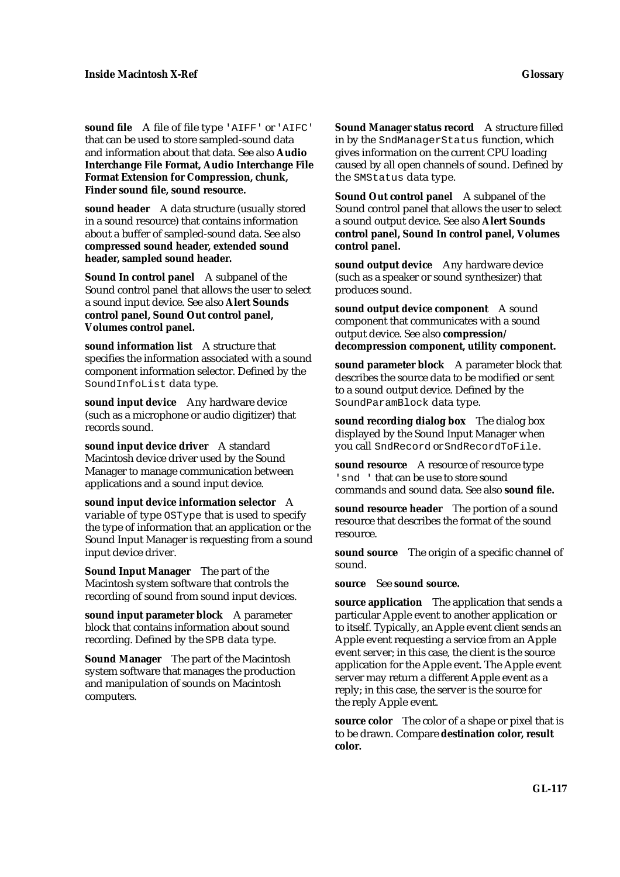**sound file** A file of file type `'AIFF'` or `'AIFC'` that can be used to store sampled-sound data and information about that data. See also **Audio Interchange File Format, Audio Interchange File Format Extension for Compression, chunk, Finder sound file, sound resource.**

**sound header** A data structure (usually stored in a sound resource) that contains information about a buffer of sampled-sound data. See also **compressed sound header, extended sound header, sampled sound header.**

**Sound In control panel** A subpanel of the Sound control panel that allows the user to select a sound input device. See also **Alert Sounds control panel, Sound Out control panel, Volumes control panel.**

**sound information list** A structure that specifies the information associated with a sound component information selector. Defined by the `SoundInfoList` data type.

**sound input device** Any hardware device (such as a microphone or audio digitizer) that records sound.

**sound input device driver** A standard Macintosh device driver used by the Sound Manager to manage communication between applications and a sound input device.

**sound input device information selector** A variable of type `OSType` that is used to specify the type of information that an application or the Sound Input Manager is requesting from a sound input device driver.

**Sound Input Manager** The part of the Macintosh system software that controls the recording of sound from sound input devices.

**sound input parameter block** A parameter block that contains information about sound recording. Defined by the `SPB` data type.

**Sound Manager** The part of the Macintosh system software that manages the production and manipulation of sounds on Macintosh computers.

**Sound Manager status record** A structure filled in by the `SndManagerStatus` function, which gives information on the current CPU loading caused by all open channels of sound. Defined by the `SMStatus` data type.

**Sound Out control panel** A subpanel of the Sound control panel that allows the user to select a sound output device. See also **Alert Sounds control panel, Sound In control panel, Volumes control panel.**

**sound output device** Any hardware device (such as a speaker or sound synthesizer) that produces sound.

**sound output device component** A sound component that communicates with a sound output device. See also **compression/decompression component, utility component.**

**sound parameter block** A parameter block that describes the source data to be modified or sent to a sound output device. Defined by the `SoundParamBlock` data type.

**sound recording dialog box** The dialog box displayed by the Sound Input Manager when you call `SndRecord` or `SndRecordToFile`.

**sound resource** A resource of resource type `'snd '` that can be use to store sound commands and sound data. See also **sound file.**

**sound resource header** The portion of a sound resource that describes the format of the sound resource.

**sound source** The origin of a specific channel of sound.

**source** See **sound source.**

**source application** The application that sends a particular Apple event to another application or to itself. Typically, an Apple event client sends an Apple event requesting a service from an Apple event server; in this case, the client is the source application for the Apple event. The Apple event server may return a different Apple event as a reply; in this case, the server is the source for the reply Apple event.

**source color** The color of a shape or pixel that is to be drawn. Compare **destination color, result color.**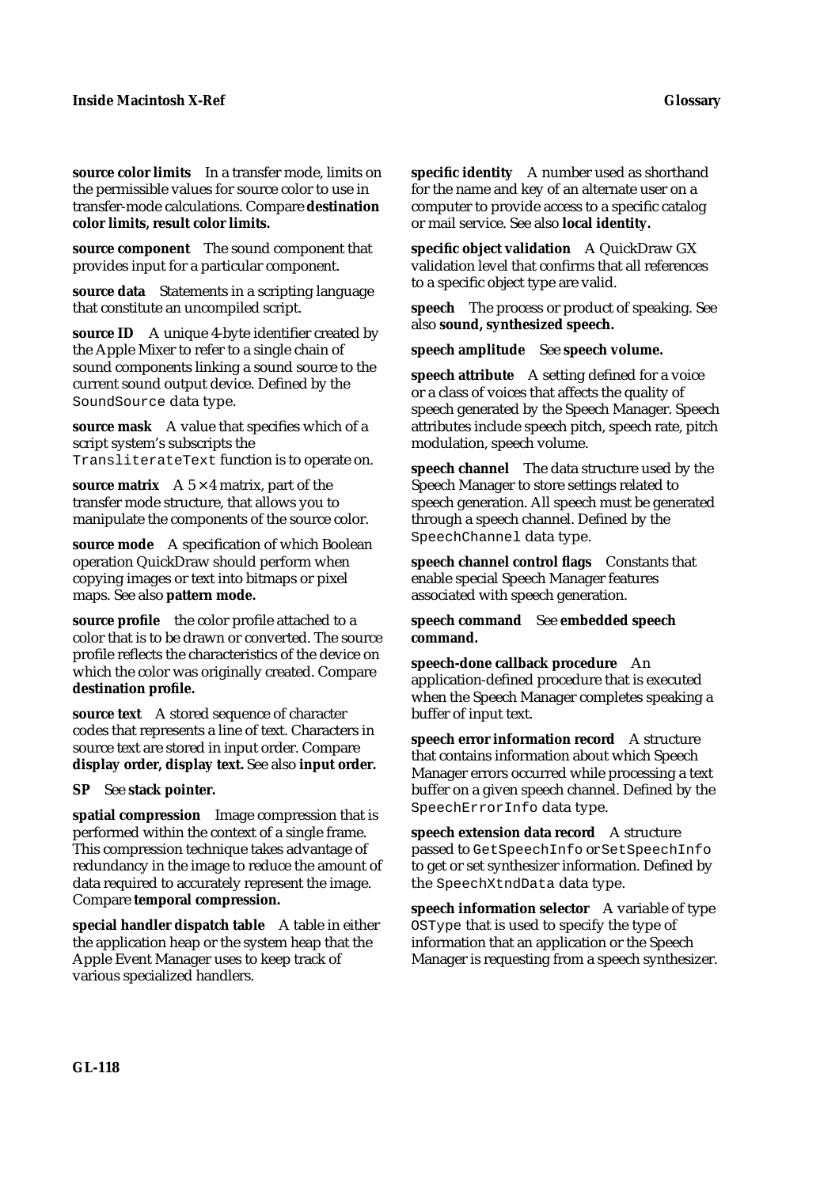**source color limits** In a transfer mode, limits on the permissible values for source color to use in transfer-mode calculations. Compare **destination color limits, result color limits.**

**source component** The sound component that provides input for a particular component.

**source data** Statements in a scripting language that constitute an uncompiled script.

**source ID** A unique 4-byte identifier created by the Apple Mixer to refer to a single chain of sound components linking a sound source to the current sound output device. Defined by the `SoundSource` data type.

**source mask** A value that specifies which of a script system's subscripts the `TransliterateText` function is to operate on.

**source matrix** A 5 × 4 matrix, part of the transfer mode structure, that allows you to manipulate the components of the source color.

**source mode** A specification of which Boolean operation QuickDraw should perform when copying images or text into bitmaps or pixel maps. See also **pattern mode.**

**source profile** the color profile attached to a color that is to be drawn or converted. The source profile reflects the characteristics of the device on which the color was originally created. Compare **destination profile.**

**source text** A stored sequence of character codes that represents a line of text. Characters in source text are stored in input order. Compare **display order, display text.** See also **input order.**

**SP** See **stack pointer.**

**spatial compression** Image compression that is performed within the context of a single frame. This compression technique takes advantage of redundancy in the image to reduce the amount of data required to accurately represent the image. Compare **temporal compression.**

**special handler dispatch table** A table in either the application heap or the system heap that the Apple Event Manager uses to keep track of various specialized handlers.

**specific identity** A number used as shorthand for the name and key of an alternate user on a computer to provide access to a specific catalog or mail service. See also **local identity.**

**specific object validation** A QuickDraw GX validation level that confirms that all references to a specific object type are valid.

**speech** The process or product of speaking. See also **sound, synthesized speech.**

**speech amplitude** See **speech volume.**

**speech attribute** A setting defined for a voice or a class of voices that affects the quality of speech generated by the Speech Manager. Speech attributes include speech pitch, speech rate, pitch modulation, speech volume.

**speech channel** The data structure used by the Speech Manager to store settings related to speech generation. All speech must be generated through a speech channel. Defined by the `SpeechChannel` data type.

**speech channel control flags** Constants that enable special Speech Manager features associated with speech generation.

**speech command** See **embedded speech command.**

**speech-done callback procedure** An application-defined procedure that is executed when the Speech Manager completes speaking a buffer of input text.

**speech error information record** A structure that contains information about which Speech Manager errors occurred while processing a text buffer on a given speech channel. Defined by the `SpeechErrorInfo` data type.

**speech extension data record** A structure passed to `GetSpeechInfo` or `SetSpeechInfo` to get or set synthesizer information. Defined by the `SpeechXtndData` data type.

**speech information selector** A variable of type `OSType` that is used to specify the type of information that an application or the Speech Manager is requesting from a speech synthesizer.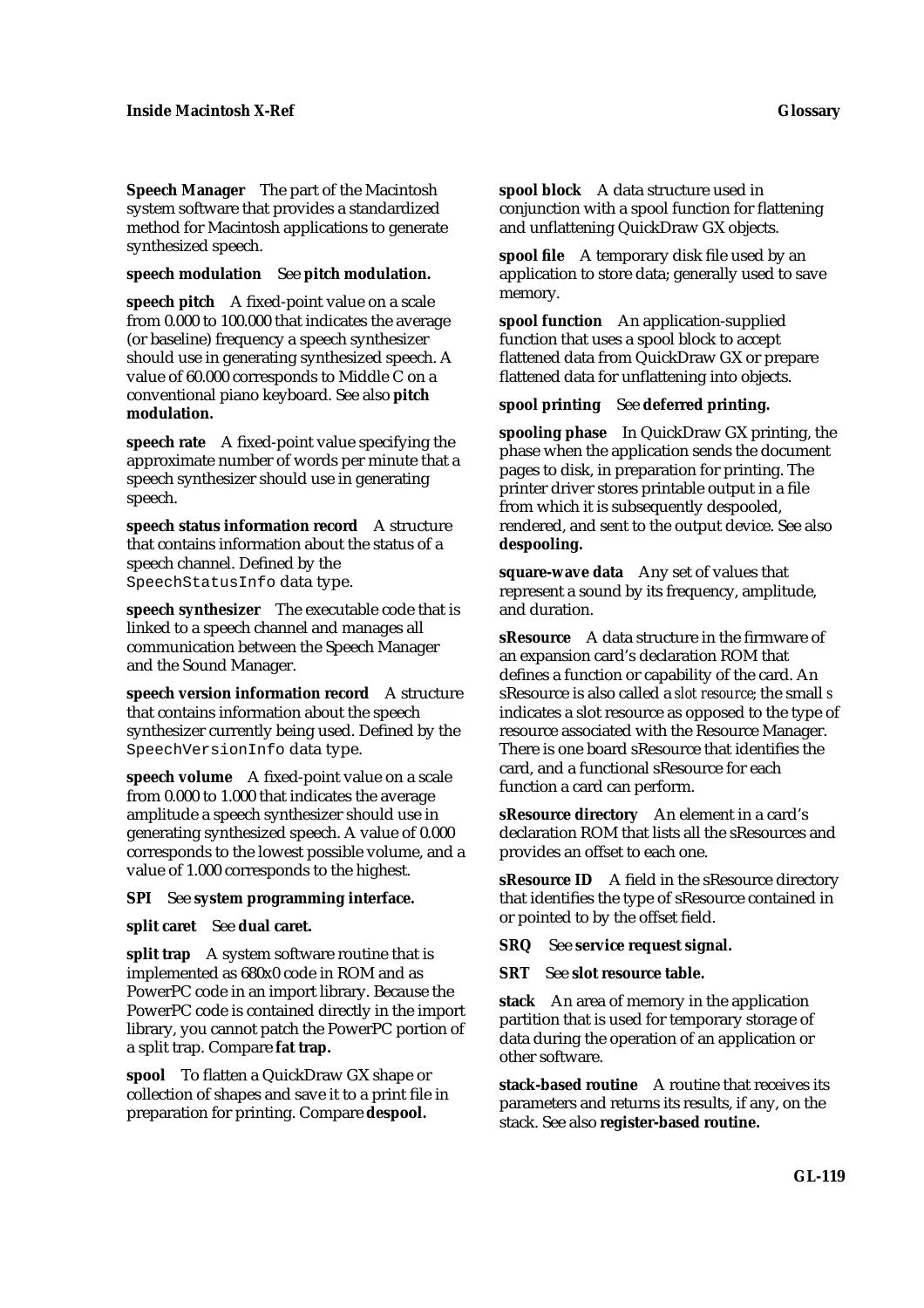**Speech Manager** The part of the Macintosh system software that provides a standardized method for Macintosh applications to generate synthesized speech.

**speech modulation** See **pitch modulation.**

**speech pitch** A fixed-point value on a scale from 0.000 to 100.000 that indicates the average (or baseline) frequency a speech synthesizer should use in generating synthesized speech. A value of 60.000 corresponds to Middle C on a conventional piano keyboard. See also **pitch modulation.**

**speech rate** A fixed-point value specifying the approximate number of words per minute that a speech synthesizer should use in generating speech.

**speech status information record** A structure that contains information about the status of a speech channel. Defined by the `SpeechStatusInfo` data type.

**speech synthesizer** The executable code that is linked to a speech channel and manages all communication between the Speech Manager and the Sound Manager.

**speech version information record** A structure that contains information about the speech synthesizer currently being used. Defined by the `SpeechVersionInfo` data type.

**speech volume** A fixed-point value on a scale from 0.000 to 1.000 that indicates the average amplitude a speech synthesizer should use in generating synthesized speech. A value of 0.000 corresponds to the lowest possible volume, and a value of 1.000 corresponds to the highest.

**SPI** See **system programming interface.**

**split caret** See **dual caret.**

**split trap** A system software routine that is implemented as 680x0 code in ROM and as PowerPC code in an import library. Because the PowerPC code is contained directly in the import library, you cannot patch the PowerPC portion of a split trap. Compare **fat trap.**

**spool** To flatten a QuickDraw GX shape or collection of shapes and save it to a print file in preparation for printing. Compare **despool.**

**spool block** A data structure used in conjunction with a spool function for flattening and unflattening QuickDraw GX objects.

**spool file** A temporary disk file used by an application to store data; generally used to save memory.

**spool function** An application-supplied function that uses a spool block to accept flattened data from QuickDraw GX or prepare flattened data for unflattening into objects.

**spool printing** See **deferred printing.**

**spooling phase** In QuickDraw GX printing, the phase when the application sends the document pages to disk, in preparation for printing. The printer driver stores printable output in a file from which it is subsequently despooled, rendered, and sent to the output device. See also **despooling.**

**square-wave data** Any set of values that represent a sound by its frequency, amplitude, and duration.

**sResource** A data structure in the firmware of an expansion card's declaration ROM that defines a function or capability of the card. An sResource is also called a *slot resource*; the small *s* indicates a slot resource as opposed to the type of resource associated with the Resource Manager. There is one board sResource that identifies the card, and a functional sResource for each function a card can perform.

**sResource directory** An element in a card's declaration ROM that lists all the sResources and provides an offset to each one.

**sResource ID** A field in the sResource directory that identifies the type of sResource contained in or pointed to by the offset field.

**SRQ** See **service request signal.**

**SRT** See **slot resource table.**

**stack** An area of memory in the application partition that is used for temporary storage of data during the operation of an application or other software.

**stack-based routine** A routine that receives its parameters and returns its results, if any, on the stack. See also **register-based routine.**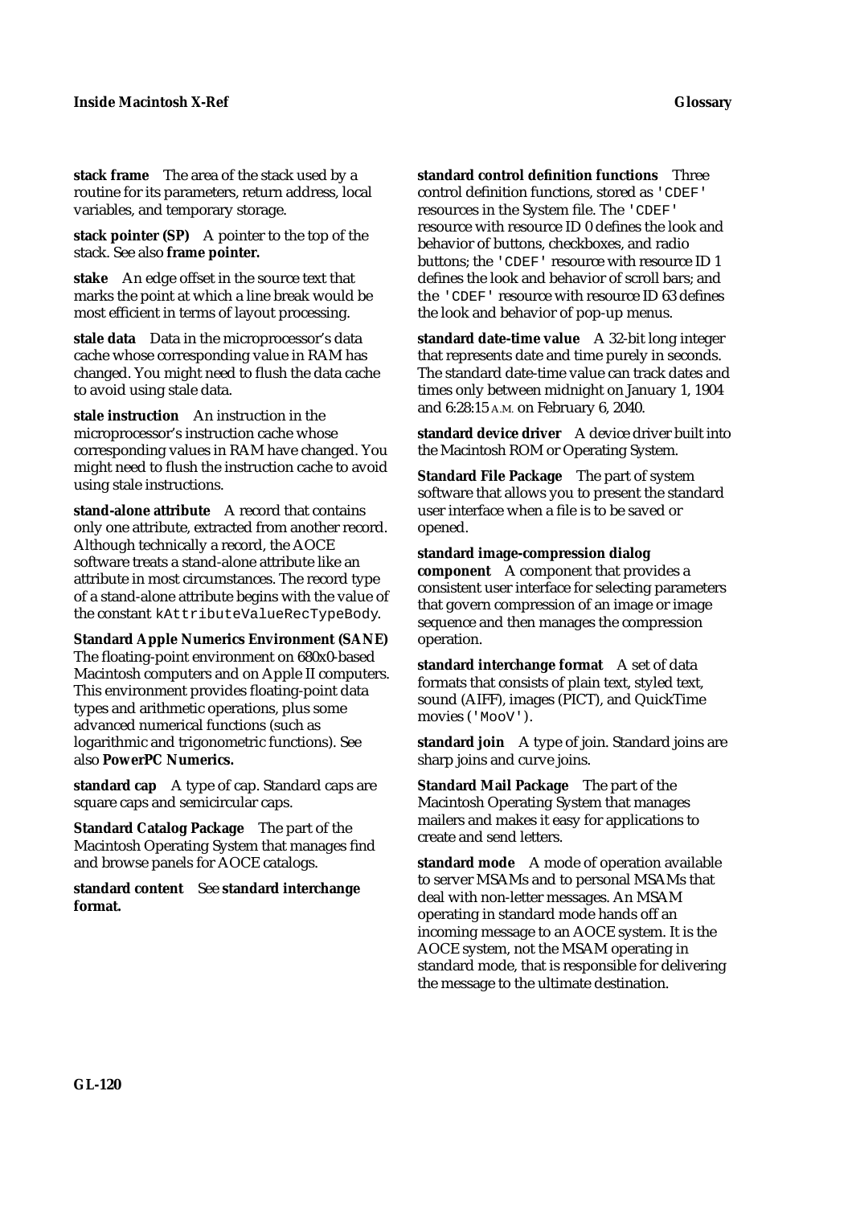**stack frame** The area of the stack used by a routine for its parameters, return address, local variables, and temporary storage.

**stack pointer (SP)** A pointer to the top of the stack. See also **frame pointer.**

**stake** An edge offset in the source text that marks the point at which a line break would be most efficient in terms of layout processing.

**stale data** Data in the microprocessor's data cache whose corresponding value in RAM has changed. You might need to flush the data cache to avoid using stale data.

**stale instruction** An instruction in the microprocessor's instruction cache whose corresponding values in RAM have changed. You might need to flush the instruction cache to avoid using stale instructions.

**stand-alone attribute** A record that contains only one attribute, extracted from another record. Although technically a record, the AOCE software treats a stand-alone attribute like an attribute in most circumstances. The record type of a stand-alone attribute begins with the value of the constant `kAttributeValueRecTypeBody`.

**Standard Apple Numerics Environment (SANE)** The floating-point environment on 680x0-based Macintosh computers and on Apple II computers. This environment provides floating-point data types and arithmetic operations, plus some advanced numerical functions (such as logarithmic and trigonometric functions). See also **PowerPC Numerics.**

**standard cap** A type of cap. Standard caps are square caps and semicircular caps.

**Standard Catalog Package** The part of the Macintosh Operating System that manages find and browse panels for AOCE catalogs.

**standard content** See **standard interchange format.**

**standard control definition functions** Three control definition functions, stored as `'CDEF'` resources in the System file. The `'CDEF'` resource with resource ID 0 defines the look and behavior of buttons, checkboxes, and radio buttons; the `'CDEF'` resource with resource ID 1 defines the look and behavior of scroll bars; and the `'CDEF'` resource with resource ID 63 defines the look and behavior of pop-up menus.

**standard date-time value** A 32-bit long integer that represents date and time purely in seconds. The standard date-time value can track dates and times only between midnight on January 1, 1904 and 6:28:15 A.M. on February 6, 2040.

**standard device driver** A device driver built into the Macintosh ROM or Operating System.

**Standard File Package** The part of system software that allows you to present the standard user interface when a file is to be saved or opened.

**standard image-compression dialog component** A component that provides a consistent user interface for selecting parameters that govern compression of an image or image sequence and then manages the compression operation.

**standard interchange format** A set of data formats that consists of plain text, styled text, sound (AIFF), images (PICT), and QuickTime movies (`'MooV'`).

**standard join** A type of join. Standard joins are sharp joins and curve joins.

**Standard Mail Package** The part of the Macintosh Operating System that manages mailers and makes it easy for applications to create and send letters.

**standard mode** A mode of operation available to server MSAMs and to personal MSAMs that deal with non-letter messages. An MSAM operating in standard mode hands off an incoming message to an AOCE system. It is the AOCE system, not the MSAM operating in standard mode, that is responsible for delivering the message to the ultimate destination.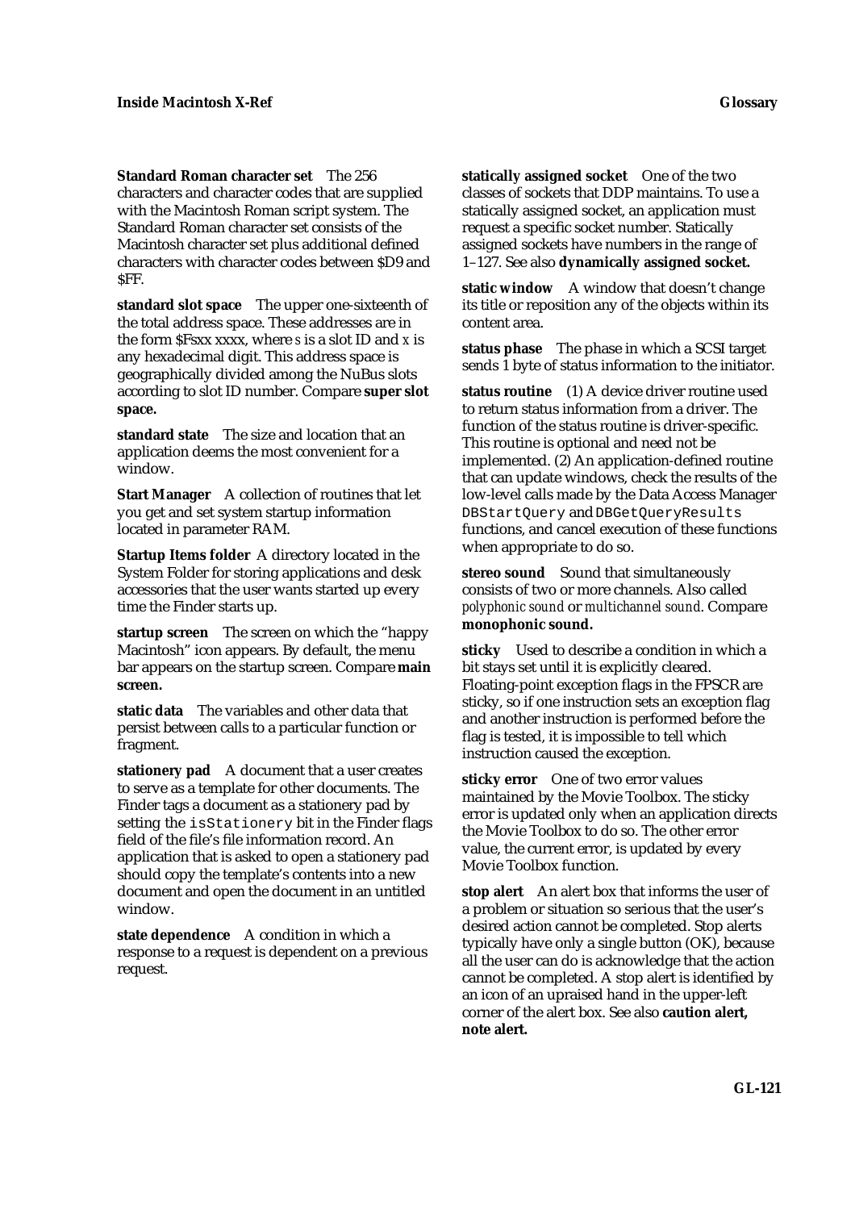**Standard Roman character set** The 256 characters and character codes that are supplied with the Macintosh Roman script system. The Standard Roman character set consists of the Macintosh character set plus additional defined characters with character codes between $D9 and $FF.

**standard slot space** The upper one-sixteenth of the total address space. These addresses are in the form $Fsxx xxxx, where *s* is a slot ID and *x* is any hexadecimal digit. This address space is geographically divided among the NuBus slots according to slot ID number. Compare **super slot space.**

**standard state** The size and location that an application deems the most convenient for a window.

**Start Manager** A collection of routines that let you get and set system startup information located in parameter RAM.

**Startup Items folder** A directory located in the System Folder for storing applications and desk accessories that the user wants started up every time the Finder starts up.

**startup screen** The screen on which the "happy Macintosh" icon appears. By default, the menu bar appears on the startup screen. Compare **main screen.**

**static data** The variables and other data that persist between calls to a particular function or fragment.

**stationery pad** A document that a user creates to serve as a template for other documents. The Finder tags a document as a stationery pad by setting the `isStationery` bit in the Finder flags field of the file's file information record. An application that is asked to open a stationery pad should copy the template's contents into a new document and open the document in an untitled window.

**state dependence** A condition in which a response to a request is dependent on a previous request.

**statically assigned socket** One of the two classes of sockets that DDP maintains. To use a statically assigned socket, an application must request a specific socket number. Statically assigned sockets have numbers in the range of 1–127. See also **dynamically assigned socket.**

**static window** A window that doesn't change its title or reposition any of the objects within its content area.

**status phase** The phase in which a SCSI target sends 1 byte of status information to the initiator.

**status routine** (1) A device driver routine used to return status information from a driver. The function of the status routine is driver-specific. This routine is optional and need not be implemented. (2) An application-defined routine that can update windows, check the results of the low-level calls made by the Data Access Manager `DBStartQuery` and `DBGetQueryResults` functions, and cancel execution of these functions when appropriate to do so.

**stereo sound** Sound that simultaneously consists of two or more channels. Also called *polyphonic sound* or *multichannel sound*. Compare **monophonic sound.**

**sticky** Used to describe a condition in which a bit stays set until it is explicitly cleared. Floating-point exception flags in the FPSCR are sticky, so if one instruction sets an exception flag and another instruction is performed before the flag is tested, it is impossible to tell which instruction caused the exception.

**sticky error** One of two error values maintained by the Movie Toolbox. The sticky error is updated only when an application directs the Movie Toolbox to do so. The other error value, the current error, is updated by every Movie Toolbox function.

**stop alert** An alert box that informs the user of a problem or situation so serious that the user's desired action cannot be completed. Stop alerts typically have only a single button (OK), because all the user can do is acknowledge that the action cannot be completed. A stop alert is identified by an icon of an upraised hand in the upper-left corner of the alert box. See also **caution alert, note alert.**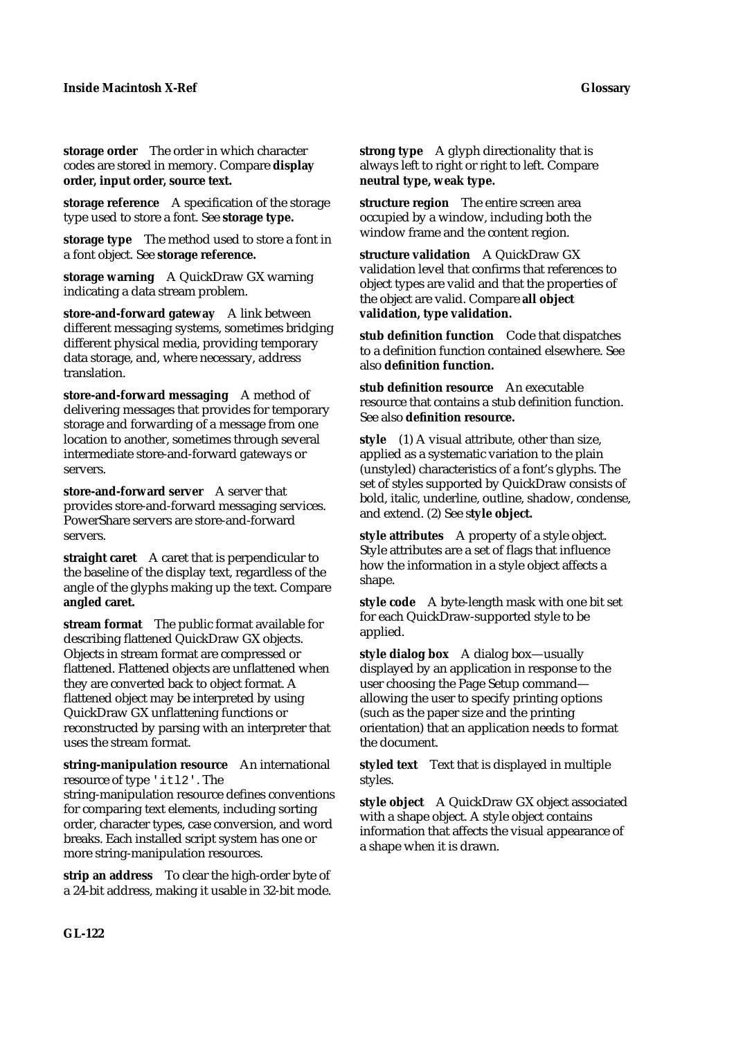**storage order** The order in which character codes are stored in memory. Compare **display order, input order, source text.**

**storage reference** A specification of the storage type used to store a font. See **storage type.**

**storage type** The method used to store a font in a font object. See **storage reference.**

**storage warning** A QuickDraw GX warning indicating a data stream problem.

**store-and-forward gateway** A link between different messaging systems, sometimes bridging different physical media, providing temporary data storage, and, where necessary, address translation.

**store-and-forward messaging** A method of delivering messages that provides for temporary storage and forwarding of a message from one location to another, sometimes through several intermediate store-and-forward gateways or servers.

**store-and-forward server** A server that provides store-and-forward messaging services. PowerShare servers are store-and-forward servers.

**straight caret** A caret that is perpendicular to the baseline of the display text, regardless of the angle of the glyphs making up the text. Compare **angled caret.**

**stream format** The public format available for describing flattened QuickDraw GX objects. Objects in stream format are compressed or flattened. Flattened objects are unflattened when they are converted back to object format. A flattened object may be interpreted by using QuickDraw GX unflattening functions or reconstructed by parsing with an interpreter that uses the stream format.

**string-manipulation resource** An international resource of type `'itl2'`. The string-manipulation resource defines conventions for comparing text elements, including sorting order, character types, case conversion, and word breaks. Each installed script system has one or more string-manipulation resources.

**strip an address** To clear the high-order byte of a 24-bit address, making it usable in 32-bit mode.

**strong type** A glyph directionality that is always left to right or right to left. Compare **neutral type, weak type.**

**structure region** The entire screen area occupied by a window, including both the window frame and the content region.

**structure validation** A QuickDraw GX validation level that confirms that references to object types are valid and that the properties of the object are valid. Compare **all object validation, type validation.**

**stub definition function** Code that dispatches to a definition function contained elsewhere. See also **definition function.**

**stub definition resource** An executable resource that contains a stub definition function. See also **definition resource.**

**style** (1) A visual attribute, other than size, applied as a systematic variation to the plain (unstyled) characteristics of a font's glyphs. The set of styles supported by QuickDraw consists of bold, italic, underline, outline, shadow, condense, and extend. (2) See **style object.**

**style attributes** A property of a style object. Style attributes are a set of flags that influence how the information in a style object affects a shape.

**style code** A byte-length mask with one bit set for each QuickDraw-supported style to be applied.

**style dialog box** A dialog box—usually displayed by an application in response to the user choosing the Page Setup command—allowing the user to specify printing options (such as the paper size and the printing orientation) that an application needs to format the document.

**styled text** Text that is displayed in multiple styles.

**style object** A QuickDraw GX object associated with a shape object. A style object contains information that affects the visual appearance of a shape when it is drawn.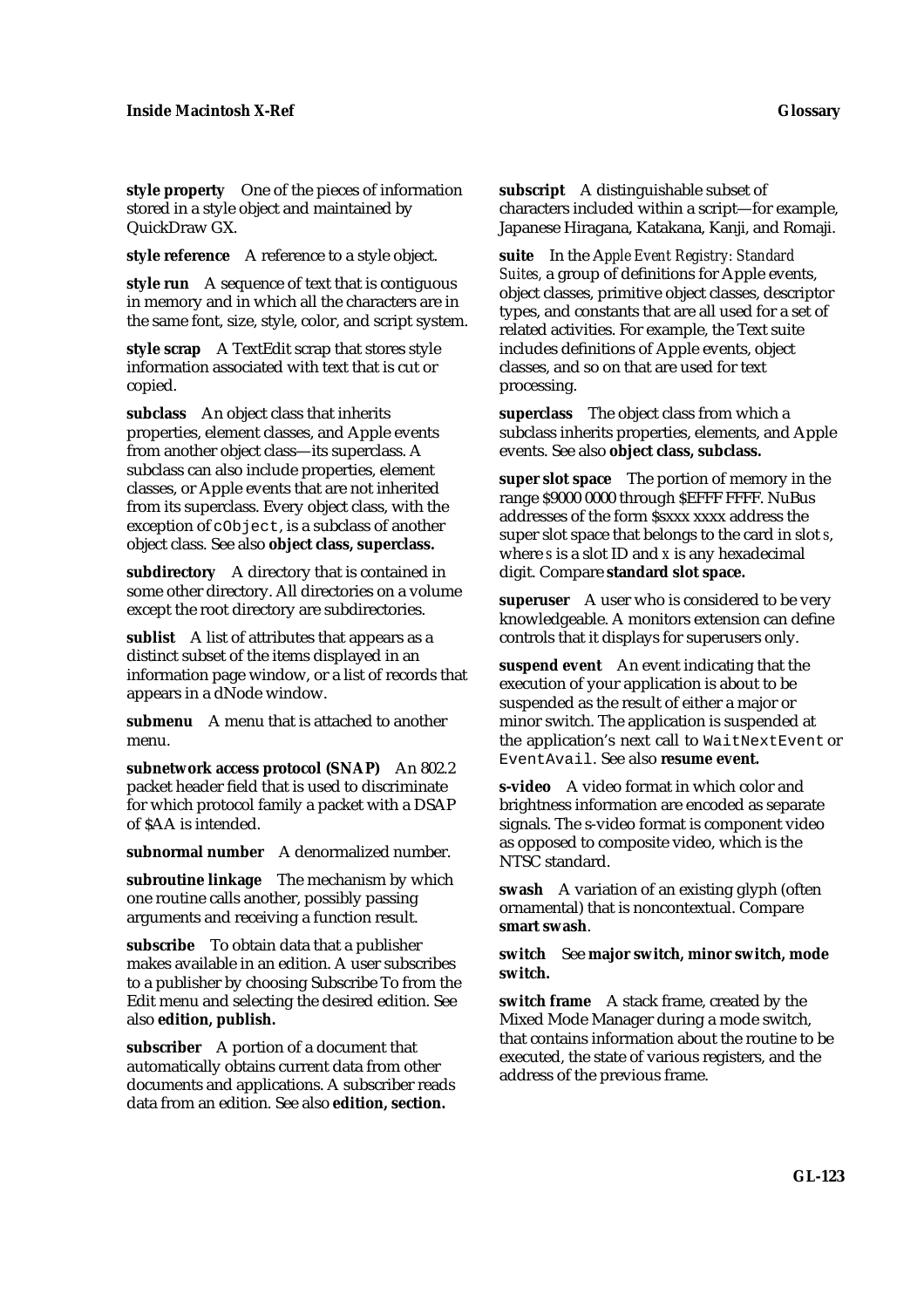**style property** One of the pieces of information stored in a style object and maintained by QuickDraw GX.

**style reference** A reference to a style object.

**style run** A sequence of text that is contiguous in memory and in which all the characters are in the same font, size, style, color, and script system.

**style scrap** A TextEdit scrap that stores style information associated with text that is cut or copied.

**subclass** An object class that inherits properties, element classes, and Apple events from another object class—its superclass. A subclass can also include properties, element classes, or Apple events that are not inherited from its superclass. Every object class, with the exception of `cObject`, is a subclass of another object class. See also **object class, superclass.**

**subdirectory** A directory that is contained in some other directory. All directories on a volume except the root directory are subdirectories.

**sublist** A list of attributes that appears as a distinct subset of the items displayed in an information page window, or a list of records that appears in a dNode window.

**submenu** A menu that is attached to another menu.

**subnetwork access protocol (SNAP)** An 802.2 packet header field that is used to discriminate for which protocol family a packet with a DSAP of $AA is intended.

**subnormal number** A denormalized number.

**subroutine linkage** The mechanism by which one routine calls another, possibly passing arguments and receiving a function result.

**subscribe** To obtain data that a publisher makes available in an edition. A user subscribes to a publisher by choosing Subscribe To from the Edit menu and selecting the desired edition. See also **edition, publish.**

**subscriber** A portion of a document that automatically obtains current data from other documents and applications. A subscriber reads data from an edition. See also **edition, section.**

**subscript** A distinguishable subset of characters included within a script—for example, Japanese Hiragana, Katakana, Kanji, and Romaji.

**suite** In the *Apple Event Registry: Standard Suites,* a group of definitions for Apple events, object classes, primitive object classes, descriptor types, and constants that are all used for a set of related activities. For example, the Text suite includes definitions of Apple events, object classes, and so on that are used for text processing.

**superclass** The object class from which a subclass inherits properties, elements, and Apple events. See also **object class, subclass.**

**super slot space** The portion of memory in the range $9000 0000 through $EFFF FFFF. NuBus addresses of the form $sxxx xxxx address the super slot space that belongs to the card in slot *s*, where *s* is a slot ID and *x* is any hexadecimal digit. Compare **standard slot space.**

**superuser** A user who is considered to be very knowledgeable. A monitors extension can define controls that it displays for superusers only.

**suspend event** An event indicating that the execution of your application is about to be suspended as the result of either a major or minor switch. The application is suspended at the application's next call to `WaitNextEvent` or `EventAvail`. See also **resume event.**

**s-video** A video format in which color and brightness information are encoded as separate signals. The s-video format is component video as opposed to composite video, which is the NTSC standard.

**swash** A variation of an existing glyph (often ornamental) that is noncontextual. Compare **smart swash**.

**switch** See **major switch, minor switch, mode switch.**

**switch frame** A stack frame, created by the Mixed Mode Manager during a mode switch, that contains information about the routine to be executed, the state of various registers, and the address of the previous frame.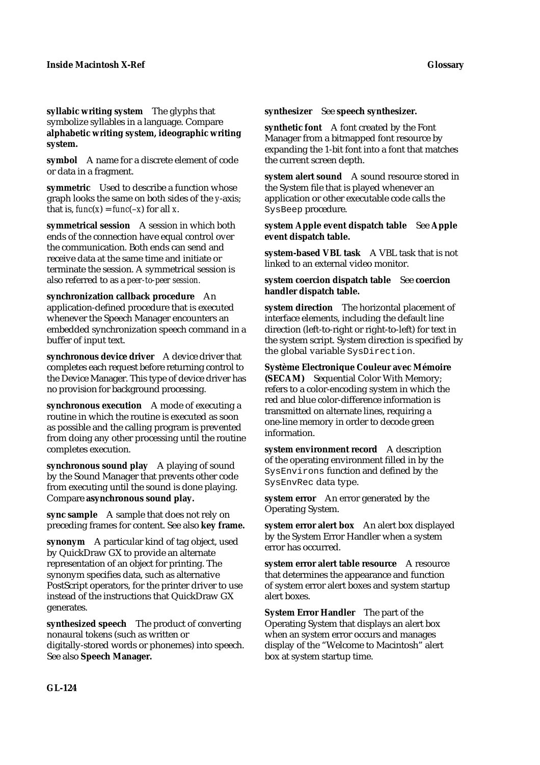**syllabic writing system** The glyphs that symbolize syllables in a language. Compare **alphabetic writing system, ideographic writing system.**

**symbol** A name for a discrete element of code or data in a fragment.

**symmetric** Used to describe a function whose graph looks the same on both sides of the *y*-axis; that is, $func(x) = func(-x)$ for all $x$.

**symmetrical session** A session in which both ends of the connection have equal control over the communication. Both ends can send and receive data at the same time and initiate or terminate the session. A symmetrical session is also referred to as a *peer-to-peer session.*

**synchronization callback procedure** An application-defined procedure that is executed whenever the Speech Manager encounters an embedded synchronization speech command in a buffer of input text.

**synchronous device driver** A device driver that completes each request before returning control to the Device Manager. This type of device driver has no provision for background processing.

**synchronous execution** A mode of executing a routine in which the routine is executed as soon as possible and the calling program is prevented from doing any other processing until the routine completes execution.

**synchronous sound play** A playing of sound by the Sound Manager that prevents other code from executing until the sound is done playing. Compare **asynchronous sound play.**

**sync sample** A sample that does not rely on preceding frames for content. See also **key frame.**

**synonym** A particular kind of tag object, used by QuickDraw GX to provide an alternate representation of an object for printing. The synonym specifies data, such as alternative PostScript operators, for the printer driver to use instead of the instructions that QuickDraw GX generates.

**synthesized speech** The product of converting nonaural tokens (such as written or digitally-stored words or phonemes) into speech. See also **Speech Manager.**

**synthesizer** See **speech synthesizer.**

**synthetic font** A font created by the Font Manager from a bitmapped font resource by expanding the 1-bit font into a font that matches the current screen depth.

**system alert sound** A sound resource stored in the System file that is played whenever an application or other executable code calls the `SysBeep` procedure.

**system Apple event dispatch table** See **Apple event dispatch table.**

**system-based VBL task** A VBL task that is not linked to an external video monitor.

**system coercion dispatch table** See **coercion handler dispatch table.**

**system direction** The horizontal placement of interface elements, including the default line direction (left-to-right or right-to-left) for text in the system script. System direction is specified by the global variable `SysDirection`.

**Système Electronique Couleur avec Mémoire (SECAM)** Sequential Color With Memory; refers to a color-encoding system in which the red and blue color-difference information is transmitted on alternate lines, requiring a one-line memory in order to decode green information.

**system environment record** A description of the operating environment filled in by the `SysEnvirons` function and defined by the `SysEnvRec` data type.

**system error** An error generated by the Operating System.

**system error alert box** An alert box displayed by the System Error Handler when a system error has occurred.

**system error alert table resource** A resource that determines the appearance and function of system error alert boxes and system startup alert boxes.

**System Error Handler** The part of the Operating System that displays an alert box when an system error occurs and manages display of the "Welcome to Macintosh" alert box at system startup time.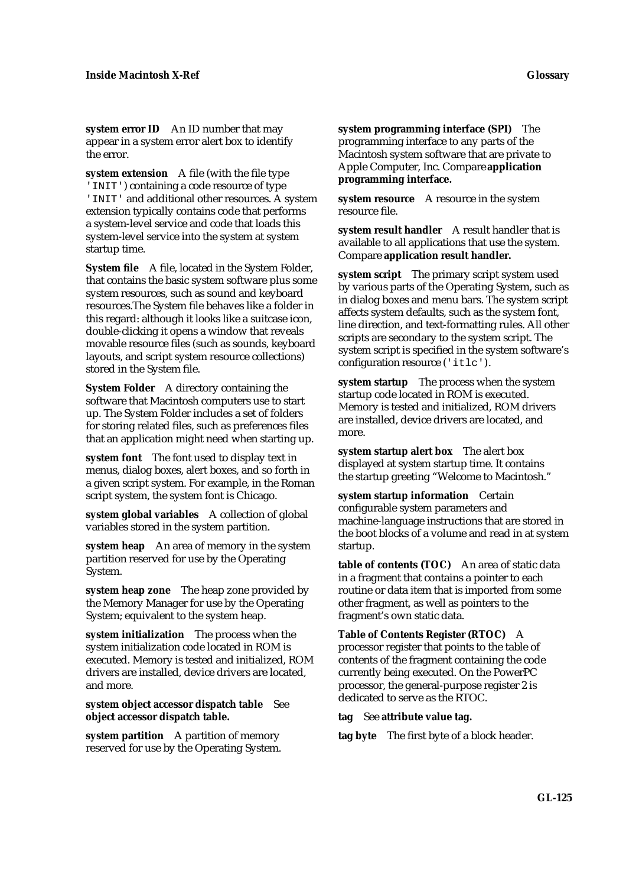**system error ID** An ID number that may appear in a system error alert box to identify the error.

**system extension** A file (with the file type `'INIT'`) containing a code resource of type `'INIT'` and additional other resources. A system extension typically contains code that performs a system-level service and code that loads this system-level service into the system at system startup time.

**System file** A file, located in the System Folder, that contains the basic system software plus some system resources, such as sound and keyboard resources.The System file behaves like a folder in this regard: although it looks like a suitcase icon, double-clicking it opens a window that reveals movable resource files (such as sounds, keyboard layouts, and script system resource collections) stored in the System file.

**System Folder** A directory containing the software that Macintosh computers use to start up. The System Folder includes a set of folders for storing related files, such as preferences files that an application might need when starting up.

**system font** The font used to display text in menus, dialog boxes, alert boxes, and so forth in a given script system. For example, in the Roman script system, the system font is Chicago.

**system global variables** A collection of global variables stored in the system partition.

**system heap** An area of memory in the system partition reserved for use by the Operating System.

**system heap zone** The heap zone provided by the Memory Manager for use by the Operating System; equivalent to the system heap.

**system initialization** The process when the system initialization code located in ROM is executed. Memory is tested and initialized, ROM drivers are installed, device drivers are located, and more.

**system object accessor dispatch table** See **object accessor dispatch table.**

**system partition** A partition of memory reserved for use by the Operating System.

**system programming interface (SPI)** The programming interface to any parts of the Macintosh system software that are private to Apple Computer, Inc. Compare **application programming interface.**

**system resource** A resource in the system resource file.

**system result handler** A result handler that is available to all applications that use the system. Compare **application result handler.**

**system script** The primary script system used by various parts of the Operating System, such as in dialog boxes and menu bars. The system script affects system defaults, such as the system font, line direction, and text-formatting rules. All other scripts are secondary to the system script. The system script is specified in the system software's configuration resource (`'itlc'`).

**system startup** The process when the system startup code located in ROM is executed. Memory is tested and initialized, ROM drivers are installed, device drivers are located, and more.

**system startup alert box** The alert box displayed at system startup time. It contains the startup greeting "Welcome to Macintosh."

**system startup information** Certain configurable system parameters and machine-language instructions that are stored in the boot blocks of a volume and read in at system startup.

**table of contents (TOC)** An area of static data in a fragment that contains a pointer to each routine or data item that is imported from some other fragment, as well as pointers to the fragment's own static data.

**Table of Contents Register (RTOC)** A processor register that points to the table of contents of the fragment containing the code currently being executed. On the PowerPC processor, the general-purpose register 2 is dedicated to serve as the RTOC.

**tag** See **attribute value tag.**

**tag byte** The first byte of a block header.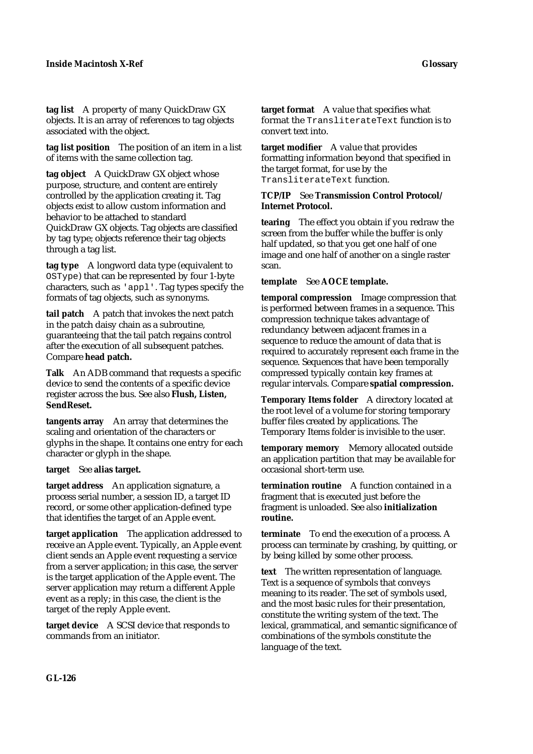**tag list** A property of many QuickDraw GX objects. It is an array of references to tag objects associated with the object.

**tag list position** The position of an item in a list of items with the same collection tag.

**tag object** A QuickDraw GX object whose purpose, structure, and content are entirely controlled by the application creating it. Tag objects exist to allow custom information and behavior to be attached to standard QuickDraw GX objects. Tag objects are classified by tag type; objects reference their tag objects through a tag list.

**tag type** A longword data type (equivalent to `OSType`) that can be represented by four 1-byte characters, such as `'appl'`. Tag types specify the formats of tag objects, such as synonyms.

**tail patch** A patch that invokes the next patch in the patch daisy chain as a subroutine, guaranteeing that the tail patch regains control after the execution of all subsequent patches. Compare **head patch.**

**Talk** An ADB command that requests a specific device to send the contents of a specific device register across the bus. See also **Flush, Listen, SendReset.**

**tangents array** An array that determines the scaling and orientation of the characters or glyphs in the shape. It contains one entry for each character or glyph in the shape.

**target** See **alias target.**

**target address** An application signature, a process serial number, a session ID, a target ID record, or some other application-defined type that identifies the target of an Apple event.

**target application** The application addressed to receive an Apple event. Typically, an Apple event client sends an Apple event requesting a service from a server application; in this case, the server is the target application of the Apple event. The server application may return a different Apple event as a reply; in this case, the client is the target of the reply Apple event.

**target device** A SCSI device that responds to commands from an initiator.

**target format** A value that specifies what format the `TransliterateText` function is to convert text into.

**target modifier** A value that provides formatting information beyond that specified in the target format, for use by the `TransliterateText` function.

**TCP/IP** See **Transmission Control Protocol/ Internet Protocol.**

**tearing** The effect you obtain if you redraw the screen from the buffer while the buffer is only half updated, so that you get one half of one image and one half of another on a single raster scan.

**template** See **AOCE template.**

**temporal compression** Image compression that is performed between frames in a sequence. This compression technique takes advantage of redundancy between adjacent frames in a sequence to reduce the amount of data that is required to accurately represent each frame in the sequence. Sequences that have been temporally compressed typically contain key frames at regular intervals. Compare **spatial compression.**

**Temporary Items folder** A directory located at the root level of a volume for storing temporary buffer files created by applications. The Temporary Items folder is invisible to the user.

**temporary memory** Memory allocated outside an application partition that may be available for occasional short-term use.

**termination routine** A function contained in a fragment that is executed just before the fragment is unloaded. See also **initialization routine.**

**terminate** To end the execution of a process. A process can terminate by crashing, by quitting, or by being killed by some other process.

**text** The written representation of language. Text is a sequence of symbols that conveys meaning to its reader. The set of symbols used, and the most basic rules for their presentation, constitute the writing system of the text. The lexical, grammatical, and semantic significance of combinations of the symbols constitute the language of the text.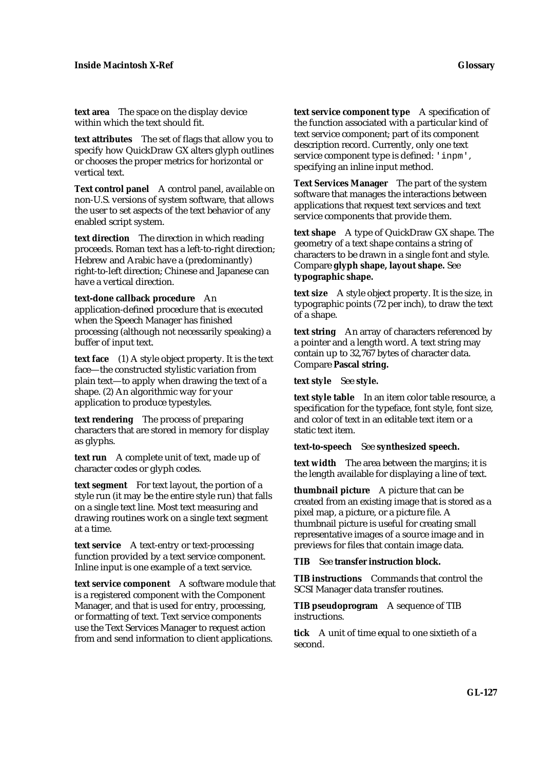**text area** The space on the display device within which the text should fit.

**text attributes** The set of flags that allow you to specify how QuickDraw GX alters glyph outlines or chooses the proper metrics for horizontal or vertical text.

**Text control panel** A control panel, available on non-U.S. versions of system software, that allows the user to set aspects of the text behavior of any enabled script system.

**text direction** The direction in which reading proceeds. Roman text has a left-to-right direction; Hebrew and Arabic have a (predominantly) right-to-left direction; Chinese and Japanese can have a vertical direction.

**text-done callback procedure** An application-defined procedure that is executed when the Speech Manager has finished processing (although not necessarily speaking) a buffer of input text.

**text face** (1) A style object property. It is the text face—the constructed stylistic variation from plain text—to apply when drawing the text of a shape. (2) An algorithmic way for your application to produce typestyles.

**text rendering** The process of preparing characters that are stored in memory for display as glyphs.

**text run** A complete unit of text, made up of character codes or glyph codes.

**text segment** For text layout, the portion of a style run (it may be the entire style run) that falls on a single text line. Most text measuring and drawing routines work on a single text segment at a time.

**text service** A text-entry or text-processing function provided by a text service component. Inline input is one example of a text service.

**text service component** A software module that is a registered component with the Component Manager, and that is used for entry, processing, or formatting of text. Text service components use the Text Services Manager to request action from and send information to client applications.

**text service component type** A specification of the function associated with a particular kind of text service component; part of its component description record. Currently, only one text service component type is defined: `'inpm'`, specifying an inline input method.

**Text Services Manager** The part of the system software that manages the interactions between applications that request text services and text service components that provide them.

**text shape** A type of QuickDraw GX shape. The geometry of a text shape contains a string of characters to be drawn in a single font and style. Compare **glyph shape, layout shape.** See **typographic shape.**

**text size** A style object property. It is the size, in typographic points (72 per inch), to draw the text of a shape.

**text string** An array of characters referenced by a pointer and a length word. A text string may contain up to 32,767 bytes of character data. Compare **Pascal string.**

**text style** See **style.**

**text style table** In an item color table resource, a specification for the typeface, font style, font size, and color of text in an editable text item or a static text item.

**text-to-speech** See **synthesized speech.**

**text width** The area between the margins; it is the length available for displaying a line of text.

**thumbnail picture** A picture that can be created from an existing image that is stored as a pixel map, a picture, or a picture file. A thumbnail picture is useful for creating small representative images of a source image and in previews for files that contain image data.

**TIB** See **transfer instruction block.**

**TIB instructions** Commands that control the SCSI Manager data transfer routines.

**TIB pseudoprogram** A sequence of TIB instructions.

**tick** A unit of time equal to one sixtieth of a second.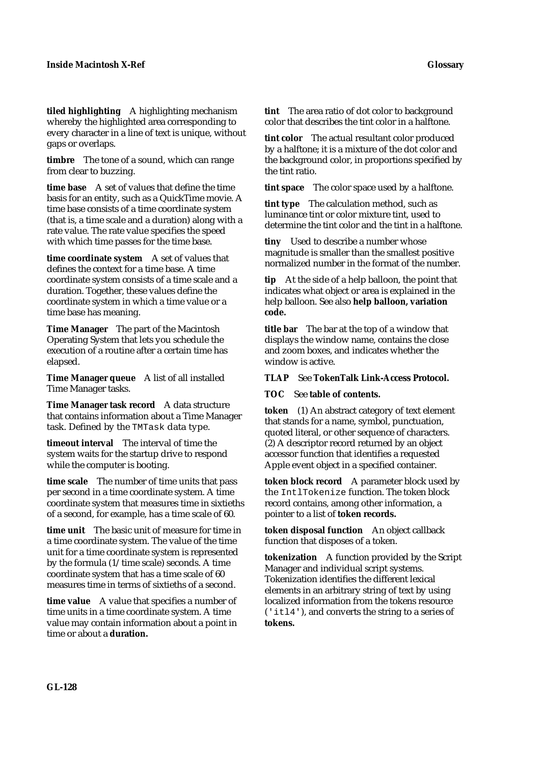**tiled highlighting** A highlighting mechanism whereby the highlighted area corresponding to every character in a line of text is unique, without gaps or overlaps.

**timbre** The tone of a sound, which can range from clear to buzzing.

**time base** A set of values that define the time basis for an entity, such as a QuickTime movie. A time base consists of a time coordinate system (that is, a time scale and a duration) along with a rate value. The rate value specifies the speed with which time passes for the time base.

**time coordinate system** A set of values that defines the context for a time base. A time coordinate system consists of a time scale and a duration. Together, these values define the coordinate system in which a time value or a time base has meaning.

**Time Manager** The part of the Macintosh Operating System that lets you schedule the execution of a routine after a certain time has elapsed.

**Time Manager queue** A list of all installed Time Manager tasks.

**Time Manager task record** A data structure that contains information about a Time Manager task. Defined by the `TMTask` data type.

**timeout interval** The interval of time the system waits for the startup drive to respond while the computer is booting.

**time scale** The number of time units that pass per second in a time coordinate system. A time coordinate system that measures time in sixtieths of a second, for example, has a time scale of 60.

**time unit** The basic unit of measure for time in a time coordinate system. The value of the time unit for a time coordinate system is represented by the formula (1/time scale) seconds. A time coordinate system that has a time scale of 60 measures time in terms of sixtieths of a second.

**time value** A value that specifies a number of time units in a time coordinate system. A time value may contain information about a point in time or about a **duration.**

**tint** The area ratio of dot color to background color that describes the tint color in a halftone.

**tint color** The actual resultant color produced by a halftone; it is a mixture of the dot color and the background color, in proportions specified by the tint ratio.

**tint space** The color space used by a halftone.

**tint type** The calculation method, such as luminance tint or color mixture tint, used to determine the tint color and the tint in a halftone.

**tiny** Used to describe a number whose magnitude is smaller than the smallest positive normalized number in the format of the number.

**tip** At the side of a help balloon, the point that indicates what object or area is explained in the help balloon. See also **help balloon, variation code.**

**title bar** The bar at the top of a window that displays the window name, contains the close and zoom boxes, and indicates whether the window is active.

**TLAP** See **TokenTalk Link-Access Protocol.**

**TOC** See **table of contents.**

**token** (1) An abstract category of text element that stands for a name, symbol, punctuation, quoted literal, or other sequence of characters. (2) A descriptor record returned by an object accessor function that identifies a requested Apple event object in a specified container.

**token block record** A parameter block used by the `IntlTokenize` function. The token block record contains, among other information, a pointer to a list of **token records.**

**token disposal function** An object callback function that disposes of a token.

**tokenization** A function provided by the Script Manager and individual script systems. Tokenization identifies the different lexical elements in an arbitrary string of text by using localized information from the tokens resource (`'itl4'`), and converts the string to a series of **tokens.**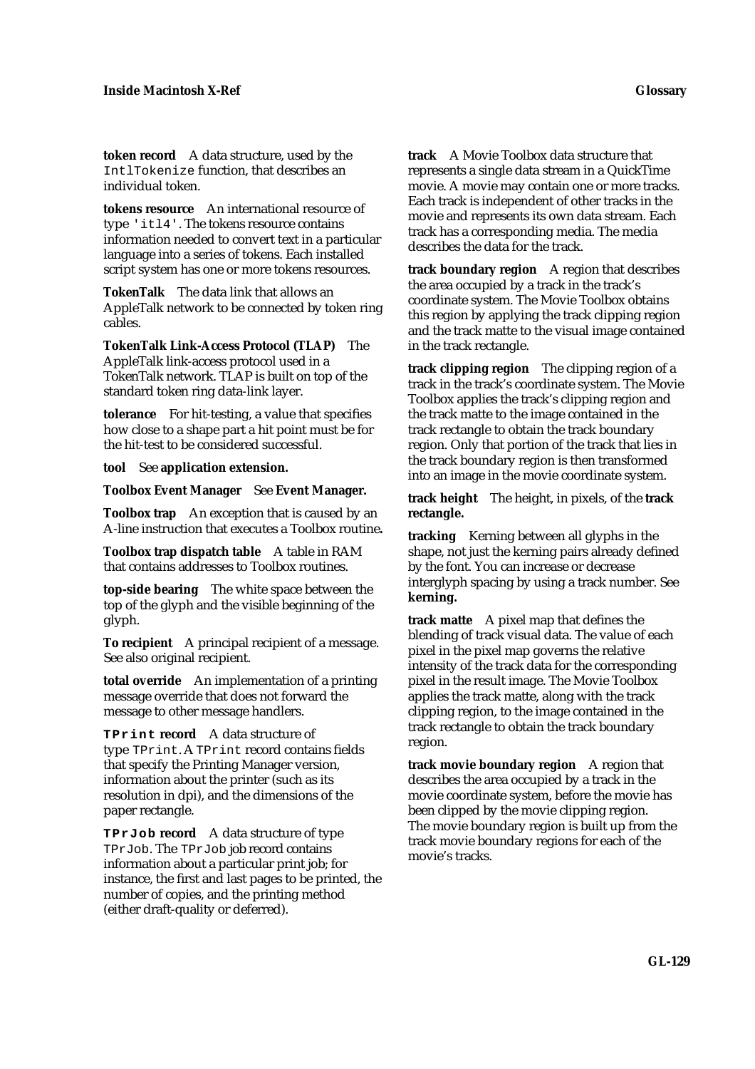**token record** A data structure, used by the `IntlTokenize` function, that describes an individual token.

**tokens resource** An international resource of type `'itl4'`. The tokens resource contains information needed to convert text in a particular language into a series of tokens. Each installed script system has one or more tokens resources.

**TokenTalk** The data link that allows an AppleTalk network to be connected by token ring cables.

**TokenTalk Link-Access Protocol (TLAP)** The AppleTalk link-access protocol used in a TokenTalk network. TLAP is built on top of the standard token ring data-link layer.

**tolerance** For hit-testing, a value that specifies how close to a shape part a hit point must be for the hit-test to be considered successful.

**tool** See **application extension.**

**Toolbox Event Manager** See **Event Manager.**

**Toolbox trap** An exception that is caused by an A-line instruction that executes a Toolbox routine**.**

**Toolbox trap dispatch table** A table in RAM that contains addresses to Toolbox routines.

**top-side bearing** The white space between the top of the glyph and the visible beginning of the glyph.

**To recipient** A principal recipient of a message. See also original recipient.

**total override** An implementation of a printing message override that does not forward the message to other message handlers.

**`TPrint` record** A data structure of type `TPrint`. A `TPrint` record contains fields that specify the Printing Manager version, information about the printer (such as its resolution in dpi), and the dimensions of the paper rectangle.

**`TPrJob` record** A data structure of type `TPrJob`. The `TPrJob` job record contains information about a particular print job; for instance, the first and last pages to be printed, the number of copies, and the printing method (either draft-quality or deferred).

**track** A Movie Toolbox data structure that represents a single data stream in a QuickTime movie. A movie may contain one or more tracks. Each track is independent of other tracks in the movie and represents its own data stream. Each track has a corresponding media. The media describes the data for the track.

**track boundary region** A region that describes the area occupied by a track in the track's coordinate system. The Movie Toolbox obtains this region by applying the track clipping region and the track matte to the visual image contained in the track rectangle.

**track clipping region** The clipping region of a track in the track's coordinate system. The Movie Toolbox applies the track's clipping region and the track matte to the image contained in the track rectangle to obtain the track boundary region. Only that portion of the track that lies in the track boundary region is then transformed into an image in the movie coordinate system.

**track height** The height, in pixels, of the **track rectangle.**

**tracking** Kerning between all glyphs in the shape, not just the kerning pairs already defined by the font. You can increase or decrease interglyph spacing by using a track number. See **kerning.**

**track matte** A pixel map that defines the blending of track visual data. The value of each pixel in the pixel map governs the relative intensity of the track data for the corresponding pixel in the result image. The Movie Toolbox applies the track matte, along with the track clipping region, to the image contained in the track rectangle to obtain the track boundary region.

**track movie boundary region** A region that describes the area occupied by a track in the movie coordinate system, before the movie has been clipped by the movie clipping region. The movie boundary region is built up from the track movie boundary regions for each of the movie's tracks.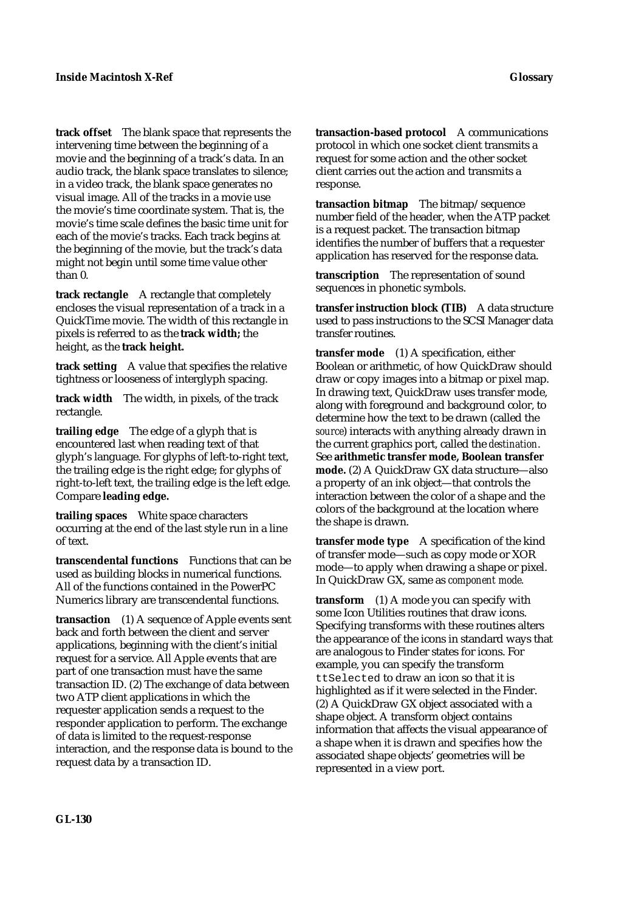**track offset** The blank space that represents the intervening time between the beginning of a movie and the beginning of a track's data. In an audio track, the blank space translates to silence; in a video track, the blank space generates no visual image. All of the tracks in a movie use the movie's time coordinate system. That is, the movie's time scale defines the basic time unit for each of the movie's tracks. Each track begins at the beginning of the movie, but the track's data might not begin until some time value other than 0.

**track rectangle** A rectangle that completely encloses the visual representation of a track in a QuickTime movie. The width of this rectangle in pixels is referred to as the **track width;** the height, as the **track height.**

**track setting** A value that specifies the relative tightness or looseness of interglyph spacing.

**track width** The width, in pixels, of the track rectangle.

**trailing edge** The edge of a glyph that is encountered last when reading text of that glyph's language. For glyphs of left-to-right text, the trailing edge is the right edge; for glyphs of right-to-left text, the trailing edge is the left edge. Compare **leading edge.**

**trailing spaces** White space characters occurring at the end of the last style run in a line of text.

**transcendental functions** Functions that can be used as building blocks in numerical functions. All of the functions contained in the PowerPC Numerics library are transcendental functions.

**transaction** (1) A sequence of Apple events sent back and forth between the client and server applications, beginning with the client's initial request for a service. All Apple events that are part of one transaction must have the same transaction ID. (2) The exchange of data between two ATP client applications in which the requester application sends a request to the responder application to perform. The exchange of data is limited to the request-response interaction, and the response data is bound to the request data by a transaction ID.

**transaction-based protocol** A communications protocol in which one socket client transmits a request for some action and the other socket client carries out the action and transmits a response.

**transaction bitmap** The bitmap/sequence number field of the header, when the ATP packet is a request packet. The transaction bitmap identifies the number of buffers that a requester application has reserved for the response data.

**transcription** The representation of sound sequences in phonetic symbols.

**transfer instruction block (TIB)** A data structure used to pass instructions to the SCSI Manager data transfer routines.

**transfer mode** (1) A specification, either Boolean or arithmetic, of how QuickDraw should draw or copy images into a bitmap or pixel map. In drawing text, QuickDraw uses transfer mode, along with foreground and background color, to determine how the text to be drawn (called the *source*) interacts with anything already drawn in the current graphics port, called the *destination*. See **arithmetic transfer mode, Boolean transfer mode.** (2) A QuickDraw GX data structure—also a property of an ink object—that controls the interaction between the color of a shape and the colors of the background at the location where the shape is drawn.

**transfer mode type** A specification of the kind of transfer mode—such as copy mode or XOR mode—to apply when drawing a shape or pixel. In QuickDraw GX, same as *component mode.*

**transform** (1) A mode you can specify with some Icon Utilities routines that draw icons. Specifying transforms with these routines alters the appearance of the icons in standard ways that are analogous to Finder states for icons. For example, you can specify the transform `ttSelected` to draw an icon so that it is highlighted as if it were selected in the Finder. (2) A QuickDraw GX object associated with a shape object. A transform object contains information that affects the visual appearance of a shape when it is drawn and specifies how the associated shape objects' geometries will be represented in a view port.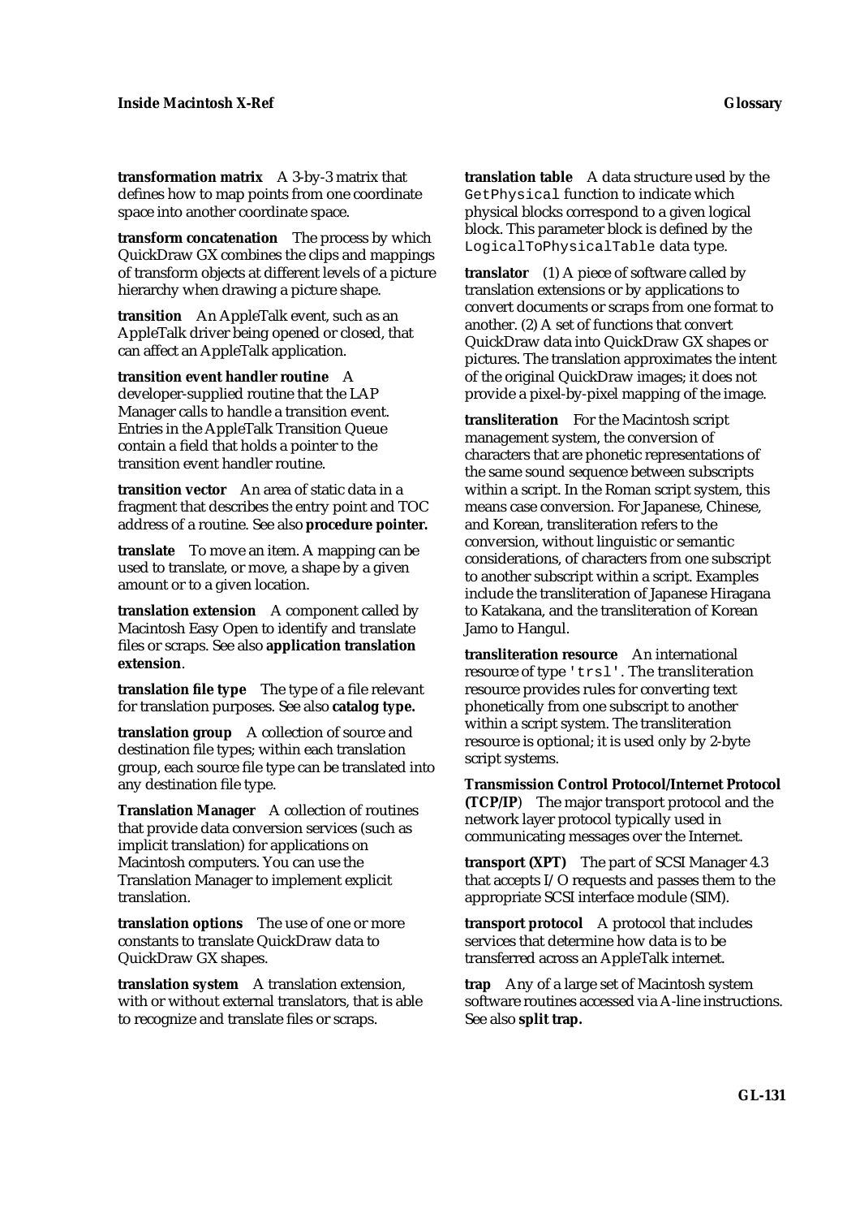**transformation matrix** A 3-by-3 matrix that defines how to map points from one coordinate space into another coordinate space.

**transform concatenation** The process by which QuickDraw GX combines the clips and mappings of transform objects at different levels of a picture hierarchy when drawing a picture shape.

**transition** An AppleTalk event, such as an AppleTalk driver being opened or closed, that can affect an AppleTalk application.

**transition event handler routine** A developer-supplied routine that the LAP Manager calls to handle a transition event. Entries in the AppleTalk Transition Queue contain a field that holds a pointer to the transition event handler routine.

**transition vector** An area of static data in a fragment that describes the entry point and TOC address of a routine. See also **procedure pointer.**

**translate** To move an item. A mapping can be used to translate, or move, a shape by a given amount or to a given location.

**translation extension** A component called by Macintosh Easy Open to identify and translate files or scraps. See also **application translation extension**.

**translation file type** The type of a file relevant for translation purposes. See also **catalog type.**

**translation group** A collection of source and destination file types; within each translation group, each source file type can be translated into any destination file type.

**Translation Manager** A collection of routines that provide data conversion services (such as implicit translation) for applications on Macintosh computers. You can use the Translation Manager to implement explicit translation.

**translation options** The use of one or more constants to translate QuickDraw data to QuickDraw GX shapes.

**translation system** A translation extension, with or without external translators, that is able to recognize and translate files or scraps.

**translation table** A data structure used by the `GetPhysical` function to indicate which physical blocks correspond to a given logical block. This parameter block is defined by the `LogicalToPhysicalTable` data type.

**translator** (1) A piece of software called by translation extensions or by applications to convert documents or scraps from one format to another. (2) A set of functions that convert QuickDraw data into QuickDraw GX shapes or pictures. The translation approximates the intent of the original QuickDraw images; it does not provide a pixel-by-pixel mapping of the image.

**transliteration** For the Macintosh script management system, the conversion of characters that are phonetic representations of the same sound sequence between subscripts within a script. In the Roman script system, this means case conversion. For Japanese, Chinese, and Korean, transliteration refers to the conversion, without linguistic or semantic considerations, of characters from one subscript to another subscript within a script. Examples include the transliteration of Japanese Hiragana to Katakana, and the transliteration of Korean Jamo to Hangul.

**transliteration resource** An international resource of type `'trsl'`. The transliteration resource provides rules for converting text phonetically from one subscript to another within a script system. The transliteration resource is optional; it is used only by 2-byte script systems.

**Transmission Control Protocol/Internet Protocol (TCP/IP**) The major transport protocol and the network layer protocol typically used in communicating messages over the Internet.

**transport (XPT)** The part of SCSI Manager 4.3 that accepts I/O requests and passes them to the appropriate SCSI interface module (SIM).

**transport protocol** A protocol that includes services that determine how data is to be transferred across an AppleTalk internet.

**trap** Any of a large set of Macintosh system software routines accessed via A-line instructions. See also **split trap.**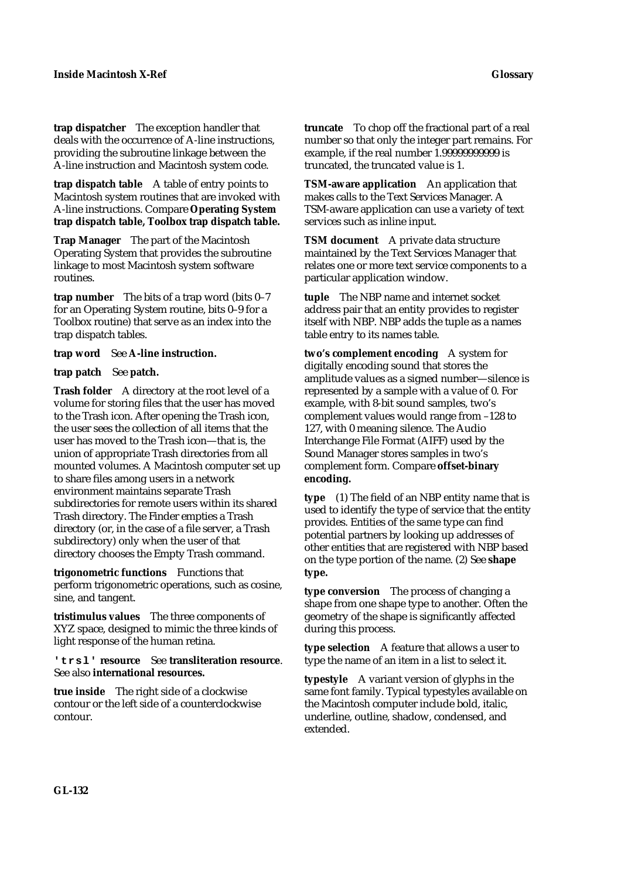**trap dispatcher** The exception handler that deals with the occurrence of A-line instructions, providing the subroutine linkage between the A-line instruction and Macintosh system code.

**trap dispatch table** A table of entry points to Macintosh system routines that are invoked with A-line instructions. Compare **Operating System trap dispatch table, Toolbox trap dispatch table.**

**Trap Manager** The part of the Macintosh Operating System that provides the subroutine linkage to most Macintosh system software routines.

**trap number** The bits of a trap word (bits 0–7 for an Operating System routine, bits 0–9 for a Toolbox routine) that serve as an index into the trap dispatch tables.

**trap word** See **A-line instruction.**

**trap patch** See **patch.**

**Trash folder** A directory at the root level of a volume for storing files that the user has moved to the Trash icon. After opening the Trash icon, the user sees the collection of all items that the user has moved to the Trash icon—that is, the union of appropriate Trash directories from all mounted volumes. A Macintosh computer set up to share files among users in a network environment maintains separate Trash subdirectories for remote users within its shared Trash directory. The Finder empties a Trash directory (or, in the case of a file server, a Trash subdirectory) only when the user of that directory chooses the Empty Trash command.

**trigonometric functions** Functions that perform trigonometric operations, such as cosine, sine, and tangent.

**tristimulus values** The three components of XYZ space, designed to mimic the three kinds of light response of the human retina.

**`'trsl'` resource** See **transliteration resource**. See also **international resources.**

**true inside** The right side of a clockwise contour or the left side of a counterclockwise contour.

**truncate** To chop off the fractional part of a real number so that only the integer part remains. For example, if the real number 1.99999999999 is truncated, the truncated value is 1.

**TSM-aware application** An application that makes calls to the Text Services Manager. A TSM-aware application can use a variety of text services such as inline input.

**TSM document** A private data structure maintained by the Text Services Manager that relates one or more text service components to a particular application window.

**tuple** The NBP name and internet socket address pair that an entity provides to register itself with NBP. NBP adds the tuple as a names table entry to its names table.

**two's complement encoding** A system for digitally encoding sound that stores the amplitude values as a signed number—silence is represented by a sample with a value of 0. For example, with 8-bit sound samples, two's complement values would range from –128 to 127, with 0 meaning silence. The Audio Interchange File Format (AIFF) used by the Sound Manager stores samples in two's complement form. Compare **offset-binary encoding.**

**type** (1) The field of an NBP entity name that is used to identify the type of service that the entity provides. Entities of the same type can find potential partners by looking up addresses of other entities that are registered with NBP based on the type portion of the name. (2) See **shape type.**

**type conversion** The process of changing a shape from one shape type to another. Often the geometry of the shape is significantly affected during this process.

**type selection** A feature that allows a user to type the name of an item in a list to select it.

**typestyle** A variant version of glyphs in the same font family. Typical typestyles available on the Macintosh computer include bold, italic, underline, outline, shadow, condensed, and extended.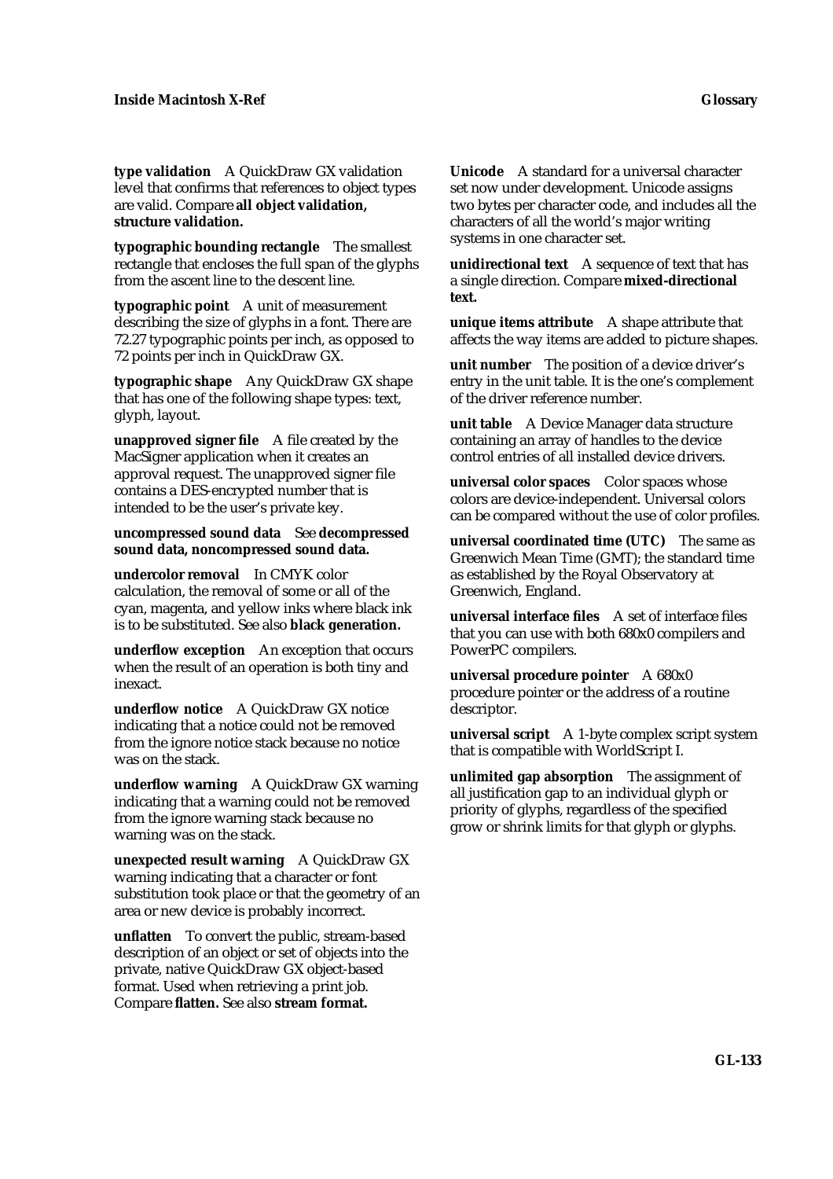**type validation** A QuickDraw GX validation level that confirms that references to object types are valid. Compare **all object validation, structure validation.**

**typographic bounding rectangle** The smallest rectangle that encloses the full span of the glyphs from the ascent line to the descent line.

**typographic point** A unit of measurement describing the size of glyphs in a font. There are 72.27 typographic points per inch, as opposed to 72 points per inch in QuickDraw GX.

**typographic shape** Any QuickDraw GX shape that has one of the following shape types: text, glyph, layout.

**unapproved signer file** A file created by the MacSigner application when it creates an approval request. The unapproved signer file contains a DES-encrypted number that is intended to be the user's private key.

**uncompressed sound data** See **decompressed sound data, noncompressed sound data.**

**undercolor removal** In CMYK color calculation, the removal of some or all of the cyan, magenta, and yellow inks where black ink is to be substituted. See also **black generation.**

**underflow exception** An exception that occurs when the result of an operation is both tiny and inexact.

**underflow notice** A QuickDraw GX notice indicating that a notice could not be removed from the ignore notice stack because no notice was on the stack.

**underflow warning** A QuickDraw GX warning indicating that a warning could not be removed from the ignore warning stack because no warning was on the stack.

**unexpected result warning** A QuickDraw GX warning indicating that a character or font substitution took place or that the geometry of an area or new device is probably incorrect.

**unflatten** To convert the public, stream-based description of an object or set of objects into the private, native QuickDraw GX object-based format. Used when retrieving a print job. Compare **flatten.** See also **stream format.**

**Unicode** A standard for a universal character set now under development. Unicode assigns two bytes per character code, and includes all the characters of all the world's major writing systems in one character set.

**unidirectional text** A sequence of text that has a single direction. Compare **mixed-directional text.**

**unique items attribute** A shape attribute that affects the way items are added to picture shapes.

**unit number** The position of a device driver's entry in the unit table. It is the one's complement of the driver reference number.

**unit table** A Device Manager data structure containing an array of handles to the device control entries of all installed device drivers.

**universal color spaces** Color spaces whose colors are device-independent. Universal colors can be compared without the use of color profiles.

**universal coordinated time (UTC)** The same as Greenwich Mean Time (GMT); the standard time as established by the Royal Observatory at Greenwich, England.

**universal interface files** A set of interface files that you can use with both 680x0 compilers and PowerPC compilers.

**universal procedure pointer** A 680x0 procedure pointer or the address of a routine descriptor.

**universal script** A 1-byte complex script system that is compatible with WorldScript I.

**unlimited gap absorption** The assignment of all justification gap to an individual glyph or priority of glyphs, regardless of the specified grow or shrink limits for that glyph or glyphs.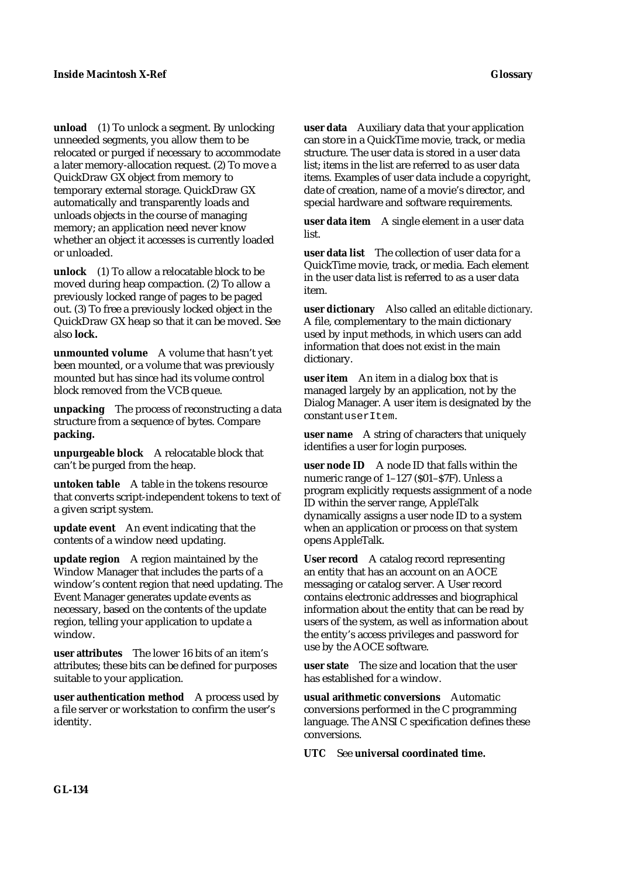**unload** (1) To unlock a segment. By unlocking unneeded segments, you allow them to be relocated or purged if necessary to accommodate a later memory-allocation request. (2) To move a QuickDraw GX object from memory to temporary external storage. QuickDraw GX automatically and transparently loads and unloads objects in the course of managing memory; an application need never know whether an object it accesses is currently loaded or unloaded.

**unlock** (1) To allow a relocatable block to be moved during heap compaction. (2) To allow a previously locked range of pages to be paged out. (3) To free a previously locked object in the QuickDraw GX heap so that it can be moved. See also **lock.**

**unmounted volume** A volume that hasn't yet been mounted, or a volume that was previously mounted but has since had its volume control block removed from the VCB queue.

**unpacking** The process of reconstructing a data structure from a sequence of bytes. Compare **packing.**

**unpurgeable block** A relocatable block that can't be purged from the heap.

**untoken table** A table in the tokens resource that converts script-independent tokens to text of a given script system.

**update event** An event indicating that the contents of a window need updating.

**update region** A region maintained by the Window Manager that includes the parts of a window's content region that need updating. The Event Manager generates update events as necessary, based on the contents of the update region, telling your application to update a window.

**user attributes** The lower 16 bits of an item's attributes; these bits can be defined for purposes suitable to your application.

**user authentication method** A process used by a file server or workstation to confirm the user's identity.

**user data** Auxiliary data that your application can store in a QuickTime movie, track, or media structure. The user data is stored in a user data list; items in the list are referred to as user data items. Examples of user data include a copyright, date of creation, name of a movie's director, and special hardware and software requirements.

**user data item** A single element in a user data list.

**user data list** The collection of user data for a QuickTime movie, track, or media. Each element in the user data list is referred to as a user data item.

**user dictionary** Also called an *editable dictionary*. A file, complementary to the main dictionary used by input methods, in which users can add information that does not exist in the main dictionary.

**user item** An item in a dialog box that is managed largely by an application, not by the Dialog Manager. A user item is designated by the constant `userItem`.

**user name** A string of characters that uniquely identifies a user for login purposes.

**user node ID** A node ID that falls within the numeric range of 1–127 ($01–$7F). Unless a program explicitly requests assignment of a node ID within the server range, AppleTalk dynamically assigns a user node ID to a system when an application or process on that system opens AppleTalk.

**User record** A catalog record representing an entity that has an account on an AOCE messaging or catalog server. A User record contains electronic addresses and biographical information about the entity that can be read by users of the system, as well as information about the entity's access privileges and password for use by the AOCE software.

**user state** The size and location that the user has established for a window.

**usual arithmetic conversions** Automatic conversions performed in the C programming language. The ANSI C specification defines these conversions.

**UTC** See **universal coordinated time.**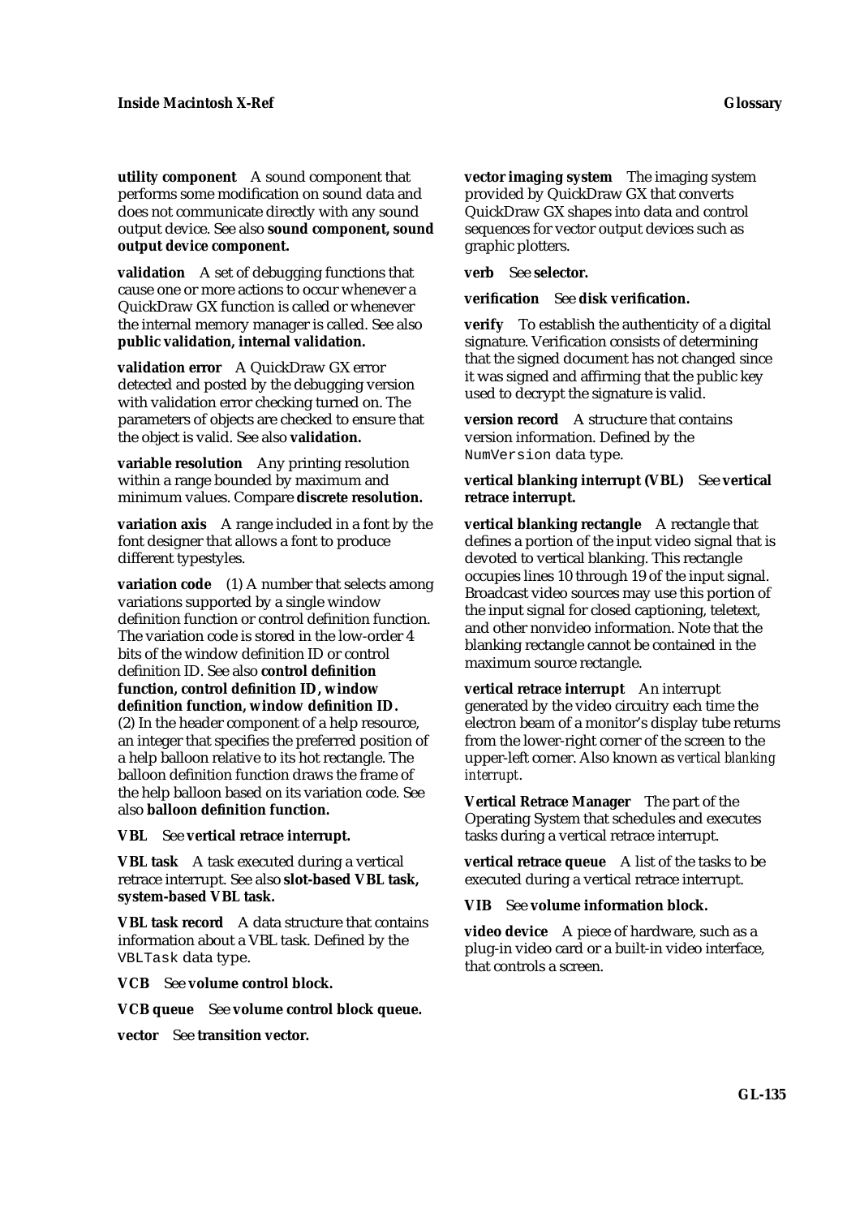**utility component** A sound component that performs some modification on sound data and does not communicate directly with any sound output device. See also **sound component, sound output device component.**

**validation** A set of debugging functions that cause one or more actions to occur whenever a QuickDraw GX function is called or whenever the internal memory manager is called. See also **public validation, internal validation.**

**validation error** A QuickDraw GX error detected and posted by the debugging version with validation error checking turned on. The parameters of objects are checked to ensure that the object is valid. See also **validation.**

**variable resolution** Any printing resolution within a range bounded by maximum and minimum values. Compare **discrete resolution.**

**variation axis** A range included in a font by the font designer that allows a font to produce different typestyles.

**variation code** (1) A number that selects among variations supported by a single window definition function or control definition function. The variation code is stored in the low-order 4 bits of the window definition ID or control definition ID. See also **control definition function, control definition ID, window definition function, window definition ID.** (2) In the header component of a help resource, an integer that specifies the preferred position of a help balloon relative to its hot rectangle. The balloon definition function draws the frame of the help balloon based on its variation code. See also **balloon definition function.**

**VBL** See **vertical retrace interrupt.**

**VBL task** A task executed during a vertical retrace interrupt. See also **slot-based VBL task, system-based VBL task.**

**VBL task record** A data structure that contains information about a VBL task. Defined by the `VBLTask` data type.

**VCB** See **volume control block.**

**VCB queue** See **volume control block queue.**

**vector** See **transition vector.**

**vector imaging system** The imaging system provided by QuickDraw GX that converts QuickDraw GX shapes into data and control sequences for vector output devices such as graphic plotters.

**verb** See **selector.**

**verification** See **disk verification.**

**verify** To establish the authenticity of a digital signature. Verification consists of determining that the signed document has not changed since it was signed and affirming that the public key used to decrypt the signature is valid.

**version record** A structure that contains version information. Defined by the `NumVersion` data type.

**vertical blanking interrupt (VBL)** See **vertical retrace interrupt.**

**vertical blanking rectangle** A rectangle that defines a portion of the input video signal that is devoted to vertical blanking. This rectangle occupies lines 10 through 19 of the input signal. Broadcast video sources may use this portion of the input signal for closed captioning, teletext, and other nonvideo information. Note that the blanking rectangle cannot be contained in the maximum source rectangle.

**vertical retrace interrupt** An interrupt generated by the video circuitry each time the electron beam of a monitor's display tube returns from the lower-right corner of the screen to the upper-left corner. Also known as *vertical blanking interrupt*.

**Vertical Retrace Manager** The part of the Operating System that schedules and executes tasks during a vertical retrace interrupt.

**vertical retrace queue** A list of the tasks to be executed during a vertical retrace interrupt.

**VIB** See **volume information block.**

**video device** A piece of hardware, such as a plug-in video card or a built-in video interface, that controls a screen.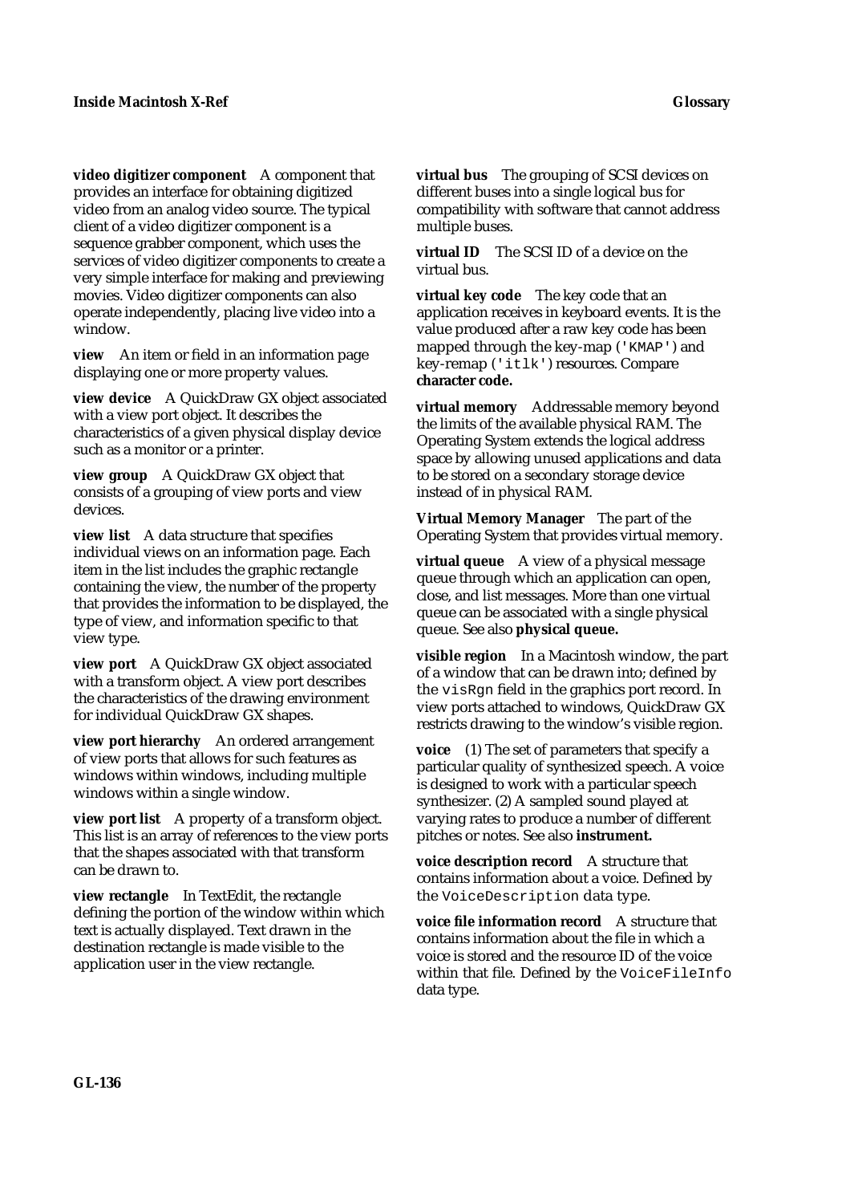**video digitizer component** A component that provides an interface for obtaining digitized video from an analog video source. The typical client of a video digitizer component is a sequence grabber component, which uses the services of video digitizer components to create a very simple interface for making and previewing movies. Video digitizer components can also operate independently, placing live video into a window.

**view** An item or field in an information page displaying one or more property values.

**view device** A QuickDraw GX object associated with a view port object. It describes the characteristics of a given physical display device such as a monitor or a printer.

**view group** A QuickDraw GX object that consists of a grouping of view ports and view devices.

**view list** A data structure that specifies individual views on an information page. Each item in the list includes the graphic rectangle containing the view, the number of the property that provides the information to be displayed, the type of view, and information specific to that view type.

**view port** A QuickDraw GX object associated with a transform object. A view port describes the characteristics of the drawing environment for individual QuickDraw GX shapes.

**view port hierarchy** An ordered arrangement of view ports that allows for such features as windows within windows, including multiple windows within a single window.

**view port list** A property of a transform object. This list is an array of references to the view ports that the shapes associated with that transform can be drawn to.

**view rectangle** In TextEdit, the rectangle defining the portion of the window within which text is actually displayed. Text drawn in the destination rectangle is made visible to the application user in the view rectangle.

**virtual bus** The grouping of SCSI devices on different buses into a single logical bus for compatibility with software that cannot address multiple buses.

**virtual ID** The SCSI ID of a device on the virtual bus.

**virtual key code** The key code that an application receives in keyboard events. It is the value produced after a raw key code has been mapped through the key-map (`'KMAP'`) and key-remap (`'itlk'`) resources. Compare **character code.**

**virtual memory** Addressable memory beyond the limits of the available physical RAM. The Operating System extends the logical address space by allowing unused applications and data to be stored on a secondary storage device instead of in physical RAM.

**Virtual Memory Manager** The part of the Operating System that provides virtual memory.

**virtual queue** A view of a physical message queue through which an application can open, close, and list messages. More than one virtual queue can be associated with a single physical queue. See also **physical queue.**

**visible region** In a Macintosh window, the part of a window that can be drawn into; defined by the `visRgn` field in the graphics port record. In view ports attached to windows, QuickDraw GX restricts drawing to the window's visible region.

**voice** (1) The set of parameters that specify a particular quality of synthesized speech. A voice is designed to work with a particular speech synthesizer. (2) A sampled sound played at varying rates to produce a number of different pitches or notes. See also **instrument.**

**voice description record** A structure that contains information about a voice. Defined by the `VoiceDescription` data type.

**voice file information record** A structure that contains information about the file in which a voice is stored and the resource ID of the voice within that file. Defined by the `VoiceFileInfo` data type.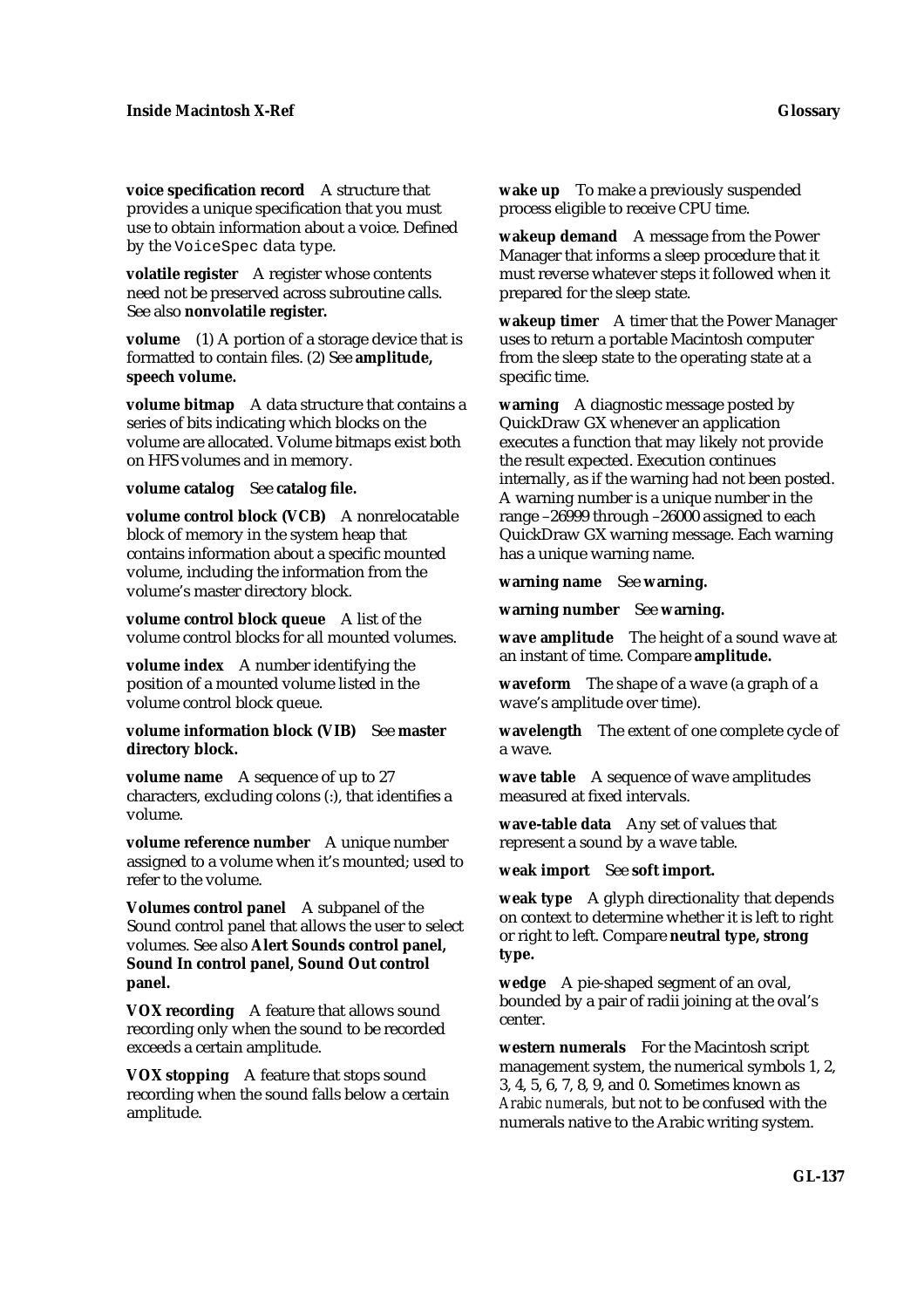**voice specification record** A structure that provides a unique specification that you must use to obtain information about a voice. Defined by the `VoiceSpec` data type.

**volatile register** A register whose contents need not be preserved across subroutine calls. See also **nonvolatile register.**

**volume** (1) A portion of a storage device that is formatted to contain files. (2) See **amplitude, speech volume.**

**volume bitmap** A data structure that contains a series of bits indicating which blocks on the volume are allocated. Volume bitmaps exist both on HFS volumes and in memory.

**volume catalog** See **catalog file.**

**volume control block (VCB)** A nonrelocatable block of memory in the system heap that contains information about a specific mounted volume, including the information from the volume's master directory block.

**volume control block queue** A list of the volume control blocks for all mounted volumes.

**volume index** A number identifying the position of a mounted volume listed in the volume control block queue.

**volume information block (VIB)** See **master directory block.**

**volume name** A sequence of up to 27 characters, excluding colons (:), that identifies a volume.

**volume reference number** A unique number assigned to a volume when it's mounted; used to refer to the volume.

**Volumes control panel** A subpanel of the Sound control panel that allows the user to select volumes. See also **Alert Sounds control panel, Sound In control panel, Sound Out control panel.**

**VOX recording** A feature that allows sound recording only when the sound to be recorded exceeds a certain amplitude.

**VOX stopping** A feature that stops sound recording when the sound falls below a certain amplitude.

**wake up** To make a previously suspended process eligible to receive CPU time.

**wakeup demand** A message from the Power Manager that informs a sleep procedure that it must reverse whatever steps it followed when it prepared for the sleep state.

**wakeup timer** A timer that the Power Manager uses to return a portable Macintosh computer from the sleep state to the operating state at a specific time.

**warning** A diagnostic message posted by QuickDraw GX whenever an application executes a function that may likely not provide the result expected. Execution continues internally, as if the warning had not been posted. A warning number is a unique number in the range –26999 through –26000 assigned to each QuickDraw GX warning message. Each warning has a unique warning name.

**warning name** See **warning.**

**warning number** See **warning.**

**wave amplitude** The height of a sound wave at an instant of time. Compare **amplitude.**

**waveform** The shape of a wave (a graph of a wave's amplitude over time).

**wavelength** The extent of one complete cycle of a wave.

**wave table** A sequence of wave amplitudes measured at fixed intervals.

**wave-table data** Any set of values that represent a sound by a wave table.

**weak import** See **soft import.**

**weak type** A glyph directionality that depends on context to determine whether it is left to right or right to left. Compare **neutral type, strong type.**

**wedge** A pie-shaped segment of an oval, bounded by a pair of radii joining at the oval's center.

**western numerals** For the Macintosh script management system, the numerical symbols 1, 2, 3, 4, 5, 6, 7, 8, 9, and 0. Sometimes known as *Arabic numerals,* but not to be confused with the numerals native to the Arabic writing system.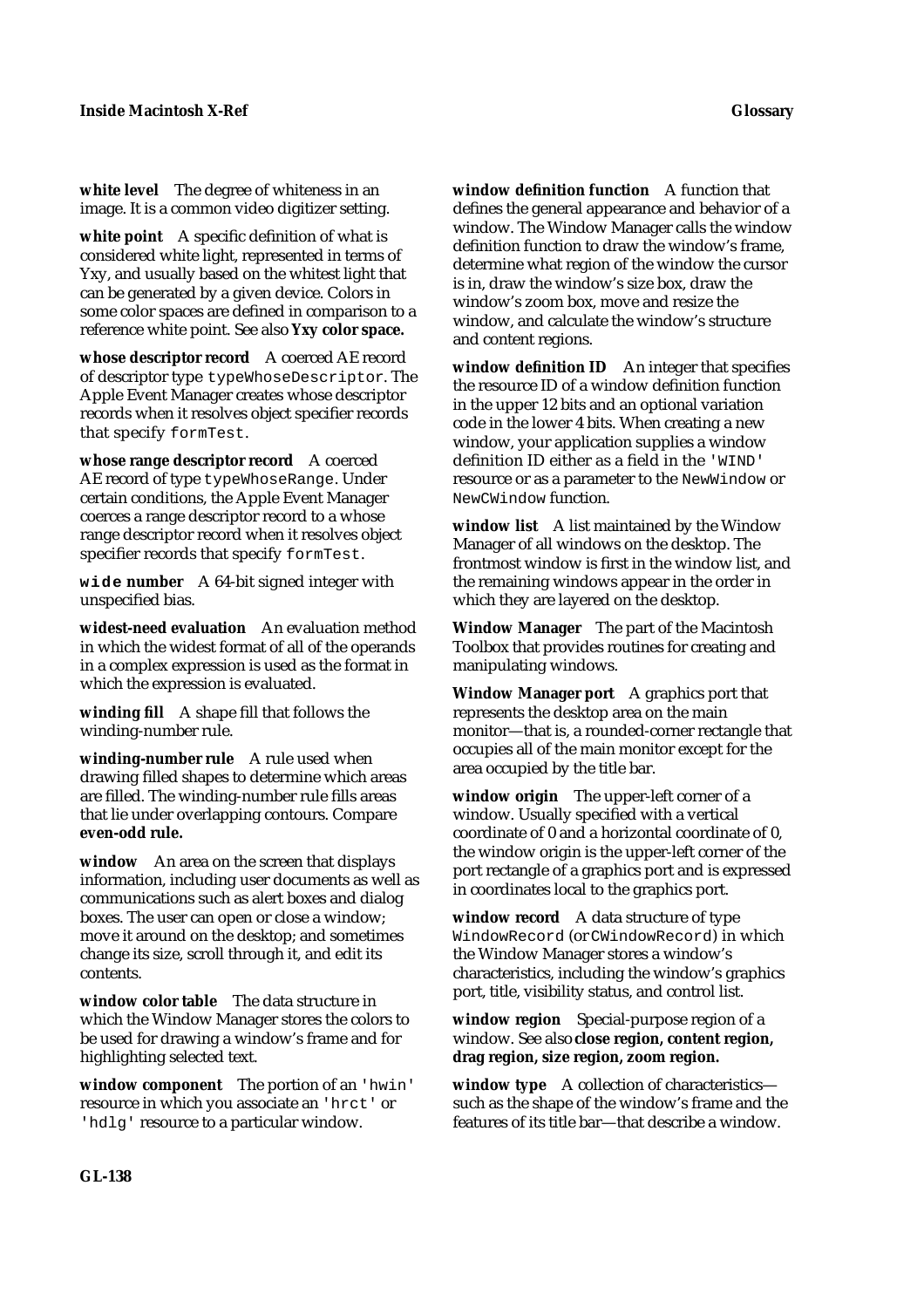**white level** The degree of whiteness in an image. It is a common video digitizer setting.

**white point** A specific definition of what is considered white light, represented in terms of Yxy, and usually based on the whitest light that can be generated by a given device. Colors in some color spaces are defined in comparison to a reference white point. See also **Yxy color space.**

**whose descriptor record** A coerced AE record of descriptor type `typeWhoseDescriptor`. The Apple Event Manager creates whose descriptor records when it resolves object specifier records that specify `formTest`.

**whose range descriptor record** A coerced AE record of type `typeWhoseRange`. Under certain conditions, the Apple Event Manager coerces a range descriptor record to a whose range descriptor record when it resolves object specifier records that specify `formTest`.

**`wide` number** A 64-bit signed integer with unspecified bias.

**widest-need evaluation** An evaluation method in which the widest format of all of the operands in a complex expression is used as the format in which the expression is evaluated.

**winding fill** A shape fill that follows the winding-number rule.

**winding-number rule** A rule used when drawing filled shapes to determine which areas are filled. The winding-number rule fills areas that lie under overlapping contours. Compare **even-odd rule.**

**window** An area on the screen that displays information, including user documents as well as communications such as alert boxes and dialog boxes. The user can open or close a window; move it around on the desktop; and sometimes change its size, scroll through it, and edit its contents.

**window color table** The data structure in which the Window Manager stores the colors to be used for drawing a window's frame and for highlighting selected text.

**window component** The portion of an `'hwin'` resource in which you associate an `'hrct'` or `'hdlg'` resource to a particular window.

**window definition function** A function that defines the general appearance and behavior of a window. The Window Manager calls the window definition function to draw the window's frame, determine what region of the window the cursor is in, draw the window's size box, draw the window's zoom box, move and resize the window, and calculate the window's structure and content regions.

**window definition ID** An integer that specifies the resource ID of a window definition function in the upper 12 bits and an optional variation code in the lower 4 bits. When creating a new window, your application supplies a window definition ID either as a field in the `'WIND'` resource or as a parameter to the `NewWindow` or `NewCWindow` function.

**window list** A list maintained by the Window Manager of all windows on the desktop. The frontmost window is first in the window list, and the remaining windows appear in the order in which they are layered on the desktop.

**Window Manager** The part of the Macintosh Toolbox that provides routines for creating and manipulating windows.

**Window Manager port** A graphics port that represents the desktop area on the main monitor—that is, a rounded-corner rectangle that occupies all of the main monitor except for the area occupied by the title bar.

**window origin** The upper-left corner of a window. Usually specified with a vertical coordinate of 0 and a horizontal coordinate of 0, the window origin is the upper-left corner of the port rectangle of a graphics port and is expressed in coordinates local to the graphics port.

**window record** A data structure of type `WindowRecord` (or `CWindowRecord`) in which the Window Manager stores a window's characteristics, including the window's graphics port, title, visibility status, and control list.

**window region** Special-purpose region of a window. See also **close region, content region, drag region, size region, zoom region.**

**window type** A collection of characteristics—such as the shape of the window's frame and the features of its title bar—that describe a window.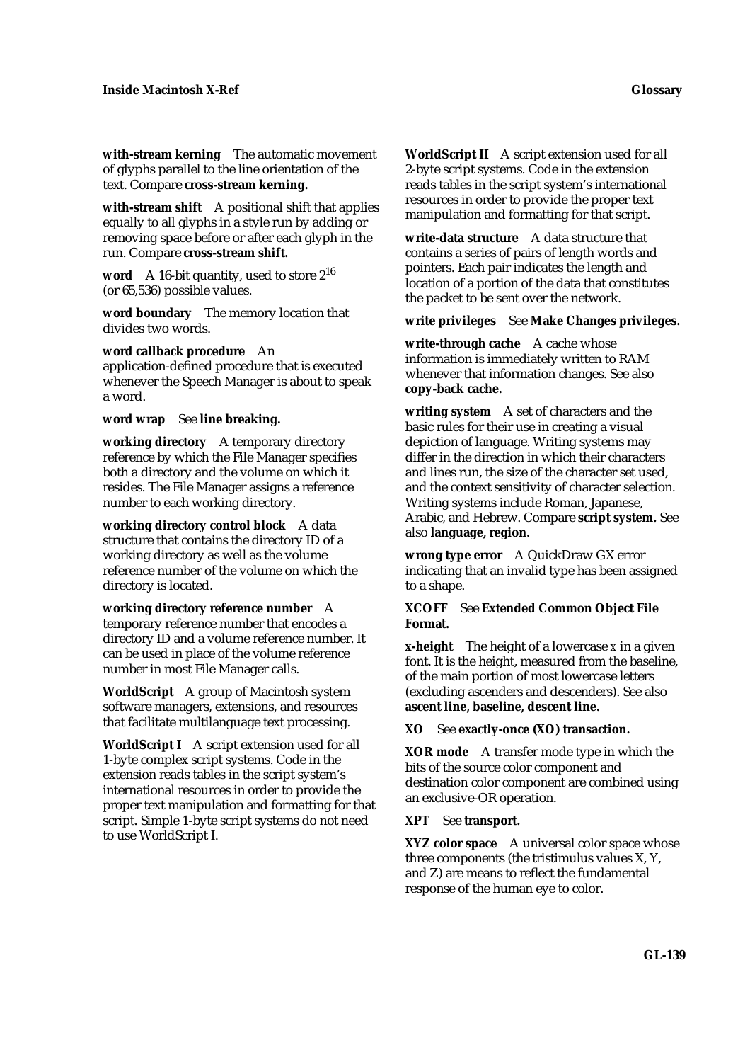**with-stream kerning** The automatic movement of glyphs parallel to the line orientation of the text. Compare **cross-stream kerning.**

**with-stream shift** A positional shift that applies equally to all glyphs in a style run by adding or removing space before or after each glyph in the run. Compare **cross-stream shift.**

**word** A 16-bit quantity, used to store $2^{16}$ (or 65,536) possible values.

**word boundary** The memory location that divides two words.

**word callback procedure** An application-defined procedure that is executed whenever the Speech Manager is about to speak a word.

**word wrap** See **line breaking.**

**working directory** A temporary directory reference by which the File Manager specifies both a directory and the volume on which it resides. The File Manager assigns a reference number to each working directory.

**working directory control block** A data structure that contains the directory ID of a working directory as well as the volume reference number of the volume on which the directory is located.

**working directory reference number** A temporary reference number that encodes a directory ID and a volume reference number. It can be used in place of the volume reference number in most File Manager calls.

**WorldScript** A group of Macintosh system software managers, extensions, and resources that facilitate multilanguage text processing.

**WorldScript I** A script extension used for all 1-byte complex script systems. Code in the extension reads tables in the script system's international resources in order to provide the proper text manipulation and formatting for that script. Simple 1-byte script systems do not need to use WorldScript I.

**WorldScript II** A script extension used for all 2-byte script systems. Code in the extension reads tables in the script system's international resources in order to provide the proper text manipulation and formatting for that script.

**write-data structure** A data structure that contains a series of pairs of length words and pointers. Each pair indicates the length and location of a portion of the data that constitutes the packet to be sent over the network.

**write privileges** See **Make Changes privileges.**

**write-through cache** A cache whose information is immediately written to RAM whenever that information changes. See also **copy-back cache.**

**writing system** A set of characters and the basic rules for their use in creating a visual depiction of language. Writing systems may differ in the direction in which their characters and lines run, the size of the character set used, and the context sensitivity of character selection. Writing systems include Roman, Japanese, Arabic, and Hebrew. Compare **script system.** See also **language, region.**

**wrong type error** A QuickDraw GX error indicating that an invalid type has been assigned to a shape.

**XCOFF** See **Extended Common Object File Format.**

**x-height** The height of a lowercase *x* in a given font. It is the height, measured from the baseline, of the main portion of most lowercase letters (excluding ascenders and descenders). See also **ascent line, baseline, descent line.**

**XO** See **exactly-once (XO) transaction.**

**XOR mode** A transfer mode type in which the bits of the source color component and destination color component are combined using an exclusive-OR operation.

**XPT** See **transport.**

**XYZ color space** A universal color space whose three components (the tristimulus values X, Y, and Z) are means to reflect the fundamental response of the human eye to color.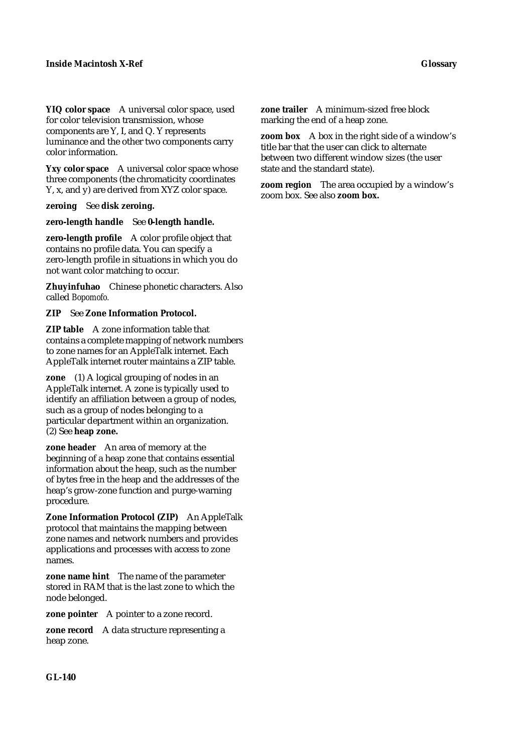**YIQ color space** A universal color space, used for color television transmission, whose components are Y, I, and Q. Y represents luminance and the other two components carry color information.

**Yxy color space** A universal color space whose three components (the chromaticity coordinates Y, x, and y) are derived from XYZ color space.

**zeroing** See **disk zeroing.**

**zero-length handle** See **0-length handle.**

**zero-length profile** A color profile object that contains no profile data. You can specify a zero-length profile in situations in which you do not want color matching to occur.

**Zhuyinfuhao** Chinese phonetic characters. Also called *Bopomofo.*

**ZIP** See **Zone Information Protocol.**

**ZIP table** A zone information table that contains a complete mapping of network numbers to zone names for an AppleTalk internet. Each AppleTalk internet router maintains a ZIP table.

**zone** (1) A logical grouping of nodes in an AppleTalk internet. A zone is typically used to identify an affiliation between a group of nodes, such as a group of nodes belonging to a particular department within an organization. (2) See **heap zone.**

**zone header** An area of memory at the beginning of a heap zone that contains essential information about the heap, such as the number of bytes free in the heap and the addresses of the heap's grow-zone function and purge-warning procedure.

**Zone Information Protocol (ZIP)** An AppleTalk protocol that maintains the mapping between zone names and network numbers and provides applications and processes with access to zone names.

**zone name hint** The name of the parameter stored in RAM that is the last zone to which the node belonged.

**zone pointer** A pointer to a zone record.

**zone record** A data structure representing a heap zone.

**zone trailer** A minimum-sized free block marking the end of a heap zone.

**zoom box** A box in the right side of a window's title bar that the user can click to alternate between two different window sizes (the user state and the standard state).

**zoom region** The area occupied by a window's zoom box. See also **zoom box.**